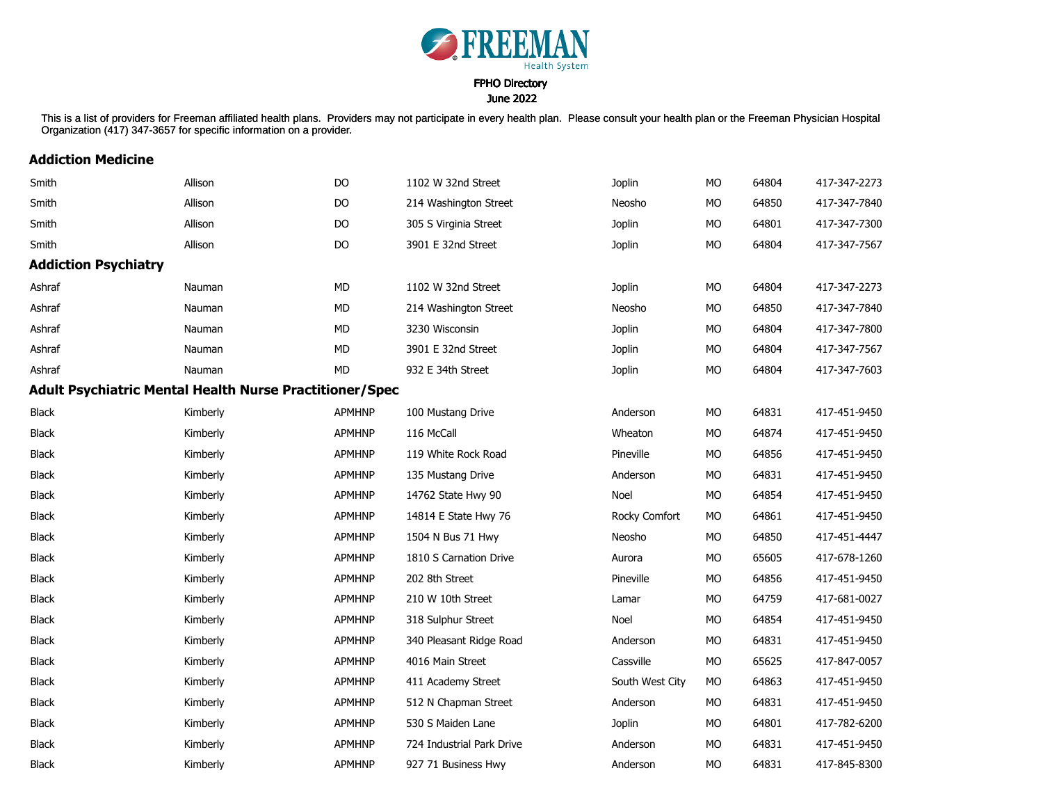FREEMAN Health System

**FPHO Directory**
**June 2022**

This is a list of providers for Freeman affiliated health plans. Providers may not participate in every health plan. Please consult your health plan or the Freeman Physician Hospital Organization (417) 347-3657 for specific information on a provider.

## Addiction Medicine

| | | | | | | | |
|---|---|---|---|---|---|---|---|
| Smith | Allison | DO | 1102 W 32nd Street | Joplin | MO | 64804 | 417-347-2273 |
| Smith | Allison | DO | 214 Washington Street | Neosho | MO | 64850 | 417-347-7840 |
| Smith | Allison | DO | 305 S Virginia Street | Joplin | MO | 64801 | 417-347-7300 |
| Smith | Allison | DO | 3901 E 32nd Street | Joplin | MO | 64804 | 417-347-7567 |

## Addiction Psychiatry

| | | | | | | | |
|---|---|---|---|---|---|---|---|
| Ashraf | Nauman | MD | 1102 W 32nd Street | Joplin | MO | 64804 | 417-347-2273 |
| Ashraf | Nauman | MD | 214 Washington Street | Neosho | MO | 64850 | 417-347-7840 |
| Ashraf | Nauman | MD | 3230 Wisconsin | Joplin | MO | 64804 | 417-347-7800 |
| Ashraf | Nauman | MD | 3901 E 32nd Street | Joplin | MO | 64804 | 417-347-7567 |
| Ashraf | Nauman | MD | 932 E 34th Street | Joplin | MO | 64804 | 417-347-7603 |

## Adult Psychiatric Mental Health Nurse Practitioner/Spec

| | | | | | | | |
|---|---|---|---|---|---|---|---|
| Black | Kimberly | APMHNP | 100 Mustang Drive | Anderson | MO | 64831 | 417-451-9450 |
| Black | Kimberly | APMHNP | 116 McCall | Wheaton | MO | 64874 | 417-451-9450 |
| Black | Kimberly | APMHNP | 119 White Rock Road | Pineville | MO | 64856 | 417-451-9450 |
| Black | Kimberly | APMHNP | 135 Mustang Drive | Anderson | MO | 64831 | 417-451-9450 |
| Black | Kimberly | APMHNP | 14762 State Hwy 90 | Noel | MO | 64854 | 417-451-9450 |
| Black | Kimberly | APMHNP | 14814 E State Hwy 76 | Rocky Comfort | MO | 64861 | 417-451-9450 |
| Black | Kimberly | APMHNP | 1504 N Bus 71 Hwy | Neosho | MO | 64850 | 417-451-4447 |
| Black | Kimberly | APMHNP | 1810 S Carnation Drive | Aurora | MO | 65605 | 417-678-1260 |
| Black | Kimberly | APMHNP | 202 8th Street | Pineville | MO | 64856 | 417-451-9450 |
| Black | Kimberly | APMHNP | 210 W 10th Street | Lamar | MO | 64759 | 417-681-0027 |
| Black | Kimberly | APMHNP | 318 Sulphur Street | Noel | MO | 64854 | 417-451-9450 |
| Black | Kimberly | APMHNP | 340 Pleasant Ridge Road | Anderson | MO | 64831 | 417-451-9450 |
| Black | Kimberly | APMHNP | 4016 Main Street | Cassville | MO | 65625 | 417-847-0057 |
| Black | Kimberly | APMHNP | 411 Academy Street | South West City | MO | 64863 | 417-451-9450 |
| Black | Kimberly | APMHNP | 512 N Chapman Street | Anderson | MO | 64831 | 417-451-9450 |
| Black | Kimberly | APMHNP | 530 S Maiden Lane | Joplin | MO | 64801 | 417-782-6200 |
| Black | Kimberly | APMHNP | 724 Industrial Park Drive | Anderson | MO | 64831 | 417-451-9450 |
| Black | Kimberly | APMHNP | 927 71 Business Hwy | Anderson | MO | 64831 | 417-845-8300 |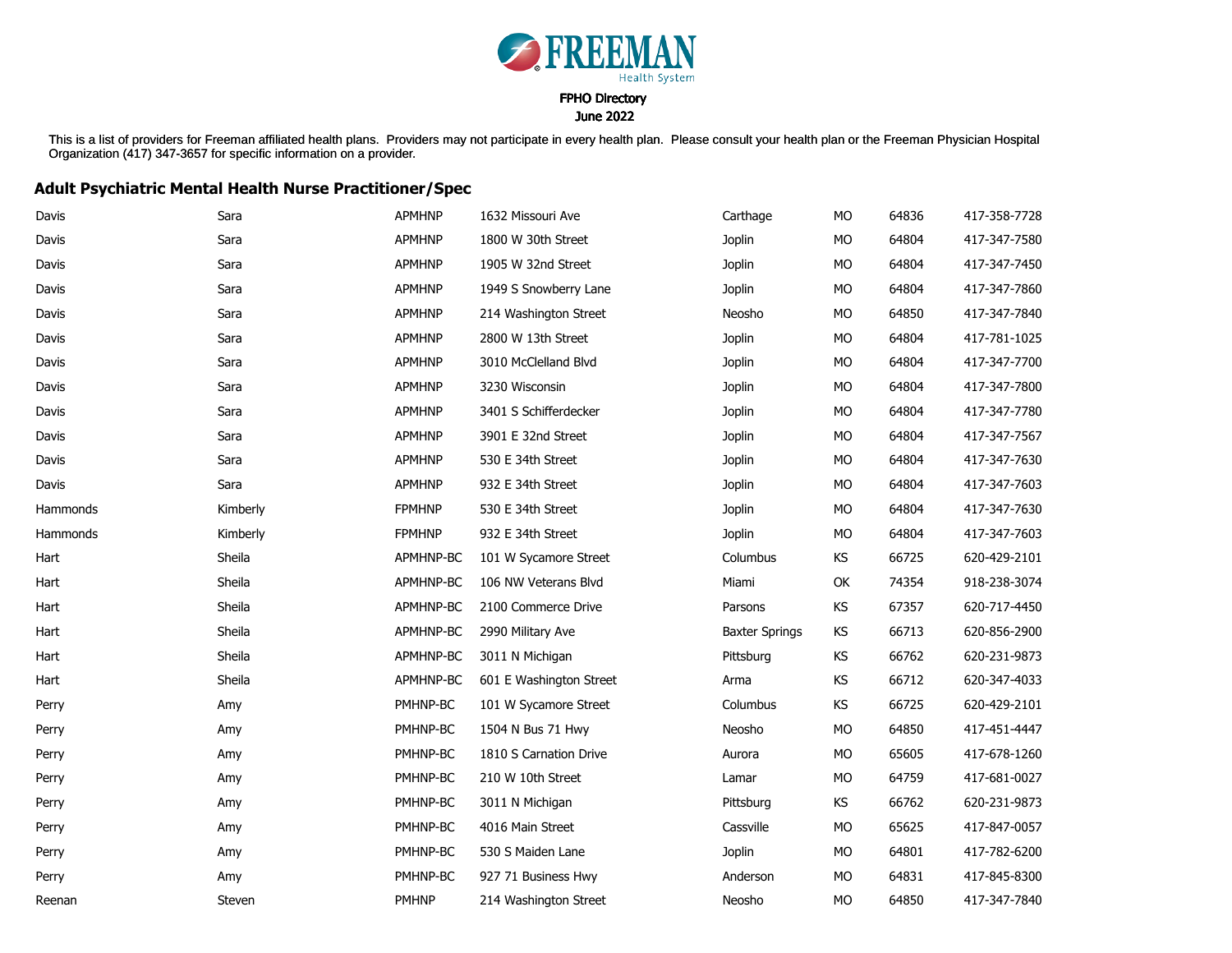FREEMAN Health System

FPHO Directory

June 2022

This is a list of providers for Freeman affiliated health plans. Providers may not participate in every health plan. Please consult your health plan or the Freeman Physician Hospital Organization (417) 347-3657 for specific information on a provider.

## Adult Psychiatric Mental Health Nurse Practitioner/Spec

| Last Name | First Name | Credential | Address | City | State | Zip | Phone |
|---|---|---|---|---|---|---|---|
| Davis | Sara | APMHNP | 1632 Missouri Ave | Carthage | MO | 64836 | 417-358-7728 |
| Davis | Sara | APMHNP | 1800 W 30th Street | Joplin | MO | 64804 | 417-347-7580 |
| Davis | Sara | APMHNP | 1905 W 32nd Street | Joplin | MO | 64804 | 417-347-7450 |
| Davis | Sara | APMHNP | 1949 S Snowberry Lane | Joplin | MO | 64804 | 417-347-7860 |
| Davis | Sara | APMHNP | 214 Washington Street | Neosho | MO | 64850 | 417-347-7840 |
| Davis | Sara | APMHNP | 2800 W 13th Street | Joplin | MO | 64804 | 417-781-1025 |
| Davis | Sara | APMHNP | 3010 McClelland Blvd | Joplin | MO | 64804 | 417-347-7700 |
| Davis | Sara | APMHNP | 3230 Wisconsin | Joplin | MO | 64804 | 417-347-7800 |
| Davis | Sara | APMHNP | 3401 S Schifferdecker | Joplin | MO | 64804 | 417-347-7780 |
| Davis | Sara | APMHNP | 3901 E 32nd Street | Joplin | MO | 64804 | 417-347-7567 |
| Davis | Sara | APMHNP | 530 E 34th Street | Joplin | MO | 64804 | 417-347-7630 |
| Davis | Sara | APMHNP | 932 E 34th Street | Joplin | MO | 64804 | 417-347-7603 |
| Hammonds | Kimberly | FPMHNP | 530 E 34th Street | Joplin | MO | 64804 | 417-347-7630 |
| Hammonds | Kimberly | FPMHNP | 932 E 34th Street | Joplin | MO | 64804 | 417-347-7603 |
| Hart | Sheila | APMHNP-BC | 101 W Sycamore Street | Columbus | KS | 66725 | 620-429-2101 |
| Hart | Sheila | APMHNP-BC | 106 NW Veterans Blvd | Miami | OK | 74354 | 918-238-3074 |
| Hart | Sheila | APMHNP-BC | 2100 Commerce Drive | Parsons | KS | 67357 | 620-717-4450 |
| Hart | Sheila | APMHNP-BC | 2990 Military Ave | Baxter Springs | KS | 66713 | 620-856-2900 |
| Hart | Sheila | APMHNP-BC | 3011 N Michigan | Pittsburg | KS | 66762 | 620-231-9873 |
| Hart | Sheila | APMHNP-BC | 601 E Washington Street | Arma | KS | 66712 | 620-347-4033 |
| Perry | Amy | PMHNP-BC | 101 W Sycamore Street | Columbus | KS | 66725 | 620-429-2101 |
| Perry | Amy | PMHNP-BC | 1504 N Bus 71 Hwy | Neosho | MO | 64850 | 417-451-4447 |
| Perry | Amy | PMHNP-BC | 1810 S Carnation Drive | Aurora | MO | 65605 | 417-678-1260 |
| Perry | Amy | PMHNP-BC | 210 W 10th Street | Lamar | MO | 64759 | 417-681-0027 |
| Perry | Amy | PMHNP-BC | 3011 N Michigan | Pittsburg | KS | 66762 | 620-231-9873 |
| Perry | Amy | PMHNP-BC | 4016 Main Street | Cassville | MO | 65625 | 417-847-0057 |
| Perry | Amy | PMHNP-BC | 530 S Maiden Lane | Joplin | MO | 64801 | 417-782-6200 |
| Perry | Amy | PMHNP-BC | 927 71 Business Hwy | Anderson | MO | 64831 | 417-845-8300 |
| Reenan | Steven | PMHNP | 214 Washington Street | Neosho | MO | 64850 | 417-347-7840 |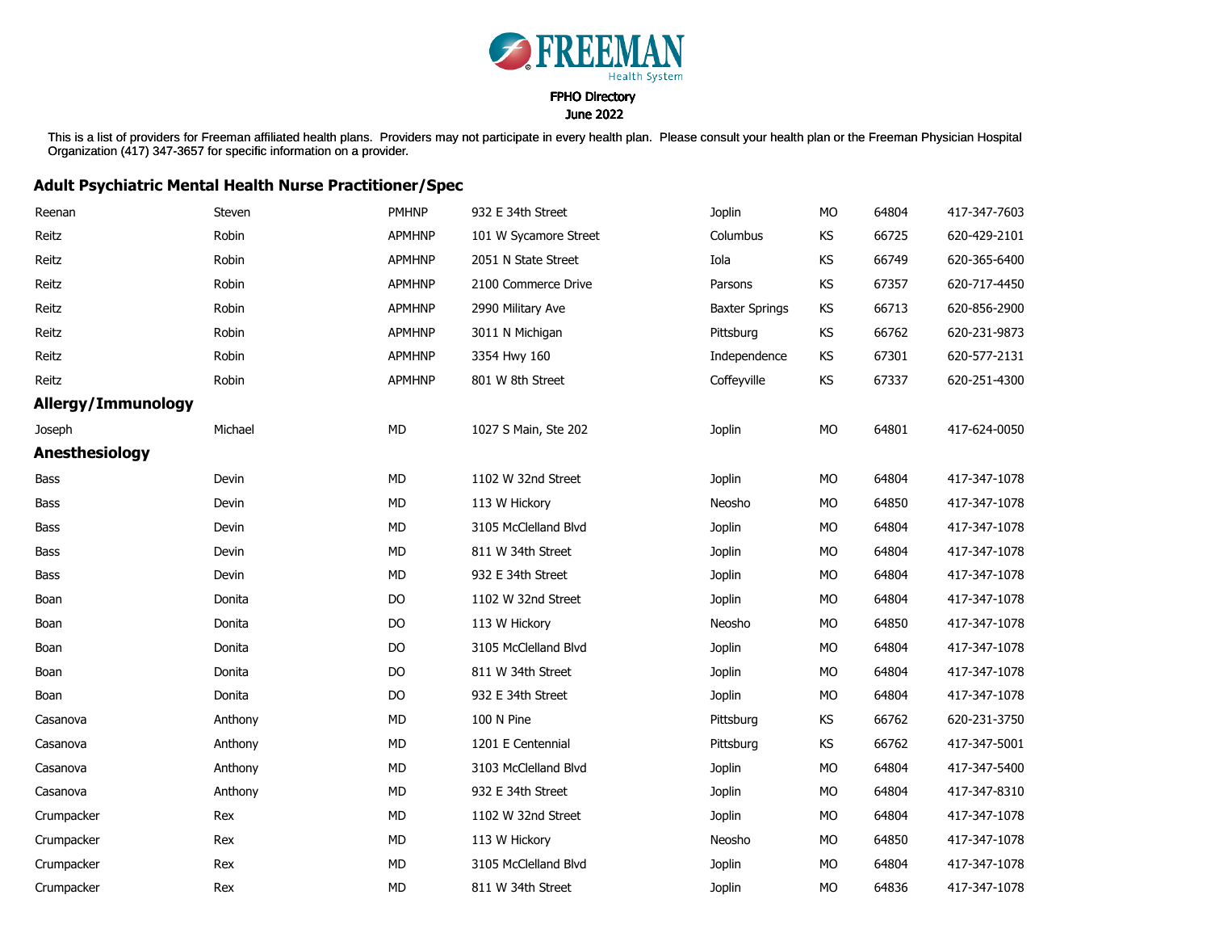FREEMAN Health System

FPHO Directory

June 2022

This is a list of providers for Freeman affiliated health plans. Providers may not participate in every health plan. Please consult your health plan or the Freeman Physician Hospital Organization (417) 347-3657 for specific information on a provider.

## Adult Psychiatric Mental Health Nurse Practitioner/Spec

| | | | | | | | |
|---|---|---|---|---|---|---|---|
| Reenan | Steven | PMHNP | 932 E 34th Street | Joplin | MO | 64804 | 417-347-7603 |
| Reitz | Robin | APMHNP | 101 W Sycamore Street | Columbus | KS | 66725 | 620-429-2101 |
| Reitz | Robin | APMHNP | 2051 N State Street | Iola | KS | 66749 | 620-365-6400 |
| Reitz | Robin | APMHNP | 2100 Commerce Drive | Parsons | KS | 67357 | 620-717-4450 |
| Reitz | Robin | APMHNP | 2990 Military Ave | Baxter Springs | KS | 66713 | 620-856-2900 |
| Reitz | Robin | APMHNP | 3011 N Michigan | Pittsburg | KS | 66762 | 620-231-9873 |
| Reitz | Robin | APMHNP | 3354 Hwy 160 | Independence | KS | 67301 | 620-577-2131 |
| Reitz | Robin | APMHNP | 801 W 8th Street | Coffeyville | KS | 67337 | 620-251-4300 |

## Allergy/Immunology

| | | | | | | | |
|---|---|---|---|---|---|---|---|
| Joseph | Michael | MD | 1027 S Main, Ste 202 | Joplin | MO | 64801 | 417-624-0050 |

## Anesthesiology

| | | | | | | | |
|---|---|---|---|---|---|---|---|
| Bass | Devin | MD | 1102 W 32nd Street | Joplin | MO | 64804 | 417-347-1078 |
| Bass | Devin | MD | 113 W Hickory | Neosho | MO | 64850 | 417-347-1078 |
| Bass | Devin | MD | 3105 McClelland Blvd | Joplin | MO | 64804 | 417-347-1078 |
| Bass | Devin | MD | 811 W 34th Street | Joplin | MO | 64804 | 417-347-1078 |
| Bass | Devin | MD | 932 E 34th Street | Joplin | MO | 64804 | 417-347-1078 |
| Boan | Donita | DO | 1102 W 32nd Street | Joplin | MO | 64804 | 417-347-1078 |
| Boan | Donita | DO | 113 W Hickory | Neosho | MO | 64850 | 417-347-1078 |
| Boan | Donita | DO | 3105 McClelland Blvd | Joplin | MO | 64804 | 417-347-1078 |
| Boan | Donita | DO | 811 W 34th Street | Joplin | MO | 64804 | 417-347-1078 |
| Boan | Donita | DO | 932 E 34th Street | Joplin | MO | 64804 | 417-347-1078 |
| Casanova | Anthony | MD | 100 N Pine | Pittsburg | KS | 66762 | 620-231-3750 |
| Casanova | Anthony | MD | 1201 E Centennial | Pittsburg | KS | 66762 | 417-347-5001 |
| Casanova | Anthony | MD | 3103 McClelland Blvd | Joplin | MO | 64804 | 417-347-5400 |
| Casanova | Anthony | MD | 932 E 34th Street | Joplin | MO | 64804 | 417-347-8310 |
| Crumpacker | Rex | MD | 1102 W 32nd Street | Joplin | MO | 64804 | 417-347-1078 |
| Crumpacker | Rex | MD | 113 W Hickory | Neosho | MO | 64850 | 417-347-1078 |
| Crumpacker | Rex | MD | 3105 McClelland Blvd | Joplin | MO | 64804 | 417-347-1078 |
| Crumpacker | Rex | MD | 811 W 34th Street | Joplin | MO | 64836 | 417-347-1078 |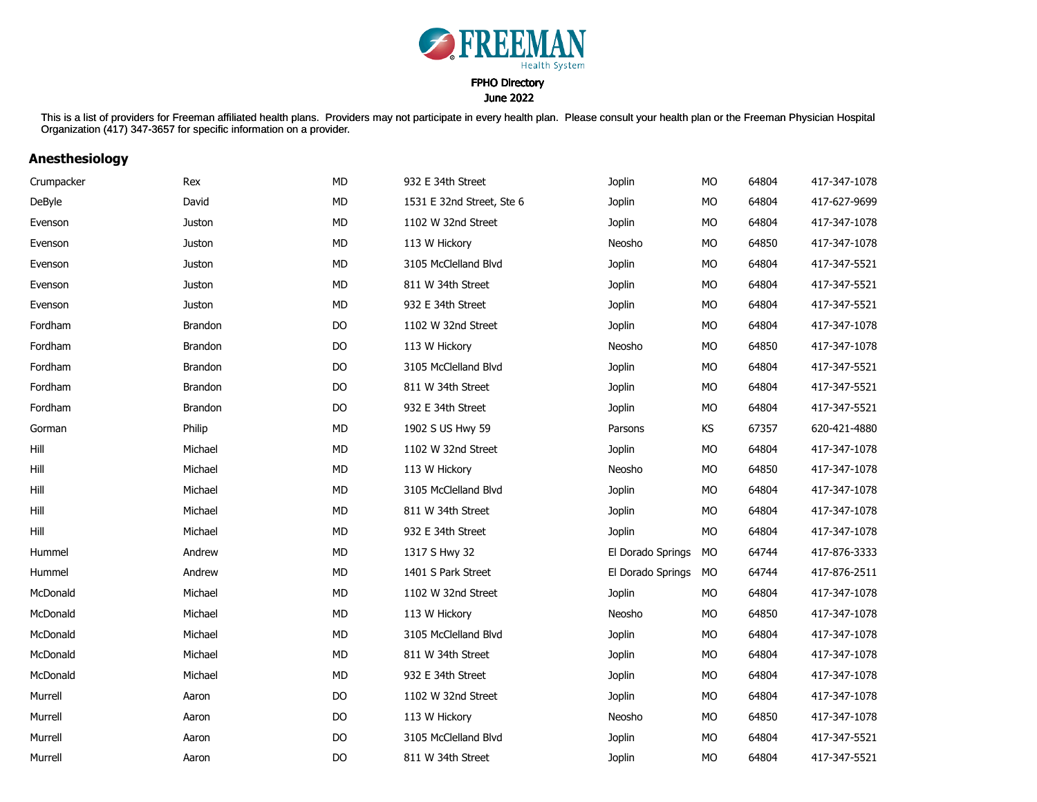FREEMAN Health System

FPHO Directory
June 2022

This is a list of providers for Freeman affiliated health plans. Providers may not participate in every health plan. Please consult your health plan or the Freeman Physician Hospital Organization (417) 347-3657 for specific information on a provider.

## Anesthesiology

| | | | | | | | |
|---|---|---|---|---|---|---|---|
| Crumpacker | Rex | MD | 932 E 34th Street | Joplin | MO | 64804 | 417-347-1078 |
| DeByle | David | MD | 1531 E 32nd Street, Ste 6 | Joplin | MO | 64804 | 417-627-9699 |
| Evenson | Juston | MD | 1102 W 32nd Street | Joplin | MO | 64804 | 417-347-1078 |
| Evenson | Juston | MD | 113 W Hickory | Neosho | MO | 64850 | 417-347-1078 |
| Evenson | Juston | MD | 3105 McClelland Blvd | Joplin | MO | 64804 | 417-347-5521 |
| Evenson | Juston | MD | 811 W 34th Street | Joplin | MO | 64804 | 417-347-5521 |
| Evenson | Juston | MD | 932 E 34th Street | Joplin | MO | 64804 | 417-347-5521 |
| Fordham | Brandon | DO | 1102 W 32nd Street | Joplin | MO | 64804 | 417-347-1078 |
| Fordham | Brandon | DO | 113 W Hickory | Neosho | MO | 64850 | 417-347-1078 |
| Fordham | Brandon | DO | 3105 McClelland Blvd | Joplin | MO | 64804 | 417-347-5521 |
| Fordham | Brandon | DO | 811 W 34th Street | Joplin | MO | 64804 | 417-347-5521 |
| Fordham | Brandon | DO | 932 E 34th Street | Joplin | MO | 64804 | 417-347-5521 |
| Gorman | Philip | MD | 1902 S US Hwy 59 | Parsons | KS | 67357 | 620-421-4880 |
| Hill | Michael | MD | 1102 W 32nd Street | Joplin | MO | 64804 | 417-347-1078 |
| Hill | Michael | MD | 113 W Hickory | Neosho | MO | 64850 | 417-347-1078 |
| Hill | Michael | MD | 3105 McClelland Blvd | Joplin | MO | 64804 | 417-347-1078 |
| Hill | Michael | MD | 811 W 34th Street | Joplin | MO | 64804 | 417-347-1078 |
| Hill | Michael | MD | 932 E 34th Street | Joplin | MO | 64804 | 417-347-1078 |
| Hummel | Andrew | MD | 1317 S Hwy 32 | El Dorado Springs | MO | 64744 | 417-876-3333 |
| Hummel | Andrew | MD | 1401 S Park Street | El Dorado Springs | MO | 64744 | 417-876-2511 |
| McDonald | Michael | MD | 1102 W 32nd Street | Joplin | MO | 64804 | 417-347-1078 |
| McDonald | Michael | MD | 113 W Hickory | Neosho | MO | 64850 | 417-347-1078 |
| McDonald | Michael | MD | 3105 McClelland Blvd | Joplin | MO | 64804 | 417-347-1078 |
| McDonald | Michael | MD | 811 W 34th Street | Joplin | MO | 64804 | 417-347-1078 |
| McDonald | Michael | MD | 932 E 34th Street | Joplin | MO | 64804 | 417-347-1078 |
| Murrell | Aaron | DO | 1102 W 32nd Street | Joplin | MO | 64804 | 417-347-1078 |
| Murrell | Aaron | DO | 113 W Hickory | Neosho | MO | 64850 | 417-347-1078 |
| Murrell | Aaron | DO | 3105 McClelland Blvd | Joplin | MO | 64804 | 417-347-5521 |
| Murrell | Aaron | DO | 811 W 34th Street | Joplin | MO | 64804 | 417-347-5521 |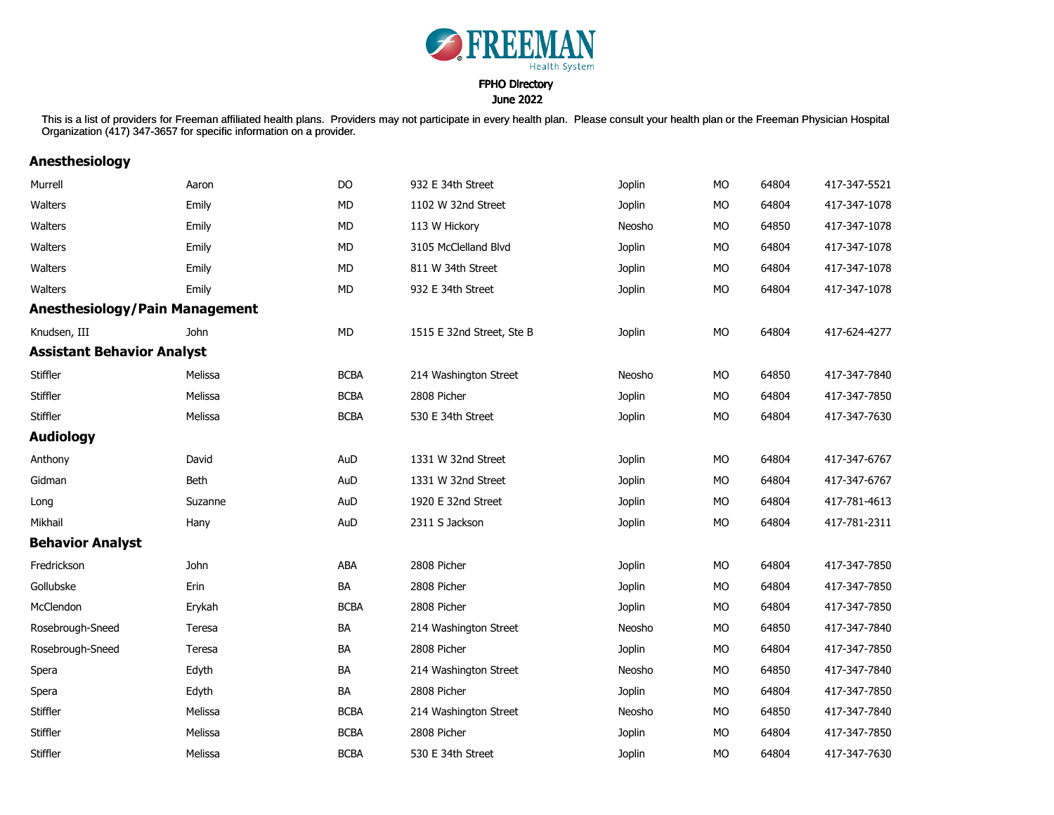FREEMAN Health System

FPHO Directory
June 2022

This is a list of providers for Freeman affiliated health plans. Providers may not participate in every health plan. Please consult your health plan or the Freeman Physician Hospital Organization (417) 347-3657 for specific information on a provider.

## Anesthesiology

| | | | | | | | |
|---|---|---|---|---|---|---|---|
| Murrell | Aaron | DO | 932 E 34th Street | Joplin | MO | 64804 | 417-347-5521 |
| Walters | Emily | MD | 1102 W 32nd Street | Joplin | MO | 64804 | 417-347-1078 |
| Walters | Emily | MD | 113 W Hickory | Neosho | MO | 64850 | 417-347-1078 |
| Walters | Emily | MD | 3105 McClelland Blvd | Joplin | MO | 64804 | 417-347-1078 |
| Walters | Emily | MD | 811 W 34th Street | Joplin | MO | 64804 | 417-347-1078 |
| Walters | Emily | MD | 932 E 34th Street | Joplin | MO | 64804 | 417-347-1078 |

## Anesthesiology/Pain Management

| | | | | | | | |
|---|---|---|---|---|---|---|---|
| Knudsen, III | John | MD | 1515 E 32nd Street, Ste B | Joplin | MO | 64804 | 417-624-4277 |

## Assistant Behavior Analyst

| | | | | | | | |
|---|---|---|---|---|---|---|---|
| Stiffler | Melissa | BCBA | 214 Washington Street | Neosho | MO | 64850 | 417-347-7840 |
| Stiffler | Melissa | BCBA | 2808 Picher | Joplin | MO | 64804 | 417-347-7850 |
| Stiffler | Melissa | BCBA | 530 E 34th Street | Joplin | MO | 64804 | 417-347-7630 |

## Audiology

| | | | | | | | |
|---|---|---|---|---|---|---|---|
| Anthony | David | AuD | 1331 W 32nd Street | Joplin | MO | 64804 | 417-347-6767 |
| Gidman | Beth | AuD | 1331 W 32nd Street | Joplin | MO | 64804 | 417-347-6767 |
| Long | Suzanne | AuD | 1920 E 32nd Street | Joplin | MO | 64804 | 417-781-4613 |
| Mikhail | Hany | AuD | 2311 S Jackson | Joplin | MO | 64804 | 417-781-2311 |

## Behavior Analyst

| | | | | | | | |
|---|---|---|---|---|---|---|---|
| Fredrickson | John | ABA | 2808 Picher | Joplin | MO | 64804 | 417-347-7850 |
| Gollubske | Erin | BA | 2808 Picher | Joplin | MO | 64804 | 417-347-7850 |
| McClendon | Erykah | BCBA | 2808 Picher | Joplin | MO | 64804 | 417-347-7850 |
| Rosebrough-Sneed | Teresa | BA | 214 Washington Street | Neosho | MO | 64850 | 417-347-7840 |
| Rosebrough-Sneed | Teresa | BA | 2808 Picher | Joplin | MO | 64804 | 417-347-7850 |
| Spera | Edyth | BA | 214 Washington Street | Neosho | MO | 64850 | 417-347-7840 |
| Spera | Edyth | BA | 2808 Picher | Joplin | MO | 64804 | 417-347-7850 |
| Stiffler | Melissa | BCBA | 214 Washington Street | Neosho | MO | 64850 | 417-347-7840 |
| Stiffler | Melissa | BCBA | 2808 Picher | Joplin | MO | 64804 | 417-347-7850 |
| Stiffler | Melissa | BCBA | 530 E 34th Street | Joplin | MO | 64804 | 417-347-7630 |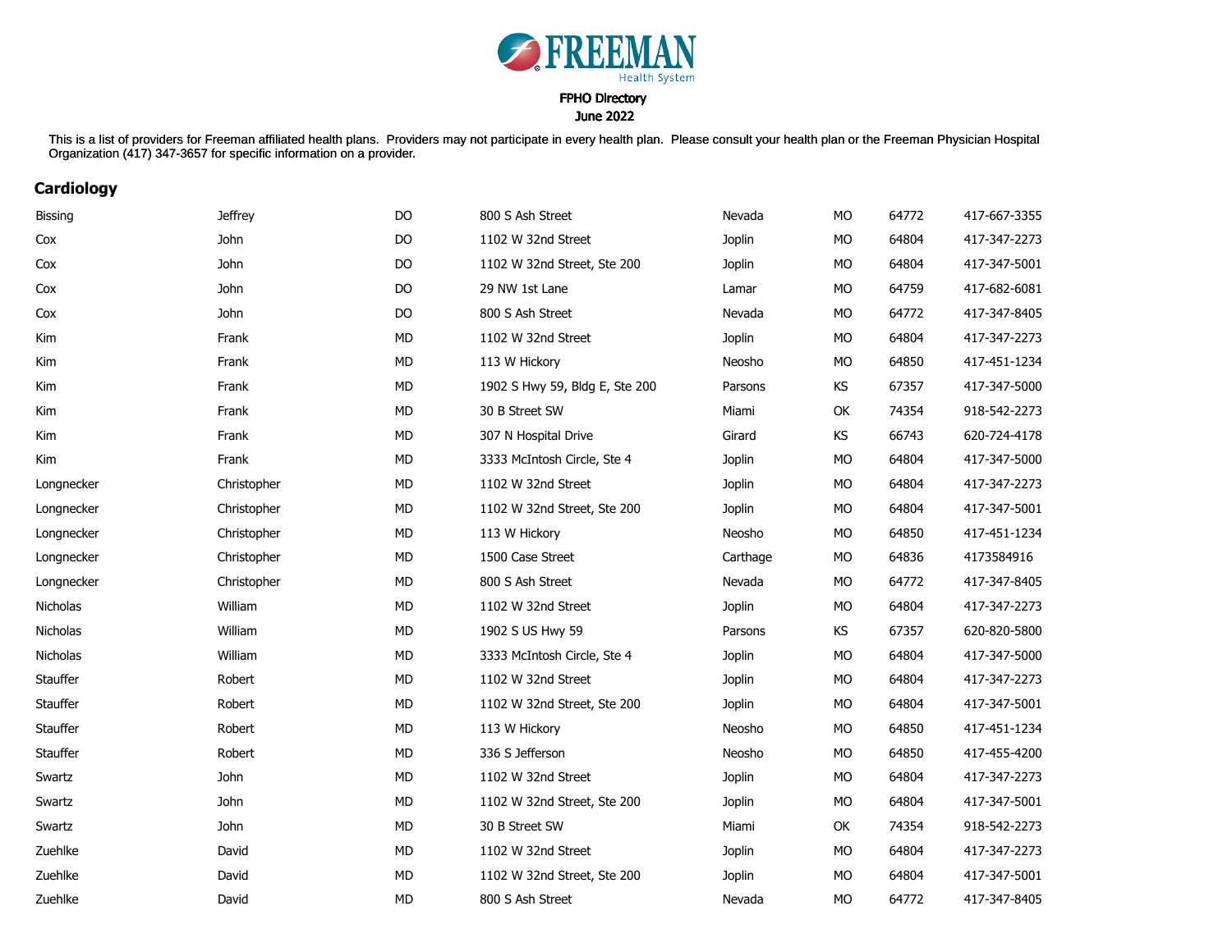FREEMAN Health System

FPHO Directory

June 2022

This is a list of providers for Freeman affiliated health plans. Providers may not participate in every health plan. Please consult your health plan or the Freeman Physician Hospital Organization (417) 347-3657 for specific information on a provider.

## Cardiology

| | | | | | | | |
|---|---|---|---|---|---|---|---|
| Bissing | Jeffrey | DO | 800 S Ash Street | Nevada | MO | 64772 | 417-667-3355 |
| Cox | John | DO | 1102 W 32nd Street | Joplin | MO | 64804 | 417-347-2273 |
| Cox | John | DO | 1102 W 32nd Street, Ste 200 | Joplin | MO | 64804 | 417-347-5001 |
| Cox | John | DO | 29 NW 1st Lane | Lamar | MO | 64759 | 417-682-6081 |
| Cox | John | DO | 800 S Ash Street | Nevada | MO | 64772 | 417-347-8405 |
| Kim | Frank | MD | 1102 W 32nd Street | Joplin | MO | 64804 | 417-347-2273 |
| Kim | Frank | MD | 113 W Hickory | Neosho | MO | 64850 | 417-451-1234 |
| Kim | Frank | MD | 1902 S Hwy 59, Bldg E, Ste 200 | Parsons | KS | 67357 | 417-347-5000 |
| Kim | Frank | MD | 30 B Street SW | Miami | OK | 74354 | 918-542-2273 |
| Kim | Frank | MD | 307 N Hospital Drive | Girard | KS | 66743 | 620-724-4178 |
| Kim | Frank | MD | 3333 McIntosh Circle, Ste 4 | Joplin | MO | 64804 | 417-347-5000 |
| Longnecker | Christopher | MD | 1102 W 32nd Street | Joplin | MO | 64804 | 417-347-2273 |
| Longnecker | Christopher | MD | 1102 W 32nd Street, Ste 200 | Joplin | MO | 64804 | 417-347-5001 |
| Longnecker | Christopher | MD | 113 W Hickory | Neosho | MO | 64850 | 417-451-1234 |
| Longnecker | Christopher | MD | 1500 Case Street | Carthage | MO | 64836 | 4173584916 |
| Longnecker | Christopher | MD | 800 S Ash Street | Nevada | MO | 64772 | 417-347-8405 |
| Nicholas | William | MD | 1102 W 32nd Street | Joplin | MO | 64804 | 417-347-2273 |
| Nicholas | William | MD | 1902 S US Hwy 59 | Parsons | KS | 67357 | 620-820-5800 |
| Nicholas | William | MD | 3333 McIntosh Circle, Ste 4 | Joplin | MO | 64804 | 417-347-5000 |
| Stauffer | Robert | MD | 1102 W 32nd Street | Joplin | MO | 64804 | 417-347-2273 |
| Stauffer | Robert | MD | 1102 W 32nd Street, Ste 200 | Joplin | MO | 64804 | 417-347-5001 |
| Stauffer | Robert | MD | 113 W Hickory | Neosho | MO | 64850 | 417-451-1234 |
| Stauffer | Robert | MD | 336 S Jefferson | Neosho | MO | 64850 | 417-455-4200 |
| Swartz | John | MD | 1102 W 32nd Street | Joplin | MO | 64804 | 417-347-2273 |
| Swartz | John | MD | 1102 W 32nd Street, Ste 200 | Joplin | MO | 64804 | 417-347-5001 |
| Swartz | John | MD | 30 B Street SW | Miami | OK | 74354 | 918-542-2273 |
| Zuehlke | David | MD | 1102 W 32nd Street | Joplin | MO | 64804 | 417-347-2273 |
| Zuehlke | David | MD | 1102 W 32nd Street, Ste 200 | Joplin | MO | 64804 | 417-347-5001 |
| Zuehlke | David | MD | 800 S Ash Street | Nevada | MO | 64772 | 417-347-8405 |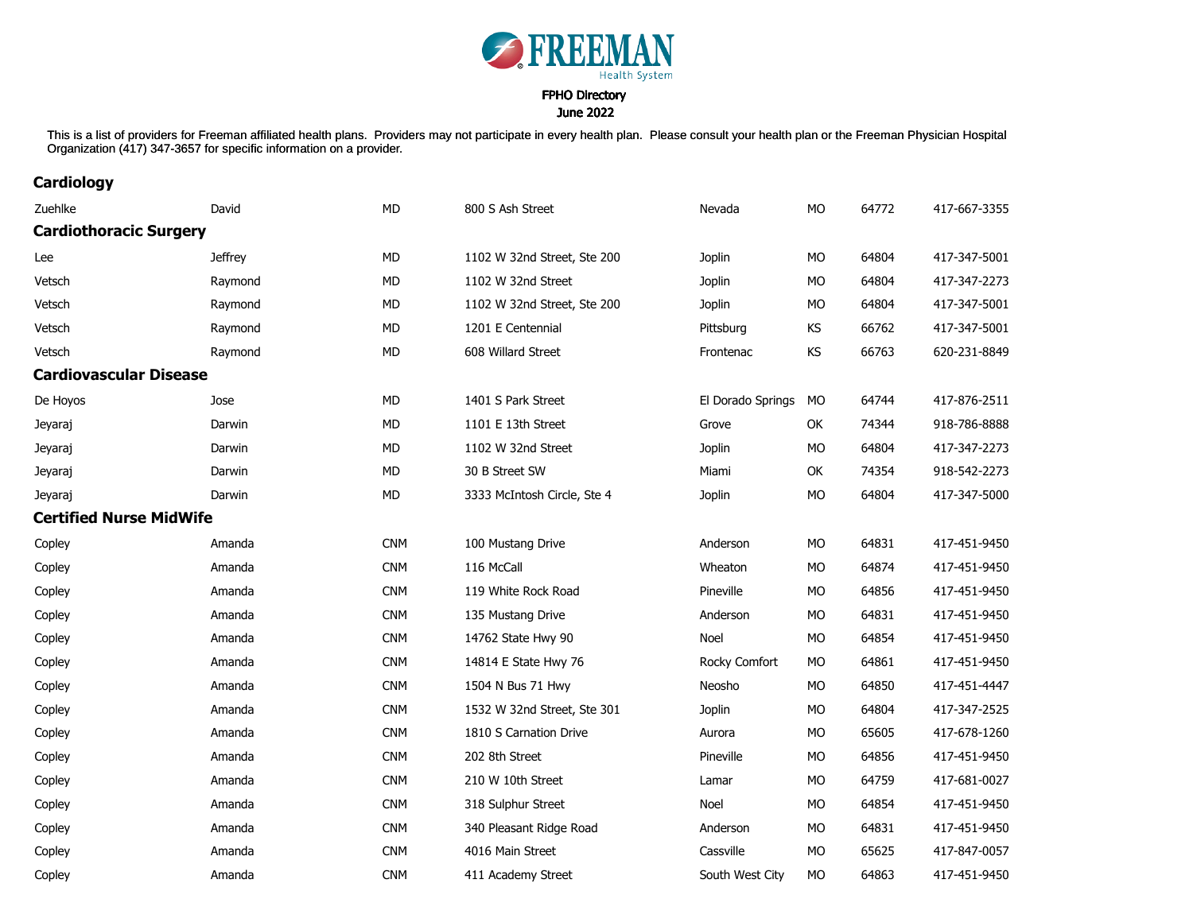FREEMAN Health System

FPHO Directory
June 2022

This is a list of providers for Freeman affiliated health plans. Providers may not participate in every health plan. Please consult your health plan or the Freeman Physician Hospital Organization (417) 347-3657 for specific information on a provider.

## Cardiology

| | | | | | | | |
|---|---|---|---|---|---|---|---|
| Zuehlke | David | MD | 800 S Ash Street | Nevada | MO | 64772 | 417-667-3355 |

## Cardiothoracic Surgery

| | | | | | | | |
|---|---|---|---|---|---|---|---|
| Lee | Jeffrey | MD | 1102 W 32nd Street, Ste 200 | Joplin | MO | 64804 | 417-347-5001 |
| Vetsch | Raymond | MD | 1102 W 32nd Street | Joplin | MO | 64804 | 417-347-2273 |
| Vetsch | Raymond | MD | 1102 W 32nd Street, Ste 200 | Joplin | MO | 64804 | 417-347-5001 |
| Vetsch | Raymond | MD | 1201 E Centennial | Pittsburg | KS | 66762 | 417-347-5001 |
| Vetsch | Raymond | MD | 608 Willard Street | Frontenac | KS | 66763 | 620-231-8849 |

## Cardiovascular Disease

| | | | | | | | |
|---|---|---|---|---|---|---|---|
| De Hoyos | Jose | MD | 1401 S Park Street | El Dorado Springs | MO | 64744 | 417-876-2511 |
| Jeyaraj | Darwin | MD | 1101 E 13th Street | Grove | OK | 74344 | 918-786-8888 |
| Jeyaraj | Darwin | MD | 1102 W 32nd Street | Joplin | MO | 64804 | 417-347-2273 |
| Jeyaraj | Darwin | MD | 30 B Street SW | Miami | OK | 74354 | 918-542-2273 |
| Jeyaraj | Darwin | MD | 3333 McIntosh Circle, Ste 4 | Joplin | MO | 64804 | 417-347-5000 |

## Certified Nurse MidWife

| | | | | | | | |
|---|---|---|---|---|---|---|---|
| Copley | Amanda | CNM | 100 Mustang Drive | Anderson | MO | 64831 | 417-451-9450 |
| Copley | Amanda | CNM | 116 McCall | Wheaton | MO | 64874 | 417-451-9450 |
| Copley | Amanda | CNM | 119 White Rock Road | Pineville | MO | 64856 | 417-451-9450 |
| Copley | Amanda | CNM | 135 Mustang Drive | Anderson | MO | 64831 | 417-451-9450 |
| Copley | Amanda | CNM | 14762 State Hwy 90 | Noel | MO | 64854 | 417-451-9450 |
| Copley | Amanda | CNM | 14814 E State Hwy 76 | Rocky Comfort | MO | 64861 | 417-451-9450 |
| Copley | Amanda | CNM | 1504 N Bus 71 Hwy | Neosho | MO | 64850 | 417-451-4447 |
| Copley | Amanda | CNM | 1532 W 32nd Street, Ste 301 | Joplin | MO | 64804 | 417-347-2525 |
| Copley | Amanda | CNM | 1810 S Carnation Drive | Aurora | MO | 65605 | 417-678-1260 |
| Copley | Amanda | CNM | 202 8th Street | Pineville | MO | 64856 | 417-451-9450 |
| Copley | Amanda | CNM | 210 W 10th Street | Lamar | MO | 64759 | 417-681-0027 |
| Copley | Amanda | CNM | 318 Sulphur Street | Noel | MO | 64854 | 417-451-9450 |
| Copley | Amanda | CNM | 340 Pleasant Ridge Road | Anderson | MO | 64831 | 417-451-9450 |
| Copley | Amanda | CNM | 4016 Main Street | Cassville | MO | 65625 | 417-847-0057 |
| Copley | Amanda | CNM | 411 Academy Street | South West City | MO | 64863 | 417-451-9450 |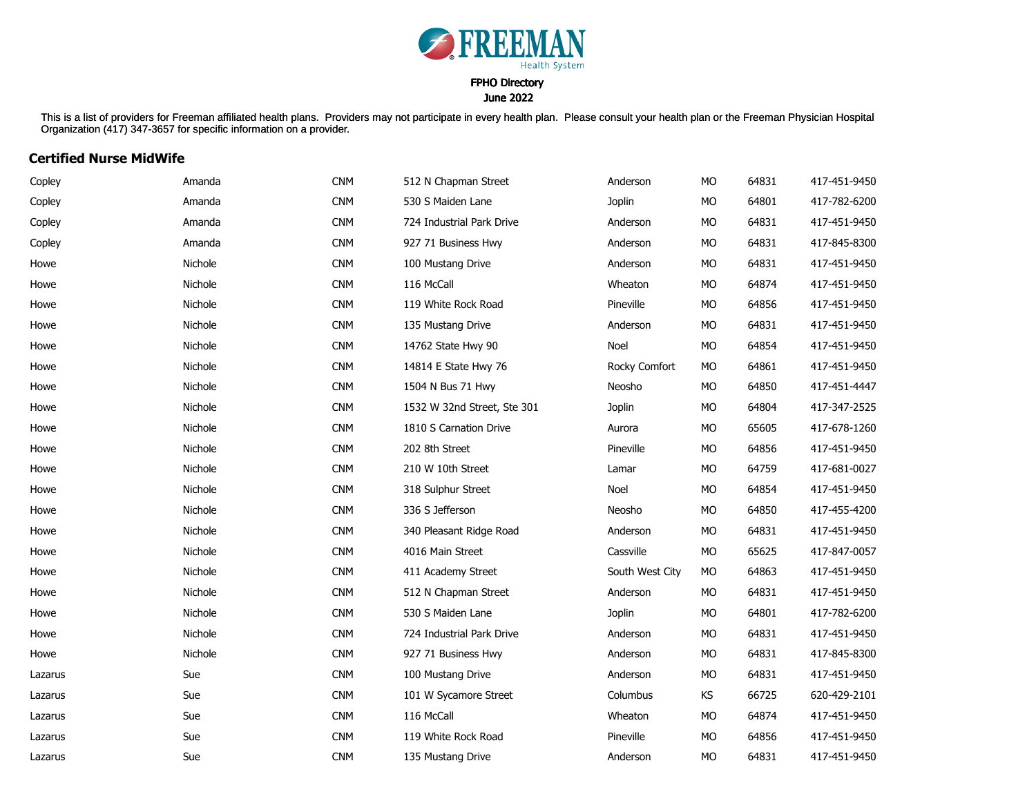FREEMAN Health System

FPHO Directory
June 2022

This is a list of providers for Freeman affiliated health plans. Providers may not participate in every health plan. Please consult your health plan or the Freeman Physician Hospital Organization (417) 347-3657 for specific information on a provider.

## Certified Nurse MidWife

| | | | | | | | |
|---|---|---|---|---|---|---|---|
| Copley | Amanda | CNM | 512 N Chapman Street | Anderson | MO | 64831 | 417-451-9450 |
| Copley | Amanda | CNM | 530 S Maiden Lane | Joplin | MO | 64801 | 417-782-6200 |
| Copley | Amanda | CNM | 724 Industrial Park Drive | Anderson | MO | 64831 | 417-451-9450 |
| Copley | Amanda | CNM | 927 71 Business Hwy | Anderson | MO | 64831 | 417-845-8300 |
| Howe | Nichole | CNM | 100 Mustang Drive | Anderson | MO | 64831 | 417-451-9450 |
| Howe | Nichole | CNM | 116 McCall | Wheaton | MO | 64874 | 417-451-9450 |
| Howe | Nichole | CNM | 119 White Rock Road | Pineville | MO | 64856 | 417-451-9450 |
| Howe | Nichole | CNM | 135 Mustang Drive | Anderson | MO | 64831 | 417-451-9450 |
| Howe | Nichole | CNM | 14762 State Hwy 90 | Noel | MO | 64854 | 417-451-9450 |
| Howe | Nichole | CNM | 14814 E State Hwy 76 | Rocky Comfort | MO | 64861 | 417-451-9450 |
| Howe | Nichole | CNM | 1504 N Bus 71 Hwy | Neosho | MO | 64850 | 417-451-4447 |
| Howe | Nichole | CNM | 1532 W 32nd Street, Ste 301 | Joplin | MO | 64804 | 417-347-2525 |
| Howe | Nichole | CNM | 1810 S Carnation Drive | Aurora | MO | 65605 | 417-678-1260 |
| Howe | Nichole | CNM | 202 8th Street | Pineville | MO | 64856 | 417-451-9450 |
| Howe | Nichole | CNM | 210 W 10th Street | Lamar | MO | 64759 | 417-681-0027 |
| Howe | Nichole | CNM | 318 Sulphur Street | Noel | MO | 64854 | 417-451-9450 |
| Howe | Nichole | CNM | 336 S Jefferson | Neosho | MO | 64850 | 417-455-4200 |
| Howe | Nichole | CNM | 340 Pleasant Ridge Road | Anderson | MO | 64831 | 417-451-9450 |
| Howe | Nichole | CNM | 4016 Main Street | Cassville | MO | 65625 | 417-847-0057 |
| Howe | Nichole | CNM | 411 Academy Street | South West City | MO | 64863 | 417-451-9450 |
| Howe | Nichole | CNM | 512 N Chapman Street | Anderson | MO | 64831 | 417-451-9450 |
| Howe | Nichole | CNM | 530 S Maiden Lane | Joplin | MO | 64801 | 417-782-6200 |
| Howe | Nichole | CNM | 724 Industrial Park Drive | Anderson | MO | 64831 | 417-451-9450 |
| Howe | Nichole | CNM | 927 71 Business Hwy | Anderson | MO | 64831 | 417-845-8300 |
| Lazarus | Sue | CNM | 100 Mustang Drive | Anderson | MO | 64831 | 417-451-9450 |
| Lazarus | Sue | CNM | 101 W Sycamore Street | Columbus | KS | 66725 | 620-429-2101 |
| Lazarus | Sue | CNM | 116 McCall | Wheaton | MO | 64874 | 417-451-9450 |
| Lazarus | Sue | CNM | 119 White Rock Road | Pineville | MO | 64856 | 417-451-9450 |
| Lazarus | Sue | CNM | 135 Mustang Drive | Anderson | MO | 64831 | 417-451-9450 |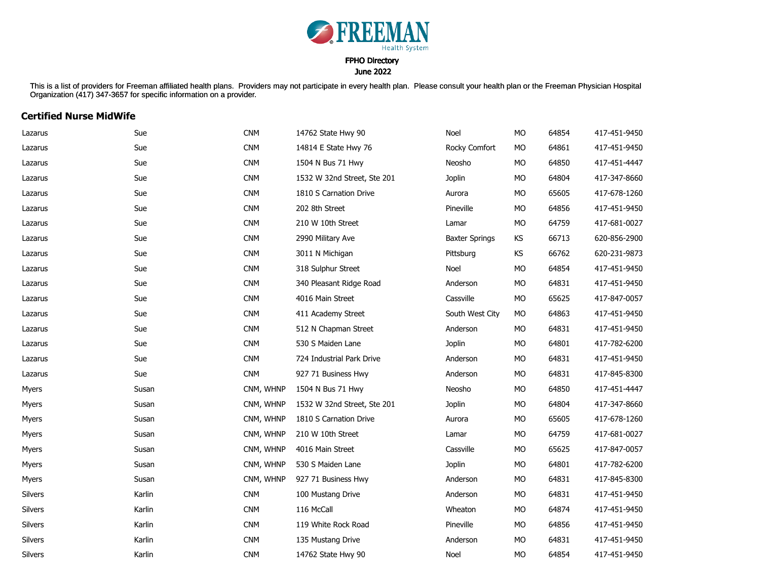FREEMAN Health System

FPHO Directory

June 2022

This is a list of providers for Freeman affiliated health plans. Providers may not participate in every health plan. Please consult your health plan or the Freeman Physician Hospital Organization (417) 347-3657 for specific information on a provider.

## Certified Nurse MidWife

| | | | | | | | |
|---|---|---|---|---|---|---|---|
| Lazarus | Sue | CNM | 14762 State Hwy 90 | Noel | MO | 64854 | 417-451-9450 |
| Lazarus | Sue | CNM | 14814 E State Hwy 76 | Rocky Comfort | MO | 64861 | 417-451-9450 |
| Lazarus | Sue | CNM | 1504 N Bus 71 Hwy | Neosho | MO | 64850 | 417-451-4447 |
| Lazarus | Sue | CNM | 1532 W 32nd Street, Ste 201 | Joplin | MO | 64804 | 417-347-8660 |
| Lazarus | Sue | CNM | 1810 S Carnation Drive | Aurora | MO | 65605 | 417-678-1260 |
| Lazarus | Sue | CNM | 202 8th Street | Pineville | MO | 64856 | 417-451-9450 |
| Lazarus | Sue | CNM | 210 W 10th Street | Lamar | MO | 64759 | 417-681-0027 |
| Lazarus | Sue | CNM | 2990 Military Ave | Baxter Springs | KS | 66713 | 620-856-2900 |
| Lazarus | Sue | CNM | 3011 N Michigan | Pittsburg | KS | 66762 | 620-231-9873 |
| Lazarus | Sue | CNM | 318 Sulphur Street | Noel | MO | 64854 | 417-451-9450 |
| Lazarus | Sue | CNM | 340 Pleasant Ridge Road | Anderson | MO | 64831 | 417-451-9450 |
| Lazarus | Sue | CNM | 4016 Main Street | Cassville | MO | 65625 | 417-847-0057 |
| Lazarus | Sue | CNM | 411 Academy Street | South West City | MO | 64863 | 417-451-9450 |
| Lazarus | Sue | CNM | 512 N Chapman Street | Anderson | MO | 64831 | 417-451-9450 |
| Lazarus | Sue | CNM | 530 S Maiden Lane | Joplin | MO | 64801 | 417-782-6200 |
| Lazarus | Sue | CNM | 724 Industrial Park Drive | Anderson | MO | 64831 | 417-451-9450 |
| Lazarus | Sue | CNM | 927 71 Business Hwy | Anderson | MO | 64831 | 417-845-8300 |
| Myers | Susan | CNM, WHNP | 1504 N Bus 71 Hwy | Neosho | MO | 64850 | 417-451-4447 |
| Myers | Susan | CNM, WHNP | 1532 W 32nd Street, Ste 201 | Joplin | MO | 64804 | 417-347-8660 |
| Myers | Susan | CNM, WHNP | 1810 S Carnation Drive | Aurora | MO | 65605 | 417-678-1260 |
| Myers | Susan | CNM, WHNP | 210 W 10th Street | Lamar | MO | 64759 | 417-681-0027 |
| Myers | Susan | CNM, WHNP | 4016 Main Street | Cassville | MO | 65625 | 417-847-0057 |
| Myers | Susan | CNM, WHNP | 530 S Maiden Lane | Joplin | MO | 64801 | 417-782-6200 |
| Myers | Susan | CNM, WHNP | 927 71 Business Hwy | Anderson | MO | 64831 | 417-845-8300 |
| Silvers | Karlin | CNM | 100 Mustang Drive | Anderson | MO | 64831 | 417-451-9450 |
| Silvers | Karlin | CNM | 116 McCall | Wheaton | MO | 64874 | 417-451-9450 |
| Silvers | Karlin | CNM | 119 White Rock Road | Pineville | MO | 64856 | 417-451-9450 |
| Silvers | Karlin | CNM | 135 Mustang Drive | Anderson | MO | 64831 | 417-451-9450 |
| Silvers | Karlin | CNM | 14762 State Hwy 90 | Noel | MO | 64854 | 417-451-9450 |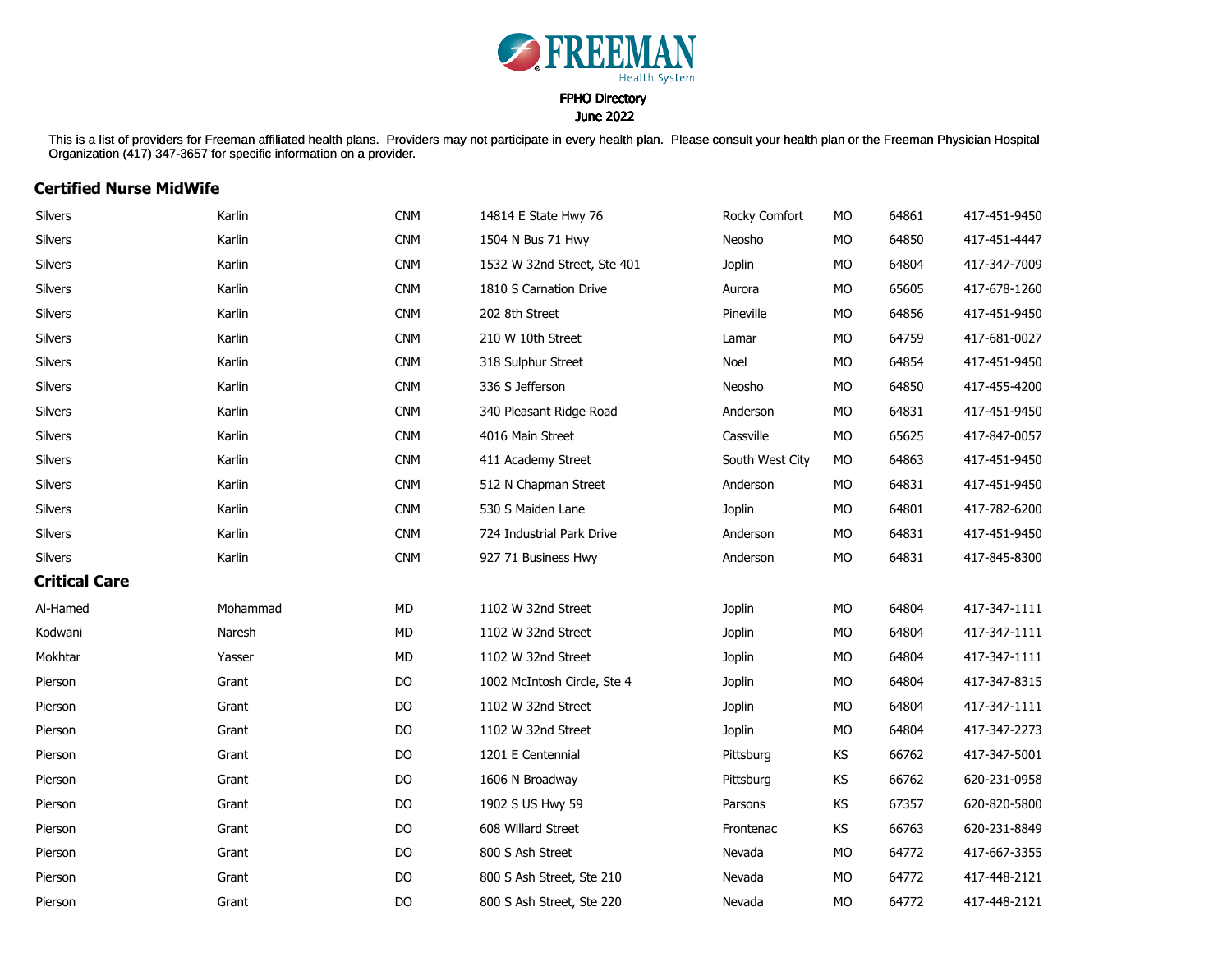FREEMAN Health System

FPHO Directory
June 2022

This is a list of providers for Freeman affiliated health plans. Providers may not participate in every health plan. Please consult your health plan or the Freeman Physician Hospital Organization (417) 347-3657 for specific information on a provider.

## Certified Nurse MidWife

| | | | | | | | |
|---|---|---|---|---|---|---|---|
| Silvers | Karlin | CNM | 14814 E State Hwy 76 | Rocky Comfort | MO | 64861 | 417-451-9450 |
| Silvers | Karlin | CNM | 1504 N Bus 71 Hwy | Neosho | MO | 64850 | 417-451-4447 |
| Silvers | Karlin | CNM | 1532 W 32nd Street, Ste 401 | Joplin | MO | 64804 | 417-347-7009 |
| Silvers | Karlin | CNM | 1810 S Carnation Drive | Aurora | MO | 65605 | 417-678-1260 |
| Silvers | Karlin | CNM | 202 8th Street | Pineville | MO | 64856 | 417-451-9450 |
| Silvers | Karlin | CNM | 210 W 10th Street | Lamar | MO | 64759 | 417-681-0027 |
| Silvers | Karlin | CNM | 318 Sulphur Street | Noel | MO | 64854 | 417-451-9450 |
| Silvers | Karlin | CNM | 336 S Jefferson | Neosho | MO | 64850 | 417-455-4200 |
| Silvers | Karlin | CNM | 340 Pleasant Ridge Road | Anderson | MO | 64831 | 417-451-9450 |
| Silvers | Karlin | CNM | 4016 Main Street | Cassville | MO | 65625 | 417-847-0057 |
| Silvers | Karlin | CNM | 411 Academy Street | South West City | MO | 64863 | 417-451-9450 |
| Silvers | Karlin | CNM | 512 N Chapman Street | Anderson | MO | 64831 | 417-451-9450 |
| Silvers | Karlin | CNM | 530 S Maiden Lane | Joplin | MO | 64801 | 417-782-6200 |
| Silvers | Karlin | CNM | 724 Industrial Park Drive | Anderson | MO | 64831 | 417-451-9450 |
| Silvers | Karlin | CNM | 927 71 Business Hwy | Anderson | MO | 64831 | 417-845-8300 |

## Critical Care

| | | | | | | | |
|---|---|---|---|---|---|---|---|
| Al-Hamed | Mohammad | MD | 1102 W 32nd Street | Joplin | MO | 64804 | 417-347-1111 |
| Kodwani | Naresh | MD | 1102 W 32nd Street | Joplin | MO | 64804 | 417-347-1111 |
| Mokhtar | Yasser | MD | 1102 W 32nd Street | Joplin | MO | 64804 | 417-347-1111 |
| Pierson | Grant | DO | 1002 McIntosh Circle, Ste 4 | Joplin | MO | 64804 | 417-347-8315 |
| Pierson | Grant | DO | 1102 W 32nd Street | Joplin | MO | 64804 | 417-347-1111 |
| Pierson | Grant | DO | 1102 W 32nd Street | Joplin | MO | 64804 | 417-347-2273 |
| Pierson | Grant | DO | 1201 E Centennial | Pittsburg | KS | 66762 | 417-347-5001 |
| Pierson | Grant | DO | 1606 N Broadway | Pittsburg | KS | 66762 | 620-231-0958 |
| Pierson | Grant | DO | 1902 S US Hwy 59 | Parsons | KS | 67357 | 620-820-5800 |
| Pierson | Grant | DO | 608 Willard Street | Frontenac | KS | 66763 | 620-231-8849 |
| Pierson | Grant | DO | 800 S Ash Street | Nevada | MO | 64772 | 417-667-3355 |
| Pierson | Grant | DO | 800 S Ash Street, Ste 210 | Nevada | MO | 64772 | 417-448-2121 |
| Pierson | Grant | DO | 800 S Ash Street, Ste 220 | Nevada | MO | 64772 | 417-448-2121 |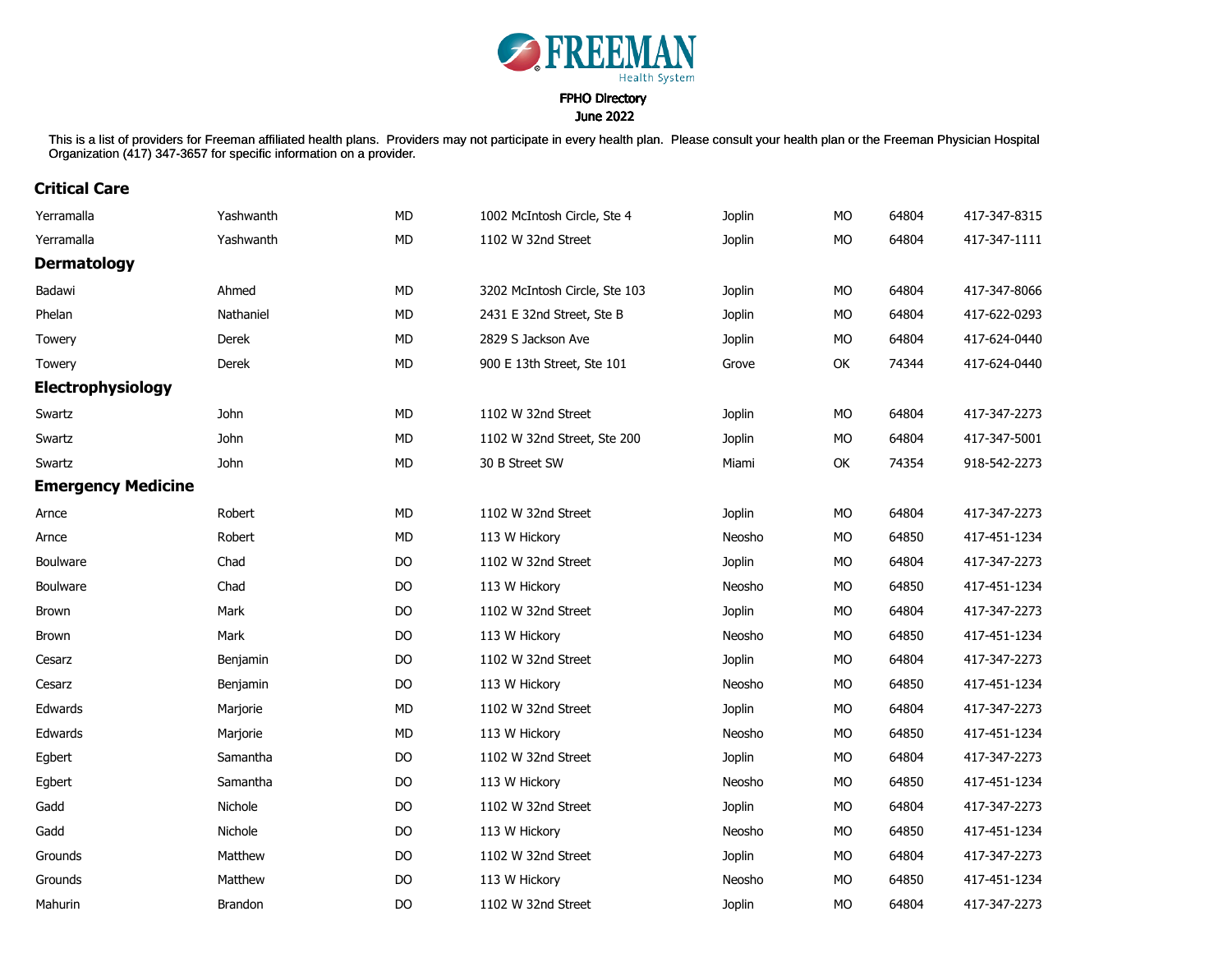FREEMAN Health System

FPHO Directory
June 2022

This is a list of providers for Freeman affiliated health plans. Providers may not participate in every health plan. Please consult your health plan or the Freeman Physician Hospital Organization (417) 347-3657 for specific information on a provider.

## Critical Care

| | | | | | | | |
|---|---|---|---|---|---|---|---|
| Yerramalla | Yashwanth | MD | 1002 McIntosh Circle, Ste 4 | Joplin | MO | 64804 | 417-347-8315 |
| Yerramalla | Yashwanth | MD | 1102 W 32nd Street | Joplin | MO | 64804 | 417-347-1111 |

## Dermatology

| | | | | | | | |
|---|---|---|---|---|---|---|---|
| Badawi | Ahmed | MD | 3202 McIntosh Circle, Ste 103 | Joplin | MO | 64804 | 417-347-8066 |
| Phelan | Nathaniel | MD | 2431 E 32nd Street, Ste B | Joplin | MO | 64804 | 417-622-0293 |
| Towery | Derek | MD | 2829 S Jackson Ave | Joplin | MO | 64804 | 417-624-0440 |
| Towery | Derek | MD | 900 E 13th Street, Ste 101 | Grove | OK | 74344 | 417-624-0440 |

## Electrophysiology

| | | | | | | | |
|---|---|---|---|---|---|---|---|
| Swartz | John | MD | 1102 W 32nd Street | Joplin | MO | 64804 | 417-347-2273 |
| Swartz | John | MD | 1102 W 32nd Street, Ste 200 | Joplin | MO | 64804 | 417-347-5001 |
| Swartz | John | MD | 30 B Street SW | Miami | OK | 74354 | 918-542-2273 |

## Emergency Medicine

| | | | | | | | |
|---|---|---|---|---|---|---|---|
| Arnce | Robert | MD | 1102 W 32nd Street | Joplin | MO | 64804 | 417-347-2273 |
| Arnce | Robert | MD | 113 W Hickory | Neosho | MO | 64850 | 417-451-1234 |
| Boulware | Chad | DO | 1102 W 32nd Street | Joplin | MO | 64804 | 417-347-2273 |
| Boulware | Chad | DO | 113 W Hickory | Neosho | MO | 64850 | 417-451-1234 |
| Brown | Mark | DO | 1102 W 32nd Street | Joplin | MO | 64804 | 417-347-2273 |
| Brown | Mark | DO | 113 W Hickory | Neosho | MO | 64850 | 417-451-1234 |
| Cesarz | Benjamin | DO | 1102 W 32nd Street | Joplin | MO | 64804 | 417-347-2273 |
| Cesarz | Benjamin | DO | 113 W Hickory | Neosho | MO | 64850 | 417-451-1234 |
| Edwards | Marjorie | MD | 1102 W 32nd Street | Joplin | MO | 64804 | 417-347-2273 |
| Edwards | Marjorie | MD | 113 W Hickory | Neosho | MO | 64850 | 417-451-1234 |
| Egbert | Samantha | DO | 1102 W 32nd Street | Joplin | MO | 64804 | 417-347-2273 |
| Egbert | Samantha | DO | 113 W Hickory | Neosho | MO | 64850 | 417-451-1234 |
| Gadd | Nichole | DO | 1102 W 32nd Street | Joplin | MO | 64804 | 417-347-2273 |
| Gadd | Nichole | DO | 113 W Hickory | Neosho | MO | 64850 | 417-451-1234 |
| Grounds | Matthew | DO | 1102 W 32nd Street | Joplin | MO | 64804 | 417-347-2273 |
| Grounds | Matthew | DO | 113 W Hickory | Neosho | MO | 64850 | 417-451-1234 |
| Mahurin | Brandon | DO | 1102 W 32nd Street | Joplin | MO | 64804 | 417-347-2273 |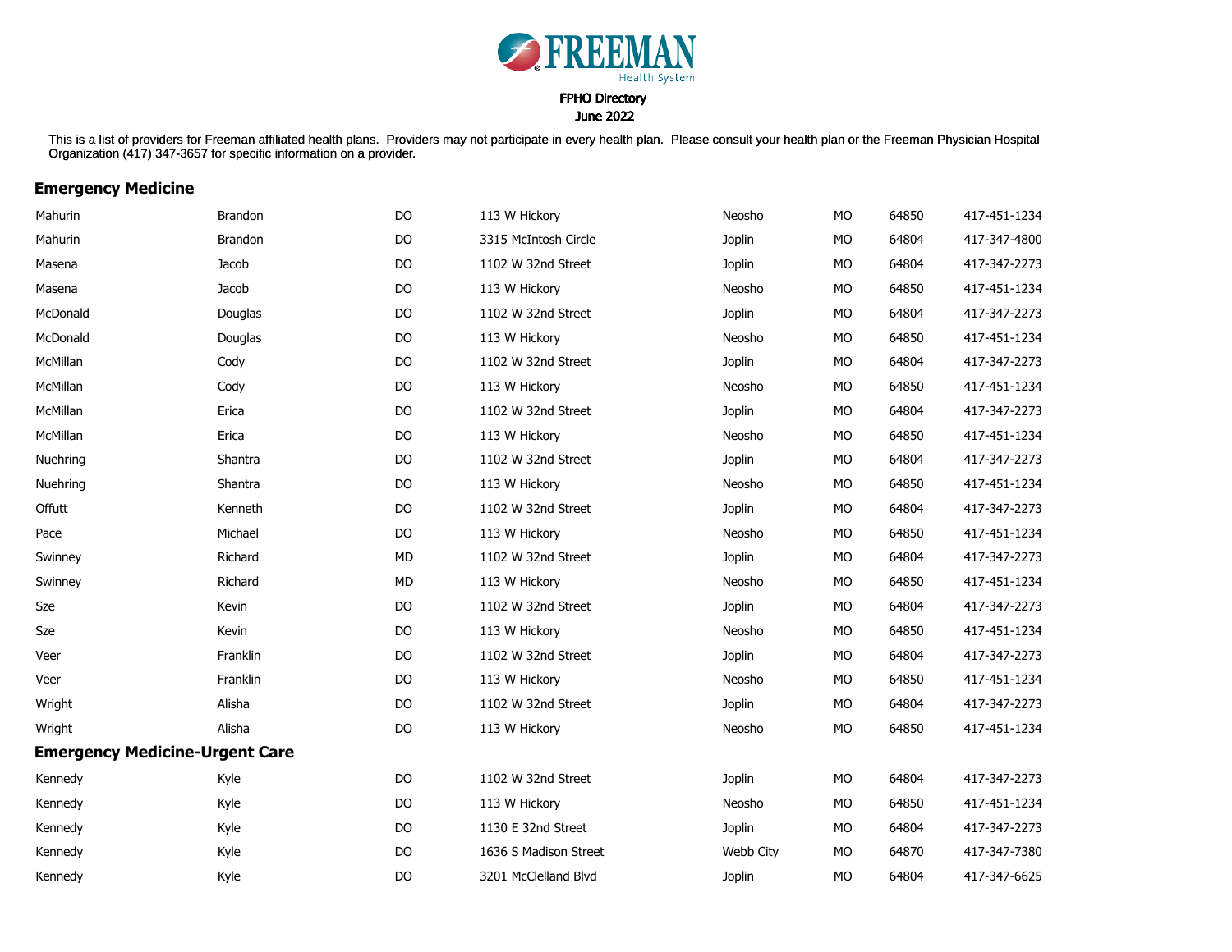FREEMAN Health System

FPHO Directory
June 2022

This is a list of providers for Freeman affiliated health plans. Providers may not participate in every health plan. Please consult your health plan or the Freeman Physician Hospital Organization (417) 347-3657 for specific information on a provider.

## Emergency Medicine

| | | | | | | | |
|---|---|---|---|---|---|---|---|
| Mahurin | Brandon | DO | 113 W Hickory | Neosho | MO | 64850 | 417-451-1234 |
| Mahurin | Brandon | DO | 3315 McIntosh Circle | Joplin | MO | 64804 | 417-347-4800 |
| Masena | Jacob | DO | 1102 W 32nd Street | Joplin | MO | 64804 | 417-347-2273 |
| Masena | Jacob | DO | 113 W Hickory | Neosho | MO | 64850 | 417-451-1234 |
| McDonald | Douglas | DO | 1102 W 32nd Street | Joplin | MO | 64804 | 417-347-2273 |
| McDonald | Douglas | DO | 113 W Hickory | Neosho | MO | 64850 | 417-451-1234 |
| McMillan | Cody | DO | 1102 W 32nd Street | Joplin | MO | 64804 | 417-347-2273 |
| McMillan | Cody | DO | 113 W Hickory | Neosho | MO | 64850 | 417-451-1234 |
| McMillan | Erica | DO | 1102 W 32nd Street | Joplin | MO | 64804 | 417-347-2273 |
| McMillan | Erica | DO | 113 W Hickory | Neosho | MO | 64850 | 417-451-1234 |
| Nuehring | Shantra | DO | 1102 W 32nd Street | Joplin | MO | 64804 | 417-347-2273 |
| Nuehring | Shantra | DO | 113 W Hickory | Neosho | MO | 64850 | 417-451-1234 |
| Offutt | Kenneth | DO | 1102 W 32nd Street | Joplin | MO | 64804 | 417-347-2273 |
| Pace | Michael | DO | 113 W Hickory | Neosho | MO | 64850 | 417-451-1234 |
| Swinney | Richard | MD | 1102 W 32nd Street | Joplin | MO | 64804 | 417-347-2273 |
| Swinney | Richard | MD | 113 W Hickory | Neosho | MO | 64850 | 417-451-1234 |
| Sze | Kevin | DO | 1102 W 32nd Street | Joplin | MO | 64804 | 417-347-2273 |
| Sze | Kevin | DO | 113 W Hickory | Neosho | MO | 64850 | 417-451-1234 |
| Veer | Franklin | DO | 1102 W 32nd Street | Joplin | MO | 64804 | 417-347-2273 |
| Veer | Franklin | DO | 113 W Hickory | Neosho | MO | 64850 | 417-451-1234 |
| Wright | Alisha | DO | 1102 W 32nd Street | Joplin | MO | 64804 | 417-347-2273 |
| Wright | Alisha | DO | 113 W Hickory | Neosho | MO | 64850 | 417-451-1234 |

## Emergency Medicine-Urgent Care

| | | | | | | | |
|---|---|---|---|---|---|---|---|
| Kennedy | Kyle | DO | 1102 W 32nd Street | Joplin | MO | 64804 | 417-347-2273 |
| Kennedy | Kyle | DO | 113 W Hickory | Neosho | MO | 64850 | 417-451-1234 |
| Kennedy | Kyle | DO | 1130 E 32nd Street | Joplin | MO | 64804 | 417-347-2273 |
| Kennedy | Kyle | DO | 1636 S Madison Street | Webb City | MO | 64870 | 417-347-7380 |
| Kennedy | Kyle | DO | 3201 McClelland Blvd | Joplin | MO | 64804 | 417-347-6625 |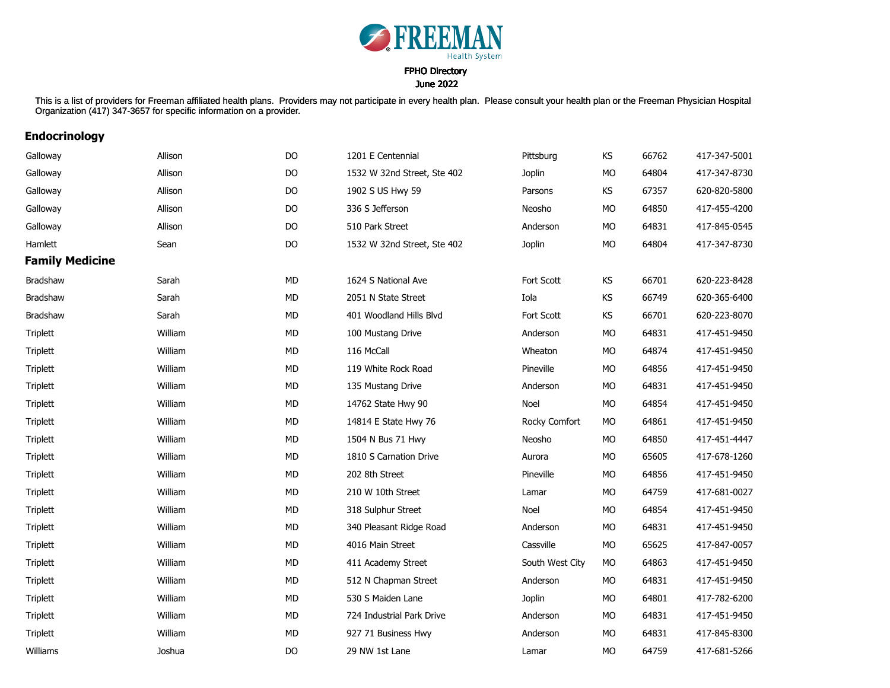FREEMAN Health System

**FPHO Directory**
**June 2022**

This is a list of providers for Freeman affiliated health plans. Providers may not participate in every health plan. Please consult your health plan or the Freeman Physician Hospital Organization (417) 347-3657 for specific information on a provider.

## Endocrinology

| | | | | | | | |
|---|---|---|---|---|---|---|---|
| Galloway | Allison | DO | 1201 E Centennial | Pittsburg | KS | 66762 | 417-347-5001 |
| Galloway | Allison | DO | 1532 W 32nd Street, Ste 402 | Joplin | MO | 64804 | 417-347-8730 |
| Galloway | Allison | DO | 1902 S US Hwy 59 | Parsons | KS | 67357 | 620-820-5800 |
| Galloway | Allison | DO | 336 S Jefferson | Neosho | MO | 64850 | 417-455-4200 |
| Galloway | Allison | DO | 510 Park Street | Anderson | MO | 64831 | 417-845-0545 |
| Hamlett | Sean | DO | 1532 W 32nd Street, Ste 402 | Joplin | MO | 64804 | 417-347-8730 |

## Family Medicine

| | | | | | | | |
|---|---|---|---|---|---|---|---|
| Bradshaw | Sarah | MD | 1624 S National Ave | Fort Scott | KS | 66701 | 620-223-8428 |
| Bradshaw | Sarah | MD | 2051 N State Street | Iola | KS | 66749 | 620-365-6400 |
| Bradshaw | Sarah | MD | 401 Woodland Hills Blvd | Fort Scott | KS | 66701 | 620-223-8070 |
| Triplett | William | MD | 100 Mustang Drive | Anderson | MO | 64831 | 417-451-9450 |
| Triplett | William | MD | 116 McCall | Wheaton | MO | 64874 | 417-451-9450 |
| Triplett | William | MD | 119 White Rock Road | Pineville | MO | 64856 | 417-451-9450 |
| Triplett | William | MD | 135 Mustang Drive | Anderson | MO | 64831 | 417-451-9450 |
| Triplett | William | MD | 14762 State Hwy 90 | Noel | MO | 64854 | 417-451-9450 |
| Triplett | William | MD | 14814 E State Hwy 76 | Rocky Comfort | MO | 64861 | 417-451-9450 |
| Triplett | William | MD | 1504 N Bus 71 Hwy | Neosho | MO | 64850 | 417-451-4447 |
| Triplett | William | MD | 1810 S Carnation Drive | Aurora | MO | 65605 | 417-678-1260 |
| Triplett | William | MD | 202 8th Street | Pineville | MO | 64856 | 417-451-9450 |
| Triplett | William | MD | 210 W 10th Street | Lamar | MO | 64759 | 417-681-0027 |
| Triplett | William | MD | 318 Sulphur Street | Noel | MO | 64854 | 417-451-9450 |
| Triplett | William | MD | 340 Pleasant Ridge Road | Anderson | MO | 64831 | 417-451-9450 |
| Triplett | William | MD | 4016 Main Street | Cassville | MO | 65625 | 417-847-0057 |
| Triplett | William | MD | 411 Academy Street | South West City | MO | 64863 | 417-451-9450 |
| Triplett | William | MD | 512 N Chapman Street | Anderson | MO | 64831 | 417-451-9450 |
| Triplett | William | MD | 530 S Maiden Lane | Joplin | MO | 64801 | 417-782-6200 |
| Triplett | William | MD | 724 Industrial Park Drive | Anderson | MO | 64831 | 417-451-9450 |
| Triplett | William | MD | 927 71 Business Hwy | Anderson | MO | 64831 | 417-845-8300 |
| Williams | Joshua | DO | 29 NW 1st Lane | Lamar | MO | 64759 | 417-681-5266 |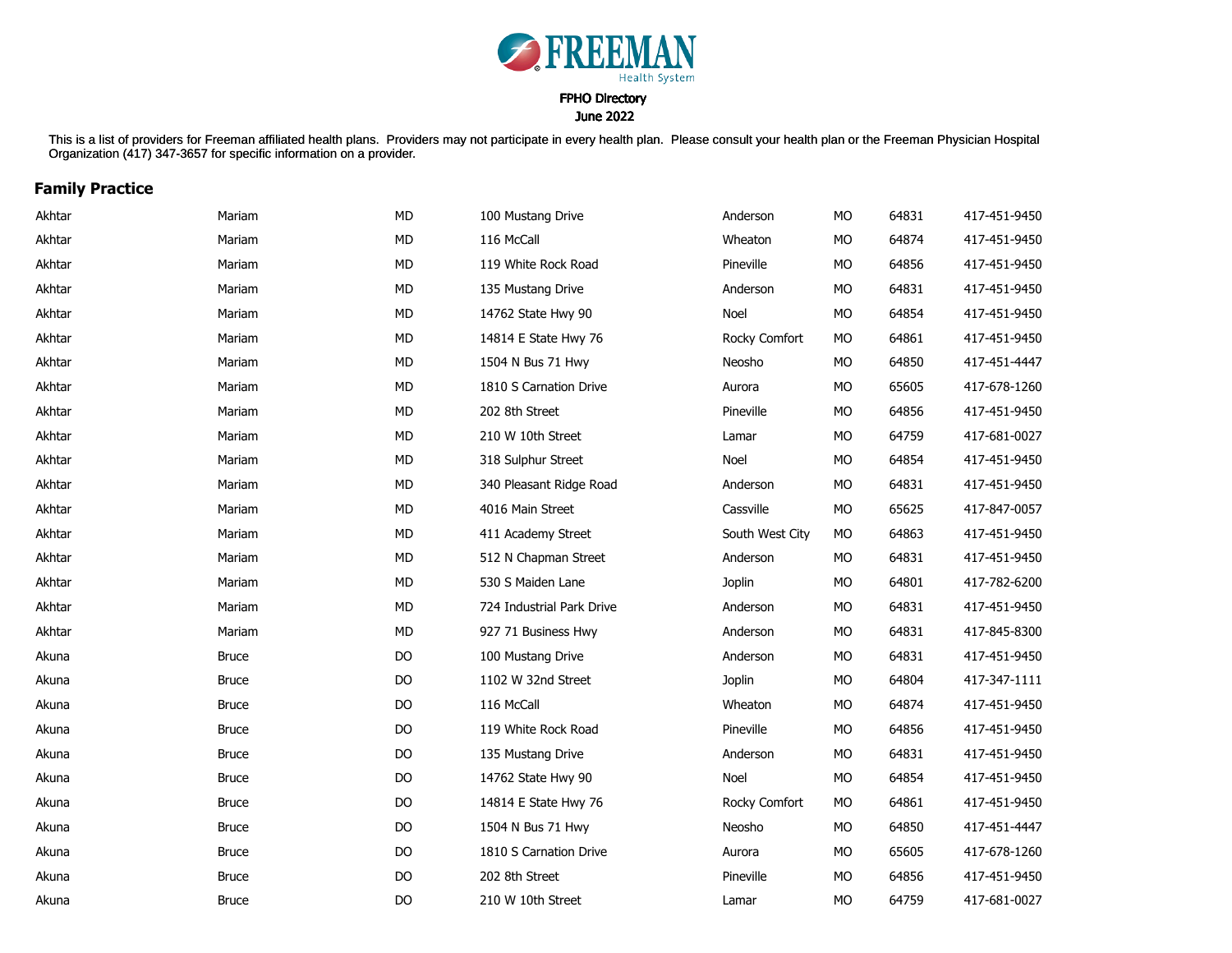FREEMAN Health System

FPHO Directory
June 2022

This is a list of providers for Freeman affiliated health plans. Providers may not participate in every health plan. Please consult your health plan or the Freeman Physician Hospital Organization (417) 347-3657 for specific information on a provider.

## Family Practice

| | | | | | | | |
|---|---|---|---|---|---|---|---|
| Akhtar | Mariam | MD | 100 Mustang Drive | Anderson | MO | 64831 | 417-451-9450 |
| Akhtar | Mariam | MD | 116 McCall | Wheaton | MO | 64874 | 417-451-9450 |
| Akhtar | Mariam | MD | 119 White Rock Road | Pineville | MO | 64856 | 417-451-9450 |
| Akhtar | Mariam | MD | 135 Mustang Drive | Anderson | MO | 64831 | 417-451-9450 |
| Akhtar | Mariam | MD | 14762 State Hwy 90 | Noel | MO | 64854 | 417-451-9450 |
| Akhtar | Mariam | MD | 14814 E State Hwy 76 | Rocky Comfort | MO | 64861 | 417-451-9450 |
| Akhtar | Mariam | MD | 1504 N Bus 71 Hwy | Neosho | MO | 64850 | 417-451-4447 |
| Akhtar | Mariam | MD | 1810 S Carnation Drive | Aurora | MO | 65605 | 417-678-1260 |
| Akhtar | Mariam | MD | 202 8th Street | Pineville | MO | 64856 | 417-451-9450 |
| Akhtar | Mariam | MD | 210 W 10th Street | Lamar | MO | 64759 | 417-681-0027 |
| Akhtar | Mariam | MD | 318 Sulphur Street | Noel | MO | 64854 | 417-451-9450 |
| Akhtar | Mariam | MD | 340 Pleasant Ridge Road | Anderson | MO | 64831 | 417-451-9450 |
| Akhtar | Mariam | MD | 4016 Main Street | Cassville | MO | 65625 | 417-847-0057 |
| Akhtar | Mariam | MD | 411 Academy Street | South West City | MO | 64863 | 417-451-9450 |
| Akhtar | Mariam | MD | 512 N Chapman Street | Anderson | MO | 64831 | 417-451-9450 |
| Akhtar | Mariam | MD | 530 S Maiden Lane | Joplin | MO | 64801 | 417-782-6200 |
| Akhtar | Mariam | MD | 724 Industrial Park Drive | Anderson | MO | 64831 | 417-451-9450 |
| Akhtar | Mariam | MD | 927 71 Business Hwy | Anderson | MO | 64831 | 417-845-8300 |
| Akuna | Bruce | DO | 100 Mustang Drive | Anderson | MO | 64831 | 417-451-9450 |
| Akuna | Bruce | DO | 1102 W 32nd Street | Joplin | MO | 64804 | 417-347-1111 |
| Akuna | Bruce | DO | 116 McCall | Wheaton | MO | 64874 | 417-451-9450 |
| Akuna | Bruce | DO | 119 White Rock Road | Pineville | MO | 64856 | 417-451-9450 |
| Akuna | Bruce | DO | 135 Mustang Drive | Anderson | MO | 64831 | 417-451-9450 |
| Akuna | Bruce | DO | 14762 State Hwy 90 | Noel | MO | 64854 | 417-451-9450 |
| Akuna | Bruce | DO | 14814 E State Hwy 76 | Rocky Comfort | MO | 64861 | 417-451-9450 |
| Akuna | Bruce | DO | 1504 N Bus 71 Hwy | Neosho | MO | 64850 | 417-451-4447 |
| Akuna | Bruce | DO | 1810 S Carnation Drive | Aurora | MO | 65605 | 417-678-1260 |
| Akuna | Bruce | DO | 202 8th Street | Pineville | MO | 64856 | 417-451-9450 |
| Akuna | Bruce | DO | 210 W 10th Street | Lamar | MO | 64759 | 417-681-0027 |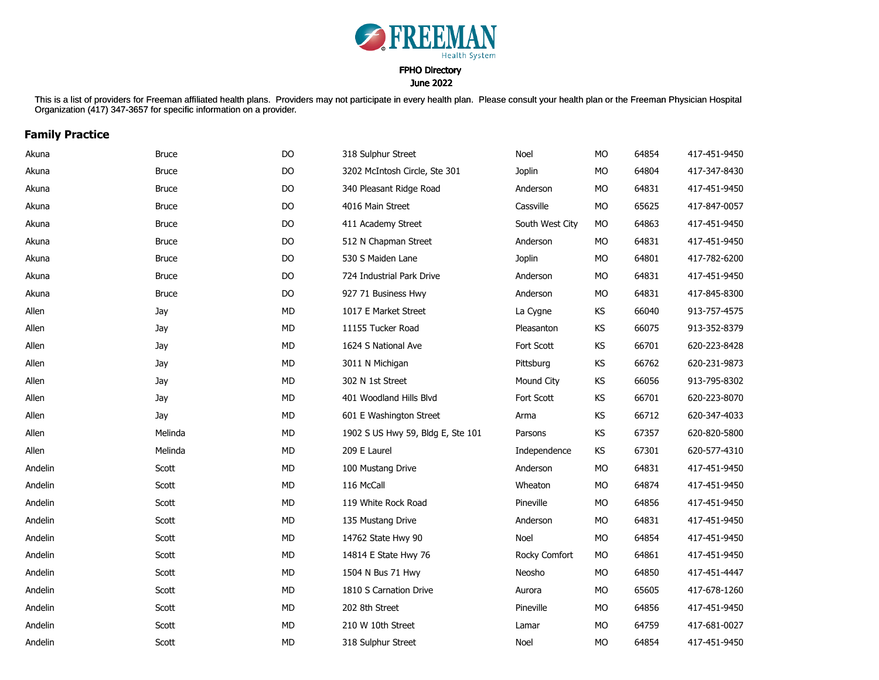FREEMAN Health System

FPHO Directory
June 2022

This is a list of providers for Freeman affiliated health plans. Providers may not participate in every health plan. Please consult your health plan or the Freeman Physician Hospital Organization (417) 347-3657 for specific information on a provider.

## Family Practice

| | | | | | | | |
|---|---|---|---|---|---|---|---|
| Akuna | Bruce | DO | 318 Sulphur Street | Noel | MO | 64854 | 417-451-9450 |
| Akuna | Bruce | DO | 3202 McIntosh Circle, Ste 301 | Joplin | MO | 64804 | 417-347-8430 |
| Akuna | Bruce | DO | 340 Pleasant Ridge Road | Anderson | MO | 64831 | 417-451-9450 |
| Akuna | Bruce | DO | 4016 Main Street | Cassville | MO | 65625 | 417-847-0057 |
| Akuna | Bruce | DO | 411 Academy Street | South West City | MO | 64863 | 417-451-9450 |
| Akuna | Bruce | DO | 512 N Chapman Street | Anderson | MO | 64831 | 417-451-9450 |
| Akuna | Bruce | DO | 530 S Maiden Lane | Joplin | MO | 64801 | 417-782-6200 |
| Akuna | Bruce | DO | 724 Industrial Park Drive | Anderson | MO | 64831 | 417-451-9450 |
| Akuna | Bruce | DO | 927 71 Business Hwy | Anderson | MO | 64831 | 417-845-8300 |
| Allen | Jay | MD | 1017 E Market Street | La Cygne | KS | 66040 | 913-757-4575 |
| Allen | Jay | MD | 11155 Tucker Road | Pleasanton | KS | 66075 | 913-352-8379 |
| Allen | Jay | MD | 1624 S National Ave | Fort Scott | KS | 66701 | 620-223-8428 |
| Allen | Jay | MD | 3011 N Michigan | Pittsburg | KS | 66762 | 620-231-9873 |
| Allen | Jay | MD | 302 N 1st Street | Mound City | KS | 66056 | 913-795-8302 |
| Allen | Jay | MD | 401 Woodland Hills Blvd | Fort Scott | KS | 66701 | 620-223-8070 |
| Allen | Jay | MD | 601 E Washington Street | Arma | KS | 66712 | 620-347-4033 |
| Allen | Melinda | MD | 1902 S US Hwy 59, Bldg E, Ste 101 | Parsons | KS | 67357 | 620-820-5800 |
| Allen | Melinda | MD | 209 E Laurel | Independence | KS | 67301 | 620-577-4310 |
| Andelin | Scott | MD | 100 Mustang Drive | Anderson | MO | 64831 | 417-451-9450 |
| Andelin | Scott | MD | 116 McCall | Wheaton | MO | 64874 | 417-451-9450 |
| Andelin | Scott | MD | 119 White Rock Road | Pineville | MO | 64856 | 417-451-9450 |
| Andelin | Scott | MD | 135 Mustang Drive | Anderson | MO | 64831 | 417-451-9450 |
| Andelin | Scott | MD | 14762 State Hwy 90 | Noel | MO | 64854 | 417-451-9450 |
| Andelin | Scott | MD | 14814 E State Hwy 76 | Rocky Comfort | MO | 64861 | 417-451-9450 |
| Andelin | Scott | MD | 1504 N Bus 71 Hwy | Neosho | MO | 64850 | 417-451-4447 |
| Andelin | Scott | MD | 1810 S Carnation Drive | Aurora | MO | 65605 | 417-678-1260 |
| Andelin | Scott | MD | 202 8th Street | Pineville | MO | 64856 | 417-451-9450 |
| Andelin | Scott | MD | 210 W 10th Street | Lamar | MO | 64759 | 417-681-0027 |
| Andelin | Scott | MD | 318 Sulphur Street | Noel | MO | 64854 | 417-451-9450 |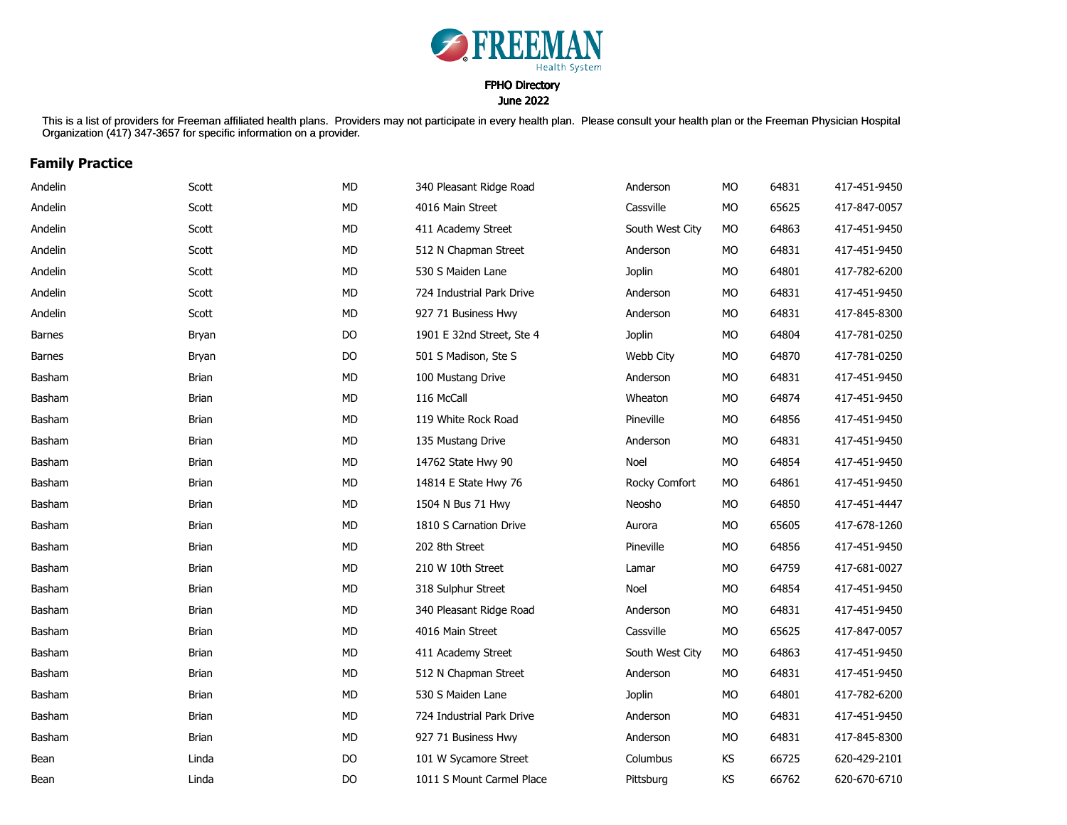FREEMAN Health System

FPHO Directory

June 2022

This is a list of providers for Freeman affiliated health plans. Providers may not participate in every health plan. Please consult your health plan or the Freeman Physician Hospital Organization (417) 347-3657 for specific information on a provider.

## Family Practice

| | | | | | | | |
|---|---|---|---|---|---|---|---|
| Andelin | Scott | MD | 340 Pleasant Ridge Road | Anderson | MO | 64831 | 417-451-9450 |
| Andelin | Scott | MD | 4016 Main Street | Cassville | MO | 65625 | 417-847-0057 |
| Andelin | Scott | MD | 411 Academy Street | South West City | MO | 64863 | 417-451-9450 |
| Andelin | Scott | MD | 512 N Chapman Street | Anderson | MO | 64831 | 417-451-9450 |
| Andelin | Scott | MD | 530 S Maiden Lane | Joplin | MO | 64801 | 417-782-6200 |
| Andelin | Scott | MD | 724 Industrial Park Drive | Anderson | MO | 64831 | 417-451-9450 |
| Andelin | Scott | MD | 927 71 Business Hwy | Anderson | MO | 64831 | 417-845-8300 |
| Barnes | Bryan | DO | 1901 E 32nd Street, Ste 4 | Joplin | MO | 64804 | 417-781-0250 |
| Barnes | Bryan | DO | 501 S Madison, Ste S | Webb City | MO | 64870 | 417-781-0250 |
| Basham | Brian | MD | 100 Mustang Drive | Anderson | MO | 64831 | 417-451-9450 |
| Basham | Brian | MD | 116 McCall | Wheaton | MO | 64874 | 417-451-9450 |
| Basham | Brian | MD | 119 White Rock Road | Pineville | MO | 64856 | 417-451-9450 |
| Basham | Brian | MD | 135 Mustang Drive | Anderson | MO | 64831 | 417-451-9450 |
| Basham | Brian | MD | 14762 State Hwy 90 | Noel | MO | 64854 | 417-451-9450 |
| Basham | Brian | MD | 14814 E State Hwy 76 | Rocky Comfort | MO | 64861 | 417-451-9450 |
| Basham | Brian | MD | 1504 N Bus 71 Hwy | Neosho | MO | 64850 | 417-451-4447 |
| Basham | Brian | MD | 1810 S Carnation Drive | Aurora | MO | 65605 | 417-678-1260 |
| Basham | Brian | MD | 202 8th Street | Pineville | MO | 64856 | 417-451-9450 |
| Basham | Brian | MD | 210 W 10th Street | Lamar | MO | 64759 | 417-681-0027 |
| Basham | Brian | MD | 318 Sulphur Street | Noel | MO | 64854 | 417-451-9450 |
| Basham | Brian | MD | 340 Pleasant Ridge Road | Anderson | MO | 64831 | 417-451-9450 |
| Basham | Brian | MD | 4016 Main Street | Cassville | MO | 65625 | 417-847-0057 |
| Basham | Brian | MD | 411 Academy Street | South West City | MO | 64863 | 417-451-9450 |
| Basham | Brian | MD | 512 N Chapman Street | Anderson | MO | 64831 | 417-451-9450 |
| Basham | Brian | MD | 530 S Maiden Lane | Joplin | MO | 64801 | 417-782-6200 |
| Basham | Brian | MD | 724 Industrial Park Drive | Anderson | MO | 64831 | 417-451-9450 |
| Basham | Brian | MD | 927 71 Business Hwy | Anderson | MO | 64831 | 417-845-8300 |
| Bean | Linda | DO | 101 W Sycamore Street | Columbus | KS | 66725 | 620-429-2101 |
| Bean | Linda | DO | 1011 S Mount Carmel Place | Pittsburg | KS | 66762 | 620-670-6710 |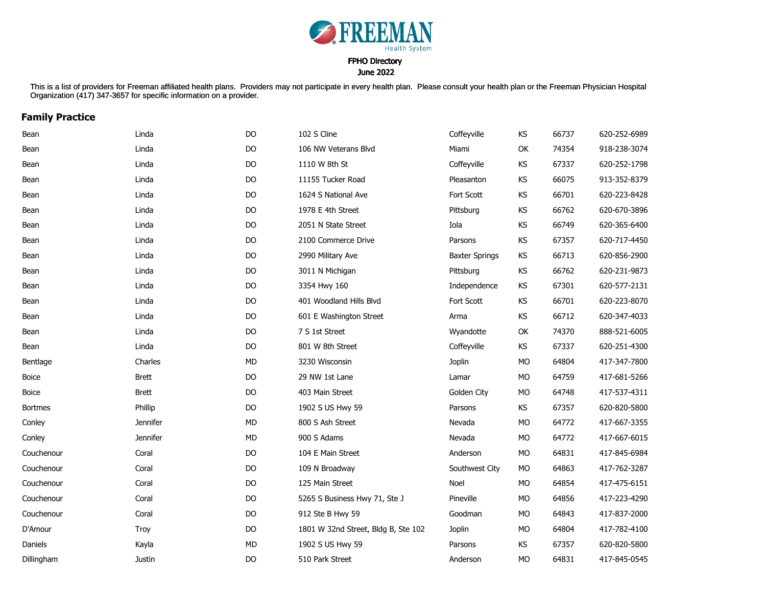FREEMAN
Health System

FPHO Directory
June 2022

This is a list of providers for Freeman affiliated health plans. Providers may not participate in every health plan. Please consult your health plan or the Freeman Physician Hospital Organization (417) 347-3657 for specific information on a provider.

## Family Practice

| | | | | | | | |
|---|---|---|---|---|---|---|---|
| Bean | Linda | DO | 102 S Cline | Coffeyville | KS | 66737 | 620-252-6989 |
| Bean | Linda | DO | 106 NW Veterans Blvd | Miami | OK | 74354 | 918-238-3074 |
| Bean | Linda | DO | 1110 W 8th St | Coffeyville | KS | 67337 | 620-252-1798 |
| Bean | Linda | DO | 11155 Tucker Road | Pleasanton | KS | 66075 | 913-352-8379 |
| Bean | Linda | DO | 1624 S National Ave | Fort Scott | KS | 66701 | 620-223-8428 |
| Bean | Linda | DO | 1978 E 4th Street | Pittsburg | KS | 66762 | 620-670-3896 |
| Bean | Linda | DO | 2051 N State Street | Iola | KS | 66749 | 620-365-6400 |
| Bean | Linda | DO | 2100 Commerce Drive | Parsons | KS | 67357 | 620-717-4450 |
| Bean | Linda | DO | 2990 Military Ave | Baxter Springs | KS | 66713 | 620-856-2900 |
| Bean | Linda | DO | 3011 N Michigan | Pittsburg | KS | 66762 | 620-231-9873 |
| Bean | Linda | DO | 3354 Hwy 160 | Independence | KS | 67301 | 620-577-2131 |
| Bean | Linda | DO | 401 Woodland Hills Blvd | Fort Scott | KS | 66701 | 620-223-8070 |
| Bean | Linda | DO | 601 E Washington Street | Arma | KS | 66712 | 620-347-4033 |
| Bean | Linda | DO | 7 S 1st Street | Wyandotte | OK | 74370 | 888-521-6005 |
| Bean | Linda | DO | 801 W 8th Street | Coffeyville | KS | 67337 | 620-251-4300 |
| Bentlage | Charles | MD | 3230 Wisconsin | Joplin | MO | 64804 | 417-347-7800 |
| Boice | Brett | DO | 29 NW 1st Lane | Lamar | MO | 64759 | 417-681-5266 |
| Boice | Brett | DO | 403 Main Street | Golden City | MO | 64748 | 417-537-4311 |
| Bortmes | Phillip | DO | 1902 S US Hwy 59 | Parsons | KS | 67357 | 620-820-5800 |
| Conley | Jennifer | MD | 800 S Ash Street | Nevada | MO | 64772 | 417-667-3355 |
| Conley | Jennifer | MD | 900 S Adams | Nevada | MO | 64772 | 417-667-6015 |
| Couchenour | Coral | DO | 104 E Main Street | Anderson | MO | 64831 | 417-845-6984 |
| Couchenour | Coral | DO | 109 N Broadway | Southwest City | MO | 64863 | 417-762-3287 |
| Couchenour | Coral | DO | 125 Main Street | Noel | MO | 64854 | 417-475-6151 |
| Couchenour | Coral | DO | 5265 S Business Hwy 71, Ste J | Pineville | MO | 64856 | 417-223-4290 |
| Couchenour | Coral | DO | 912 Ste B Hwy 59 | Goodman | MO | 64843 | 417-837-2000 |
| D'Amour | Troy | DO | 1801 W 32nd Street, Bldg B, Ste 102 | Joplin | MO | 64804 | 417-782-4100 |
| Daniels | Kayla | MD | 1902 S US Hwy 59 | Parsons | KS | 67357 | 620-820-5800 |
| Dillingham | Justin | DO | 510 Park Street | Anderson | MO | 64831 | 417-845-0545 |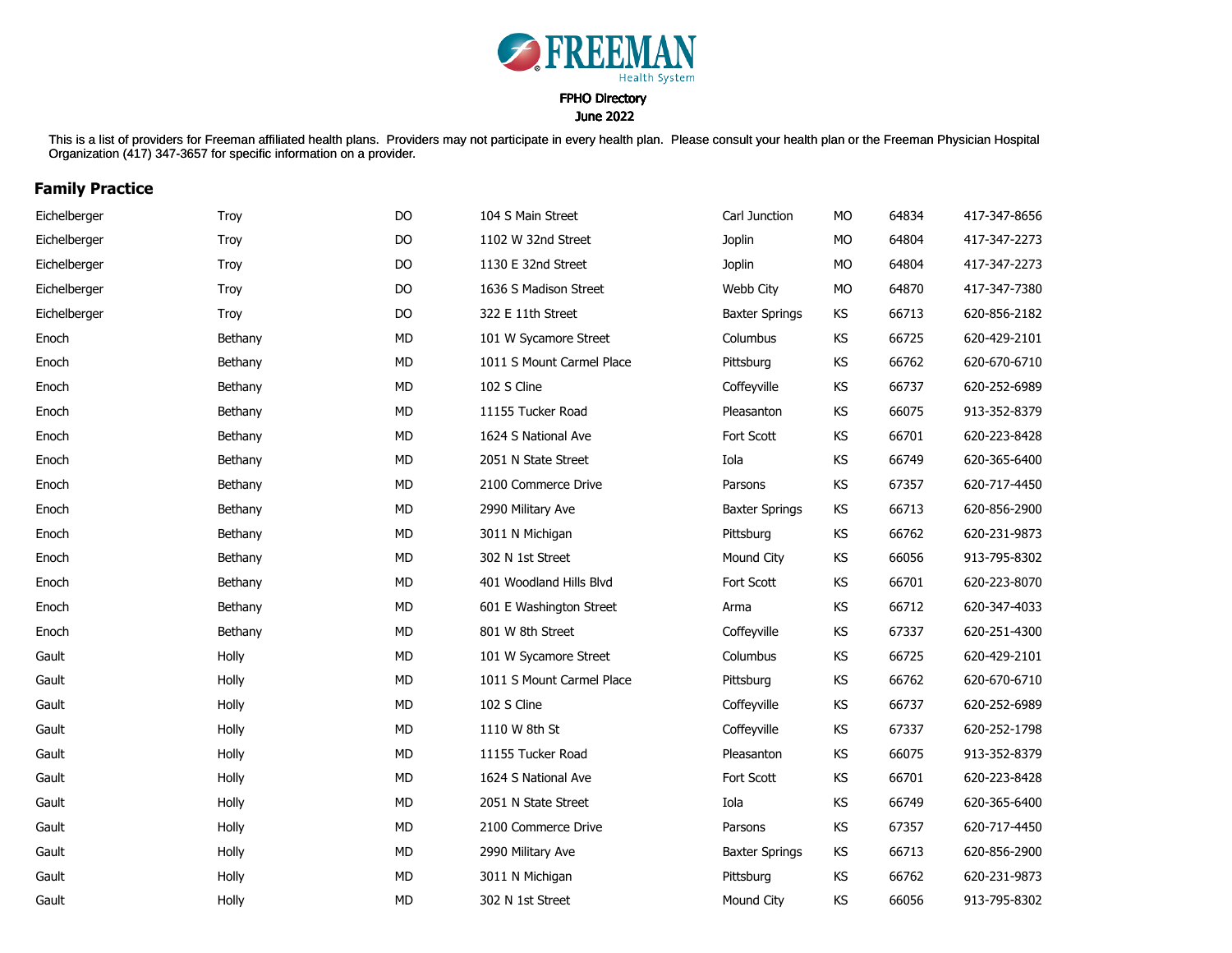**FREEMAN**
Health System

FPHO Directory
June 2022

This is a list of providers for Freeman affiliated health plans. Providers may not participate in every health plan. Please consult your health plan or the Freeman Physician Hospital Organization (417) 347-3657 for specific information on a provider.

## Family Practice

| | | | | | | | |
|---|---|---|---|---|---|---|---|
| Eichelberger | Troy | DO | 104 S Main Street | Carl Junction | MO | 64834 | 417-347-8656 |
| Eichelberger | Troy | DO | 1102 W 32nd Street | Joplin | MO | 64804 | 417-347-2273 |
| Eichelberger | Troy | DO | 1130 E 32nd Street | Joplin | MO | 64804 | 417-347-2273 |
| Eichelberger | Troy | DO | 1636 S Madison Street | Webb City | MO | 64870 | 417-347-7380 |
| Eichelberger | Troy | DO | 322 E 11th Street | Baxter Springs | KS | 66713 | 620-856-2182 |
| Enoch | Bethany | MD | 101 W Sycamore Street | Columbus | KS | 66725 | 620-429-2101 |
| Enoch | Bethany | MD | 1011 S Mount Carmel Place | Pittsburg | KS | 66762 | 620-670-6710 |
| Enoch | Bethany | MD | 102 S Cline | Coffeyville | KS | 66737 | 620-252-6989 |
| Enoch | Bethany | MD | 11155 Tucker Road | Pleasanton | KS | 66075 | 913-352-8379 |
| Enoch | Bethany | MD | 1624 S National Ave | Fort Scott | KS | 66701 | 620-223-8428 |
| Enoch | Bethany | MD | 2051 N State Street | Iola | KS | 66749 | 620-365-6400 |
| Enoch | Bethany | MD | 2100 Commerce Drive | Parsons | KS | 67357 | 620-717-4450 |
| Enoch | Bethany | MD | 2990 Military Ave | Baxter Springs | KS | 66713 | 620-856-2900 |
| Enoch | Bethany | MD | 3011 N Michigan | Pittsburg | KS | 66762 | 620-231-9873 |
| Enoch | Bethany | MD | 302 N 1st Street | Mound City | KS | 66056 | 913-795-8302 |
| Enoch | Bethany | MD | 401 Woodland Hills Blvd | Fort Scott | KS | 66701 | 620-223-8070 |
| Enoch | Bethany | MD | 601 E Washington Street | Arma | KS | 66712 | 620-347-4033 |
| Enoch | Bethany | MD | 801 W 8th Street | Coffeyville | KS | 67337 | 620-251-4300 |
| Gault | Holly | MD | 101 W Sycamore Street | Columbus | KS | 66725 | 620-429-2101 |
| Gault | Holly | MD | 1011 S Mount Carmel Place | Pittsburg | KS | 66762 | 620-670-6710 |
| Gault | Holly | MD | 102 S Cline | Coffeyville | KS | 66737 | 620-252-6989 |
| Gault | Holly | MD | 1110 W 8th St | Coffeyville | KS | 67337 | 620-252-1798 |
| Gault | Holly | MD | 11155 Tucker Road | Pleasanton | KS | 66075 | 913-352-8379 |
| Gault | Holly | MD | 1624 S National Ave | Fort Scott | KS | 66701 | 620-223-8428 |
| Gault | Holly | MD | 2051 N State Street | Iola | KS | 66749 | 620-365-6400 |
| Gault | Holly | MD | 2100 Commerce Drive | Parsons | KS | 67357 | 620-717-4450 |
| Gault | Holly | MD | 2990 Military Ave | Baxter Springs | KS | 66713 | 620-856-2900 |
| Gault | Holly | MD | 3011 N Michigan | Pittsburg | KS | 66762 | 620-231-9873 |
| Gault | Holly | MD | 302 N 1st Street | Mound City | KS | 66056 | 913-795-8302 |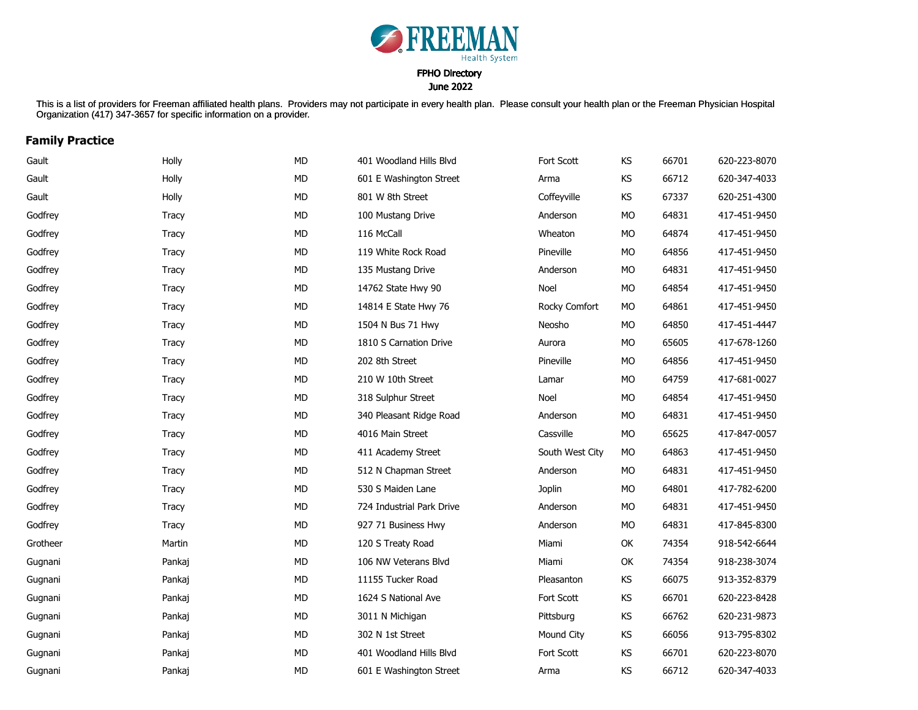FREEMAN Health System

FPHO Directory
June 2022

This is a list of providers for Freeman affiliated health plans. Providers may not participate in every health plan. Please consult your health plan or the Freeman Physician Hospital Organization (417) 347-3657 for specific information on a provider.

## Family Practice

| | | | | | | | |
|---|---|---|---|---|---|---|---|
| Gault | Holly | MD | 401 Woodland Hills Blvd | Fort Scott | KS | 66701 | 620-223-8070 |
| Gault | Holly | MD | 601 E Washington Street | Arma | KS | 66712 | 620-347-4033 |
| Gault | Holly | MD | 801 W 8th Street | Coffeyville | KS | 67337 | 620-251-4300 |
| Godfrey | Tracy | MD | 100 Mustang Drive | Anderson | MO | 64831 | 417-451-9450 |
| Godfrey | Tracy | MD | 116 McCall | Wheaton | MO | 64874 | 417-451-9450 |
| Godfrey | Tracy | MD | 119 White Rock Road | Pineville | MO | 64856 | 417-451-9450 |
| Godfrey | Tracy | MD | 135 Mustang Drive | Anderson | MO | 64831 | 417-451-9450 |
| Godfrey | Tracy | MD | 14762 State Hwy 90 | Noel | MO | 64854 | 417-451-9450 |
| Godfrey | Tracy | MD | 14814 E State Hwy 76 | Rocky Comfort | MO | 64861 | 417-451-9450 |
| Godfrey | Tracy | MD | 1504 N Bus 71 Hwy | Neosho | MO | 64850 | 417-451-4447 |
| Godfrey | Tracy | MD | 1810 S Carnation Drive | Aurora | MO | 65605 | 417-678-1260 |
| Godfrey | Tracy | MD | 202 8th Street | Pineville | MO | 64856 | 417-451-9450 |
| Godfrey | Tracy | MD | 210 W 10th Street | Lamar | MO | 64759 | 417-681-0027 |
| Godfrey | Tracy | MD | 318 Sulphur Street | Noel | MO | 64854 | 417-451-9450 |
| Godfrey | Tracy | MD | 340 Pleasant Ridge Road | Anderson | MO | 64831 | 417-451-9450 |
| Godfrey | Tracy | MD | 4016 Main Street | Cassville | MO | 65625 | 417-847-0057 |
| Godfrey | Tracy | MD | 411 Academy Street | South West City | MO | 64863 | 417-451-9450 |
| Godfrey | Tracy | MD | 512 N Chapman Street | Anderson | MO | 64831 | 417-451-9450 |
| Godfrey | Tracy | MD | 530 S Maiden Lane | Joplin | MO | 64801 | 417-782-6200 |
| Godfrey | Tracy | MD | 724 Industrial Park Drive | Anderson | MO | 64831 | 417-451-9450 |
| Godfrey | Tracy | MD | 927 71 Business Hwy | Anderson | MO | 64831 | 417-845-8300 |
| Grotheer | Martin | MD | 120 S Treaty Road | Miami | OK | 74354 | 918-542-6644 |
| Gugnani | Pankaj | MD | 106 NW Veterans Blvd | Miami | OK | 74354 | 918-238-3074 |
| Gugnani | Pankaj | MD | 11155 Tucker Road | Pleasanton | KS | 66075 | 913-352-8379 |
| Gugnani | Pankaj | MD | 1624 S National Ave | Fort Scott | KS | 66701 | 620-223-8428 |
| Gugnani | Pankaj | MD | 3011 N Michigan | Pittsburg | KS | 66762 | 620-231-9873 |
| Gugnani | Pankaj | MD | 302 N 1st Street | Mound City | KS | 66056 | 913-795-8302 |
| Gugnani | Pankaj | MD | 401 Woodland Hills Blvd | Fort Scott | KS | 66701 | 620-223-8070 |
| Gugnani | Pankaj | MD | 601 E Washington Street | Arma | KS | 66712 | 620-347-4033 |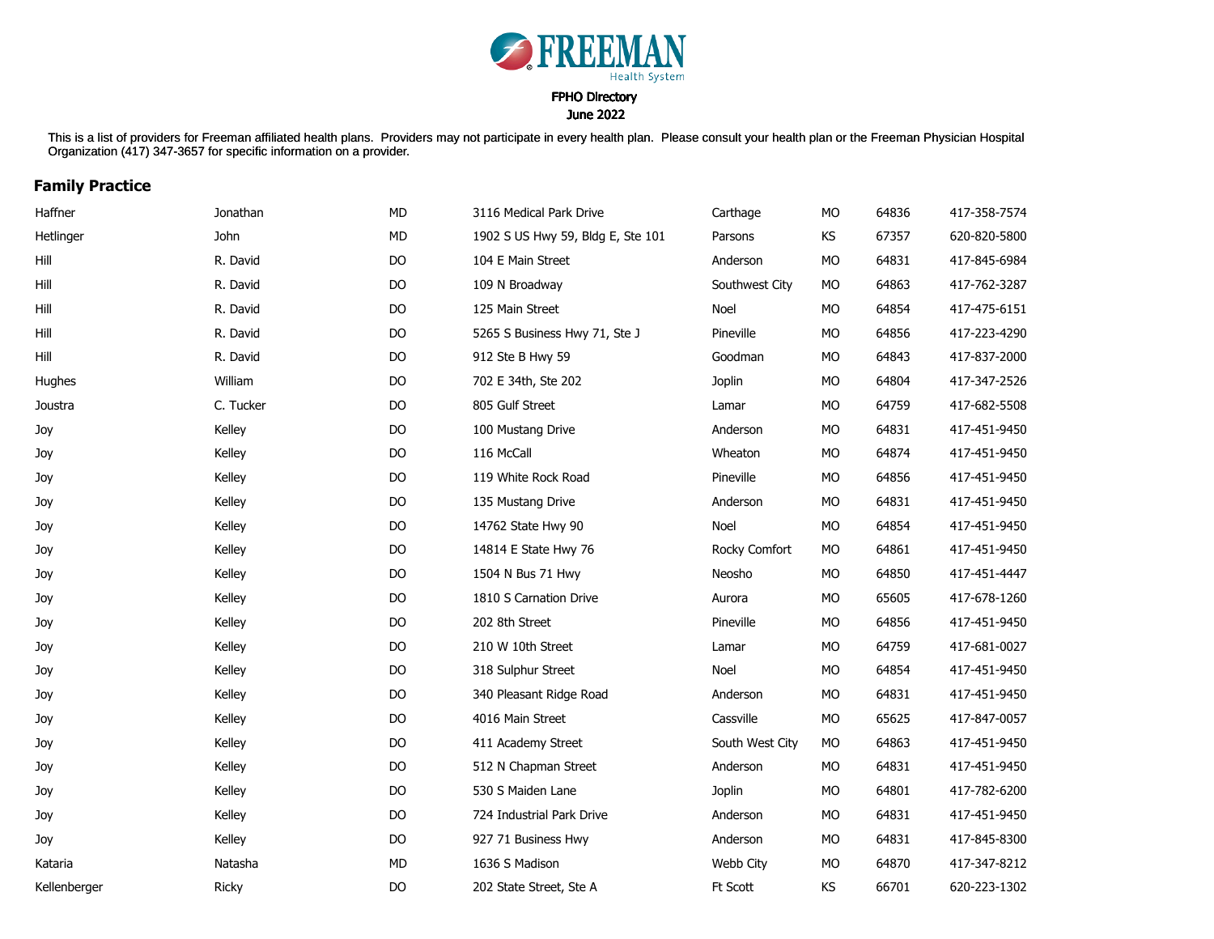FREEMAN Health System

FPHO Directory
June 2022

This is a list of providers for Freeman affiliated health plans. Providers may not participate in every health plan. Please consult your health plan or the Freeman Physician Hospital Organization (417) 347-3657 for specific information on a provider.

## Family Practice

| | | | | | | | |
|---|---|---|---|---|---|---|---|
| Haffner | Jonathan | MD | 3116 Medical Park Drive | Carthage | MO | 64836 | 417-358-7574 |
| Hetlinger | John | MD | 1902 S US Hwy 59, Bldg E, Ste 101 | Parsons | KS | 67357 | 620-820-5800 |
| Hill | R. David | DO | 104 E Main Street | Anderson | MO | 64831 | 417-845-6984 |
| Hill | R. David | DO | 109 N Broadway | Southwest City | MO | 64863 | 417-762-3287 |
| Hill | R. David | DO | 125 Main Street | Noel | MO | 64854 | 417-475-6151 |
| Hill | R. David | DO | 5265 S Business Hwy 71, Ste J | Pineville | MO | 64856 | 417-223-4290 |
| Hill | R. David | DO | 912 Ste B Hwy 59 | Goodman | MO | 64843 | 417-837-2000 |
| Hughes | William | DO | 702 E 34th, Ste 202 | Joplin | MO | 64804 | 417-347-2526 |
| Joustra | C. Tucker | DO | 805 Gulf Street | Lamar | MO | 64759 | 417-682-5508 |
| Joy | Kelley | DO | 100 Mustang Drive | Anderson | MO | 64831 | 417-451-9450 |
| Joy | Kelley | DO | 116 McCall | Wheaton | MO | 64874 | 417-451-9450 |
| Joy | Kelley | DO | 119 White Rock Road | Pineville | MO | 64856 | 417-451-9450 |
| Joy | Kelley | DO | 135 Mustang Drive | Anderson | MO | 64831 | 417-451-9450 |
| Joy | Kelley | DO | 14762 State Hwy 90 | Noel | MO | 64854 | 417-451-9450 |
| Joy | Kelley | DO | 14814 E State Hwy 76 | Rocky Comfort | MO | 64861 | 417-451-9450 |
| Joy | Kelley | DO | 1504 N Bus 71 Hwy | Neosho | MO | 64850 | 417-451-4447 |
| Joy | Kelley | DO | 1810 S Carnation Drive | Aurora | MO | 65605 | 417-678-1260 |
| Joy | Kelley | DO | 202 8th Street | Pineville | MO | 64856 | 417-451-9450 |
| Joy | Kelley | DO | 210 W 10th Street | Lamar | MO | 64759 | 417-681-0027 |
| Joy | Kelley | DO | 318 Sulphur Street | Noel | MO | 64854 | 417-451-9450 |
| Joy | Kelley | DO | 340 Pleasant Ridge Road | Anderson | MO | 64831 | 417-451-9450 |
| Joy | Kelley | DO | 4016 Main Street | Cassville | MO | 65625 | 417-847-0057 |
| Joy | Kelley | DO | 411 Academy Street | South West City | MO | 64863 | 417-451-9450 |
| Joy | Kelley | DO | 512 N Chapman Street | Anderson | MO | 64831 | 417-451-9450 |
| Joy | Kelley | DO | 530 S Maiden Lane | Joplin | MO | 64801 | 417-782-6200 |
| Joy | Kelley | DO | 724 Industrial Park Drive | Anderson | MO | 64831 | 417-451-9450 |
| Joy | Kelley | DO | 927 71 Business Hwy | Anderson | MO | 64831 | 417-845-8300 |
| Kataria | Natasha | MD | 1636 S Madison | Webb City | MO | 64870 | 417-347-8212 |
| Kellenberger | Ricky | DO | 202 State Street, Ste A | Ft Scott | KS | 66701 | 620-223-1302 |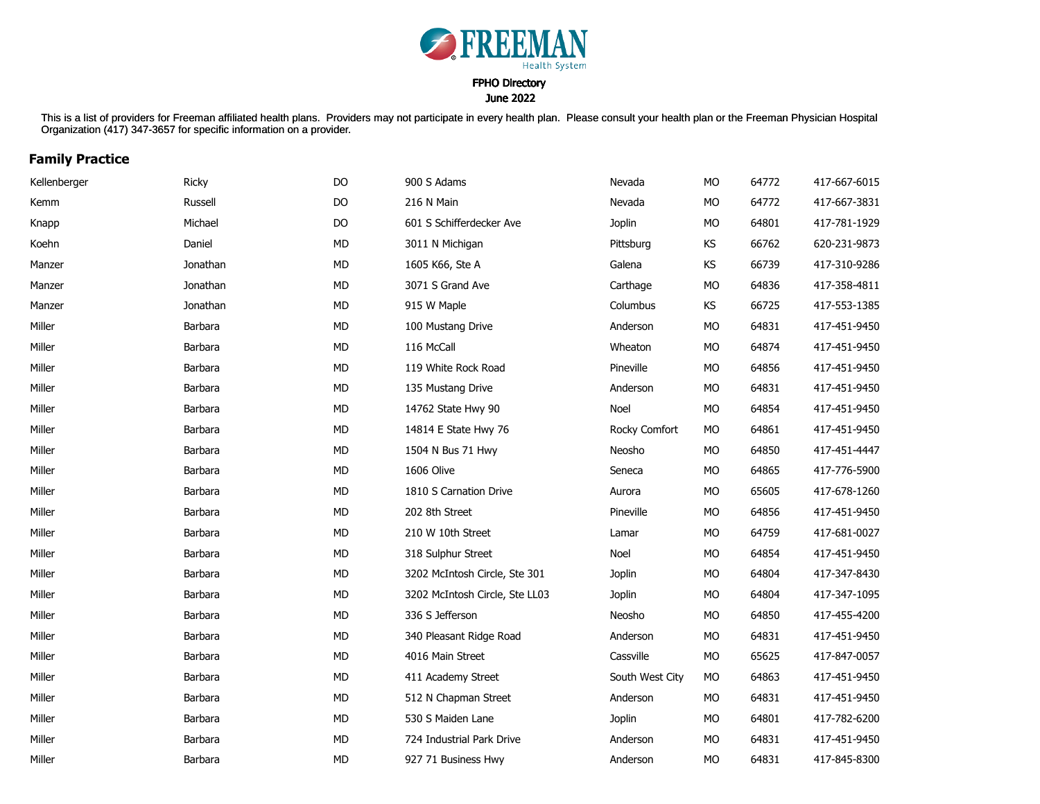FREEMAN Health System

FPHO Directory
June 2022

This is a list of providers for Freeman affiliated health plans. Providers may not participate in every health plan. Please consult your health plan or the Freeman Physician Hospital Organization (417) 347-3657 for specific information on a provider.

## Family Practice

| | | | | | | | |
|---|---|---|---|---|---|---|---|
| Kellenberger | Ricky | DO | 900 S Adams | Nevada | MO | 64772 | 417-667-6015 |
| Kemm | Russell | DO | 216 N Main | Nevada | MO | 64772 | 417-667-3831 |
| Knapp | Michael | DO | 601 S Schifferdecker Ave | Joplin | MO | 64801 | 417-781-1929 |
| Koehn | Daniel | MD | 3011 N Michigan | Pittsburg | KS | 66762 | 620-231-9873 |
| Manzer | Jonathan | MD | 1605 K66, Ste A | Galena | KS | 66739 | 417-310-9286 |
| Manzer | Jonathan | MD | 3071 S Grand Ave | Carthage | MO | 64836 | 417-358-4811 |
| Manzer | Jonathan | MD | 915 W Maple | Columbus | KS | 66725 | 417-553-1385 |
| Miller | Barbara | MD | 100 Mustang Drive | Anderson | MO | 64831 | 417-451-9450 |
| Miller | Barbara | MD | 116 McCall | Wheaton | MO | 64874 | 417-451-9450 |
| Miller | Barbara | MD | 119 White Rock Road | Pineville | MO | 64856 | 417-451-9450 |
| Miller | Barbara | MD | 135 Mustang Drive | Anderson | MO | 64831 | 417-451-9450 |
| Miller | Barbara | MD | 14762 State Hwy 90 | Noel | MO | 64854 | 417-451-9450 |
| Miller | Barbara | MD | 14814 E State Hwy 76 | Rocky Comfort | MO | 64861 | 417-451-9450 |
| Miller | Barbara | MD | 1504 N Bus 71 Hwy | Neosho | MO | 64850 | 417-451-4447 |
| Miller | Barbara | MD | 1606 Olive | Seneca | MO | 64865 | 417-776-5900 |
| Miller | Barbara | MD | 1810 S Carnation Drive | Aurora | MO | 65605 | 417-678-1260 |
| Miller | Barbara | MD | 202 8th Street | Pineville | MO | 64856 | 417-451-9450 |
| Miller | Barbara | MD | 210 W 10th Street | Lamar | MO | 64759 | 417-681-0027 |
| Miller | Barbara | MD | 318 Sulphur Street | Noel | MO | 64854 | 417-451-9450 |
| Miller | Barbara | MD | 3202 McIntosh Circle, Ste 301 | Joplin | MO | 64804 | 417-347-8430 |
| Miller | Barbara | MD | 3202 McIntosh Circle, Ste LL03 | Joplin | MO | 64804 | 417-347-1095 |
| Miller | Barbara | MD | 336 S Jefferson | Neosho | MO | 64850 | 417-455-4200 |
| Miller | Barbara | MD | 340 Pleasant Ridge Road | Anderson | MO | 64831 | 417-451-9450 |
| Miller | Barbara | MD | 4016 Main Street | Cassville | MO | 65625 | 417-847-0057 |
| Miller | Barbara | MD | 411 Academy Street | South West City | MO | 64863 | 417-451-9450 |
| Miller | Barbara | MD | 512 N Chapman Street | Anderson | MO | 64831 | 417-451-9450 |
| Miller | Barbara | MD | 530 S Maiden Lane | Joplin | MO | 64801 | 417-782-6200 |
| Miller | Barbara | MD | 724 Industrial Park Drive | Anderson | MO | 64831 | 417-451-9450 |
| Miller | Barbara | MD | 927 71 Business Hwy | Anderson | MO | 64831 | 417-845-8300 |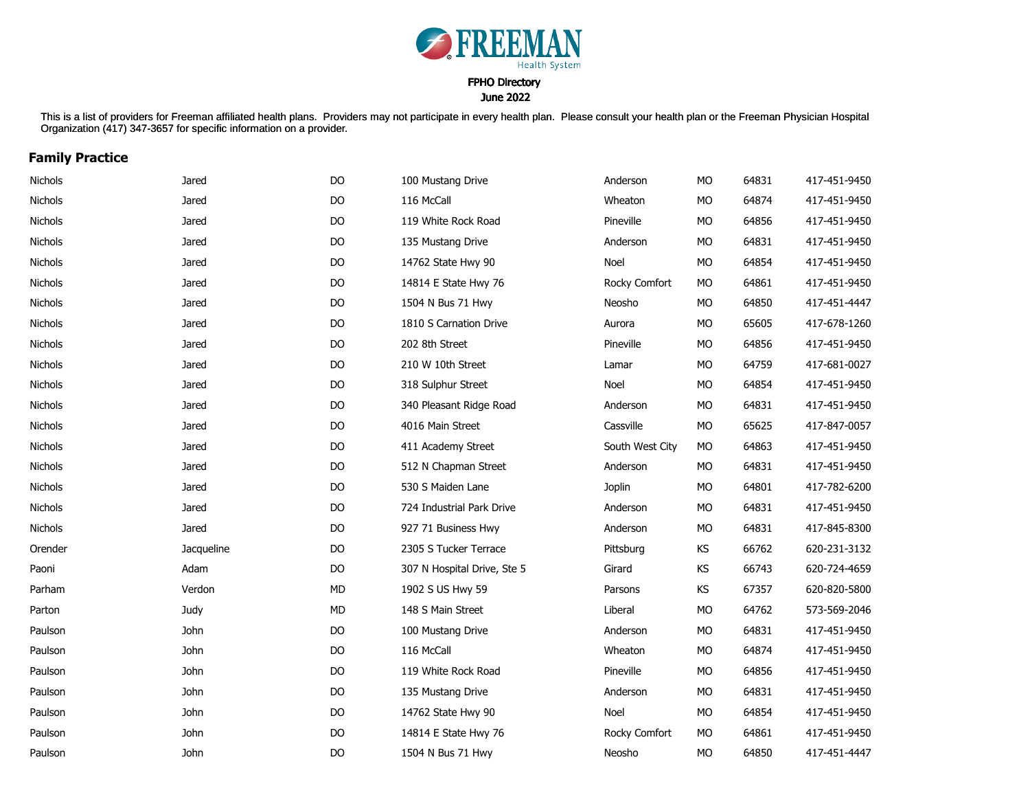FREEMAN Health System

FPHO Directory
June 2022

This is a list of providers for Freeman affiliated health plans. Providers may not participate in every health plan. Please consult your health plan or the Freeman Physician Hospital Organization (417) 347-3657 for specific information on a provider.

## Family Practice

| | | | | | | | |
|---|---|---|---|---|---|---|---|
| Nichols | Jared | DO | 100 Mustang Drive | Anderson | MO | 64831 | 417-451-9450 |
| Nichols | Jared | DO | 116 McCall | Wheaton | MO | 64874 | 417-451-9450 |
| Nichols | Jared | DO | 119 White Rock Road | Pineville | MO | 64856 | 417-451-9450 |
| Nichols | Jared | DO | 135 Mustang Drive | Anderson | MO | 64831 | 417-451-9450 |
| Nichols | Jared | DO | 14762 State Hwy 90 | Noel | MO | 64854 | 417-451-9450 |
| Nichols | Jared | DO | 14814 E State Hwy 76 | Rocky Comfort | MO | 64861 | 417-451-9450 |
| Nichols | Jared | DO | 1504 N Bus 71 Hwy | Neosho | MO | 64850 | 417-451-4447 |
| Nichols | Jared | DO | 1810 S Carnation Drive | Aurora | MO | 65605 | 417-678-1260 |
| Nichols | Jared | DO | 202 8th Street | Pineville | MO | 64856 | 417-451-9450 |
| Nichols | Jared | DO | 210 W 10th Street | Lamar | MO | 64759 | 417-681-0027 |
| Nichols | Jared | DO | 318 Sulphur Street | Noel | MO | 64854 | 417-451-9450 |
| Nichols | Jared | DO | 340 Pleasant Ridge Road | Anderson | MO | 64831 | 417-451-9450 |
| Nichols | Jared | DO | 4016 Main Street | Cassville | MO | 65625 | 417-847-0057 |
| Nichols | Jared | DO | 411 Academy Street | South West City | MO | 64863 | 417-451-9450 |
| Nichols | Jared | DO | 512 N Chapman Street | Anderson | MO | 64831 | 417-451-9450 |
| Nichols | Jared | DO | 530 S Maiden Lane | Joplin | MO | 64801 | 417-782-6200 |
| Nichols | Jared | DO | 724 Industrial Park Drive | Anderson | MO | 64831 | 417-451-9450 |
| Nichols | Jared | DO | 927 71 Business Hwy | Anderson | MO | 64831 | 417-845-8300 |
| Orender | Jacqueline | DO | 2305 S Tucker Terrace | Pittsburg | KS | 66762 | 620-231-3132 |
| Paoni | Adam | DO | 307 N Hospital Drive, Ste 5 | Girard | KS | 66743 | 620-724-4659 |
| Parham | Verdon | MD | 1902 S US Hwy 59 | Parsons | KS | 67357 | 620-820-5800 |
| Parton | Judy | MD | 148 S Main Street | Liberal | MO | 64762 | 573-569-2046 |
| Paulson | John | DO | 100 Mustang Drive | Anderson | MO | 64831 | 417-451-9450 |
| Paulson | John | DO | 116 McCall | Wheaton | MO | 64874 | 417-451-9450 |
| Paulson | John | DO | 119 White Rock Road | Pineville | MO | 64856 | 417-451-9450 |
| Paulson | John | DO | 135 Mustang Drive | Anderson | MO | 64831 | 417-451-9450 |
| Paulson | John | DO | 14762 State Hwy 90 | Noel | MO | 64854 | 417-451-9450 |
| Paulson | John | DO | 14814 E State Hwy 76 | Rocky Comfort | MO | 64861 | 417-451-9450 |
| Paulson | John | DO | 1504 N Bus 71 Hwy | Neosho | MO | 64850 | 417-451-4447 |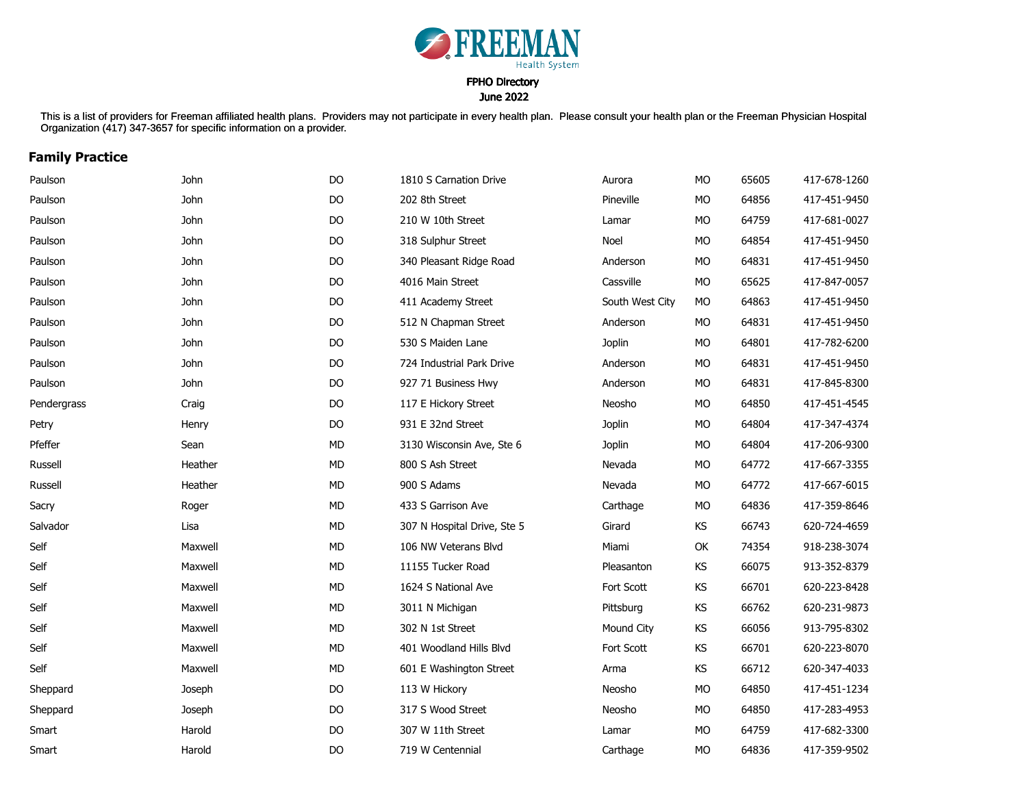**FREEMAN** Health System

FPHO Directory
June 2022

This is a list of providers for Freeman affiliated health plans. Providers may not participate in every health plan. Please consult your health plan or the Freeman Physician Hospital Organization (417) 347-3657 for specific information on a provider.

## Family Practice

| | | | | | | | |
|---|---|---|---|---|---|---|---|
| Paulson | John | DO | 1810 S Carnation Drive | Aurora | MO | 65605 | 417-678-1260 |
| Paulson | John | DO | 202 8th Street | Pineville | MO | 64856 | 417-451-9450 |
| Paulson | John | DO | 210 W 10th Street | Lamar | MO | 64759 | 417-681-0027 |
| Paulson | John | DO | 318 Sulphur Street | Noel | MO | 64854 | 417-451-9450 |
| Paulson | John | DO | 340 Pleasant Ridge Road | Anderson | MO | 64831 | 417-451-9450 |
| Paulson | John | DO | 4016 Main Street | Cassville | MO | 65625 | 417-847-0057 |
| Paulson | John | DO | 411 Academy Street | South West City | MO | 64863 | 417-451-9450 |
| Paulson | John | DO | 512 N Chapman Street | Anderson | MO | 64831 | 417-451-9450 |
| Paulson | John | DO | 530 S Maiden Lane | Joplin | MO | 64801 | 417-782-6200 |
| Paulson | John | DO | 724 Industrial Park Drive | Anderson | MO | 64831 | 417-451-9450 |
| Paulson | John | DO | 927 71 Business Hwy | Anderson | MO | 64831 | 417-845-8300 |
| Pendergrass | Craig | DO | 117 E Hickory Street | Neosho | MO | 64850 | 417-451-4545 |
| Petry | Henry | DO | 931 E 32nd Street | Joplin | MO | 64804 | 417-347-4374 |
| Pfeffer | Sean | MD | 3130 Wisconsin Ave, Ste 6 | Joplin | MO | 64804 | 417-206-9300 |
| Russell | Heather | MD | 800 S Ash Street | Nevada | MO | 64772 | 417-667-3355 |
| Russell | Heather | MD | 900 S Adams | Nevada | MO | 64772 | 417-667-6015 |
| Sacry | Roger | MD | 433 S Garrison Ave | Carthage | MO | 64836 | 417-359-8646 |
| Salvador | Lisa | MD | 307 N Hospital Drive, Ste 5 | Girard | KS | 66743 | 620-724-4659 |
| Self | Maxwell | MD | 106 NW Veterans Blvd | Miami | OK | 74354 | 918-238-3074 |
| Self | Maxwell | MD | 11155 Tucker Road | Pleasanton | KS | 66075 | 913-352-8379 |
| Self | Maxwell | MD | 1624 S National Ave | Fort Scott | KS | 66701 | 620-223-8428 |
| Self | Maxwell | MD | 3011 N Michigan | Pittsburg | KS | 66762 | 620-231-9873 |
| Self | Maxwell | MD | 302 N 1st Street | Mound City | KS | 66056 | 913-795-8302 |
| Self | Maxwell | MD | 401 Woodland Hills Blvd | Fort Scott | KS | 66701 | 620-223-8070 |
| Self | Maxwell | MD | 601 E Washington Street | Arma | KS | 66712 | 620-347-4033 |
| Sheppard | Joseph | DO | 113 W Hickory | Neosho | MO | 64850 | 417-451-1234 |
| Sheppard | Joseph | DO | 317 S Wood Street | Neosho | MO | 64850 | 417-283-4953 |
| Smart | Harold | DO | 307 W 11th Street | Lamar | MO | 64759 | 417-682-3300 |
| Smart | Harold | DO | 719 W Centennial | Carthage | MO | 64836 | 417-359-9502 |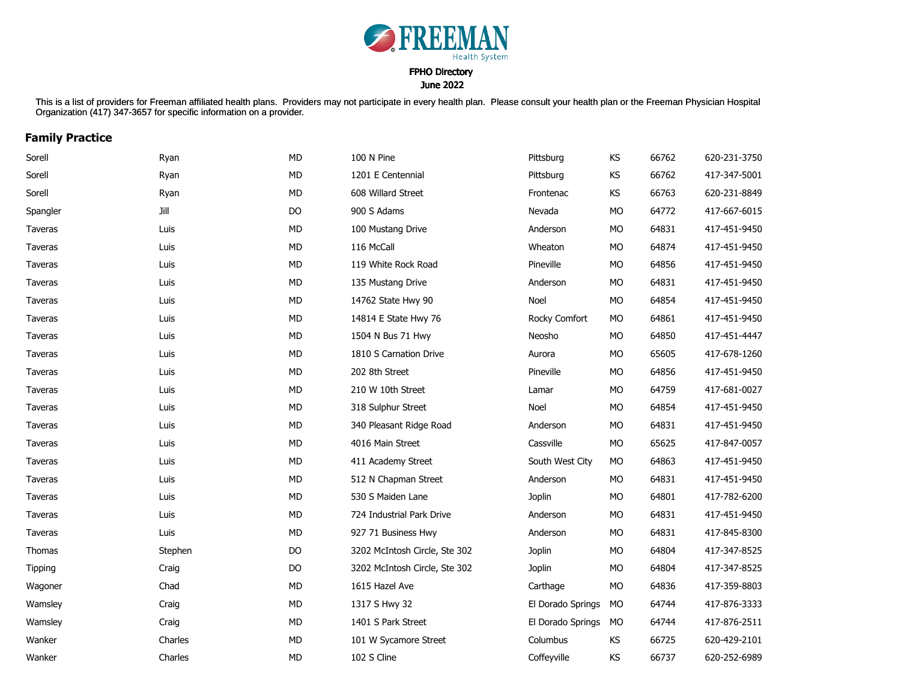FREEMAN Health System

FPHO Directory

June 2022

This is a list of providers for Freeman affiliated health plans. Providers may not participate in every health plan. Please consult your health plan or the Freeman Physician Hospital Organization (417) 347-3657 for specific information on a provider.

## Family Practice

| | | | | | | | |
|---|---|---|---|---|---|---|---|
| Sorell | Ryan | MD | 100 N Pine | Pittsburg | KS | 66762 | 620-231-3750 |
| Sorell | Ryan | MD | 1201 E Centennial | Pittsburg | KS | 66762 | 417-347-5001 |
| Sorell | Ryan | MD | 608 Willard Street | Frontenac | KS | 66763 | 620-231-8849 |
| Spangler | Jill | DO | 900 S Adams | Nevada | MO | 64772 | 417-667-6015 |
| Taveras | Luis | MD | 100 Mustang Drive | Anderson | MO | 64831 | 417-451-9450 |
| Taveras | Luis | MD | 116 McCall | Wheaton | MO | 64874 | 417-451-9450 |
| Taveras | Luis | MD | 119 White Rock Road | Pineville | MO | 64856 | 417-451-9450 |
| Taveras | Luis | MD | 135 Mustang Drive | Anderson | MO | 64831 | 417-451-9450 |
| Taveras | Luis | MD | 14762 State Hwy 90 | Noel | MO | 64854 | 417-451-9450 |
| Taveras | Luis | MD | 14814 E State Hwy 76 | Rocky Comfort | MO | 64861 | 417-451-9450 |
| Taveras | Luis | MD | 1504 N Bus 71 Hwy | Neosho | MO | 64850 | 417-451-4447 |
| Taveras | Luis | MD | 1810 S Carnation Drive | Aurora | MO | 65605 | 417-678-1260 |
| Taveras | Luis | MD | 202 8th Street | Pineville | MO | 64856 | 417-451-9450 |
| Taveras | Luis | MD | 210 W 10th Street | Lamar | MO | 64759 | 417-681-0027 |
| Taveras | Luis | MD | 318 Sulphur Street | Noel | MO | 64854 | 417-451-9450 |
| Taveras | Luis | MD | 340 Pleasant Ridge Road | Anderson | MO | 64831 | 417-451-9450 |
| Taveras | Luis | MD | 4016 Main Street | Cassville | MO | 65625 | 417-847-0057 |
| Taveras | Luis | MD | 411 Academy Street | South West City | MO | 64863 | 417-451-9450 |
| Taveras | Luis | MD | 512 N Chapman Street | Anderson | MO | 64831 | 417-451-9450 |
| Taveras | Luis | MD | 530 S Maiden Lane | Joplin | MO | 64801 | 417-782-6200 |
| Taveras | Luis | MD | 724 Industrial Park Drive | Anderson | MO | 64831 | 417-451-9450 |
| Taveras | Luis | MD | 927 71 Business Hwy | Anderson | MO | 64831 | 417-845-8300 |
| Thomas | Stephen | DO | 3202 McIntosh Circle, Ste 302 | Joplin | MO | 64804 | 417-347-8525 |
| Tipping | Craig | DO | 3202 McIntosh Circle, Ste 302 | Joplin | MO | 64804 | 417-347-8525 |
| Wagoner | Chad | MD | 1615 Hazel Ave | Carthage | MO | 64836 | 417-359-8803 |
| Wamsley | Craig | MD | 1317 S Hwy 32 | El Dorado Springs | MO | 64744 | 417-876-3333 |
| Wamsley | Craig | MD | 1401 S Park Street | El Dorado Springs | MO | 64744 | 417-876-2511 |
| Wanker | Charles | MD | 101 W Sycamore Street | Columbus | KS | 66725 | 620-429-2101 |
| Wanker | Charles | MD | 102 S Cline | Coffeyville | KS | 66737 | 620-252-6989 |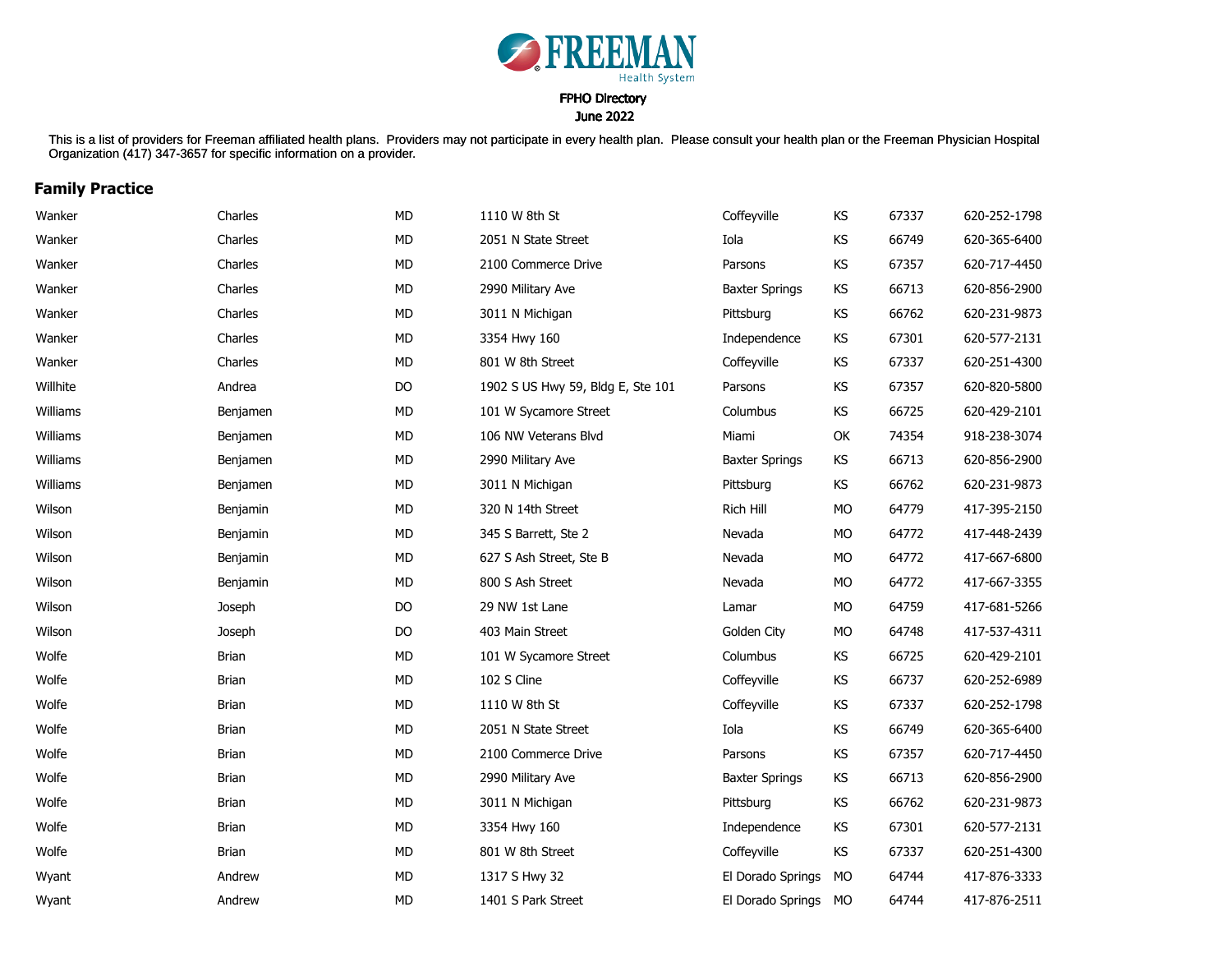FREEMAN Health System

FPHO Directory
June 2022

This is a list of providers for Freeman affiliated health plans. Providers may not participate in every health plan. Please consult your health plan or the Freeman Physician Hospital Organization (417) 347-3657 for specific information on a provider.

## Family Practice

| | | | | | | | |
|---|---|---|---|---|---|---|---|
| Wanker | Charles | MD | 1110 W 8th St | Coffeyville | KS | 67337 | 620-252-1798 |
| Wanker | Charles | MD | 2051 N State Street | Iola | KS | 66749 | 620-365-6400 |
| Wanker | Charles | MD | 2100 Commerce Drive | Parsons | KS | 67357 | 620-717-4450 |
| Wanker | Charles | MD | 2990 Military Ave | Baxter Springs | KS | 66713 | 620-856-2900 |
| Wanker | Charles | MD | 3011 N Michigan | Pittsburg | KS | 66762 | 620-231-9873 |
| Wanker | Charles | MD | 3354 Hwy 160 | Independence | KS | 67301 | 620-577-2131 |
| Wanker | Charles | MD | 801 W 8th Street | Coffeyville | KS | 67337 | 620-251-4300 |
| Willhite | Andrea | DO | 1902 S US Hwy 59, Bldg E, Ste 101 | Parsons | KS | 67357 | 620-820-5800 |
| Williams | Benjamen | MD | 101 W Sycamore Street | Columbus | KS | 66725 | 620-429-2101 |
| Williams | Benjamen | MD | 106 NW Veterans Blvd | Miami | OK | 74354 | 918-238-3074 |
| Williams | Benjamen | MD | 2990 Military Ave | Baxter Springs | KS | 66713 | 620-856-2900 |
| Williams | Benjamen | MD | 3011 N Michigan | Pittsburg | KS | 66762 | 620-231-9873 |
| Wilson | Benjamin | MD | 320 N 14th Street | Rich Hill | MO | 64779 | 417-395-2150 |
| Wilson | Benjamin | MD | 345 S Barrett, Ste 2 | Nevada | MO | 64772 | 417-448-2439 |
| Wilson | Benjamin | MD | 627 S Ash Street, Ste B | Nevada | MO | 64772 | 417-667-6800 |
| Wilson | Benjamin | MD | 800 S Ash Street | Nevada | MO | 64772 | 417-667-3355 |
| Wilson | Joseph | DO | 29 NW 1st Lane | Lamar | MO | 64759 | 417-681-5266 |
| Wilson | Joseph | DO | 403 Main Street | Golden City | MO | 64748 | 417-537-4311 |
| Wolfe | Brian | MD | 101 W Sycamore Street | Columbus | KS | 66725 | 620-429-2101 |
| Wolfe | Brian | MD | 102 S Cline | Coffeyville | KS | 66737 | 620-252-6989 |
| Wolfe | Brian | MD | 1110 W 8th St | Coffeyville | KS | 67337 | 620-252-1798 |
| Wolfe | Brian | MD | 2051 N State Street | Iola | KS | 66749 | 620-365-6400 |
| Wolfe | Brian | MD | 2100 Commerce Drive | Parsons | KS | 67357 | 620-717-4450 |
| Wolfe | Brian | MD | 2990 Military Ave | Baxter Springs | KS | 66713 | 620-856-2900 |
| Wolfe | Brian | MD | 3011 N Michigan | Pittsburg | KS | 66762 | 620-231-9873 |
| Wolfe | Brian | MD | 3354 Hwy 160 | Independence | KS | 67301 | 620-577-2131 |
| Wolfe | Brian | MD | 801 W 8th Street | Coffeyville | KS | 67337 | 620-251-4300 |
| Wyant | Andrew | MD | 1317 S Hwy 32 | El Dorado Springs | MO | 64744 | 417-876-3333 |
| Wyant | Andrew | MD | 1401 S Park Street | El Dorado Springs | MO | 64744 | 417-876-2511 |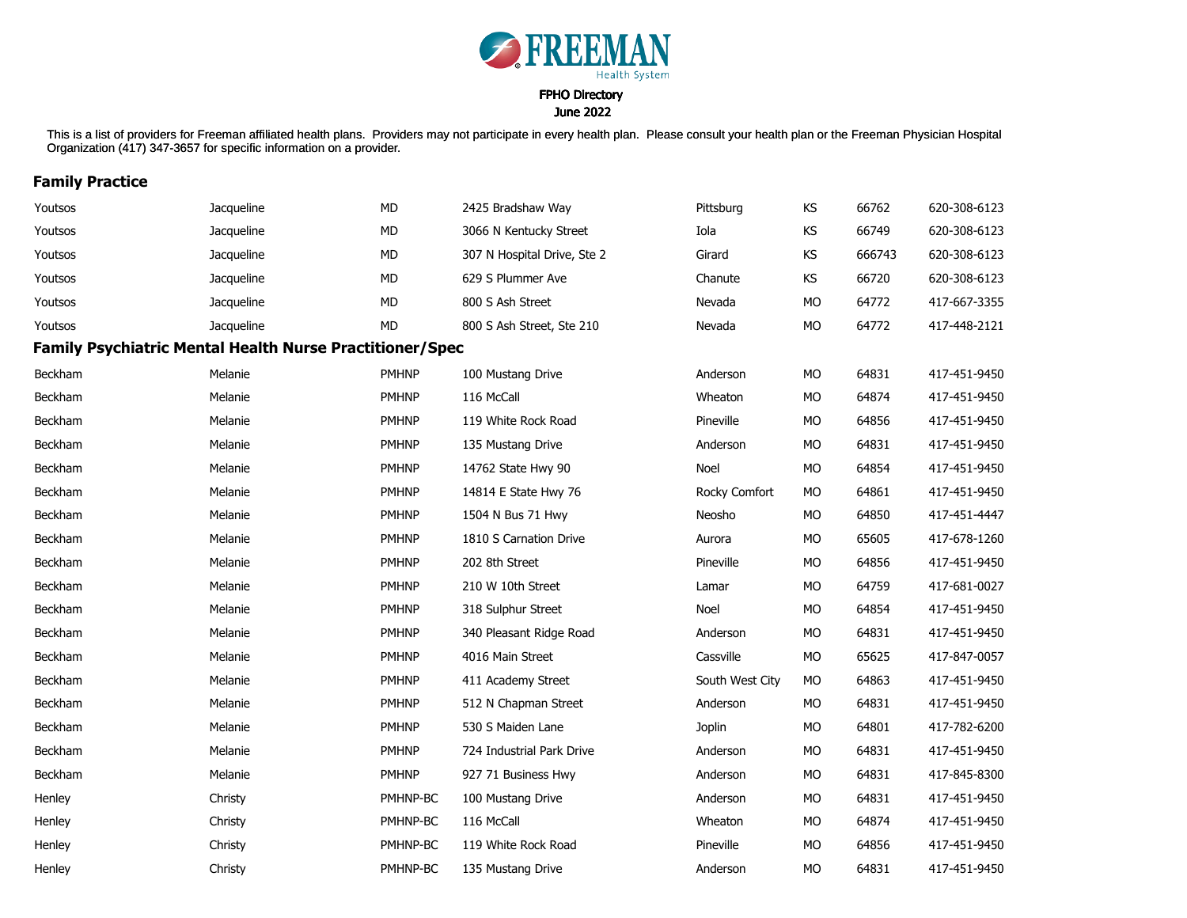FREEMAN Health System

FPHO Directory
June 2022

This is a list of providers for Freeman affiliated health plans. Providers may not participate in every health plan. Please consult your health plan or the Freeman Physician Hospital Organization (417) 347-3657 for specific information on a provider.

## Family Practice

| | | | | | | | |
|---|---|---|---|---|---|---|---|
| Youtsos | Jacqueline | MD | 2425 Bradshaw Way | Pittsburg | KS | 66762 | 620-308-6123 |
| Youtsos | Jacqueline | MD | 3066 N Kentucky Street | Iola | KS | 66749 | 620-308-6123 |
| Youtsos | Jacqueline | MD | 307 N Hospital Drive, Ste 2 | Girard | KS | 666743 | 620-308-6123 |
| Youtsos | Jacqueline | MD | 629 S Plummer Ave | Chanute | KS | 66720 | 620-308-6123 |
| Youtsos | Jacqueline | MD | 800 S Ash Street | Nevada | MO | 64772 | 417-667-3355 |
| Youtsos | Jacqueline | MD | 800 S Ash Street, Ste 210 | Nevada | MO | 64772 | 417-448-2121 |

## Family Psychiatric Mental Health Nurse Practitioner/Spec

| | | | | | | | |
|---|---|---|---|---|---|---|---|
| Beckham | Melanie | PMHNP | 100 Mustang Drive | Anderson | MO | 64831 | 417-451-9450 |
| Beckham | Melanie | PMHNP | 116 McCall | Wheaton | MO | 64874 | 417-451-9450 |
| Beckham | Melanie | PMHNP | 119 White Rock Road | Pineville | MO | 64856 | 417-451-9450 |
| Beckham | Melanie | PMHNP | 135 Mustang Drive | Anderson | MO | 64831 | 417-451-9450 |
| Beckham | Melanie | PMHNP | 14762 State Hwy 90 | Noel | MO | 64854 | 417-451-9450 |
| Beckham | Melanie | PMHNP | 14814 E State Hwy 76 | Rocky Comfort | MO | 64861 | 417-451-9450 |
| Beckham | Melanie | PMHNP | 1504 N Bus 71 Hwy | Neosho | MO | 64850 | 417-451-4447 |
| Beckham | Melanie | PMHNP | 1810 S Carnation Drive | Aurora | MO | 65605 | 417-678-1260 |
| Beckham | Melanie | PMHNP | 202 8th Street | Pineville | MO | 64856 | 417-451-9450 |
| Beckham | Melanie | PMHNP | 210 W 10th Street | Lamar | MO | 64759 | 417-681-0027 |
| Beckham | Melanie | PMHNP | 318 Sulphur Street | Noel | MO | 64854 | 417-451-9450 |
| Beckham | Melanie | PMHNP | 340 Pleasant Ridge Road | Anderson | MO | 64831 | 417-451-9450 |
| Beckham | Melanie | PMHNP | 4016 Main Street | Cassville | MO | 65625 | 417-847-0057 |
| Beckham | Melanie | PMHNP | 411 Academy Street | South West City | MO | 64863 | 417-451-9450 |
| Beckham | Melanie | PMHNP | 512 N Chapman Street | Anderson | MO | 64831 | 417-451-9450 |
| Beckham | Melanie | PMHNP | 530 S Maiden Lane | Joplin | MO | 64801 | 417-782-6200 |
| Beckham | Melanie | PMHNP | 724 Industrial Park Drive | Anderson | MO | 64831 | 417-451-9450 |
| Beckham | Melanie | PMHNP | 927 71 Business Hwy | Anderson | MO | 64831 | 417-845-8300 |
| Henley | Christy | PMHNP-BC | 100 Mustang Drive | Anderson | MO | 64831 | 417-451-9450 |
| Henley | Christy | PMHNP-BC | 116 McCall | Wheaton | MO | 64874 | 417-451-9450 |
| Henley | Christy | PMHNP-BC | 119 White Rock Road | Pineville | MO | 64856 | 417-451-9450 |
| Henley | Christy | PMHNP-BC | 135 Mustang Drive | Anderson | MO | 64831 | 417-451-9450 |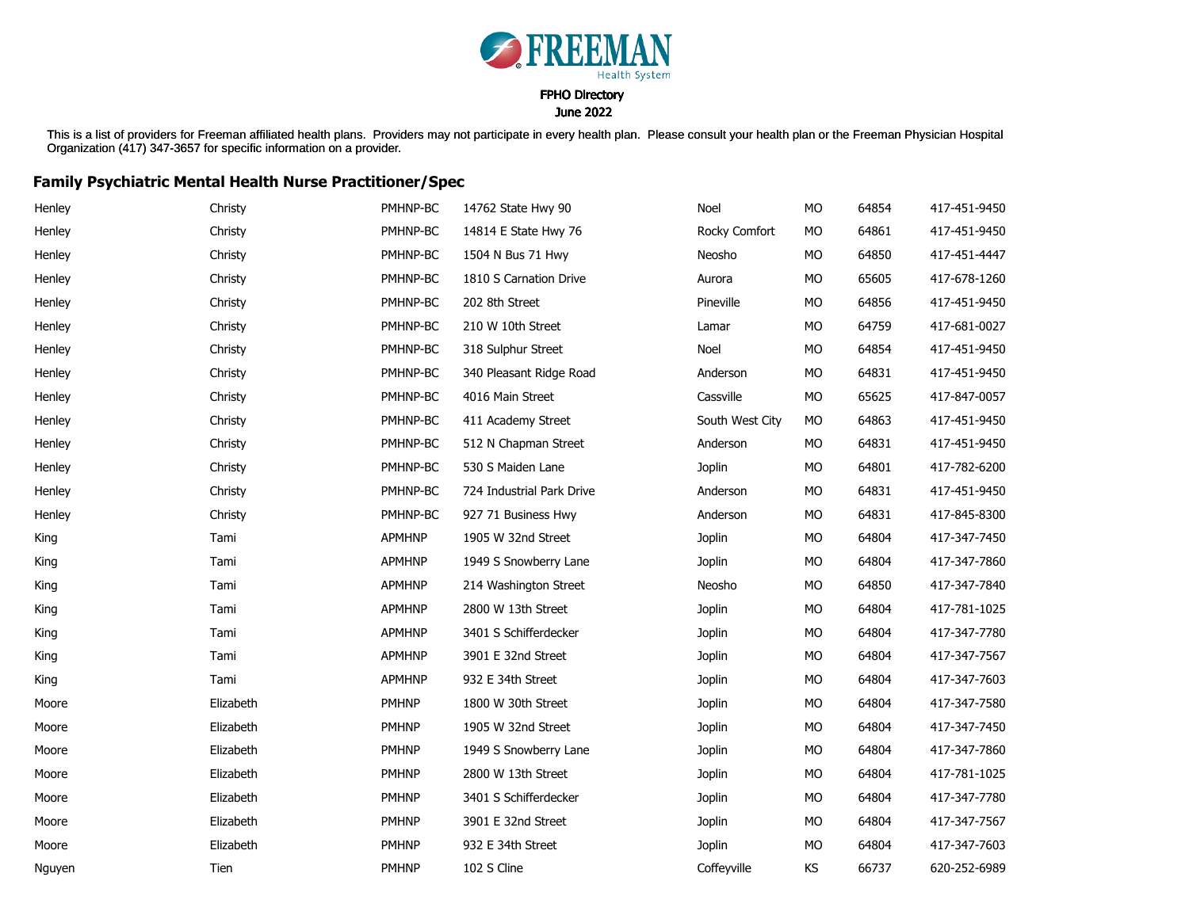FREEMAN Health System

FPHO Directory
June 2022

This is a list of providers for Freeman affiliated health plans. Providers may not participate in every health plan. Please consult your health plan or the Freeman Physician Hospital Organization (417) 347-3657 for specific information on a provider.

## Family Psychiatric Mental Health Nurse Practitioner/Spec

| | | | | | | | |
|---|---|---|---|---|---|---|---|
| Henley | Christy | PMHNP-BC | 14762 State Hwy 90 | Noel | MO | 64854 | 417-451-9450 |
| Henley | Christy | PMHNP-BC | 14814 E State Hwy 76 | Rocky Comfort | MO | 64861 | 417-451-9450 |
| Henley | Christy | PMHNP-BC | 1504 N Bus 71 Hwy | Neosho | MO | 64850 | 417-451-4447 |
| Henley | Christy | PMHNP-BC | 1810 S Carnation Drive | Aurora | MO | 65605 | 417-678-1260 |
| Henley | Christy | PMHNP-BC | 202 8th Street | Pineville | MO | 64856 | 417-451-9450 |
| Henley | Christy | PMHNP-BC | 210 W 10th Street | Lamar | MO | 64759 | 417-681-0027 |
| Henley | Christy | PMHNP-BC | 318 Sulphur Street | Noel | MO | 64854 | 417-451-9450 |
| Henley | Christy | PMHNP-BC | 340 Pleasant Ridge Road | Anderson | MO | 64831 | 417-451-9450 |
| Henley | Christy | PMHNP-BC | 4016 Main Street | Cassville | MO | 65625 | 417-847-0057 |
| Henley | Christy | PMHNP-BC | 411 Academy Street | South West City | MO | 64863 | 417-451-9450 |
| Henley | Christy | PMHNP-BC | 512 N Chapman Street | Anderson | MO | 64831 | 417-451-9450 |
| Henley | Christy | PMHNP-BC | 530 S Maiden Lane | Joplin | MO | 64801 | 417-782-6200 |
| Henley | Christy | PMHNP-BC | 724 Industrial Park Drive | Anderson | MO | 64831 | 417-451-9450 |
| Henley | Christy | PMHNP-BC | 927 71 Business Hwy | Anderson | MO | 64831 | 417-845-8300 |
| King | Tami | APMHNP | 1905 W 32nd Street | Joplin | MO | 64804 | 417-347-7450 |
| King | Tami | APMHNP | 1949 S Snowberry Lane | Joplin | MO | 64804 | 417-347-7860 |
| King | Tami | APMHNP | 214 Washington Street | Neosho | MO | 64850 | 417-347-7840 |
| King | Tami | APMHNP | 2800 W 13th Street | Joplin | MO | 64804 | 417-781-1025 |
| King | Tami | APMHNP | 3401 S Schifferdecker | Joplin | MO | 64804 | 417-347-7780 |
| King | Tami | APMHNP | 3901 E 32nd Street | Joplin | MO | 64804 | 417-347-7567 |
| King | Tami | APMHNP | 932 E 34th Street | Joplin | MO | 64804 | 417-347-7603 |
| Moore | Elizabeth | PMHNP | 1800 W 30th Street | Joplin | MO | 64804 | 417-347-7580 |
| Moore | Elizabeth | PMHNP | 1905 W 32nd Street | Joplin | MO | 64804 | 417-347-7450 |
| Moore | Elizabeth | PMHNP | 1949 S Snowberry Lane | Joplin | MO | 64804 | 417-347-7860 |
| Moore | Elizabeth | PMHNP | 2800 W 13th Street | Joplin | MO | 64804 | 417-781-1025 |
| Moore | Elizabeth | PMHNP | 3401 S Schifferdecker | Joplin | MO | 64804 | 417-347-7780 |
| Moore | Elizabeth | PMHNP | 3901 E 32nd Street | Joplin | MO | 64804 | 417-347-7567 |
| Moore | Elizabeth | PMHNP | 932 E 34th Street | Joplin | MO | 64804 | 417-347-7603 |
| Nguyen | Tien | PMHNP | 102 S Cline | Coffeyville | KS | 66737 | 620-252-6989 |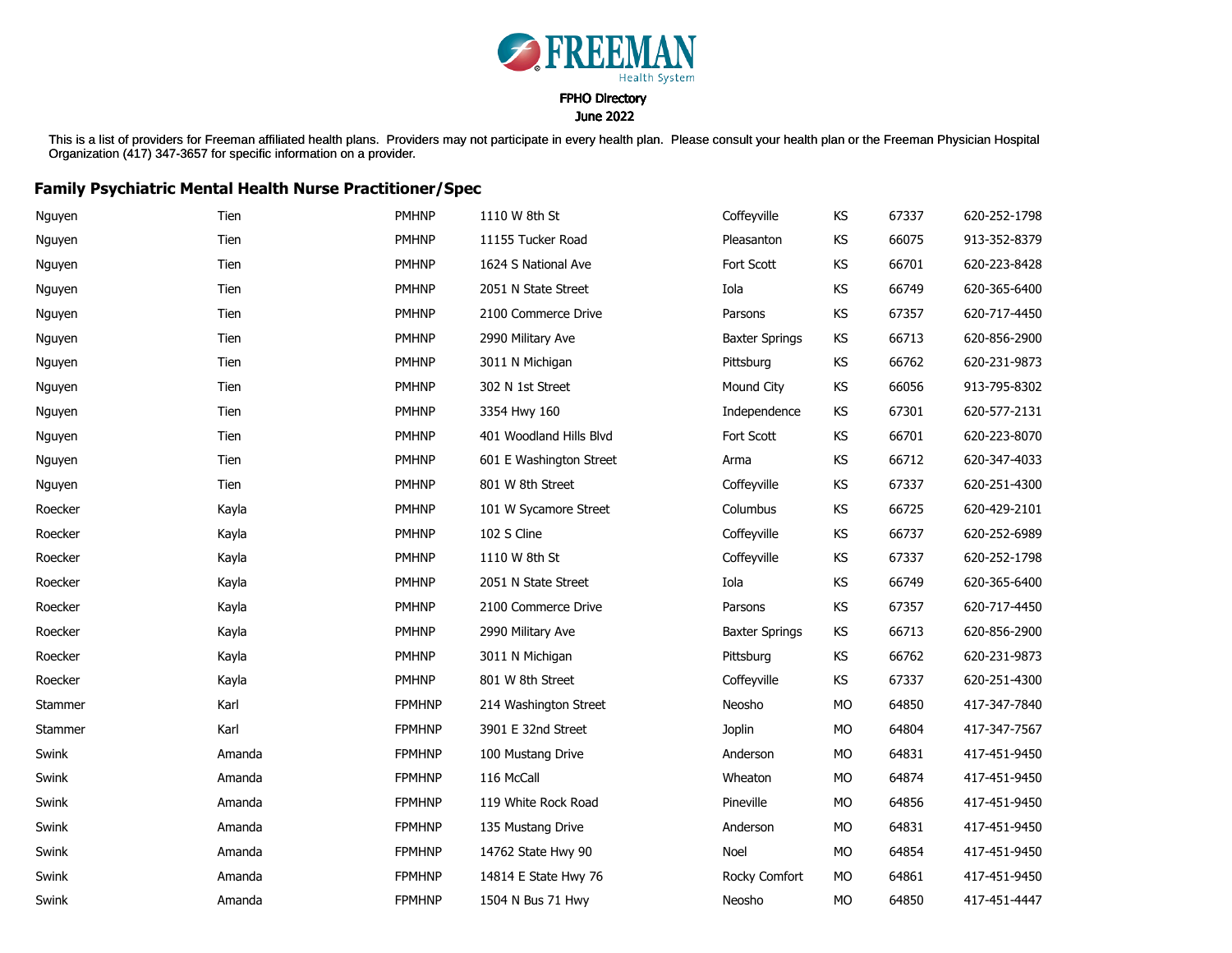**FREEMAN**
Health System

FPHO Directory
June 2022

This is a list of providers for Freeman affiliated health plans. Providers may not participate in every health plan. Please consult your health plan or the Freeman Physician Hospital Organization (417) 347-3657 for specific information on a provider.

## Family Psychiatric Mental Health Nurse Practitioner/Spec

| | | | | | | | |
|---|---|---|---|---|---|---|---|
| Nguyen | Tien | PMHNP | 1110 W 8th St | Coffeyville | KS | 67337 | 620-252-1798 |
| Nguyen | Tien | PMHNP | 11155 Tucker Road | Pleasanton | KS | 66075 | 913-352-8379 |
| Nguyen | Tien | PMHNP | 1624 S National Ave | Fort Scott | KS | 66701 | 620-223-8428 |
| Nguyen | Tien | PMHNP | 2051 N State Street | Iola | KS | 66749 | 620-365-6400 |
| Nguyen | Tien | PMHNP | 2100 Commerce Drive | Parsons | KS | 67357 | 620-717-4450 |
| Nguyen | Tien | PMHNP | 2990 Military Ave | Baxter Springs | KS | 66713 | 620-856-2900 |
| Nguyen | Tien | PMHNP | 3011 N Michigan | Pittsburg | KS | 66762 | 620-231-9873 |
| Nguyen | Tien | PMHNP | 302 N 1st Street | Mound City | KS | 66056 | 913-795-8302 |
| Nguyen | Tien | PMHNP | 3354 Hwy 160 | Independence | KS | 67301 | 620-577-2131 |
| Nguyen | Tien | PMHNP | 401 Woodland Hills Blvd | Fort Scott | KS | 66701 | 620-223-8070 |
| Nguyen | Tien | PMHNP | 601 E Washington Street | Arma | KS | 66712 | 620-347-4033 |
| Nguyen | Tien | PMHNP | 801 W 8th Street | Coffeyville | KS | 67337 | 620-251-4300 |
| Roecker | Kayla | PMHNP | 101 W Sycamore Street | Columbus | KS | 66725 | 620-429-2101 |
| Roecker | Kayla | PMHNP | 102 S Cline | Coffeyville | KS | 66737 | 620-252-6989 |
| Roecker | Kayla | PMHNP | 1110 W 8th St | Coffeyville | KS | 67337 | 620-252-1798 |
| Roecker | Kayla | PMHNP | 2051 N State Street | Iola | KS | 66749 | 620-365-6400 |
| Roecker | Kayla | PMHNP | 2100 Commerce Drive | Parsons | KS | 67357 | 620-717-4450 |
| Roecker | Kayla | PMHNP | 2990 Military Ave | Baxter Springs | KS | 66713 | 620-856-2900 |
| Roecker | Kayla | PMHNP | 3011 N Michigan | Pittsburg | KS | 66762 | 620-231-9873 |
| Roecker | Kayla | PMHNP | 801 W 8th Street | Coffeyville | KS | 67337 | 620-251-4300 |
| Stammer | Karl | FPMHNP | 214 Washington Street | Neosho | MO | 64850 | 417-347-7840 |
| Stammer | Karl | FPMHNP | 3901 E 32nd Street | Joplin | MO | 64804 | 417-347-7567 |
| Swink | Amanda | FPMHNP | 100 Mustang Drive | Anderson | MO | 64831 | 417-451-9450 |
| Swink | Amanda | FPMHNP | 116 McCall | Wheaton | MO | 64874 | 417-451-9450 |
| Swink | Amanda | FPMHNP | 119 White Rock Road | Pineville | MO | 64856 | 417-451-9450 |
| Swink | Amanda | FPMHNP | 135 Mustang Drive | Anderson | MO | 64831 | 417-451-9450 |
| Swink | Amanda | FPMHNP | 14762 State Hwy 90 | Noel | MO | 64854 | 417-451-9450 |
| Swink | Amanda | FPMHNP | 14814 E State Hwy 76 | Rocky Comfort | MO | 64861 | 417-451-9450 |
| Swink | Amanda | FPMHNP | 1504 N Bus 71 Hwy | Neosho | MO | 64850 | 417-451-4447 |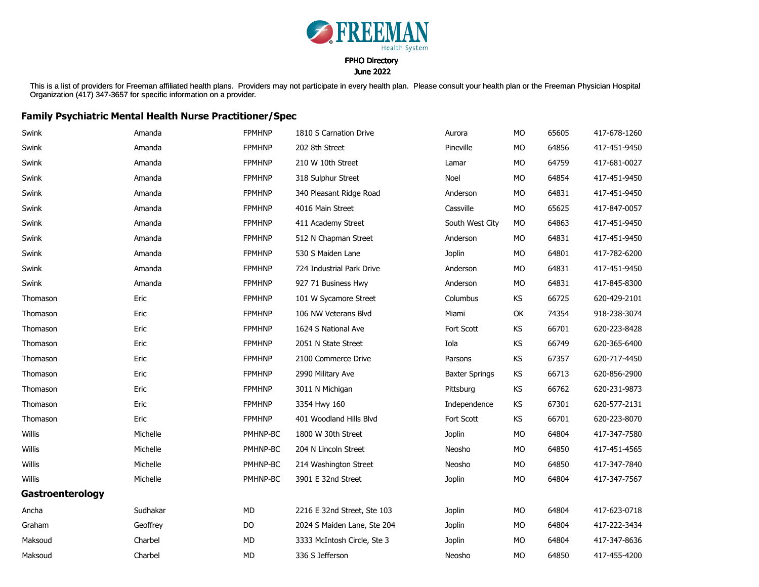FREEMAN Health System

FPHO Directory
June 2022

This is a list of providers for Freeman affiliated health plans. Providers may not participate in every health plan. Please consult your health plan or the Freeman Physician Hospital Organization (417) 347-3657 for specific information on a provider.

## Family Psychiatric Mental Health Nurse Practitioner/Spec

| | | | | | | | |
|---|---|---|---|---|---|---|---|
| Swink | Amanda | FPMHNP | 1810 S Carnation Drive | Aurora | MO | 65605 | 417-678-1260 |
| Swink | Amanda | FPMHNP | 202 8th Street | Pineville | MO | 64856 | 417-451-9450 |
| Swink | Amanda | FPMHNP | 210 W 10th Street | Lamar | MO | 64759 | 417-681-0027 |
| Swink | Amanda | FPMHNP | 318 Sulphur Street | Noel | MO | 64854 | 417-451-9450 |
| Swink | Amanda | FPMHNP | 340 Pleasant Ridge Road | Anderson | MO | 64831 | 417-451-9450 |
| Swink | Amanda | FPMHNP | 4016 Main Street | Cassville | MO | 65625 | 417-847-0057 |
| Swink | Amanda | FPMHNP | 411 Academy Street | South West City | MO | 64863 | 417-451-9450 |
| Swink | Amanda | FPMHNP | 512 N Chapman Street | Anderson | MO | 64831 | 417-451-9450 |
| Swink | Amanda | FPMHNP | 530 S Maiden Lane | Joplin | MO | 64801 | 417-782-6200 |
| Swink | Amanda | FPMHNP | 724 Industrial Park Drive | Anderson | MO | 64831 | 417-451-9450 |
| Swink | Amanda | FPMHNP | 927 71 Business Hwy | Anderson | MO | 64831 | 417-845-8300 |
| Thomason | Eric | FPMHNP | 101 W Sycamore Street | Columbus | KS | 66725 | 620-429-2101 |
| Thomason | Eric | FPMHNP | 106 NW Veterans Blvd | Miami | OK | 74354 | 918-238-3074 |
| Thomason | Eric | FPMHNP | 1624 S National Ave | Fort Scott | KS | 66701 | 620-223-8428 |
| Thomason | Eric | FPMHNP | 2051 N State Street | Iola | KS | 66749 | 620-365-6400 |
| Thomason | Eric | FPMHNP | 2100 Commerce Drive | Parsons | KS | 67357 | 620-717-4450 |
| Thomason | Eric | FPMHNP | 2990 Military Ave | Baxter Springs | KS | 66713 | 620-856-2900 |
| Thomason | Eric | FPMHNP | 3011 N Michigan | Pittsburg | KS | 66762 | 620-231-9873 |
| Thomason | Eric | FPMHNP | 3354 Hwy 160 | Independence | KS | 67301 | 620-577-2131 |
| Thomason | Eric | FPMHNP | 401 Woodland Hills Blvd | Fort Scott | KS | 66701 | 620-223-8070 |
| Willis | Michelle | PMHNP-BC | 1800 W 30th Street | Joplin | MO | 64804 | 417-347-7580 |
| Willis | Michelle | PMHNP-BC | 204 N Lincoln Street | Neosho | MO | 64850 | 417-451-4565 |
| Willis | Michelle | PMHNP-BC | 214 Washington Street | Neosho | MO | 64850 | 417-347-7840 |
| Willis | Michelle | PMHNP-BC | 3901 E 32nd Street | Joplin | MO | 64804 | 417-347-7567 |

## Gastroenterology

| | | | | | | | |
|---|---|---|---|---|---|---|---|
| Ancha | Sudhakar | MD | 2216 E 32nd Street, Ste 103 | Joplin | MO | 64804 | 417-623-0718 |
| Graham | Geoffrey | DO | 2024 S Maiden Lane, Ste 204 | Joplin | MO | 64804 | 417-222-3434 |
| Maksoud | Charbel | MD | 3333 McIntosh Circle, Ste 3 | Joplin | MO | 64804 | 417-347-8636 |
| Maksoud | Charbel | MD | 336 S Jefferson | Neosho | MO | 64850 | 417-455-4200 |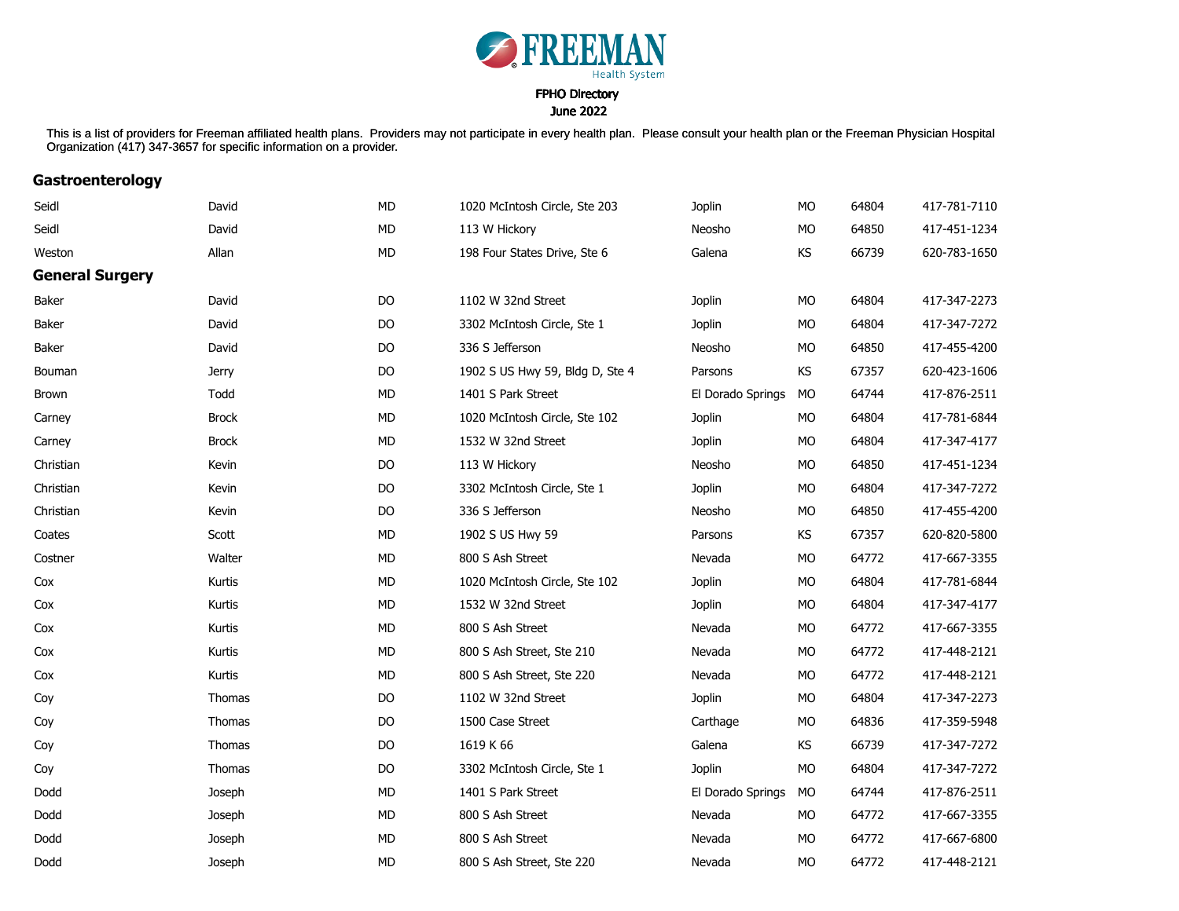**FREEMAN** Health System

FPHO Directory
June 2022

This is a list of providers for Freeman affiliated health plans. Providers may not participate in every health plan. Please consult your health plan or the Freeman Physician Hospital Organization (417) 347-3657 for specific information on a provider.

## Gastroenterology

| | | | | | | | |
|---|---|---|---|---|---|---|---|
| Seidl | David | MD | 1020 McIntosh Circle, Ste 203 | Joplin | MO | 64804 | 417-781-7110 |
| Seidl | David | MD | 113 W Hickory | Neosho | MO | 64850 | 417-451-1234 |
| Weston | Allan | MD | 198 Four States Drive, Ste 6 | Galena | KS | 66739 | 620-783-1650 |

## General Surgery

| | | | | | | | |
|---|---|---|---|---|---|---|---|
| Baker | David | DO | 1102 W 32nd Street | Joplin | MO | 64804 | 417-347-2273 |
| Baker | David | DO | 3302 McIntosh Circle, Ste 1 | Joplin | MO | 64804 | 417-347-7272 |
| Baker | David | DO | 336 S Jefferson | Neosho | MO | 64850 | 417-455-4200 |
| Bouman | Jerry | DO | 1902 S US Hwy 59, Bldg D, Ste 4 | Parsons | KS | 67357 | 620-423-1606 |
| Brown | Todd | MD | 1401 S Park Street | El Dorado Springs | MO | 64744 | 417-876-2511 |
| Carney | Brock | MD | 1020 McIntosh Circle, Ste 102 | Joplin | MO | 64804 | 417-781-6844 |
| Carney | Brock | MD | 1532 W 32nd Street | Joplin | MO | 64804 | 417-347-4177 |
| Christian | Kevin | DO | 113 W Hickory | Neosho | MO | 64850 | 417-451-1234 |
| Christian | Kevin | DO | 3302 McIntosh Circle, Ste 1 | Joplin | MO | 64804 | 417-347-7272 |
| Christian | Kevin | DO | 336 S Jefferson | Neosho | MO | 64850 | 417-455-4200 |
| Coates | Scott | MD | 1902 S US Hwy 59 | Parsons | KS | 67357 | 620-820-5800 |
| Costner | Walter | MD | 800 S Ash Street | Nevada | MO | 64772 | 417-667-3355 |
| Cox | Kurtis | MD | 1020 McIntosh Circle, Ste 102 | Joplin | MO | 64804 | 417-781-6844 |
| Cox | Kurtis | MD | 1532 W 32nd Street | Joplin | MO | 64804 | 417-347-4177 |
| Cox | Kurtis | MD | 800 S Ash Street | Nevada | MO | 64772 | 417-667-3355 |
| Cox | Kurtis | MD | 800 S Ash Street, Ste 210 | Nevada | MO | 64772 | 417-448-2121 |
| Cox | Kurtis | MD | 800 S Ash Street, Ste 220 | Nevada | MO | 64772 | 417-448-2121 |
| Coy | Thomas | DO | 1102 W 32nd Street | Joplin | MO | 64804 | 417-347-2273 |
| Coy | Thomas | DO | 1500 Case Street | Carthage | MO | 64836 | 417-359-5948 |
| Coy | Thomas | DO | 1619 K 66 | Galena | KS | 66739 | 417-347-7272 |
| Coy | Thomas | DO | 3302 McIntosh Circle, Ste 1 | Joplin | MO | 64804 | 417-347-7272 |
| Dodd | Joseph | MD | 1401 S Park Street | El Dorado Springs | MO | 64744 | 417-876-2511 |
| Dodd | Joseph | MD | 800 S Ash Street | Nevada | MO | 64772 | 417-667-3355 |
| Dodd | Joseph | MD | 800 S Ash Street | Nevada | MO | 64772 | 417-667-6800 |
| Dodd | Joseph | MD | 800 S Ash Street, Ste 220 | Nevada | MO | 64772 | 417-448-2121 |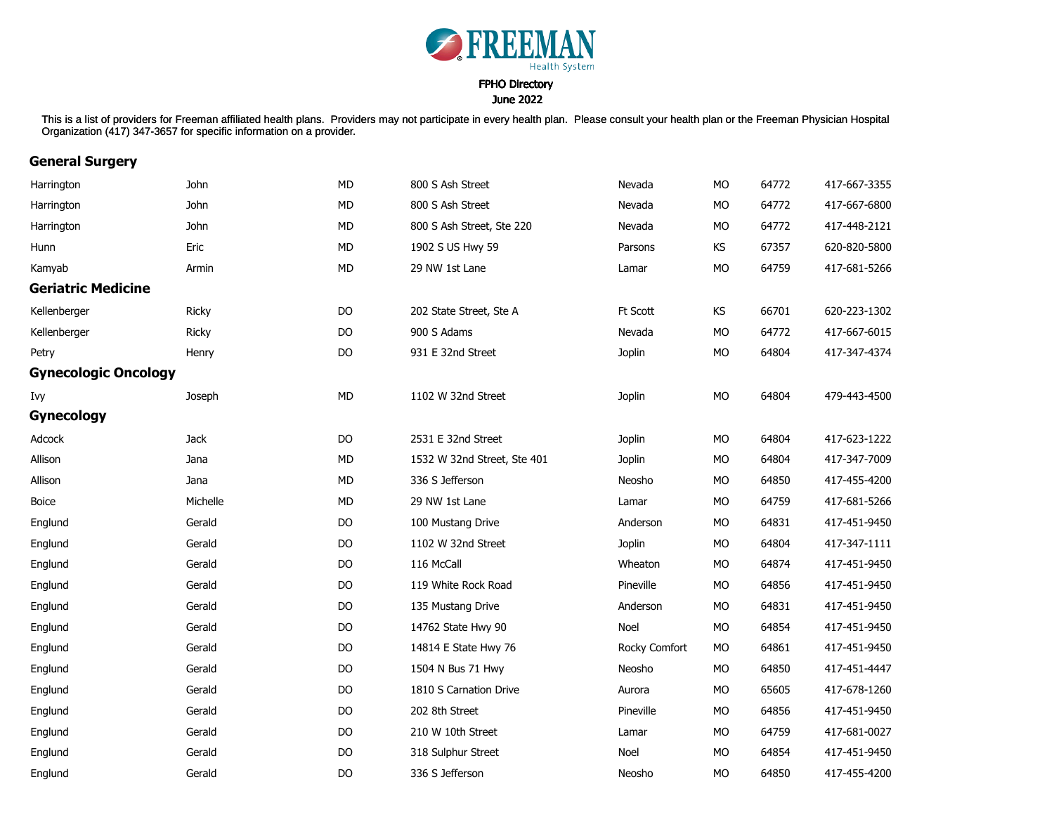FREEMAN
Health System

**FPHO Directory**
**June 2022**

This is a list of providers for Freeman affiliated health plans. Providers may not participate in every health plan. Please consult your health plan or the Freeman Physician Hospital Organization (417) 347-3657 for specific information on a provider.

## General Surgery

| | | | | | | | |
|---|---|---|---|---|---|---|---|
| Harrington | John | MD | 800 S Ash Street | Nevada | MO | 64772 | 417-667-3355 |
| Harrington | John | MD | 800 S Ash Street | Nevada | MO | 64772 | 417-667-6800 |
| Harrington | John | MD | 800 S Ash Street, Ste 220 | Nevada | MO | 64772 | 417-448-2121 |
| Hunn | Eric | MD | 1902 S US Hwy 59 | Parsons | KS | 67357 | 620-820-5800 |
| Kamyab | Armin | MD | 29 NW 1st Lane | Lamar | MO | 64759 | 417-681-5266 |

## Geriatric Medicine

| | | | | | | | |
|---|---|---|---|---|---|---|---|
| Kellenberger | Ricky | DO | 202 State Street, Ste A | Ft Scott | KS | 66701 | 620-223-1302 |
| Kellenberger | Ricky | DO | 900 S Adams | Nevada | MO | 64772 | 417-667-6015 |
| Petry | Henry | DO | 931 E 32nd Street | Joplin | MO | 64804 | 417-347-4374 |

## Gynecologic Oncology

| | | | | | | | |
|---|---|---|---|---|---|---|---|
| Ivy | Joseph | MD | 1102 W 32nd Street | Joplin | MO | 64804 | 479-443-4500 |

## Gynecology

| | | | | | | | |
|---|---|---|---|---|---|---|---|
| Adcock | Jack | DO | 2531 E 32nd Street | Joplin | MO | 64804 | 417-623-1222 |
| Allison | Jana | MD | 1532 W 32nd Street, Ste 401 | Joplin | MO | 64804 | 417-347-7009 |
| Allison | Jana | MD | 336 S Jefferson | Neosho | MO | 64850 | 417-455-4200 |
| Boice | Michelle | MD | 29 NW 1st Lane | Lamar | MO | 64759 | 417-681-5266 |
| Englund | Gerald | DO | 100 Mustang Drive | Anderson | MO | 64831 | 417-451-9450 |
| Englund | Gerald | DO | 1102 W 32nd Street | Joplin | MO | 64804 | 417-347-1111 |
| Englund | Gerald | DO | 116 McCall | Wheaton | MO | 64874 | 417-451-9450 |
| Englund | Gerald | DO | 119 White Rock Road | Pineville | MO | 64856 | 417-451-9450 |
| Englund | Gerald | DO | 135 Mustang Drive | Anderson | MO | 64831 | 417-451-9450 |
| Englund | Gerald | DO | 14762 State Hwy 90 | Noel | MO | 64854 | 417-451-9450 |
| Englund | Gerald | DO | 14814 E State Hwy 76 | Rocky Comfort | MO | 64861 | 417-451-9450 |
| Englund | Gerald | DO | 1504 N Bus 71 Hwy | Neosho | MO | 64850 | 417-451-4447 |
| Englund | Gerald | DO | 1810 S Carnation Drive | Aurora | MO | 65605 | 417-678-1260 |
| Englund | Gerald | DO | 202 8th Street | Pineville | MO | 64856 | 417-451-9450 |
| Englund | Gerald | DO | 210 W 10th Street | Lamar | MO | 64759 | 417-681-0027 |
| Englund | Gerald | DO | 318 Sulphur Street | Noel | MO | 64854 | 417-451-9450 |
| Englund | Gerald | DO | 336 S Jefferson | Neosho | MO | 64850 | 417-455-4200 |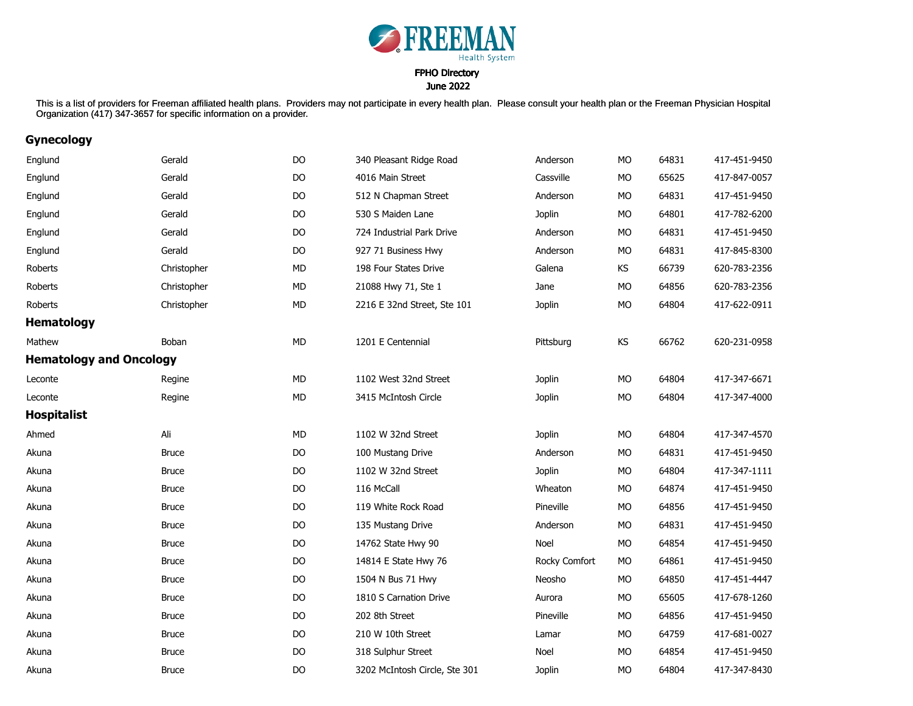FREEMAN Health System

FPHO Directory

June 2022

This is a list of providers for Freeman affiliated health plans. Providers may not participate in every health plan. Please consult your health plan or the Freeman Physician Hospital Organization (417) 347-3657 for specific information on a provider.

## Gynecology

| | | | | | | | |
|---|---|---|---|---|---|---|---|
| Englund | Gerald | DO | 340 Pleasant Ridge Road | Anderson | MO | 64831 | 417-451-9450 |
| Englund | Gerald | DO | 4016 Main Street | Cassville | MO | 65625 | 417-847-0057 |
| Englund | Gerald | DO | 512 N Chapman Street | Anderson | MO | 64831 | 417-451-9450 |
| Englund | Gerald | DO | 530 S Maiden Lane | Joplin | MO | 64801 | 417-782-6200 |
| Englund | Gerald | DO | 724 Industrial Park Drive | Anderson | MO | 64831 | 417-451-9450 |
| Englund | Gerald | DO | 927 71 Business Hwy | Anderson | MO | 64831 | 417-845-8300 |
| Roberts | Christopher | MD | 198 Four States Drive | Galena | KS | 66739 | 620-783-2356 |
| Roberts | Christopher | MD | 21088 Hwy 71, Ste 1 | Jane | MO | 64856 | 620-783-2356 |
| Roberts | Christopher | MD | 2216 E 32nd Street, Ste 101 | Joplin | MO | 64804 | 417-622-0911 |

## Hematology

| | | | | | | | |
|---|---|---|---|---|---|---|---|
| Mathew | Boban | MD | 1201 E Centennial | Pittsburg | KS | 66762 | 620-231-0958 |

## Hematology and Oncology

| | | | | | | | |
|---|---|---|---|---|---|---|---|
| Leconte | Regine | MD | 1102 West 32nd Street | Joplin | MO | 64804 | 417-347-6671 |
| Leconte | Regine | MD | 3415 McIntosh Circle | Joplin | MO | 64804 | 417-347-4000 |

## Hospitalist

| | | | | | | | |
|---|---|---|---|---|---|---|---|
| Ahmed | Ali | MD | 1102 W 32nd Street | Joplin | MO | 64804 | 417-347-4570 |
| Akuna | Bruce | DO | 100 Mustang Drive | Anderson | MO | 64831 | 417-451-9450 |
| Akuna | Bruce | DO | 1102 W 32nd Street | Joplin | MO | 64804 | 417-347-1111 |
| Akuna | Bruce | DO | 116 McCall | Wheaton | MO | 64874 | 417-451-9450 |
| Akuna | Bruce | DO | 119 White Rock Road | Pineville | MO | 64856 | 417-451-9450 |
| Akuna | Bruce | DO | 135 Mustang Drive | Anderson | MO | 64831 | 417-451-9450 |
| Akuna | Bruce | DO | 14762 State Hwy 90 | Noel | MO | 64854 | 417-451-9450 |
| Akuna | Bruce | DO | 14814 E State Hwy 76 | Rocky Comfort | MO | 64861 | 417-451-9450 |
| Akuna | Bruce | DO | 1504 N Bus 71 Hwy | Neosho | MO | 64850 | 417-451-4447 |
| Akuna | Bruce | DO | 1810 S Carnation Drive | Aurora | MO | 65605 | 417-678-1260 |
| Akuna | Bruce | DO | 202 8th Street | Pineville | MO | 64856 | 417-451-9450 |
| Akuna | Bruce | DO | 210 W 10th Street | Lamar | MO | 64759 | 417-681-0027 |
| Akuna | Bruce | DO | 318 Sulphur Street | Noel | MO | 64854 | 417-451-9450 |
| Akuna | Bruce | DO | 3202 McIntosh Circle, Ste 301 | Joplin | MO | 64804 | 417-347-8430 |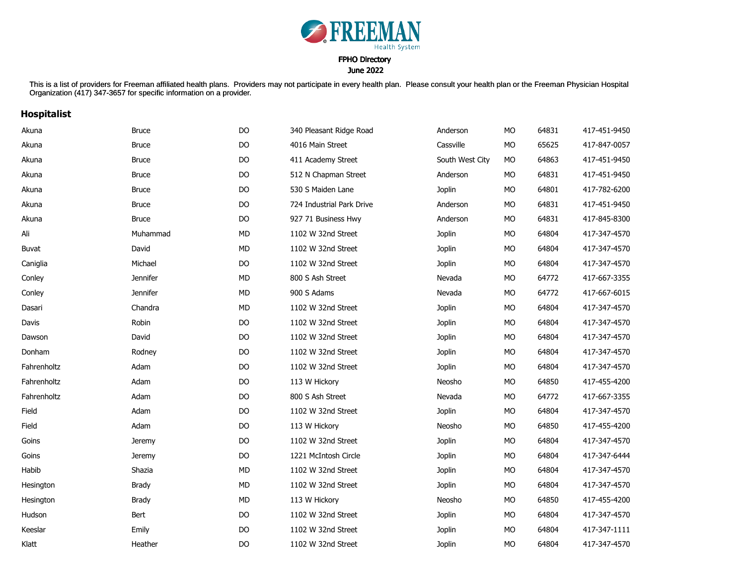FREEMAN
Health System

FPHO Directory
June 2022

This is a list of providers for Freeman affiliated health plans. Providers may not participate in every health plan. Please consult your health plan or the Freeman Physician Hospital Organization (417) 347-3657 for specific information on a provider.

## Hospitalist

| | | | | | | | |
|---|---|---|---|---|---|---|---|
| Akuna | Bruce | DO | 340 Pleasant Ridge Road | Anderson | MO | 64831 | 417-451-9450 |
| Akuna | Bruce | DO | 4016 Main Street | Cassville | MO | 65625 | 417-847-0057 |
| Akuna | Bruce | DO | 411 Academy Street | South West City | MO | 64863 | 417-451-9450 |
| Akuna | Bruce | DO | 512 N Chapman Street | Anderson | MO | 64831 | 417-451-9450 |
| Akuna | Bruce | DO | 530 S Maiden Lane | Joplin | MO | 64801 | 417-782-6200 |
| Akuna | Bruce | DO | 724 Industrial Park Drive | Anderson | MO | 64831 | 417-451-9450 |
| Akuna | Bruce | DO | 927 71 Business Hwy | Anderson | MO | 64831 | 417-845-8300 |
| Ali | Muhammad | MD | 1102 W 32nd Street | Joplin | MO | 64804 | 417-347-4570 |
| Buvat | David | MD | 1102 W 32nd Street | Joplin | MO | 64804 | 417-347-4570 |
| Caniglia | Michael | DO | 1102 W 32nd Street | Joplin | MO | 64804 | 417-347-4570 |
| Conley | Jennifer | MD | 800 S Ash Street | Nevada | MO | 64772 | 417-667-3355 |
| Conley | Jennifer | MD | 900 S Adams | Nevada | MO | 64772 | 417-667-6015 |
| Dasari | Chandra | MD | 1102 W 32nd Street | Joplin | MO | 64804 | 417-347-4570 |
| Davis | Robin | DO | 1102 W 32nd Street | Joplin | MO | 64804 | 417-347-4570 |
| Dawson | David | DO | 1102 W 32nd Street | Joplin | MO | 64804 | 417-347-4570 |
| Donham | Rodney | DO | 1102 W 32nd Street | Joplin | MO | 64804 | 417-347-4570 |
| Fahrenholtz | Adam | DO | 1102 W 32nd Street | Joplin | MO | 64804 | 417-347-4570 |
| Fahrenholtz | Adam | DO | 113 W Hickory | Neosho | MO | 64850 | 417-455-4200 |
| Fahrenholtz | Adam | DO | 800 S Ash Street | Nevada | MO | 64772 | 417-667-3355 |
| Field | Adam | DO | 1102 W 32nd Street | Joplin | MO | 64804 | 417-347-4570 |
| Field | Adam | DO | 113 W Hickory | Neosho | MO | 64850 | 417-455-4200 |
| Goins | Jeremy | DO | 1102 W 32nd Street | Joplin | MO | 64804 | 417-347-4570 |
| Goins | Jeremy | DO | 1221 McIntosh Circle | Joplin | MO | 64804 | 417-347-6444 |
| Habib | Shazia | MD | 1102 W 32nd Street | Joplin | MO | 64804 | 417-347-4570 |
| Hesington | Brady | MD | 1102 W 32nd Street | Joplin | MO | 64804 | 417-347-4570 |
| Hesington | Brady | MD | 113 W Hickory | Neosho | MO | 64850 | 417-455-4200 |
| Hudson | Bert | DO | 1102 W 32nd Street | Joplin | MO | 64804 | 417-347-4570 |
| Keeslar | Emily | DO | 1102 W 32nd Street | Joplin | MO | 64804 | 417-347-1111 |
| Klatt | Heather | DO | 1102 W 32nd Street | Joplin | MO | 64804 | 417-347-4570 |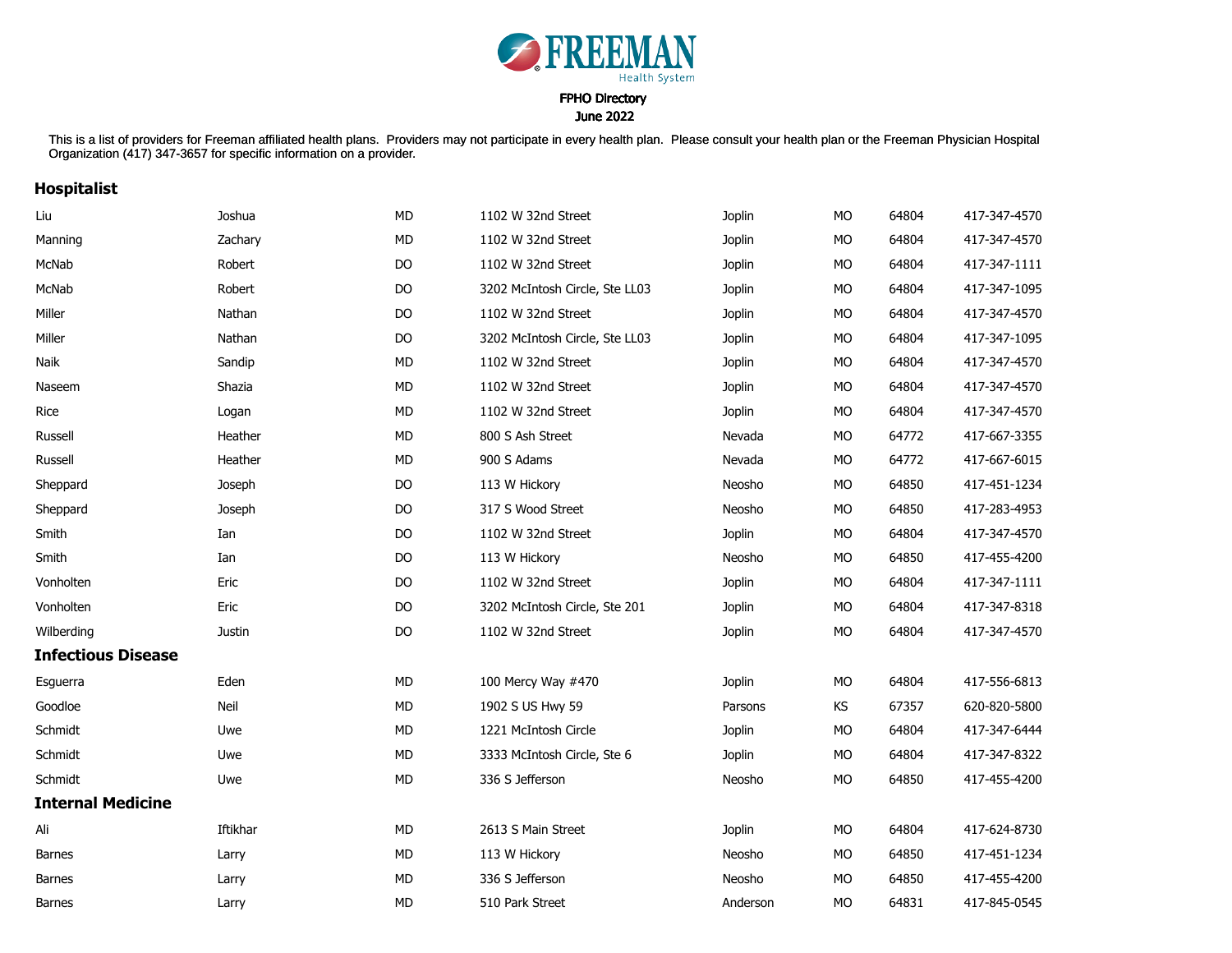FREEMAN Health System

FPHO Directory

June 2022

This is a list of providers for Freeman affiliated health plans. Providers may not participate in every health plan. Please consult your health plan or the Freeman Physician Hospital Organization (417) 347-3657 for specific information on a provider.

## Hospitalist

| | | | | | | | |
|---|---|---|---|---|---|---|---|
| Liu | Joshua | MD | 1102 W 32nd Street | Joplin | MO | 64804 | 417-347-4570 |
| Manning | Zachary | MD | 1102 W 32nd Street | Joplin | MO | 64804 | 417-347-4570 |
| McNab | Robert | DO | 1102 W 32nd Street | Joplin | MO | 64804 | 417-347-1111 |
| McNab | Robert | DO | 3202 McIntosh Circle, Ste LL03 | Joplin | MO | 64804 | 417-347-1095 |
| Miller | Nathan | DO | 1102 W 32nd Street | Joplin | MO | 64804 | 417-347-4570 |
| Miller | Nathan | DO | 3202 McIntosh Circle, Ste LL03 | Joplin | MO | 64804 | 417-347-1095 |
| Naik | Sandip | MD | 1102 W 32nd Street | Joplin | MO | 64804 | 417-347-4570 |
| Naseem | Shazia | MD | 1102 W 32nd Street | Joplin | MO | 64804 | 417-347-4570 |
| Rice | Logan | MD | 1102 W 32nd Street | Joplin | MO | 64804 | 417-347-4570 |
| Russell | Heather | MD | 800 S Ash Street | Nevada | MO | 64772 | 417-667-3355 |
| Russell | Heather | MD | 900 S Adams | Nevada | MO | 64772 | 417-667-6015 |
| Sheppard | Joseph | DO | 113 W Hickory | Neosho | MO | 64850 | 417-451-1234 |
| Sheppard | Joseph | DO | 317 S Wood Street | Neosho | MO | 64850 | 417-283-4953 |
| Smith | Ian | DO | 1102 W 32nd Street | Joplin | MO | 64804 | 417-347-4570 |
| Smith | Ian | DO | 113 W Hickory | Neosho | MO | 64850 | 417-455-4200 |
| Vonholten | Eric | DO | 1102 W 32nd Street | Joplin | MO | 64804 | 417-347-1111 |
| Vonholten | Eric | DO | 3202 McIntosh Circle, Ste 201 | Joplin | MO | 64804 | 417-347-8318 |
| Wilberding | Justin | DO | 1102 W 32nd Street | Joplin | MO | 64804 | 417-347-4570 |

## Infectious Disease

| | | | | | | | |
|---|---|---|---|---|---|---|---|
| Esguerra | Eden | MD | 100 Mercy Way #470 | Joplin | MO | 64804 | 417-556-6813 |
| Goodloe | Neil | MD | 1902 S US Hwy 59 | Parsons | KS | 67357 | 620-820-5800 |
| Schmidt | Uwe | MD | 1221 McIntosh Circle | Joplin | MO | 64804 | 417-347-6444 |
| Schmidt | Uwe | MD | 3333 McIntosh Circle, Ste 6 | Joplin | MO | 64804 | 417-347-8322 |
| Schmidt | Uwe | MD | 336 S Jefferson | Neosho | MO | 64850 | 417-455-4200 |

## Internal Medicine

| | | | | | | | |
|---|---|---|---|---|---|---|---|
| Ali | Iftikhar | MD | 2613 S Main Street | Joplin | MO | 64804 | 417-624-8730 |
| Barnes | Larry | MD | 113 W Hickory | Neosho | MO | 64850 | 417-451-1234 |
| Barnes | Larry | MD | 336 S Jefferson | Neosho | MO | 64850 | 417-455-4200 |
| Barnes | Larry | MD | 510 Park Street | Anderson | MO | 64831 | 417-845-0545 |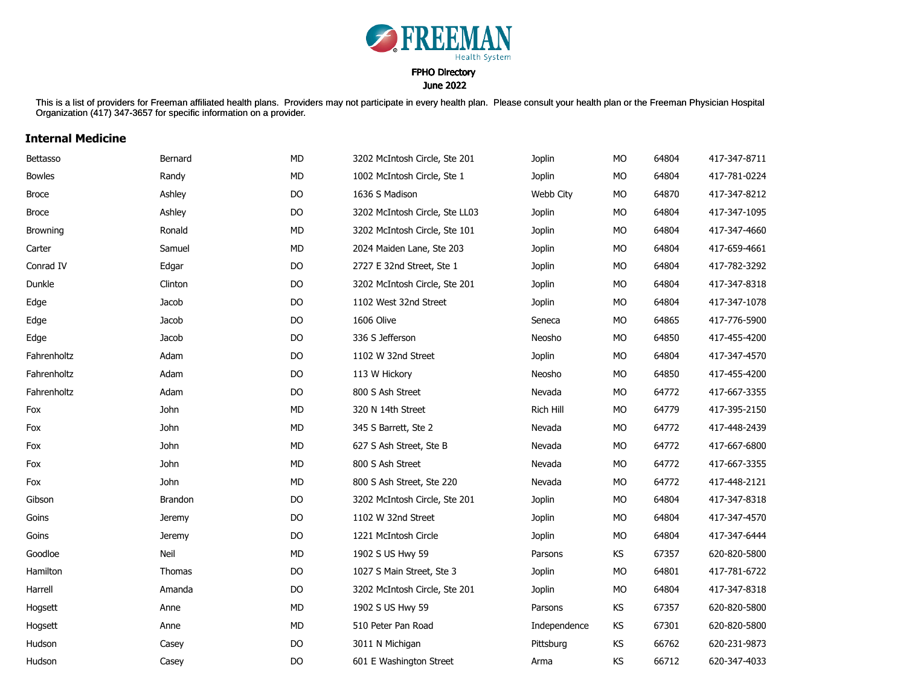**FREEMAN** Health System

FPHO Directory
June 2022

This is a list of providers for Freeman affiliated health plans. Providers may not participate in every health plan. Please consult your health plan or the Freeman Physician Hospital Organization (417) 347-3657 for specific information on a provider.

## Internal Medicine

| | | | | | | | |
|---|---|---|---|---|---|---|---|
| Bettasso | Bernard | MD | 3202 McIntosh Circle, Ste 201 | Joplin | MO | 64804 | 417-347-8711 |
| Bowles | Randy | MD | 1002 McIntosh Circle, Ste 1 | Joplin | MO | 64804 | 417-781-0224 |
| Broce | Ashley | DO | 1636 S Madison | Webb City | MO | 64870 | 417-347-8212 |
| Broce | Ashley | DO | 3202 McIntosh Circle, Ste LL03 | Joplin | MO | 64804 | 417-347-1095 |
| Browning | Ronald | MD | 3202 McIntosh Circle, Ste 101 | Joplin | MO | 64804 | 417-347-4660 |
| Carter | Samuel | MD | 2024 Maiden Lane, Ste 203 | Joplin | MO | 64804 | 417-659-4661 |
| Conrad IV | Edgar | DO | 2727 E 32nd Street, Ste 1 | Joplin | MO | 64804 | 417-782-3292 |
| Dunkle | Clinton | DO | 3202 McIntosh Circle, Ste 201 | Joplin | MO | 64804 | 417-347-8318 |
| Edge | Jacob | DO | 1102 West 32nd Street | Joplin | MO | 64804 | 417-347-1078 |
| Edge | Jacob | DO | 1606 Olive | Seneca | MO | 64865 | 417-776-5900 |
| Edge | Jacob | DO | 336 S Jefferson | Neosho | MO | 64850 | 417-455-4200 |
| Fahrenholtz | Adam | DO | 1102 W 32nd Street | Joplin | MO | 64804 | 417-347-4570 |
| Fahrenholtz | Adam | DO | 113 W Hickory | Neosho | MO | 64850 | 417-455-4200 |
| Fahrenholtz | Adam | DO | 800 S Ash Street | Nevada | MO | 64772 | 417-667-3355 |
| Fox | John | MD | 320 N 14th Street | Rich Hill | MO | 64779 | 417-395-2150 |
| Fox | John | MD | 345 S Barrett, Ste 2 | Nevada | MO | 64772 | 417-448-2439 |
| Fox | John | MD | 627 S Ash Street, Ste B | Nevada | MO | 64772 | 417-667-6800 |
| Fox | John | MD | 800 S Ash Street | Nevada | MO | 64772 | 417-667-3355 |
| Fox | John | MD | 800 S Ash Street, Ste 220 | Nevada | MO | 64772 | 417-448-2121 |
| Gibson | Brandon | DO | 3202 McIntosh Circle, Ste 201 | Joplin | MO | 64804 | 417-347-8318 |
| Goins | Jeremy | DO | 1102 W 32nd Street | Joplin | MO | 64804 | 417-347-4570 |
| Goins | Jeremy | DO | 1221 McIntosh Circle | Joplin | MO | 64804 | 417-347-6444 |
| Goodloe | Neil | MD | 1902 S US Hwy 59 | Parsons | KS | 67357 | 620-820-5800 |
| Hamilton | Thomas | DO | 1027 S Main Street, Ste 3 | Joplin | MO | 64801 | 417-781-6722 |
| Harrell | Amanda | DO | 3202 McIntosh Circle, Ste 201 | Joplin | MO | 64804 | 417-347-8318 |
| Hogsett | Anne | MD | 1902 S US Hwy 59 | Parsons | KS | 67357 | 620-820-5800 |
| Hogsett | Anne | MD | 510 Peter Pan Road | Independence | KS | 67301 | 620-820-5800 |
| Hudson | Casey | DO | 3011 N Michigan | Pittsburg | KS | 66762 | 620-231-9873 |
| Hudson | Casey | DO | 601 E Washington Street | Arma | KS | 66712 | 620-347-4033 |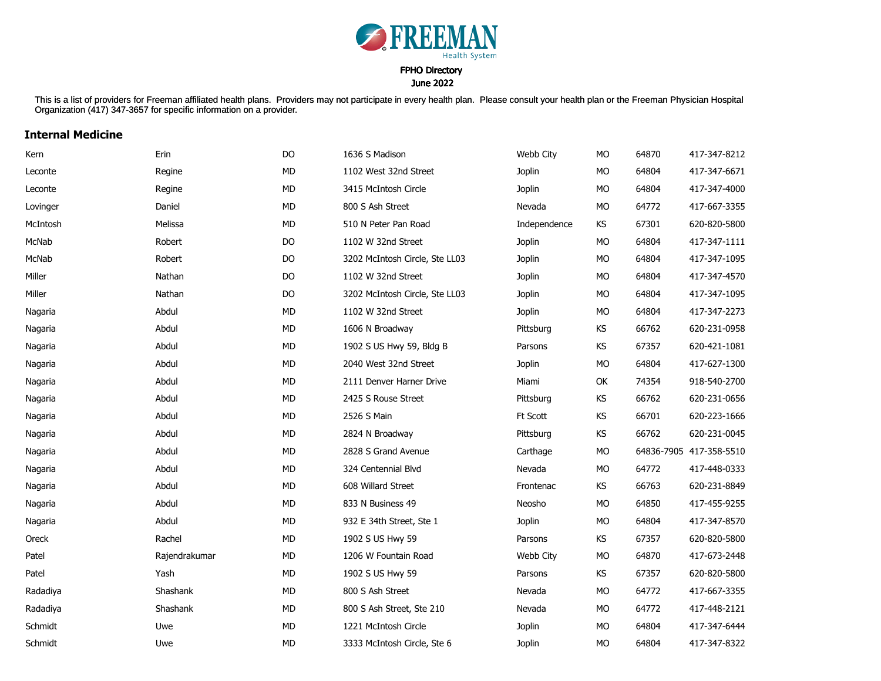FREEMAN Health System

FPHO Directory

June 2022

This is a list of providers for Freeman affiliated health plans. Providers may not participate in every health plan. Please consult your health plan or the Freeman Physician Hospital Organization (417) 347-3657 for specific information on a provider.

## Internal Medicine

| | | | | | | | |
|---|---|---|---|---|---|---|---|
| Kern | Erin | DO | 1636 S Madison | Webb City | MO | 64870 | 417-347-8212 |
| Leconte | Regine | MD | 1102 West 32nd Street | Joplin | MO | 64804 | 417-347-6671 |
| Leconte | Regine | MD | 3415 McIntosh Circle | Joplin | MO | 64804 | 417-347-4000 |
| Lovinger | Daniel | MD | 800 S Ash Street | Nevada | MO | 64772 | 417-667-3355 |
| McIntosh | Melissa | MD | 510 N Peter Pan Road | Independence | KS | 67301 | 620-820-5800 |
| McNab | Robert | DO | 1102 W 32nd Street | Joplin | MO | 64804 | 417-347-1111 |
| McNab | Robert | DO | 3202 McIntosh Circle, Ste LL03 | Joplin | MO | 64804 | 417-347-1095 |
| Miller | Nathan | DO | 1102 W 32nd Street | Joplin | MO | 64804 | 417-347-4570 |
| Miller | Nathan | DO | 3202 McIntosh Circle, Ste LL03 | Joplin | MO | 64804 | 417-347-1095 |
| Nagaria | Abdul | MD | 1102 W 32nd Street | Joplin | MO | 64804 | 417-347-2273 |
| Nagaria | Abdul | MD | 1606 N Broadway | Pittsburg | KS | 66762 | 620-231-0958 |
| Nagaria | Abdul | MD | 1902 S US Hwy 59, Bldg B | Parsons | KS | 67357 | 620-421-1081 |
| Nagaria | Abdul | MD | 2040 West 32nd Street | Joplin | MO | 64804 | 417-627-1300 |
| Nagaria | Abdul | MD | 2111 Denver Harner Drive | Miami | OK | 74354 | 918-540-2700 |
| Nagaria | Abdul | MD | 2425 S Rouse Street | Pittsburg | KS | 66762 | 620-231-0656 |
| Nagaria | Abdul | MD | 2526 S Main | Ft Scott | KS | 66701 | 620-223-1666 |
| Nagaria | Abdul | MD | 2824 N Broadway | Pittsburg | KS | 66762 | 620-231-0045 |
| Nagaria | Abdul | MD | 2828 S Grand Avenue | Carthage | MO | 64836-7905 | 417-358-5510 |
| Nagaria | Abdul | MD | 324 Centennial Blvd | Nevada | MO | 64772 | 417-448-0333 |
| Nagaria | Abdul | MD | 608 Willard Street | Frontenac | KS | 66763 | 620-231-8849 |
| Nagaria | Abdul | MD | 833 N Business 49 | Neosho | MO | 64850 | 417-455-9255 |
| Nagaria | Abdul | MD | 932 E 34th Street, Ste 1 | Joplin | MO | 64804 | 417-347-8570 |
| Oreck | Rachel | MD | 1902 S US Hwy 59 | Parsons | KS | 67357 | 620-820-5800 |
| Patel | Rajendrakumar | MD | 1206 W Fountain Road | Webb City | MO | 64870 | 417-673-2448 |
| Patel | Yash | MD | 1902 S US Hwy 59 | Parsons | KS | 67357 | 620-820-5800 |
| Radadiya | Shashank | MD | 800 S Ash Street | Nevada | MO | 64772 | 417-667-3355 |
| Radadiya | Shashank | MD | 800 S Ash Street, Ste 210 | Nevada | MO | 64772 | 417-448-2121 |
| Schmidt | Uwe | MD | 1221 McIntosh Circle | Joplin | MO | 64804 | 417-347-6444 |
| Schmidt | Uwe | MD | 3333 McIntosh Circle, Ste 6 | Joplin | MO | 64804 | 417-347-8322 |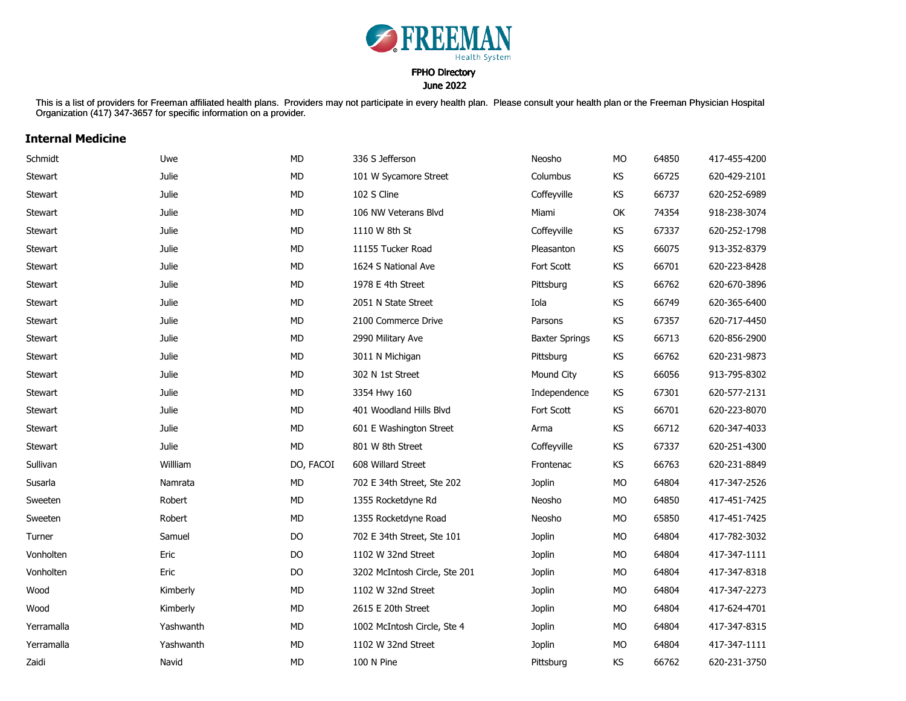FREEMAN Health System

FPHO Directory

June 2022

This is a list of providers for Freeman affiliated health plans. Providers may not participate in every health plan. Please consult your health plan or the Freeman Physician Hospital Organization (417) 347-3657 for specific information on a provider.

## Internal Medicine

| | | | | | | | |
|---|---|---|---|---|---|---|---|
| Schmidt | Uwe | MD | 336 S Jefferson | Neosho | MO | 64850 | 417-455-4200 |
| Stewart | Julie | MD | 101 W Sycamore Street | Columbus | KS | 66725 | 620-429-2101 |
| Stewart | Julie | MD | 102 S Cline | Coffeyville | KS | 66737 | 620-252-6989 |
| Stewart | Julie | MD | 106 NW Veterans Blvd | Miami | OK | 74354 | 918-238-3074 |
| Stewart | Julie | MD | 1110 W 8th St | Coffeyville | KS | 67337 | 620-252-1798 |
| Stewart | Julie | MD | 11155 Tucker Road | Pleasanton | KS | 66075 | 913-352-8379 |
| Stewart | Julie | MD | 1624 S National Ave | Fort Scott | KS | 66701 | 620-223-8428 |
| Stewart | Julie | MD | 1978 E 4th Street | Pittsburg | KS | 66762 | 620-670-3896 |
| Stewart | Julie | MD | 2051 N State Street | Iola | KS | 66749 | 620-365-6400 |
| Stewart | Julie | MD | 2100 Commerce Drive | Parsons | KS | 67357 | 620-717-4450 |
| Stewart | Julie | MD | 2990 Military Ave | Baxter Springs | KS | 66713 | 620-856-2900 |
| Stewart | Julie | MD | 3011 N Michigan | Pittsburg | KS | 66762 | 620-231-9873 |
| Stewart | Julie | MD | 302 N 1st Street | Mound City | KS | 66056 | 913-795-8302 |
| Stewart | Julie | MD | 3354 Hwy 160 | Independence | KS | 67301 | 620-577-2131 |
| Stewart | Julie | MD | 401 Woodland Hills Blvd | Fort Scott | KS | 66701 | 620-223-8070 |
| Stewart | Julie | MD | 601 E Washington Street | Arma | KS | 66712 | 620-347-4033 |
| Stewart | Julie | MD | 801 W 8th Street | Coffeyville | KS | 67337 | 620-251-4300 |
| Sullivan | Willliam | DO, FACOI | 608 Willard Street | Frontenac | KS | 66763 | 620-231-8849 |
| Susarla | Namrata | MD | 702 E 34th Street, Ste 202 | Joplin | MO | 64804 | 417-347-2526 |
| Sweeten | Robert | MD | 1355 Rocketdyne Rd | Neosho | MO | 64850 | 417-451-7425 |
| Sweeten | Robert | MD | 1355 Rocketdyne Road | Neosho | MO | 65850 | 417-451-7425 |
| Turner | Samuel | DO | 702 E 34th Street, Ste 101 | Joplin | MO | 64804 | 417-782-3032 |
| Vonholten | Eric | DO | 1102 W 32nd Street | Joplin | MO | 64804 | 417-347-1111 |
| Vonholten | Eric | DO | 3202 McIntosh Circle, Ste 201 | Joplin | MO | 64804 | 417-347-8318 |
| Wood | Kimberly | MD | 1102 W 32nd Street | Joplin | MO | 64804 | 417-347-2273 |
| Wood | Kimberly | MD | 2615 E 20th Street | Joplin | MO | 64804 | 417-624-4701 |
| Yerramalla | Yashwanth | MD | 1002 McIntosh Circle, Ste 4 | Joplin | MO | 64804 | 417-347-8315 |
| Yerramalla | Yashwanth | MD | 1102 W 32nd Street | Joplin | MO | 64804 | 417-347-1111 |
| Zaidi | Navid | MD | 100 N Pine | Pittsburg | KS | 66762 | 620-231-3750 |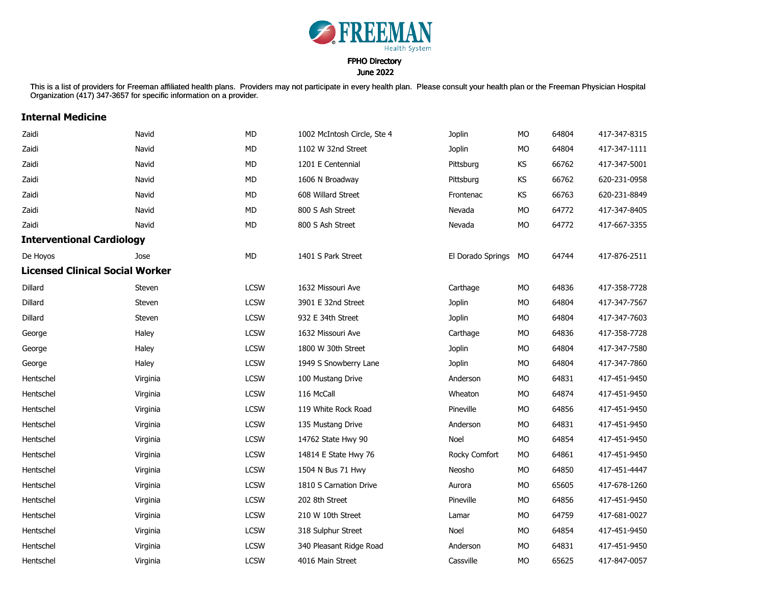FREEMAN
Health System

FPHO Directory
June 2022

This is a list of providers for Freeman affiliated health plans. Providers may not participate in every health plan. Please consult your health plan or the Freeman Physician Hospital Organization (417) 347-3657 for specific information on a provider.

## Internal Medicine

| | | | | | | | |
|---|---|---|---|---|---|---|---|
| Zaidi | Navid | MD | 1002 McIntosh Circle, Ste 4 | Joplin | MO | 64804 | 417-347-8315 |
| Zaidi | Navid | MD | 1102 W 32nd Street | Joplin | MO | 64804 | 417-347-1111 |
| Zaidi | Navid | MD | 1201 E Centennial | Pittsburg | KS | 66762 | 417-347-5001 |
| Zaidi | Navid | MD | 1606 N Broadway | Pittsburg | KS | 66762 | 620-231-0958 |
| Zaidi | Navid | MD | 608 Willard Street | Frontenac | KS | 66763 | 620-231-8849 |
| Zaidi | Navid | MD | 800 S Ash Street | Nevada | MO | 64772 | 417-347-8405 |
| Zaidi | Navid | MD | 800 S Ash Street | Nevada | MO | 64772 | 417-667-3355 |

## Interventional Cardiology

| | | | | | | | |
|---|---|---|---|---|---|---|---|
| De Hoyos | Jose | MD | 1401 S Park Street | El Dorado Springs | MO | 64744 | 417-876-2511 |

## Licensed Clinical Social Worker

| | | | | | | | |
|---|---|---|---|---|---|---|---|
| Dillard | Steven | LCSW | 1632 Missouri Ave | Carthage | MO | 64836 | 417-358-7728 |
| Dillard | Steven | LCSW | 3901 E 32nd Street | Joplin | MO | 64804 | 417-347-7567 |
| Dillard | Steven | LCSW | 932 E 34th Street | Joplin | MO | 64804 | 417-347-7603 |
| George | Haley | LCSW | 1632 Missouri Ave | Carthage | MO | 64836 | 417-358-7728 |
| George | Haley | LCSW | 1800 W 30th Street | Joplin | MO | 64804 | 417-347-7580 |
| George | Haley | LCSW | 1949 S Snowberry Lane | Joplin | MO | 64804 | 417-347-7860 |
| Hentschel | Virginia | LCSW | 100 Mustang Drive | Anderson | MO | 64831 | 417-451-9450 |
| Hentschel | Virginia | LCSW | 116 McCall | Wheaton | MO | 64874 | 417-451-9450 |
| Hentschel | Virginia | LCSW | 119 White Rock Road | Pineville | MO | 64856 | 417-451-9450 |
| Hentschel | Virginia | LCSW | 135 Mustang Drive | Anderson | MO | 64831 | 417-451-9450 |
| Hentschel | Virginia | LCSW | 14762 State Hwy 90 | Noel | MO | 64854 | 417-451-9450 |
| Hentschel | Virginia | LCSW | 14814 E State Hwy 76 | Rocky Comfort | MO | 64861 | 417-451-9450 |
| Hentschel | Virginia | LCSW | 1504 N Bus 71 Hwy | Neosho | MO | 64850 | 417-451-4447 |
| Hentschel | Virginia | LCSW | 1810 S Carnation Drive | Aurora | MO | 65605 | 417-678-1260 |
| Hentschel | Virginia | LCSW | 202 8th Street | Pineville | MO | 64856 | 417-451-9450 |
| Hentschel | Virginia | LCSW | 210 W 10th Street | Lamar | MO | 64759 | 417-681-0027 |
| Hentschel | Virginia | LCSW | 318 Sulphur Street | Noel | MO | 64854 | 417-451-9450 |
| Hentschel | Virginia | LCSW | 340 Pleasant Ridge Road | Anderson | MO | 64831 | 417-451-9450 |
| Hentschel | Virginia | LCSW | 4016 Main Street | Cassville | MO | 65625 | 417-847-0057 |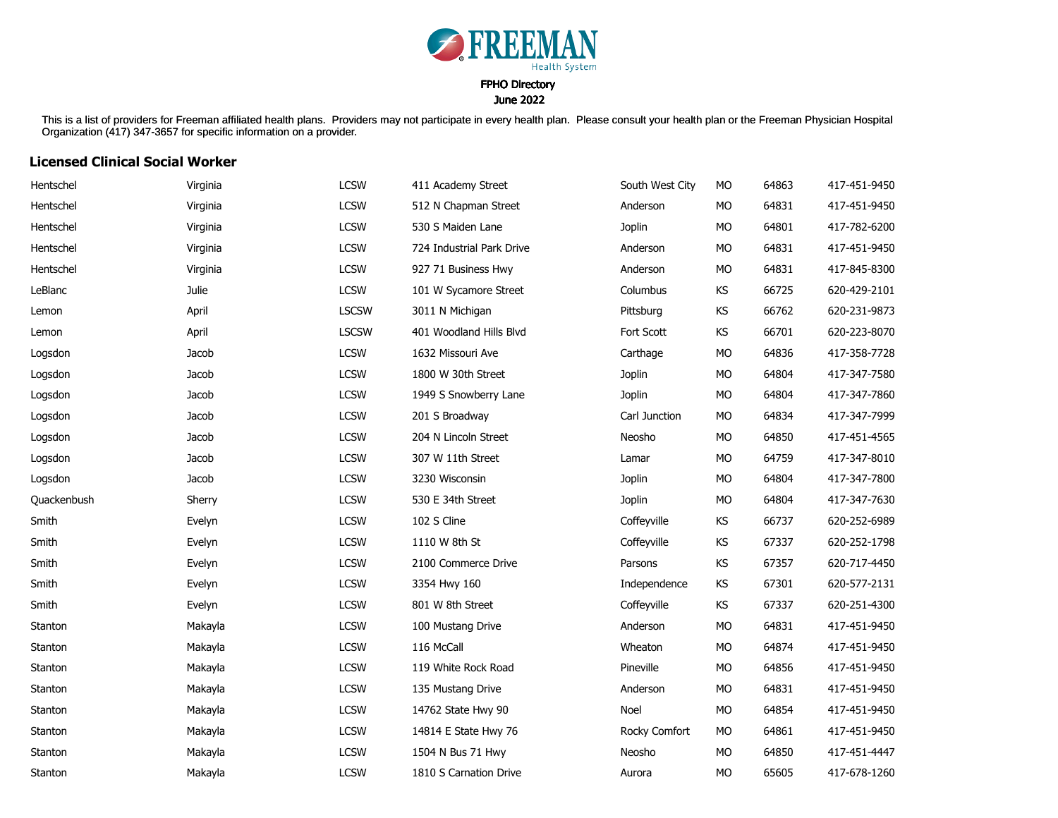FREEMAN Health System

FPHO Directory
June 2022

This is a list of providers for Freeman affiliated health plans. Providers may not participate in every health plan. Please consult your health plan or the Freeman Physician Hospital Organization (417) 347-3657 for specific information on a provider.

## Licensed Clinical Social Worker

| | | | | | | | |
|---|---|---|---|---|---|---|---|
| Hentschel | Virginia | LCSW | 411 Academy Street | South West City | MO | 64863 | 417-451-9450 |
| Hentschel | Virginia | LCSW | 512 N Chapman Street | Anderson | MO | 64831 | 417-451-9450 |
| Hentschel | Virginia | LCSW | 530 S Maiden Lane | Joplin | MO | 64801 | 417-782-6200 |
| Hentschel | Virginia | LCSW | 724 Industrial Park Drive | Anderson | MO | 64831 | 417-451-9450 |
| Hentschel | Virginia | LCSW | 927 71 Business Hwy | Anderson | MO | 64831 | 417-845-8300 |
| LeBlanc | Julie | LCSW | 101 W Sycamore Street | Columbus | KS | 66725 | 620-429-2101 |
| Lemon | April | LSCSW | 3011 N Michigan | Pittsburg | KS | 66762 | 620-231-9873 |
| Lemon | April | LSCSW | 401 Woodland Hills Blvd | Fort Scott | KS | 66701 | 620-223-8070 |
| Logsdon | Jacob | LCSW | 1632 Missouri Ave | Carthage | MO | 64836 | 417-358-7728 |
| Logsdon | Jacob | LCSW | 1800 W 30th Street | Joplin | MO | 64804 | 417-347-7580 |
| Logsdon | Jacob | LCSW | 1949 S Snowberry Lane | Joplin | MO | 64804 | 417-347-7860 |
| Logsdon | Jacob | LCSW | 201 S Broadway | Carl Junction | MO | 64834 | 417-347-7999 |
| Logsdon | Jacob | LCSW | 204 N Lincoln Street | Neosho | MO | 64850 | 417-451-4565 |
| Logsdon | Jacob | LCSW | 307 W 11th Street | Lamar | MO | 64759 | 417-347-8010 |
| Logsdon | Jacob | LCSW | 3230 Wisconsin | Joplin | MO | 64804 | 417-347-7800 |
| Quackenbush | Sherry | LCSW | 530 E 34th Street | Joplin | MO | 64804 | 417-347-7630 |
| Smith | Evelyn | LCSW | 102 S Cline | Coffeyville | KS | 66737 | 620-252-6989 |
| Smith | Evelyn | LCSW | 1110 W 8th St | Coffeyville | KS | 67337 | 620-252-1798 |
| Smith | Evelyn | LCSW | 2100 Commerce Drive | Parsons | KS | 67357 | 620-717-4450 |
| Smith | Evelyn | LCSW | 3354 Hwy 160 | Independence | KS | 67301 | 620-577-2131 |
| Smith | Evelyn | LCSW | 801 W 8th Street | Coffeyville | KS | 67337 | 620-251-4300 |
| Stanton | Makayla | LCSW | 100 Mustang Drive | Anderson | MO | 64831 | 417-451-9450 |
| Stanton | Makayla | LCSW | 116 McCall | Wheaton | MO | 64874 | 417-451-9450 |
| Stanton | Makayla | LCSW | 119 White Rock Road | Pineville | MO | 64856 | 417-451-9450 |
| Stanton | Makayla | LCSW | 135 Mustang Drive | Anderson | MO | 64831 | 417-451-9450 |
| Stanton | Makayla | LCSW | 14762 State Hwy 90 | Noel | MO | 64854 | 417-451-9450 |
| Stanton | Makayla | LCSW | 14814 E State Hwy 76 | Rocky Comfort | MO | 64861 | 417-451-9450 |
| Stanton | Makayla | LCSW | 1504 N Bus 71 Hwy | Neosho | MO | 64850 | 417-451-4447 |
| Stanton | Makayla | LCSW | 1810 S Carnation Drive | Aurora | MO | 65605 | 417-678-1260 |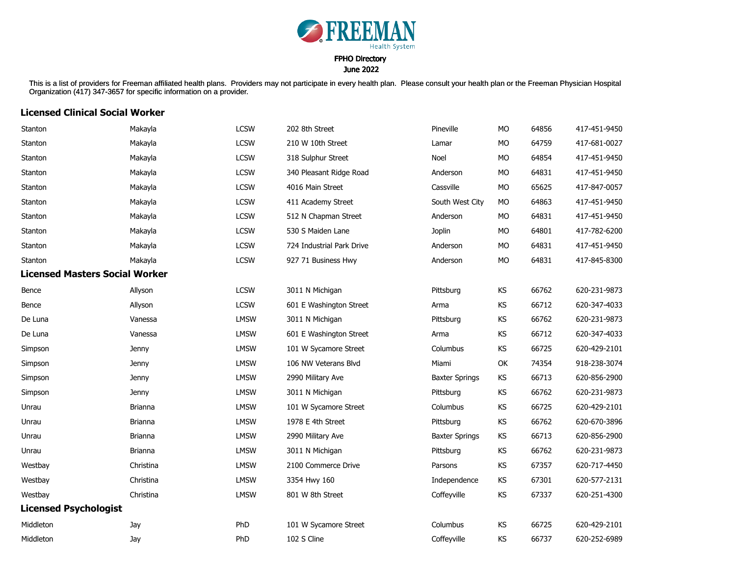FREEMAN Health System

FPHO Directory
June 2022

This is a list of providers for Freeman affiliated health plans. Providers may not participate in every health plan. Please consult your health plan or the Freeman Physician Hospital Organization (417) 347-3657 for specific information on a provider.

## Licensed Clinical Social Worker

| | | | | | | | |
|---|---|---|---|---|---|---|---|
| Stanton | Makayla | LCSW | 202 8th Street | Pineville | MO | 64856 | 417-451-9450 |
| Stanton | Makayla | LCSW | 210 W 10th Street | Lamar | MO | 64759 | 417-681-0027 |
| Stanton | Makayla | LCSW | 318 Sulphur Street | Noel | MO | 64854 | 417-451-9450 |
| Stanton | Makayla | LCSW | 340 Pleasant Ridge Road | Anderson | MO | 64831 | 417-451-9450 |
| Stanton | Makayla | LCSW | 4016 Main Street | Cassville | MO | 65625 | 417-847-0057 |
| Stanton | Makayla | LCSW | 411 Academy Street | South West City | MO | 64863 | 417-451-9450 |
| Stanton | Makayla | LCSW | 512 N Chapman Street | Anderson | MO | 64831 | 417-451-9450 |
| Stanton | Makayla | LCSW | 530 S Maiden Lane | Joplin | MO | 64801 | 417-782-6200 |
| Stanton | Makayla | LCSW | 724 Industrial Park Drive | Anderson | MO | 64831 | 417-451-9450 |
| Stanton | Makayla | LCSW | 927 71 Business Hwy | Anderson | MO | 64831 | 417-845-8300 |

## Licensed Masters Social Worker

| | | | | | | | |
|---|---|---|---|---|---|---|---|
| Bence | Allyson | LCSW | 3011 N Michigan | Pittsburg | KS | 66762 | 620-231-9873 |
| Bence | Allyson | LCSW | 601 E Washington Street | Arma | KS | 66712 | 620-347-4033 |
| De Luna | Vanessa | LMSW | 3011 N Michigan | Pittsburg | KS | 66762 | 620-231-9873 |
| De Luna | Vanessa | LMSW | 601 E Washington Street | Arma | KS | 66712 | 620-347-4033 |
| Simpson | Jenny | LMSW | 101 W Sycamore Street | Columbus | KS | 66725 | 620-429-2101 |
| Simpson | Jenny | LMSW | 106 NW Veterans Blvd | Miami | OK | 74354 | 918-238-3074 |
| Simpson | Jenny | LMSW | 2990 Military Ave | Baxter Springs | KS | 66713 | 620-856-2900 |
| Simpson | Jenny | LMSW | 3011 N Michigan | Pittsburg | KS | 66762 | 620-231-9873 |
| Unrau | Brianna | LMSW | 101 W Sycamore Street | Columbus | KS | 66725 | 620-429-2101 |
| Unrau | Brianna | LMSW | 1978 E 4th Street | Pittsburg | KS | 66762 | 620-670-3896 |
| Unrau | Brianna | LMSW | 2990 Military Ave | Baxter Springs | KS | 66713 | 620-856-2900 |
| Unrau | Brianna | LMSW | 3011 N Michigan | Pittsburg | KS | 66762 | 620-231-9873 |
| Westbay | Christina | LMSW | 2100 Commerce Drive | Parsons | KS | 67357 | 620-717-4450 |
| Westbay | Christina | LMSW | 3354 Hwy 160 | Independence | KS | 67301 | 620-577-2131 |
| Westbay | Christina | LMSW | 801 W 8th Street | Coffeyville | KS | 67337 | 620-251-4300 |

## Licensed Psychologist

| | | | | | | | |
|---|---|---|---|---|---|---|---|
| Middleton | Jay | PhD | 101 W Sycamore Street | Columbus | KS | 66725 | 620-429-2101 |
| Middleton | Jay | PhD | 102 S Cline | Coffeyville | KS | 66737 | 620-252-6989 |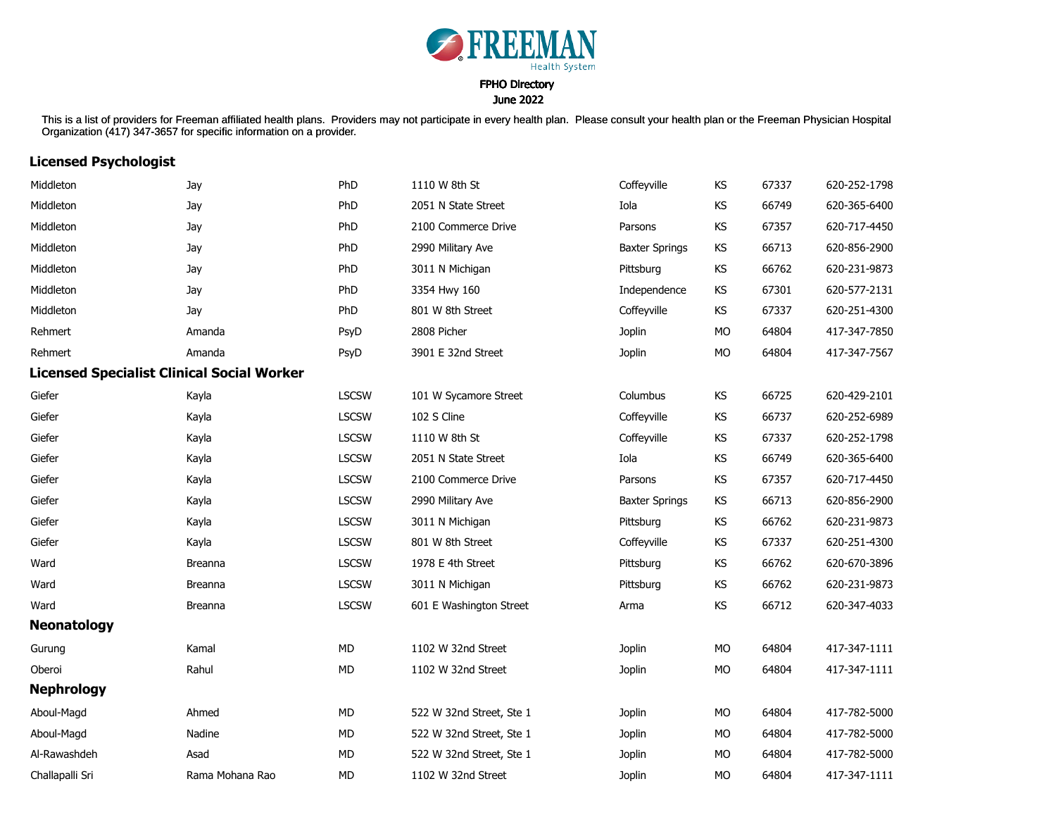FREEMAN Health System

FPHO Directory
June 2022

This is a list of providers for Freeman affiliated health plans. Providers may not participate in every health plan. Please consult your health plan or the Freeman Physician Hospital Organization (417) 347-3657 for specific information on a provider.

## Licensed Psychologist

| | | | | | | | |
|---|---|---|---|---|---|---|---|
| Middleton | Jay | PhD | 1110 W 8th St | Coffeyville | KS | 67337 | 620-252-1798 |
| Middleton | Jay | PhD | 2051 N State Street | Iola | KS | 66749 | 620-365-6400 |
| Middleton | Jay | PhD | 2100 Commerce Drive | Parsons | KS | 67357 | 620-717-4450 |
| Middleton | Jay | PhD | 2990 Military Ave | Baxter Springs | KS | 66713 | 620-856-2900 |
| Middleton | Jay | PhD | 3011 N Michigan | Pittsburg | KS | 66762 | 620-231-9873 |
| Middleton | Jay | PhD | 3354 Hwy 160 | Independence | KS | 67301 | 620-577-2131 |
| Middleton | Jay | PhD | 801 W 8th Street | Coffeyville | KS | 67337 | 620-251-4300 |
| Rehmert | Amanda | PsyD | 2808 Picher | Joplin | MO | 64804 | 417-347-7850 |
| Rehmert | Amanda | PsyD | 3901 E 32nd Street | Joplin | MO | 64804 | 417-347-7567 |

## Licensed Specialist Clinical Social Worker

| | | | | | | | |
|---|---|---|---|---|---|---|---|
| Giefer | Kayla | LSCSW | 101 W Sycamore Street | Columbus | KS | 66725 | 620-429-2101 |
| Giefer | Kayla | LSCSW | 102 S Cline | Coffeyville | KS | 66737 | 620-252-6989 |
| Giefer | Kayla | LSCSW | 1110 W 8th St | Coffeyville | KS | 67337 | 620-252-1798 |
| Giefer | Kayla | LSCSW | 2051 N State Street | Iola | KS | 66749 | 620-365-6400 |
| Giefer | Kayla | LSCSW | 2100 Commerce Drive | Parsons | KS | 67357 | 620-717-4450 |
| Giefer | Kayla | LSCSW | 2990 Military Ave | Baxter Springs | KS | 66713 | 620-856-2900 |
| Giefer | Kayla | LSCSW | 3011 N Michigan | Pittsburg | KS | 66762 | 620-231-9873 |
| Giefer | Kayla | LSCSW | 801 W 8th Street | Coffeyville | KS | 67337 | 620-251-4300 |
| Ward | Breanna | LSCSW | 1978 E 4th Street | Pittsburg | KS | 66762 | 620-670-3896 |
| Ward | Breanna | LSCSW | 3011 N Michigan | Pittsburg | KS | 66762 | 620-231-9873 |
| Ward | Breanna | LSCSW | 601 E Washington Street | Arma | KS | 66712 | 620-347-4033 |

## Neonatology

| | | | | | | | |
|---|---|---|---|---|---|---|---|
| Gurung | Kamal | MD | 1102 W 32nd Street | Joplin | MO | 64804 | 417-347-1111 |
| Oberoi | Rahul | MD | 1102 W 32nd Street | Joplin | MO | 64804 | 417-347-1111 |

## Nephrology

| | | | | | | | |
|---|---|---|---|---|---|---|---|
| Aboul-Magd | Ahmed | MD | 522 W 32nd Street, Ste 1 | Joplin | MO | 64804 | 417-782-5000 |
| Aboul-Magd | Nadine | MD | 522 W 32nd Street, Ste 1 | Joplin | MO | 64804 | 417-782-5000 |
| Al-Rawashdeh | Asad | MD | 522 W 32nd Street, Ste 1 | Joplin | MO | 64804 | 417-782-5000 |
| Challapalli Sri | Rama Mohana Rao | MD | 1102 W 32nd Street | Joplin | MO | 64804 | 417-347-1111 |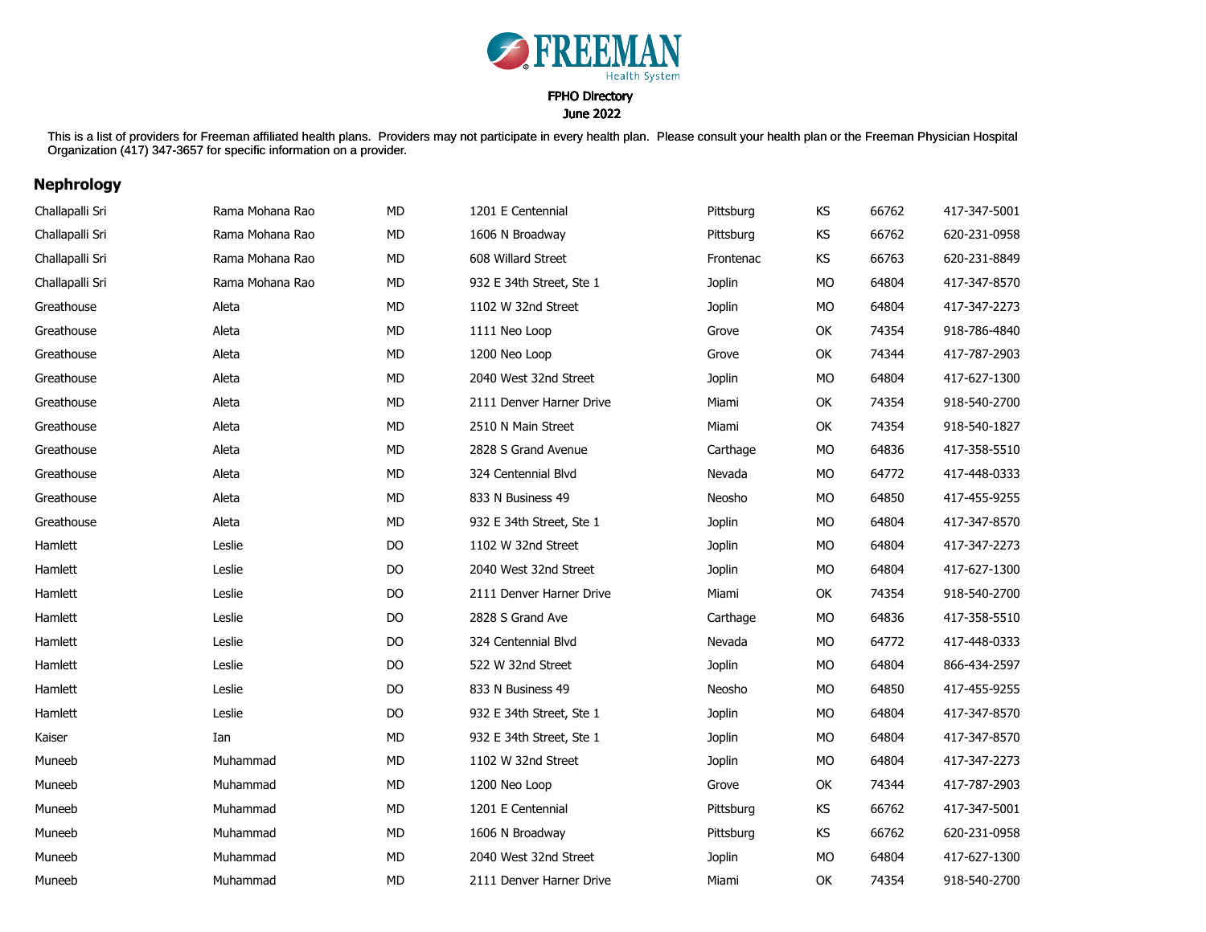FREEMAN Health System

FPHO Directory

June 2022

This is a list of providers for Freeman affiliated health plans. Providers may not participate in every health plan. Please consult your health plan or the Freeman Physician Hospital Organization (417) 347-3657 for specific information on a provider.

## Nephrology

| | | | | | | | |
|---|---|---|---|---|---|---|---|
| Challapalli Sri | Rama Mohana Rao | MD | 1201 E Centennial | Pittsburg | KS | 66762 | 417-347-5001 |
| Challapalli Sri | Rama Mohana Rao | MD | 1606 N Broadway | Pittsburg | KS | 66762 | 620-231-0958 |
| Challapalli Sri | Rama Mohana Rao | MD | 608 Willard Street | Frontenac | KS | 66763 | 620-231-8849 |
| Challapalli Sri | Rama Mohana Rao | MD | 932 E 34th Street, Ste 1 | Joplin | MO | 64804 | 417-347-8570 |
| Greathouse | Aleta | MD | 1102 W 32nd Street | Joplin | MO | 64804 | 417-347-2273 |
| Greathouse | Aleta | MD | 1111 Neo Loop | Grove | OK | 74354 | 918-786-4840 |
| Greathouse | Aleta | MD | 1200 Neo Loop | Grove | OK | 74344 | 417-787-2903 |
| Greathouse | Aleta | MD | 2040 West 32nd Street | Joplin | MO | 64804 | 417-627-1300 |
| Greathouse | Aleta | MD | 2111 Denver Harner Drive | Miami | OK | 74354 | 918-540-2700 |
| Greathouse | Aleta | MD | 2510 N Main Street | Miami | OK | 74354 | 918-540-1827 |
| Greathouse | Aleta | MD | 2828 S Grand Avenue | Carthage | MO | 64836 | 417-358-5510 |
| Greathouse | Aleta | MD | 324 Centennial Blvd | Nevada | MO | 64772 | 417-448-0333 |
| Greathouse | Aleta | MD | 833 N Business 49 | Neosho | MO | 64850 | 417-455-9255 |
| Greathouse | Aleta | MD | 932 E 34th Street, Ste 1 | Joplin | MO | 64804 | 417-347-8570 |
| Hamlett | Leslie | DO | 1102 W 32nd Street | Joplin | MO | 64804 | 417-347-2273 |
| Hamlett | Leslie | DO | 2040 West 32nd Street | Joplin | MO | 64804 | 417-627-1300 |
| Hamlett | Leslie | DO | 2111 Denver Harner Drive | Miami | OK | 74354 | 918-540-2700 |
| Hamlett | Leslie | DO | 2828 S Grand Ave | Carthage | MO | 64836 | 417-358-5510 |
| Hamlett | Leslie | DO | 324 Centennial Blvd | Nevada | MO | 64772 | 417-448-0333 |
| Hamlett | Leslie | DO | 522 W 32nd Street | Joplin | MO | 64804 | 866-434-2597 |
| Hamlett | Leslie | DO | 833 N Business 49 | Neosho | MO | 64850 | 417-455-9255 |
| Hamlett | Leslie | DO | 932 E 34th Street, Ste 1 | Joplin | MO | 64804 | 417-347-8570 |
| Kaiser | Ian | MD | 932 E 34th Street, Ste 1 | Joplin | MO | 64804 | 417-347-8570 |
| Muneeb | Muhammad | MD | 1102 W 32nd Street | Joplin | MO | 64804 | 417-347-2273 |
| Muneeb | Muhammad | MD | 1200 Neo Loop | Grove | OK | 74344 | 417-787-2903 |
| Muneeb | Muhammad | MD | 1201 E Centennial | Pittsburg | KS | 66762 | 417-347-5001 |
| Muneeb | Muhammad | MD | 1606 N Broadway | Pittsburg | KS | 66762 | 620-231-0958 |
| Muneeb | Muhammad | MD | 2040 West 32nd Street | Joplin | MO | 64804 | 417-627-1300 |
| Muneeb | Muhammad | MD | 2111 Denver Harner Drive | Miami | OK | 74354 | 918-540-2700 |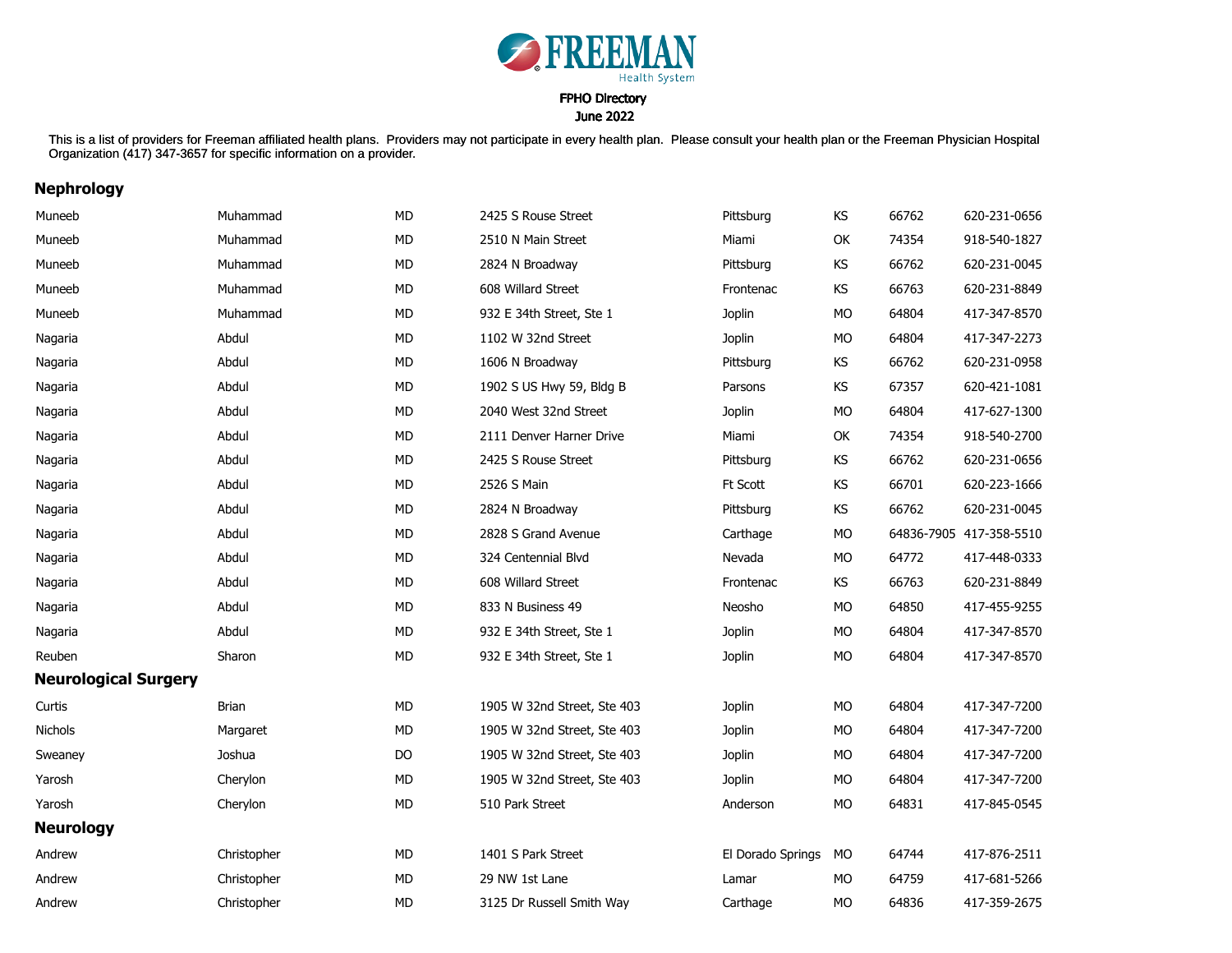FREEMAN Health System

FPHO Directory

June 2022

This is a list of providers for Freeman affiliated health plans. Providers may not participate in every health plan. Please consult your health plan or the Freeman Physician Hospital Organization (417) 347-3657 for specific information on a provider.

## Nephrology

| | | | | | | | |
|---|---|---|---|---|---|---|---|
| Muneeb | Muhammad | MD | 2425 S Rouse Street | Pittsburg | KS | 66762 | 620-231-0656 |
| Muneeb | Muhammad | MD | 2510 N Main Street | Miami | OK | 74354 | 918-540-1827 |
| Muneeb | Muhammad | MD | 2824 N Broadway | Pittsburg | KS | 66762 | 620-231-0045 |
| Muneeb | Muhammad | MD | 608 Willard Street | Frontenac | KS | 66763 | 620-231-8849 |
| Muneeb | Muhammad | MD | 932 E 34th Street, Ste 1 | Joplin | MO | 64804 | 417-347-8570 |
| Nagaria | Abdul | MD | 1102 W 32nd Street | Joplin | MO | 64804 | 417-347-2273 |
| Nagaria | Abdul | MD | 1606 N Broadway | Pittsburg | KS | 66762 | 620-231-0958 |
| Nagaria | Abdul | MD | 1902 S US Hwy 59, Bldg B | Parsons | KS | 67357 | 620-421-1081 |
| Nagaria | Abdul | MD | 2040 West 32nd Street | Joplin | MO | 64804 | 417-627-1300 |
| Nagaria | Abdul | MD | 2111 Denver Harner Drive | Miami | OK | 74354 | 918-540-2700 |
| Nagaria | Abdul | MD | 2425 S Rouse Street | Pittsburg | KS | 66762 | 620-231-0656 |
| Nagaria | Abdul | MD | 2526 S Main | Ft Scott | KS | 66701 | 620-223-1666 |
| Nagaria | Abdul | MD | 2824 N Broadway | Pittsburg | KS | 66762 | 620-231-0045 |
| Nagaria | Abdul | MD | 2828 S Grand Avenue | Carthage | MO | 64836-7905 | 417-358-5510 |
| Nagaria | Abdul | MD | 324 Centennial Blvd | Nevada | MO | 64772 | 417-448-0333 |
| Nagaria | Abdul | MD | 608 Willard Street | Frontenac | KS | 66763 | 620-231-8849 |
| Nagaria | Abdul | MD | 833 N Business 49 | Neosho | MO | 64850 | 417-455-9255 |
| Nagaria | Abdul | MD | 932 E 34th Street, Ste 1 | Joplin | MO | 64804 | 417-347-8570 |
| Reuben | Sharon | MD | 932 E 34th Street, Ste 1 | Joplin | MO | 64804 | 417-347-8570 |

## Neurological Surgery

| | | | | | | | |
|---|---|---|---|---|---|---|---|
| Curtis | Brian | MD | 1905 W 32nd Street, Ste 403 | Joplin | MO | 64804 | 417-347-7200 |
| Nichols | Margaret | MD | 1905 W 32nd Street, Ste 403 | Joplin | MO | 64804 | 417-347-7200 |
| Sweaney | Joshua | DO | 1905 W 32nd Street, Ste 403 | Joplin | MO | 64804 | 417-347-7200 |
| Yarosh | Cherylon | MD | 1905 W 32nd Street, Ste 403 | Joplin | MO | 64804 | 417-347-7200 |
| Yarosh | Cherylon | MD | 510 Park Street | Anderson | MO | 64831 | 417-845-0545 |

## Neurology

| | | | | | | | |
|---|---|---|---|---|---|---|---|
| Andrew | Christopher | MD | 1401 S Park Street | El Dorado Springs | MO | 64744 | 417-876-2511 |
| Andrew | Christopher | MD | 29 NW 1st Lane | Lamar | MO | 64759 | 417-681-5266 |
| Andrew | Christopher | MD | 3125 Dr Russell Smith Way | Carthage | MO | 64836 | 417-359-2675 |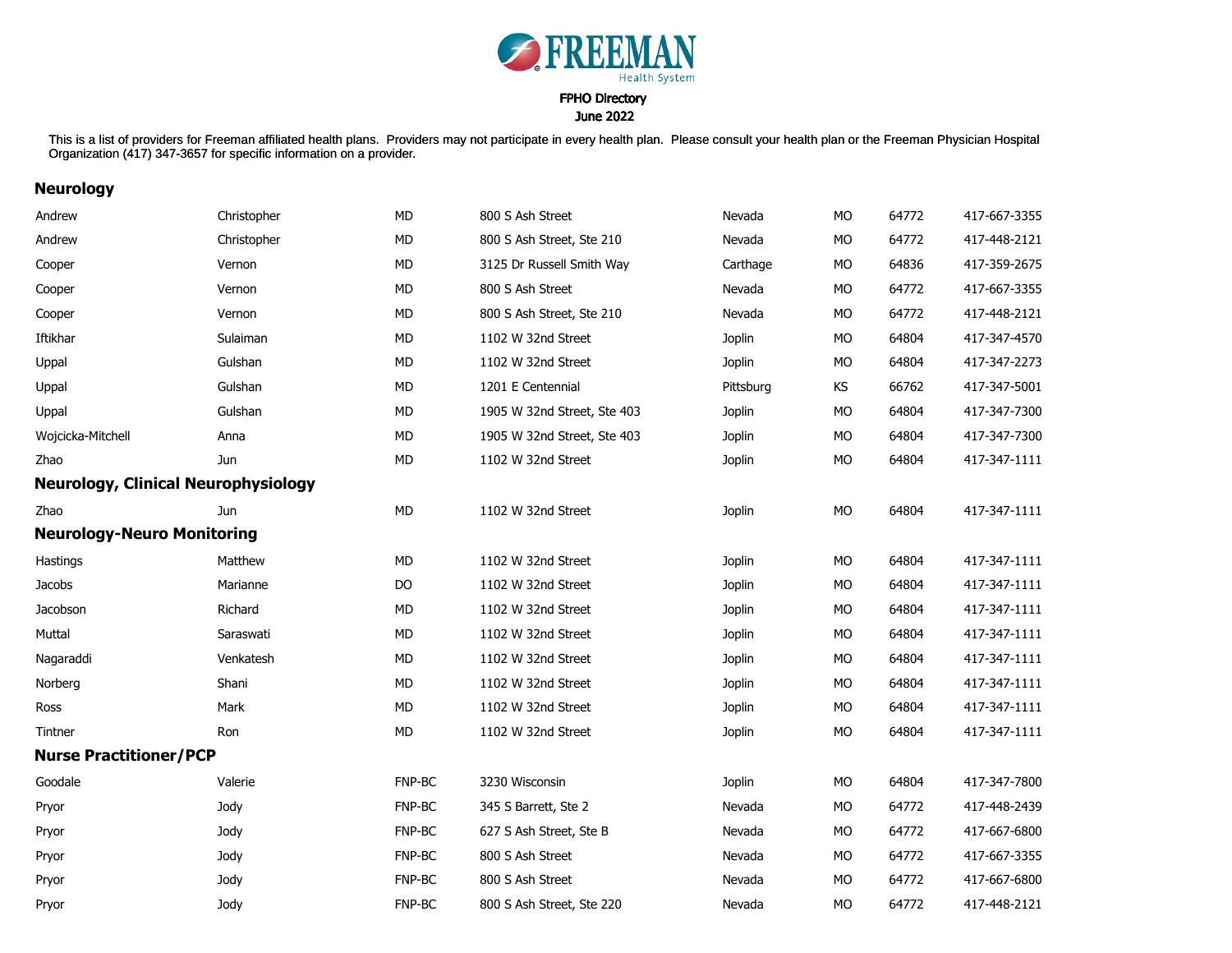FREEMAN Health System

FPHO Directory
June 2022

This is a list of providers for Freeman affiliated health plans. Providers may not participate in every health plan. Please consult your health plan or the Freeman Physician Hospital Organization (417) 347-3657 for specific information on a provider.

## Neurology

| | | | | | | | |
|---|---|---|---|---|---|---|---|
| Andrew | Christopher | MD | 800 S Ash Street | Nevada | MO | 64772 | 417-667-3355 |
| Andrew | Christopher | MD | 800 S Ash Street, Ste 210 | Nevada | MO | 64772 | 417-448-2121 |
| Cooper | Vernon | MD | 3125 Dr Russell Smith Way | Carthage | MO | 64836 | 417-359-2675 |
| Cooper | Vernon | MD | 800 S Ash Street | Nevada | MO | 64772 | 417-667-3355 |
| Cooper | Vernon | MD | 800 S Ash Street, Ste 210 | Nevada | MO | 64772 | 417-448-2121 |
| Iftikhar | Sulaiman | MD | 1102 W 32nd Street | Joplin | MO | 64804 | 417-347-4570 |
| Uppal | Gulshan | MD | 1102 W 32nd Street | Joplin | MO | 64804 | 417-347-2273 |
| Uppal | Gulshan | MD | 1201 E Centennial | Pittsburg | KS | 66762 | 417-347-5001 |
| Uppal | Gulshan | MD | 1905 W 32nd Street, Ste 403 | Joplin | MO | 64804 | 417-347-7300 |
| Wojcicka-Mitchell | Anna | MD | 1905 W 32nd Street, Ste 403 | Joplin | MO | 64804 | 417-347-7300 |
| Zhao | Jun | MD | 1102 W 32nd Street | Joplin | MO | 64804 | 417-347-1111 |

## Neurology, Clinical Neurophysiology

| | | | | | | | |
|---|---|---|---|---|---|---|---|
| Zhao | Jun | MD | 1102 W 32nd Street | Joplin | MO | 64804 | 417-347-1111 |

## Neurology-Neuro Monitoring

| | | | | | | | |
|---|---|---|---|---|---|---|---|
| Hastings | Matthew | MD | 1102 W 32nd Street | Joplin | MO | 64804 | 417-347-1111 |
| Jacobs | Marianne | DO | 1102 W 32nd Street | Joplin | MO | 64804 | 417-347-1111 |
| Jacobson | Richard | MD | 1102 W 32nd Street | Joplin | MO | 64804 | 417-347-1111 |
| Muttal | Saraswati | MD | 1102 W 32nd Street | Joplin | MO | 64804 | 417-347-1111 |
| Nagaraddi | Venkatesh | MD | 1102 W 32nd Street | Joplin | MO | 64804 | 417-347-1111 |
| Norberg | Shani | MD | 1102 W 32nd Street | Joplin | MO | 64804 | 417-347-1111 |
| Ross | Mark | MD | 1102 W 32nd Street | Joplin | MO | 64804 | 417-347-1111 |
| Tintner | Ron | MD | 1102 W 32nd Street | Joplin | MO | 64804 | 417-347-1111 |

## Nurse Practitioner/PCP

| | | | | | | | |
|---|---|---|---|---|---|---|---|
| Goodale | Valerie | FNP-BC | 3230 Wisconsin | Joplin | MO | 64804 | 417-347-7800 |
| Pryor | Jody | FNP-BC | 345 S Barrett, Ste 2 | Nevada | MO | 64772 | 417-448-2439 |
| Pryor | Jody | FNP-BC | 627 S Ash Street, Ste B | Nevada | MO | 64772 | 417-667-6800 |
| Pryor | Jody | FNP-BC | 800 S Ash Street | Nevada | MO | 64772 | 417-667-3355 |
| Pryor | Jody | FNP-BC | 800 S Ash Street | Nevada | MO | 64772 | 417-667-6800 |
| Pryor | Jody | FNP-BC | 800 S Ash Street, Ste 220 | Nevada | MO | 64772 | 417-448-2121 |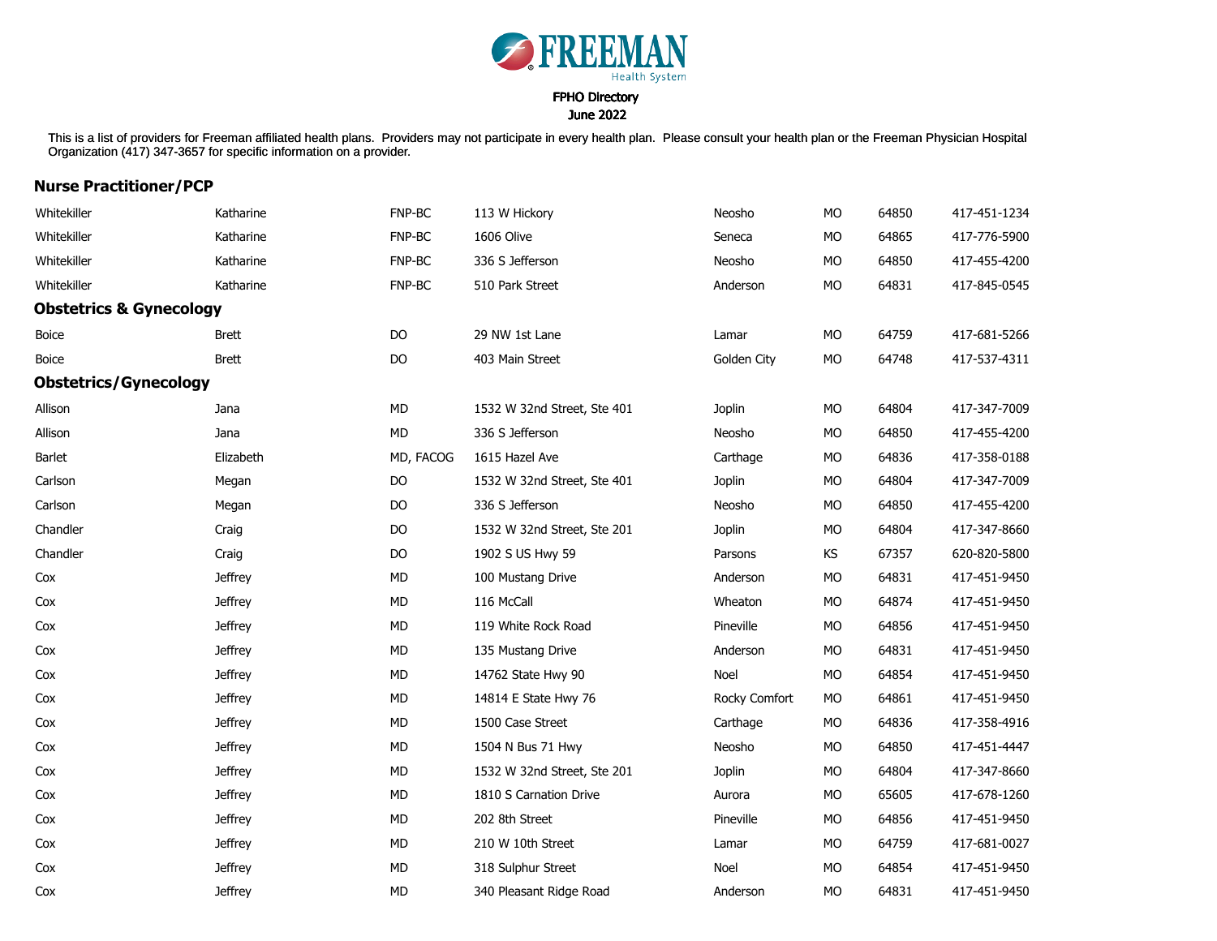FREEMAN Health System

FPHO Directory

June 2022

This is a list of providers for Freeman affiliated health plans. Providers may not participate in every health plan. Please consult your health plan or the Freeman Physician Hospital Organization (417) 347-3657 for specific information on a provider.

## Nurse Practitioner/PCP

| | | | | | | | |
|---|---|---|---|---|---|---|---|
| Whitekiller | Katharine | FNP-BC | 113 W Hickory | Neosho | MO | 64850 | 417-451-1234 |
| Whitekiller | Katharine | FNP-BC | 1606 Olive | Seneca | MO | 64865 | 417-776-5900 |
| Whitekiller | Katharine | FNP-BC | 336 S Jefferson | Neosho | MO | 64850 | 417-455-4200 |
| Whitekiller | Katharine | FNP-BC | 510 Park Street | Anderson | MO | 64831 | 417-845-0545 |

## Obstetrics & Gynecology

| | | | | | | | |
|---|---|---|---|---|---|---|---|
| Boice | Brett | DO | 29 NW 1st Lane | Lamar | MO | 64759 | 417-681-5266 |
| Boice | Brett | DO | 403 Main Street | Golden City | MO | 64748 | 417-537-4311 |

## Obstetrics/Gynecology

| | | | | | | | |
|---|---|---|---|---|---|---|---|
| Allison | Jana | MD | 1532 W 32nd Street, Ste 401 | Joplin | MO | 64804 | 417-347-7009 |
| Allison | Jana | MD | 336 S Jefferson | Neosho | MO | 64850 | 417-455-4200 |
| Barlet | Elizabeth | MD, FACOG | 1615 Hazel Ave | Carthage | MO | 64836 | 417-358-0188 |
| Carlson | Megan | DO | 1532 W 32nd Street, Ste 401 | Joplin | MO | 64804 | 417-347-7009 |
| Carlson | Megan | DO | 336 S Jefferson | Neosho | MO | 64850 | 417-455-4200 |
| Chandler | Craig | DO | 1532 W 32nd Street, Ste 201 | Joplin | MO | 64804 | 417-347-8660 |
| Chandler | Craig | DO | 1902 S US Hwy 59 | Parsons | KS | 67357 | 620-820-5800 |
| Cox | Jeffrey | MD | 100 Mustang Drive | Anderson | MO | 64831 | 417-451-9450 |
| Cox | Jeffrey | MD | 116 McCall | Wheaton | MO | 64874 | 417-451-9450 |
| Cox | Jeffrey | MD | 119 White Rock Road | Pineville | MO | 64856 | 417-451-9450 |
| Cox | Jeffrey | MD | 135 Mustang Drive | Anderson | MO | 64831 | 417-451-9450 |
| Cox | Jeffrey | MD | 14762 State Hwy 90 | Noel | MO | 64854 | 417-451-9450 |
| Cox | Jeffrey | MD | 14814 E State Hwy 76 | Rocky Comfort | MO | 64861 | 417-451-9450 |
| Cox | Jeffrey | MD | 1500 Case Street | Carthage | MO | 64836 | 417-358-4916 |
| Cox | Jeffrey | MD | 1504 N Bus 71 Hwy | Neosho | MO | 64850 | 417-451-4447 |
| Cox | Jeffrey | MD | 1532 W 32nd Street, Ste 201 | Joplin | MO | 64804 | 417-347-8660 |
| Cox | Jeffrey | MD | 1810 S Carnation Drive | Aurora | MO | 65605 | 417-678-1260 |
| Cox | Jeffrey | MD | 202 8th Street | Pineville | MO | 64856 | 417-451-9450 |
| Cox | Jeffrey | MD | 210 W 10th Street | Lamar | MO | 64759 | 417-681-0027 |
| Cox | Jeffrey | MD | 318 Sulphur Street | Noel | MO | 64854 | 417-451-9450 |
| Cox | Jeffrey | MD | 340 Pleasant Ridge Road | Anderson | MO | 64831 | 417-451-9450 |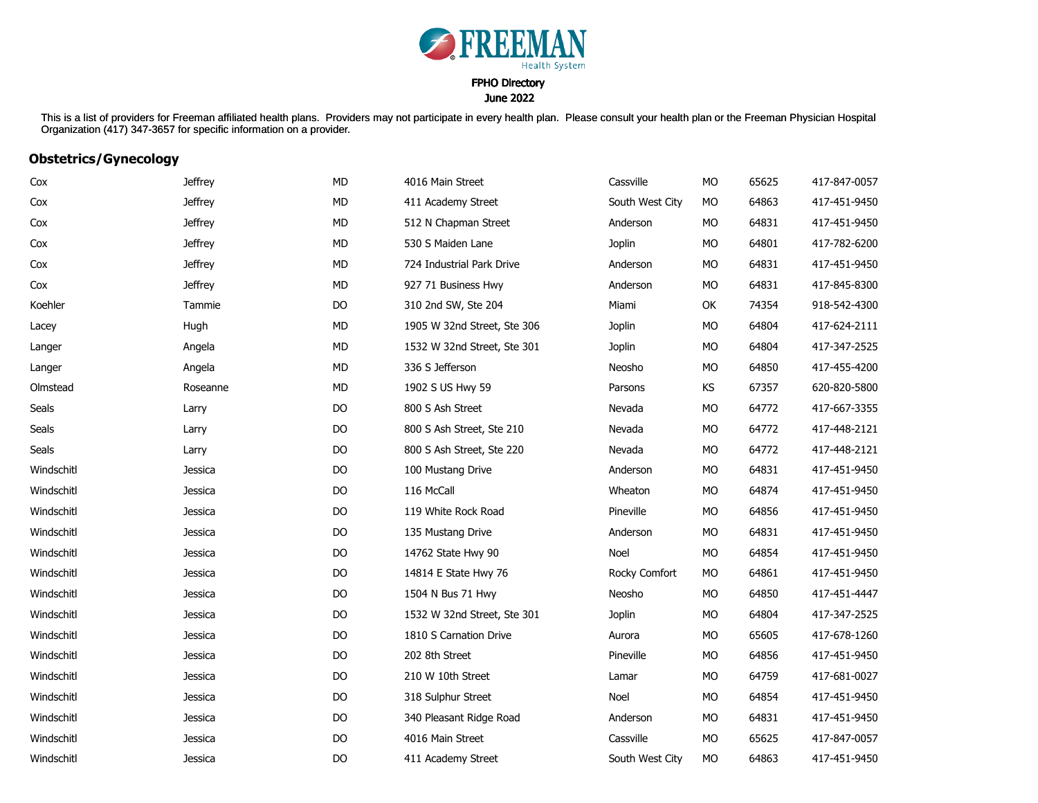FREEMAN Health System

FPHO Directory
June 2022

This is a list of providers for Freeman affiliated health plans. Providers may not participate in every health plan. Please consult your health plan or the Freeman Physician Hospital Organization (417) 347-3657 for specific information on a provider.

## Obstetrics/Gynecology

| | | | | | | | |
|---|---|---|---|---|---|---|---|
| Cox | Jeffrey | MD | 4016 Main Street | Cassville | MO | 65625 | 417-847-0057 |
| Cox | Jeffrey | MD | 411 Academy Street | South West City | MO | 64863 | 417-451-9450 |
| Cox | Jeffrey | MD | 512 N Chapman Street | Anderson | MO | 64831 | 417-451-9450 |
| Cox | Jeffrey | MD | 530 S Maiden Lane | Joplin | MO | 64801 | 417-782-6200 |
| Cox | Jeffrey | MD | 724 Industrial Park Drive | Anderson | MO | 64831 | 417-451-9450 |
| Cox | Jeffrey | MD | 927 71 Business Hwy | Anderson | MO | 64831 | 417-845-8300 |
| Koehler | Tammie | DO | 310 2nd SW, Ste 204 | Miami | OK | 74354 | 918-542-4300 |
| Lacey | Hugh | MD | 1905 W 32nd Street, Ste 306 | Joplin | MO | 64804 | 417-624-2111 |
| Langer | Angela | MD | 1532 W 32nd Street, Ste 301 | Joplin | MO | 64804 | 417-347-2525 |
| Langer | Angela | MD | 336 S Jefferson | Neosho | MO | 64850 | 417-455-4200 |
| Olmstead | Roseanne | MD | 1902 S US Hwy 59 | Parsons | KS | 67357 | 620-820-5800 |
| Seals | Larry | DO | 800 S Ash Street | Nevada | MO | 64772 | 417-667-3355 |
| Seals | Larry | DO | 800 S Ash Street, Ste 210 | Nevada | MO | 64772 | 417-448-2121 |
| Seals | Larry | DO | 800 S Ash Street, Ste 220 | Nevada | MO | 64772 | 417-448-2121 |
| Windschitl | Jessica | DO | 100 Mustang Drive | Anderson | MO | 64831 | 417-451-9450 |
| Windschitl | Jessica | DO | 116 McCall | Wheaton | MO | 64874 | 417-451-9450 |
| Windschitl | Jessica | DO | 119 White Rock Road | Pineville | MO | 64856 | 417-451-9450 |
| Windschitl | Jessica | DO | 135 Mustang Drive | Anderson | MO | 64831 | 417-451-9450 |
| Windschitl | Jessica | DO | 14762 State Hwy 90 | Noel | MO | 64854 | 417-451-9450 |
| Windschitl | Jessica | DO | 14814 E State Hwy 76 | Rocky Comfort | MO | 64861 | 417-451-9450 |
| Windschitl | Jessica | DO | 1504 N Bus 71 Hwy | Neosho | MO | 64850 | 417-451-4447 |
| Windschitl | Jessica | DO | 1532 W 32nd Street, Ste 301 | Joplin | MO | 64804 | 417-347-2525 |
| Windschitl | Jessica | DO | 1810 S Carnation Drive | Aurora | MO | 65605 | 417-678-1260 |
| Windschitl | Jessica | DO | 202 8th Street | Pineville | MO | 64856 | 417-451-9450 |
| Windschitl | Jessica | DO | 210 W 10th Street | Lamar | MO | 64759 | 417-681-0027 |
| Windschitl | Jessica | DO | 318 Sulphur Street | Noel | MO | 64854 | 417-451-9450 |
| Windschitl | Jessica | DO | 340 Pleasant Ridge Road | Anderson | MO | 64831 | 417-451-9450 |
| Windschitl | Jessica | DO | 4016 Main Street | Cassville | MO | 65625 | 417-847-0057 |
| Windschitl | Jessica | DO | 411 Academy Street | South West City | MO | 64863 | 417-451-9450 |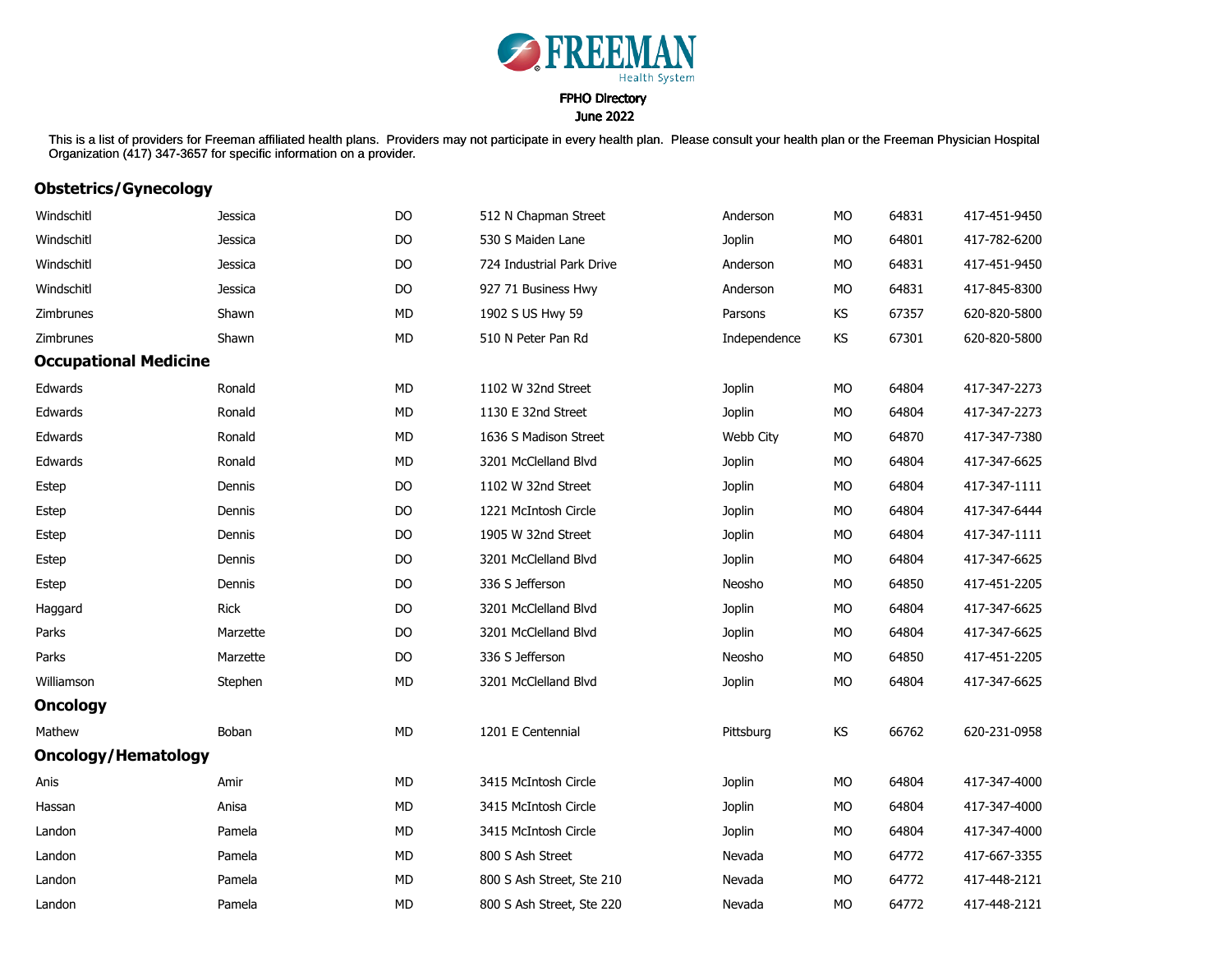FREEMAN Health System

FPHO Directory
June 2022

This is a list of providers for Freeman affiliated health plans. Providers may not participate in every health plan. Please consult your health plan or the Freeman Physician Hospital Organization (417) 347-3657 for specific information on a provider.

## Obstetrics/Gynecology

| | | | | | | | |
|---|---|---|---|---|---|---|---|
| Windschitl | Jessica | DO | 512 N Chapman Street | Anderson | MO | 64831 | 417-451-9450 |
| Windschitl | Jessica | DO | 530 S Maiden Lane | Joplin | MO | 64801 | 417-782-6200 |
| Windschitl | Jessica | DO | 724 Industrial Park Drive | Anderson | MO | 64831 | 417-451-9450 |
| Windschitl | Jessica | DO | 927 71 Business Hwy | Anderson | MO | 64831 | 417-845-8300 |
| Zimbrunes | Shawn | MD | 1902 S US Hwy 59 | Parsons | KS | 67357 | 620-820-5800 |
| Zimbrunes | Shawn | MD | 510 N Peter Pan Rd | Independence | KS | 67301 | 620-820-5800 |

## Occupational Medicine

| | | | | | | | |
|---|---|---|---|---|---|---|---|
| Edwards | Ronald | MD | 1102 W 32nd Street | Joplin | MO | 64804 | 417-347-2273 |
| Edwards | Ronald | MD | 1130 E 32nd Street | Joplin | MO | 64804 | 417-347-2273 |
| Edwards | Ronald | MD | 1636 S Madison Street | Webb City | MO | 64870 | 417-347-7380 |
| Edwards | Ronald | MD | 3201 McClelland Blvd | Joplin | MO | 64804 | 417-347-6625 |
| Estep | Dennis | DO | 1102 W 32nd Street | Joplin | MO | 64804 | 417-347-1111 |
| Estep | Dennis | DO | 1221 McIntosh Circle | Joplin | MO | 64804 | 417-347-6444 |
| Estep | Dennis | DO | 1905 W 32nd Street | Joplin | MO | 64804 | 417-347-1111 |
| Estep | Dennis | DO | 3201 McClelland Blvd | Joplin | MO | 64804 | 417-347-6625 |
| Estep | Dennis | DO | 336 S Jefferson | Neosho | MO | 64850 | 417-451-2205 |
| Haggard | Rick | DO | 3201 McClelland Blvd | Joplin | MO | 64804 | 417-347-6625 |
| Parks | Marzette | DO | 3201 McClelland Blvd | Joplin | MO | 64804 | 417-347-6625 |
| Parks | Marzette | DO | 336 S Jefferson | Neosho | MO | 64850 | 417-451-2205 |
| Williamson | Stephen | MD | 3201 McClelland Blvd | Joplin | MO | 64804 | 417-347-6625 |

## Oncology

| | | | | | | | |
|---|---|---|---|---|---|---|---|
| Mathew | Boban | MD | 1201 E Centennial | Pittsburg | KS | 66762 | 620-231-0958 |

## Oncology/Hematology

| | | | | | | | |
|---|---|---|---|---|---|---|---|
| Anis | Amir | MD | 3415 McIntosh Circle | Joplin | MO | 64804 | 417-347-4000 |
| Hassan | Anisa | MD | 3415 McIntosh Circle | Joplin | MO | 64804 | 417-347-4000 |
| Landon | Pamela | MD | 3415 McIntosh Circle | Joplin | MO | 64804 | 417-347-4000 |
| Landon | Pamela | MD | 800 S Ash Street | Nevada | MO | 64772 | 417-667-3355 |
| Landon | Pamela | MD | 800 S Ash Street, Ste 210 | Nevada | MO | 64772 | 417-448-2121 |
| Landon | Pamela | MD | 800 S Ash Street, Ste 220 | Nevada | MO | 64772 | 417-448-2121 |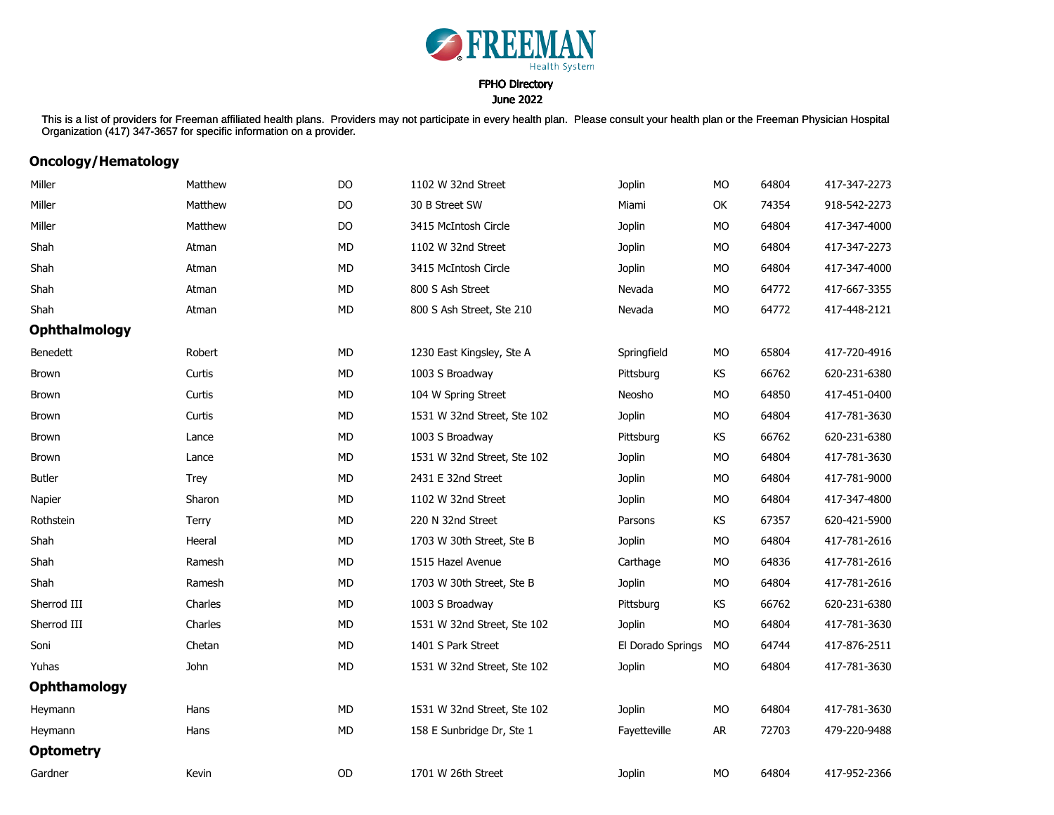FREEMAN Health System

FPHO Directory
June 2022

This is a list of providers for Freeman affiliated health plans. Providers may not participate in every health plan. Please consult your health plan or the Freeman Physician Hospital Organization (417) 347-3657 for specific information on a provider.

## Oncology/Hematology

| | | | | | | | |
|---|---|---|---|---|---|---|---|
| Miller | Matthew | DO | 1102 W 32nd Street | Joplin | MO | 64804 | 417-347-2273 |
| Miller | Matthew | DO | 30 B Street SW | Miami | OK | 74354 | 918-542-2273 |
| Miller | Matthew | DO | 3415 McIntosh Circle | Joplin | MO | 64804 | 417-347-4000 |
| Shah | Atman | MD | 1102 W 32nd Street | Joplin | MO | 64804 | 417-347-2273 |
| Shah | Atman | MD | 3415 McIntosh Circle | Joplin | MO | 64804 | 417-347-4000 |
| Shah | Atman | MD | 800 S Ash Street | Nevada | MO | 64772 | 417-667-3355 |
| Shah | Atman | MD | 800 S Ash Street, Ste 210 | Nevada | MO | 64772 | 417-448-2121 |

## Ophthalmology

| | | | | | | | |
|---|---|---|---|---|---|---|---|
| Benedett | Robert | MD | 1230 East Kingsley, Ste A | Springfield | MO | 65804 | 417-720-4916 |
| Brown | Curtis | MD | 1003 S Broadway | Pittsburg | KS | 66762 | 620-231-6380 |
| Brown | Curtis | MD | 104 W Spring Street | Neosho | MO | 64850 | 417-451-0400 |
| Brown | Curtis | MD | 1531 W 32nd Street, Ste 102 | Joplin | MO | 64804 | 417-781-3630 |
| Brown | Lance | MD | 1003 S Broadway | Pittsburg | KS | 66762 | 620-231-6380 |
| Brown | Lance | MD | 1531 W 32nd Street, Ste 102 | Joplin | MO | 64804 | 417-781-3630 |
| Butler | Trey | MD | 2431 E 32nd Street | Joplin | MO | 64804 | 417-781-9000 |
| Napier | Sharon | MD | 1102 W 32nd Street | Joplin | MO | 64804 | 417-347-4800 |
| Rothstein | Terry | MD | 220 N 32nd Street | Parsons | KS | 67357 | 620-421-5900 |
| Shah | Heeral | MD | 1703 W 30th Street, Ste B | Joplin | MO | 64804 | 417-781-2616 |
| Shah | Ramesh | MD | 1515 Hazel Avenue | Carthage | MO | 64836 | 417-781-2616 |
| Shah | Ramesh | MD | 1703 W 30th Street, Ste B | Joplin | MO | 64804 | 417-781-2616 |
| Sherrod III | Charles | MD | 1003 S Broadway | Pittsburg | KS | 66762 | 620-231-6380 |
| Sherrod III | Charles | MD | 1531 W 32nd Street, Ste 102 | Joplin | MO | 64804 | 417-781-3630 |
| Soni | Chetan | MD | 1401 S Park Street | El Dorado Springs | MO | 64744 | 417-876-2511 |
| Yuhas | John | MD | 1531 W 32nd Street, Ste 102 | Joplin | MO | 64804 | 417-781-3630 |

## Ophthamology

| | | | | | | | |
|---|---|---|---|---|---|---|---|
| Heymann | Hans | MD | 1531 W 32nd Street, Ste 102 | Joplin | MO | 64804 | 417-781-3630 |
| Heymann | Hans | MD | 158 E Sunbridge Dr, Ste 1 | Fayetteville | AR | 72703 | 479-220-9488 |

## Optometry

| | | | | | | | |
|---|---|---|---|---|---|---|---|
| Gardner | Kevin | OD | 1701 W 26th Street | Joplin | MO | 64804 | 417-952-2366 |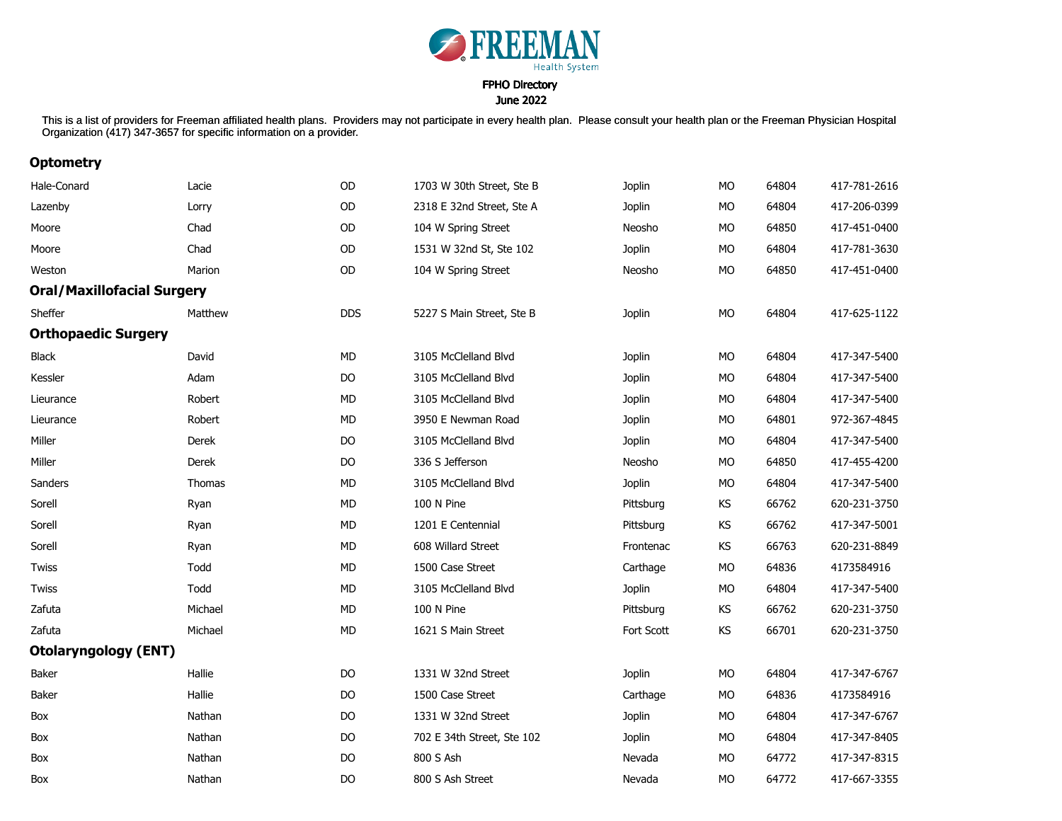FREEMAN Health System

FPHO Directory

June 2022

This is a list of providers for Freeman affiliated health plans. Providers may not participate in every health plan. Please consult your health plan or the Freeman Physician Hospital Organization (417) 347-3657 for specific information on a provider.

## Optometry

| | | | | | | | |
|---|---|---|---|---|---|---|---|
| Hale-Conard | Lacie | OD | 1703 W 30th Street, Ste B | Joplin | MO | 64804 | 417-781-2616 |
| Lazenby | Lorry | OD | 2318 E 32nd Street, Ste A | Joplin | MO | 64804 | 417-206-0399 |
| Moore | Chad | OD | 104 W Spring Street | Neosho | MO | 64850 | 417-451-0400 |
| Moore | Chad | OD | 1531 W 32nd St, Ste 102 | Joplin | MO | 64804 | 417-781-3630 |
| Weston | Marion | OD | 104 W Spring Street | Neosho | MO | 64850 | 417-451-0400 |

## Oral/Maxillofacial Surgery

| | | | | | | | |
|---|---|---|---|---|---|---|---|
| Sheffer | Matthew | DDS | 5227 S Main Street, Ste B | Joplin | MO | 64804 | 417-625-1122 |

## Orthopaedic Surgery

| | | | | | | | |
|---|---|---|---|---|---|---|---|
| Black | David | MD | 3105 McClelland Blvd | Joplin | MO | 64804 | 417-347-5400 |
| Kessler | Adam | DO | 3105 McClelland Blvd | Joplin | MO | 64804 | 417-347-5400 |
| Lieurance | Robert | MD | 3105 McClelland Blvd | Joplin | MO | 64804 | 417-347-5400 |
| Lieurance | Robert | MD | 3950 E Newman Road | Joplin | MO | 64801 | 972-367-4845 |
| Miller | Derek | DO | 3105 McClelland Blvd | Joplin | MO | 64804 | 417-347-5400 |
| Miller | Derek | DO | 336 S Jefferson | Neosho | MO | 64850 | 417-455-4200 |
| Sanders | Thomas | MD | 3105 McClelland Blvd | Joplin | MO | 64804 | 417-347-5400 |
| Sorell | Ryan | MD | 100 N Pine | Pittsburg | KS | 66762 | 620-231-3750 |
| Sorell | Ryan | MD | 1201 E Centennial | Pittsburg | KS | 66762 | 417-347-5001 |
| Sorell | Ryan | MD | 608 Willard Street | Frontenac | KS | 66763 | 620-231-8849 |
| Twiss | Todd | MD | 1500 Case Street | Carthage | MO | 64836 | 4173584916 |
| Twiss | Todd | MD | 3105 McClelland Blvd | Joplin | MO | 64804 | 417-347-5400 |
| Zafuta | Michael | MD | 100 N Pine | Pittsburg | KS | 66762 | 620-231-3750 |
| Zafuta | Michael | MD | 1621 S Main Street | Fort Scott | KS | 66701 | 620-231-3750 |

## Otolaryngology (ENT)

| | | | | | | | |
|---|---|---|---|---|---|---|---|
| Baker | Hallie | DO | 1331 W 32nd Street | Joplin | MO | 64804 | 417-347-6767 |
| Baker | Hallie | DO | 1500 Case Street | Carthage | MO | 64836 | 4173584916 |
| Box | Nathan | DO | 1331 W 32nd Street | Joplin | MO | 64804 | 417-347-6767 |
| Box | Nathan | DO | 702 E 34th Street, Ste 102 | Joplin | MO | 64804 | 417-347-8405 |
| Box | Nathan | DO | 800 S Ash | Nevada | MO | 64772 | 417-347-8315 |
| Box | Nathan | DO | 800 S Ash Street | Nevada | MO | 64772 | 417-667-3355 |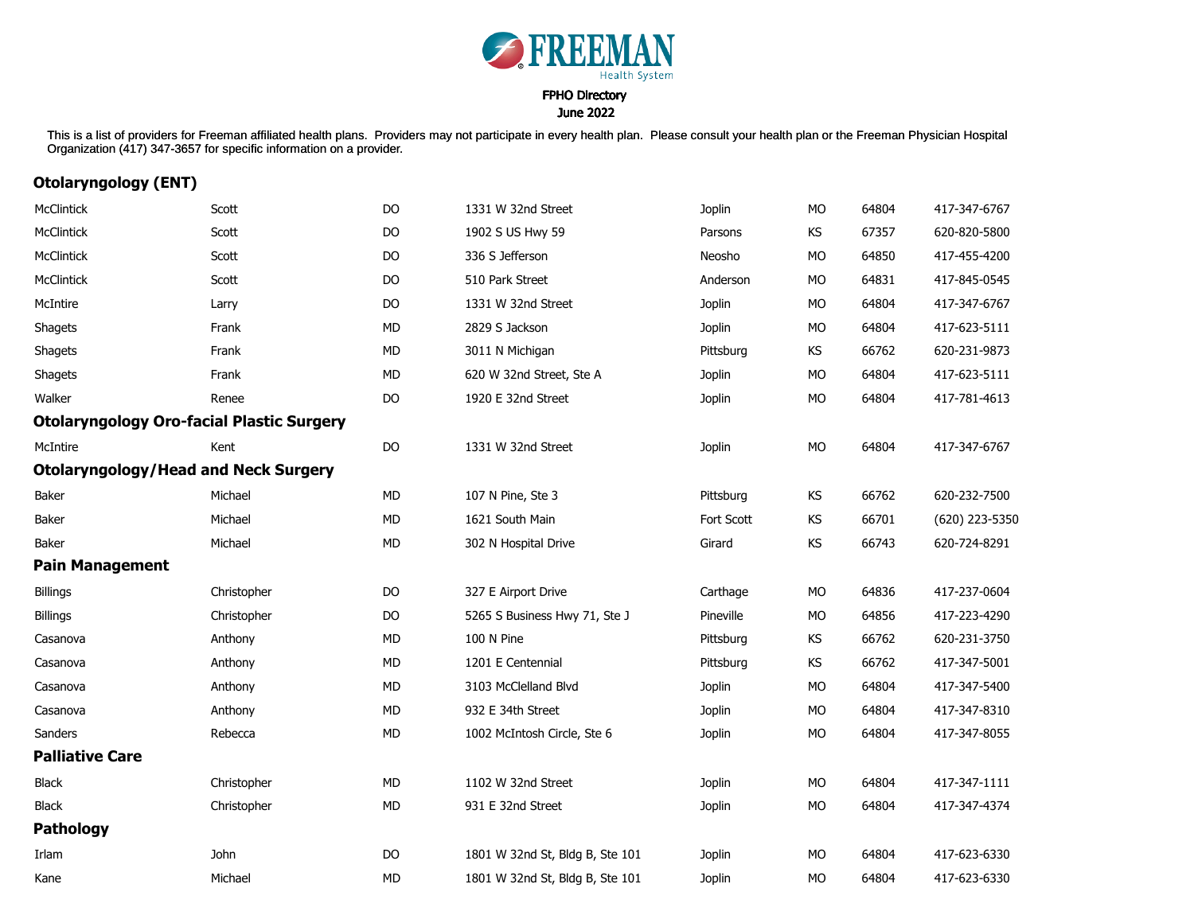FREEMAN Health System

FPHO Directory
June 2022

This is a list of providers for Freeman affiliated health plans. Providers may not participate in every health plan. Please consult your health plan or the Freeman Physician Hospital Organization (417) 347-3657 for specific information on a provider.

## Otolaryngology (ENT)

| | | | | | | | |
|---|---|---|---|---|---|---|---|
| McClintick | Scott | DO | 1331 W 32nd Street | Joplin | MO | 64804 | 417-347-6767 |
| McClintick | Scott | DO | 1902 S US Hwy 59 | Parsons | KS | 67357 | 620-820-5800 |
| McClintick | Scott | DO | 336 S Jefferson | Neosho | MO | 64850 | 417-455-4200 |
| McClintick | Scott | DO | 510 Park Street | Anderson | MO | 64831 | 417-845-0545 |
| McIntire | Larry | DO | 1331 W 32nd Street | Joplin | MO | 64804 | 417-347-6767 |
| Shagets | Frank | MD | 2829 S Jackson | Joplin | MO | 64804 | 417-623-5111 |
| Shagets | Frank | MD | 3011 N Michigan | Pittsburg | KS | 66762 | 620-231-9873 |
| Shagets | Frank | MD | 620 W 32nd Street, Ste A | Joplin | MO | 64804 | 417-623-5111 |
| Walker | Renee | DO | 1920 E 32nd Street | Joplin | MO | 64804 | 417-781-4613 |

## Otolaryngology Oro-facial Plastic Surgery

| | | | | | | | |
|---|---|---|---|---|---|---|---|
| McIntire | Kent | DO | 1331 W 32nd Street | Joplin | MO | 64804 | 417-347-6767 |

## Otolaryngology/Head and Neck Surgery

| | | | | | | | |
|---|---|---|---|---|---|---|---|
| Baker | Michael | MD | 107 N Pine, Ste 3 | Pittsburg | KS | 66762 | 620-232-7500 |
| Baker | Michael | MD | 1621 South Main | Fort Scott | KS | 66701 | (620) 223-5350 |
| Baker | Michael | MD | 302 N Hospital Drive | Girard | KS | 66743 | 620-724-8291 |

## Pain Management

| | | | | | | | |
|---|---|---|---|---|---|---|---|
| Billings | Christopher | DO | 327 E Airport Drive | Carthage | MO | 64836 | 417-237-0604 |
| Billings | Christopher | DO | 5265 S Business Hwy 71, Ste J | Pineville | MO | 64856 | 417-223-4290 |
| Casanova | Anthony | MD | 100 N Pine | Pittsburg | KS | 66762 | 620-231-3750 |
| Casanova | Anthony | MD | 1201 E Centennial | Pittsburg | KS | 66762 | 417-347-5001 |
| Casanova | Anthony | MD | 3103 McClelland Blvd | Joplin | MO | 64804 | 417-347-5400 |
| Casanova | Anthony | MD | 932 E 34th Street | Joplin | MO | 64804 | 417-347-8310 |
| Sanders | Rebecca | MD | 1002 McIntosh Circle, Ste 6 | Joplin | MO | 64804 | 417-347-8055 |

## Palliative Care

| | | | | | | | |
|---|---|---|---|---|---|---|---|
| Black | Christopher | MD | 1102 W 32nd Street | Joplin | MO | 64804 | 417-347-1111 |
| Black | Christopher | MD | 931 E 32nd Street | Joplin | MO | 64804 | 417-347-4374 |

## Pathology

| | | | | | | | |
|---|---|---|---|---|---|---|---|
| Irlam | John | DO | 1801 W 32nd St, Bldg B, Ste 101 | Joplin | MO | 64804 | 417-623-6330 |
| Kane | Michael | MD | 1801 W 32nd St, Bldg B, Ste 101 | Joplin | MO | 64804 | 417-623-6330 |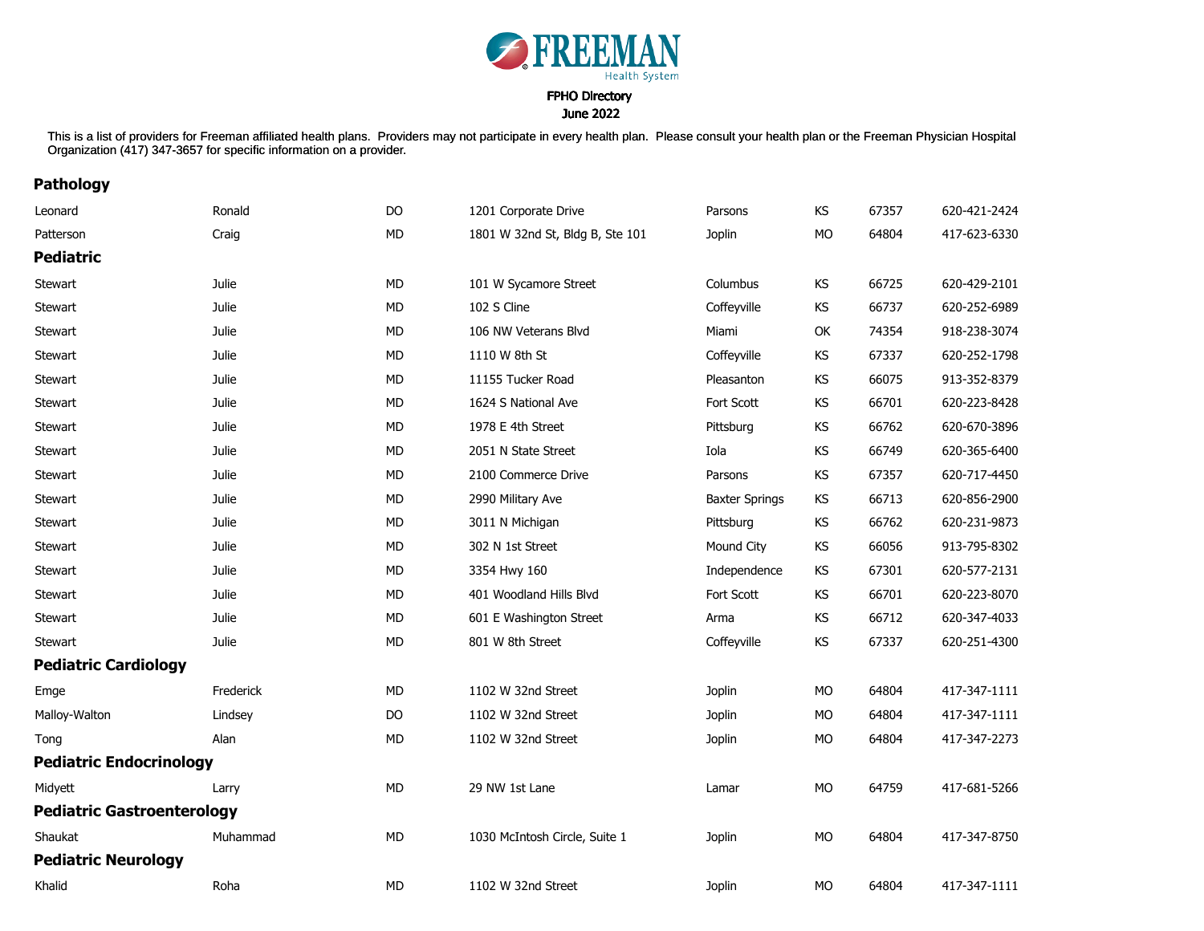FREEMAN Health System

FPHO Directory
June 2022

This is a list of providers for Freeman affiliated health plans. Providers may not participate in every health plan. Please consult your health plan or the Freeman Physician Hospital Organization (417) 347-3657 for specific information on a provider.

## Pathology

| | | | | | | | |
|---|---|---|---|---|---|---|---|
| Leonard | Ronald | DO | 1201 Corporate Drive | Parsons | KS | 67357 | 620-421-2424 |
| Patterson | Craig | MD | 1801 W 32nd St, Bldg B, Ste 101 | Joplin | MO | 64804 | 417-623-6330 |

## Pediatric

| | | | | | | | |
|---|---|---|---|---|---|---|---|
| Stewart | Julie | MD | 101 W Sycamore Street | Columbus | KS | 66725 | 620-429-2101 |
| Stewart | Julie | MD | 102 S Cline | Coffeyville | KS | 66737 | 620-252-6989 |
| Stewart | Julie | MD | 106 NW Veterans Blvd | Miami | OK | 74354 | 918-238-3074 |
| Stewart | Julie | MD | 1110 W 8th St | Coffeyville | KS | 67337 | 620-252-1798 |
| Stewart | Julie | MD | 11155 Tucker Road | Pleasanton | KS | 66075 | 913-352-8379 |
| Stewart | Julie | MD | 1624 S National Ave | Fort Scott | KS | 66701 | 620-223-8428 |
| Stewart | Julie | MD | 1978 E 4th Street | Pittsburg | KS | 66762 | 620-670-3896 |
| Stewart | Julie | MD | 2051 N State Street | Iola | KS | 66749 | 620-365-6400 |
| Stewart | Julie | MD | 2100 Commerce Drive | Parsons | KS | 67357 | 620-717-4450 |
| Stewart | Julie | MD | 2990 Military Ave | Baxter Springs | KS | 66713 | 620-856-2900 |
| Stewart | Julie | MD | 3011 N Michigan | Pittsburg | KS | 66762 | 620-231-9873 |
| Stewart | Julie | MD | 302 N 1st Street | Mound City | KS | 66056 | 913-795-8302 |
| Stewart | Julie | MD | 3354 Hwy 160 | Independence | KS | 67301 | 620-577-2131 |
| Stewart | Julie | MD | 401 Woodland Hills Blvd | Fort Scott | KS | 66701 | 620-223-8070 |
| Stewart | Julie | MD | 601 E Washington Street | Arma | KS | 66712 | 620-347-4033 |
| Stewart | Julie | MD | 801 W 8th Street | Coffeyville | KS | 67337 | 620-251-4300 |

## Pediatric Cardiology

| | | | | | | | |
|---|---|---|---|---|---|---|---|
| Emge | Frederick | MD | 1102 W 32nd Street | Joplin | MO | 64804 | 417-347-1111 |
| Malloy-Walton | Lindsey | DO | 1102 W 32nd Street | Joplin | MO | 64804 | 417-347-1111 |
| Tong | Alan | MD | 1102 W 32nd Street | Joplin | MO | 64804 | 417-347-2273 |

## Pediatric Endocrinology

| | | | | | | | |
|---|---|---|---|---|---|---|---|
| Midyett | Larry | MD | 29 NW 1st Lane | Lamar | MO | 64759 | 417-681-5266 |

## Pediatric Gastroenterology

| | | | | | | | |
|---|---|---|---|---|---|---|---|
| Shaukat | Muhammad | MD | 1030 McIntosh Circle, Suite 1 | Joplin | MO | 64804 | 417-347-8750 |

## Pediatric Neurology

| | | | | | | | |
|---|---|---|---|---|---|---|---|
| Khalid | Roha | MD | 1102 W 32nd Street | Joplin | MO | 64804 | 417-347-1111 |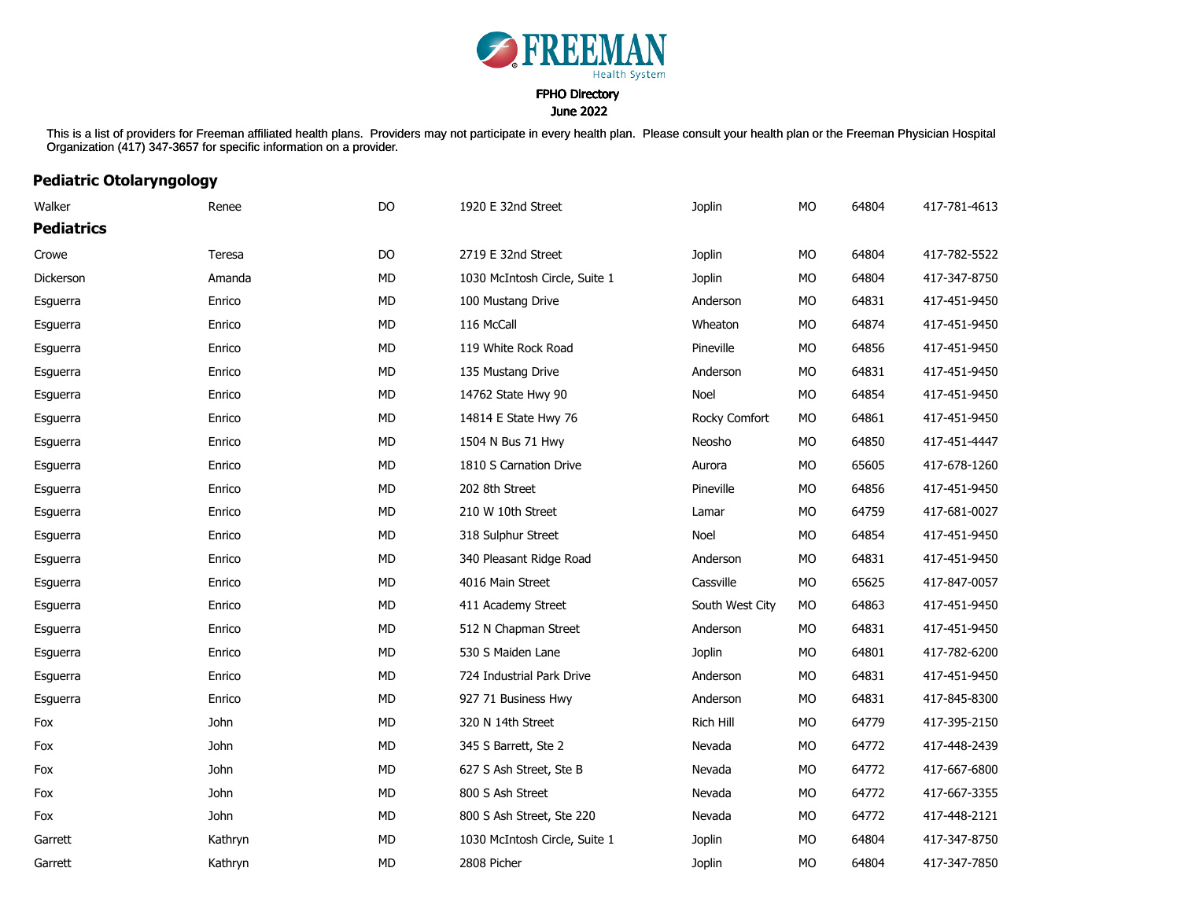FREEMAN Health System

FPHO Directory
June 2022

This is a list of providers for Freeman affiliated health plans. Providers may not participate in every health plan. Please consult your health plan or the Freeman Physician Hospital Organization (417) 347-3657 for specific information on a provider.

## Pediatric Otolaryngology

| | | | | | | | |
|---|---|---|---|---|---|---|---|
| Walker | Renee | DO | 1920 E 32nd Street | Joplin | MO | 64804 | 417-781-4613 |

## Pediatrics

| | | | | | | | |
|---|---|---|---|---|---|---|---|
| Crowe | Teresa | DO | 2719 E 32nd Street | Joplin | MO | 64804 | 417-782-5522 |
| Dickerson | Amanda | MD | 1030 McIntosh Circle, Suite 1 | Joplin | MO | 64804 | 417-347-8750 |
| Esguerra | Enrico | MD | 100 Mustang Drive | Anderson | MO | 64831 | 417-451-9450 |
| Esguerra | Enrico | MD | 116 McCall | Wheaton | MO | 64874 | 417-451-9450 |
| Esguerra | Enrico | MD | 119 White Rock Road | Pineville | MO | 64856 | 417-451-9450 |
| Esguerra | Enrico | MD | 135 Mustang Drive | Anderson | MO | 64831 | 417-451-9450 |
| Esguerra | Enrico | MD | 14762 State Hwy 90 | Noel | MO | 64854 | 417-451-9450 |
| Esguerra | Enrico | MD | 14814 E State Hwy 76 | Rocky Comfort | MO | 64861 | 417-451-9450 |
| Esguerra | Enrico | MD | 1504 N Bus 71 Hwy | Neosho | MO | 64850 | 417-451-4447 |
| Esguerra | Enrico | MD | 1810 S Carnation Drive | Aurora | MO | 65605 | 417-678-1260 |
| Esguerra | Enrico | MD | 202 8th Street | Pineville | MO | 64856 | 417-451-9450 |
| Esguerra | Enrico | MD | 210 W 10th Street | Lamar | MO | 64759 | 417-681-0027 |
| Esguerra | Enrico | MD | 318 Sulphur Street | Noel | MO | 64854 | 417-451-9450 |
| Esguerra | Enrico | MD | 340 Pleasant Ridge Road | Anderson | MO | 64831 | 417-451-9450 |
| Esguerra | Enrico | MD | 4016 Main Street | Cassville | MO | 65625 | 417-847-0057 |
| Esguerra | Enrico | MD | 411 Academy Street | South West City | MO | 64863 | 417-451-9450 |
| Esguerra | Enrico | MD | 512 N Chapman Street | Anderson | MO | 64831 | 417-451-9450 |
| Esguerra | Enrico | MD | 530 S Maiden Lane | Joplin | MO | 64801 | 417-782-6200 |
| Esguerra | Enrico | MD | 724 Industrial Park Drive | Anderson | MO | 64831 | 417-451-9450 |
| Esguerra | Enrico | MD | 927 71 Business Hwy | Anderson | MO | 64831 | 417-845-8300 |
| Fox | John | MD | 320 N 14th Street | Rich Hill | MO | 64779 | 417-395-2150 |
| Fox | John | MD | 345 S Barrett, Ste 2 | Nevada | MO | 64772 | 417-448-2439 |
| Fox | John | MD | 627 S Ash Street, Ste B | Nevada | MO | 64772 | 417-667-6800 |
| Fox | John | MD | 800 S Ash Street | Nevada | MO | 64772 | 417-667-3355 |
| Fox | John | MD | 800 S Ash Street, Ste 220 | Nevada | MO | 64772 | 417-448-2121 |
| Garrett | Kathryn | MD | 1030 McIntosh Circle, Suite 1 | Joplin | MO | 64804 | 417-347-8750 |
| Garrett | Kathryn | MD | 2808 Picher | Joplin | MO | 64804 | 417-347-7850 |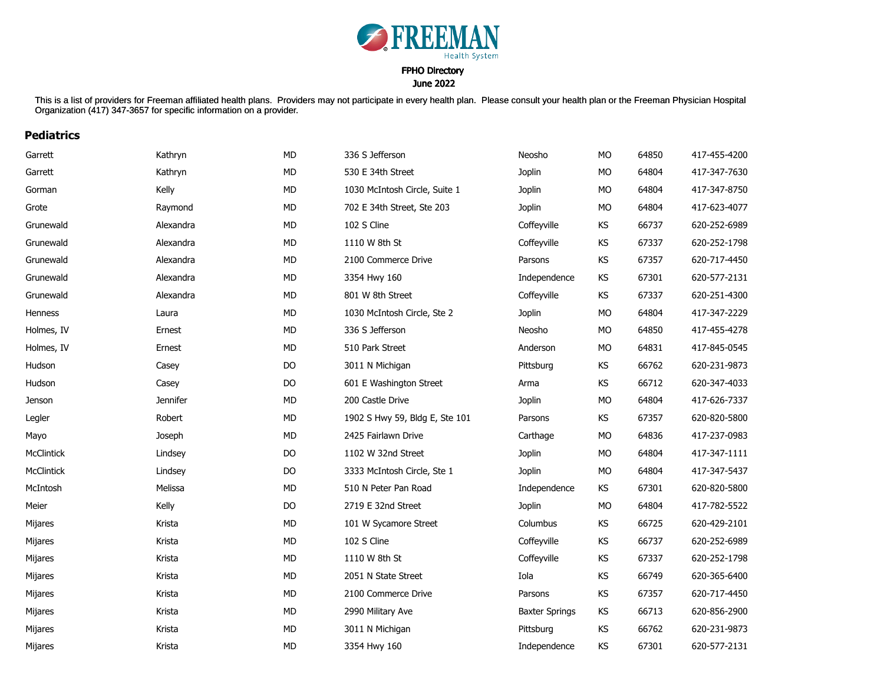FREEMAN Health System

FPHO Directory

June 2022

This is a list of providers for Freeman affiliated health plans. Providers may not participate in every health plan. Please consult your health plan or the Freeman Physician Hospital Organization (417) 347-3657 for specific information on a provider.

## Pediatrics

| | | | | | | | |
|---|---|---|---|---|---|---|---|
| Garrett | Kathryn | MD | 336 S Jefferson | Neosho | MO | 64850 | 417-455-4200 |
| Garrett | Kathryn | MD | 530 E 34th Street | Joplin | MO | 64804 | 417-347-7630 |
| Gorman | Kelly | MD | 1030 McIntosh Circle, Suite 1 | Joplin | MO | 64804 | 417-347-8750 |
| Grote | Raymond | MD | 702 E 34th Street, Ste 203 | Joplin | MO | 64804 | 417-623-4077 |
| Grunewald | Alexandra | MD | 102 S Cline | Coffeyville | KS | 66737 | 620-252-6989 |
| Grunewald | Alexandra | MD | 1110 W 8th St | Coffeyville | KS | 67337 | 620-252-1798 |
| Grunewald | Alexandra | MD | 2100 Commerce Drive | Parsons | KS | 67357 | 620-717-4450 |
| Grunewald | Alexandra | MD | 3354 Hwy 160 | Independence | KS | 67301 | 620-577-2131 |
| Grunewald | Alexandra | MD | 801 W 8th Street | Coffeyville | KS | 67337 | 620-251-4300 |
| Henness | Laura | MD | 1030 McIntosh Circle, Ste 2 | Joplin | MO | 64804 | 417-347-2229 |
| Holmes, IV | Ernest | MD | 336 S Jefferson | Neosho | MO | 64850 | 417-455-4278 |
| Holmes, IV | Ernest | MD | 510 Park Street | Anderson | MO | 64831 | 417-845-0545 |
| Hudson | Casey | DO | 3011 N Michigan | Pittsburg | KS | 66762 | 620-231-9873 |
| Hudson | Casey | DO | 601 E Washington Street | Arma | KS | 66712 | 620-347-4033 |
| Jenson | Jennifer | MD | 200 Castle Drive | Joplin | MO | 64804 | 417-626-7337 |
| Legler | Robert | MD | 1902 S Hwy 59, Bldg E, Ste 101 | Parsons | KS | 67357 | 620-820-5800 |
| Mayo | Joseph | MD | 2425 Fairlawn Drive | Carthage | MO | 64836 | 417-237-0983 |
| McClintick | Lindsey | DO | 1102 W 32nd Street | Joplin | MO | 64804 | 417-347-1111 |
| McClintick | Lindsey | DO | 3333 McIntosh Circle, Ste 1 | Joplin | MO | 64804 | 417-347-5437 |
| McIntosh | Melissa | MD | 510 N Peter Pan Road | Independence | KS | 67301 | 620-820-5800 |
| Meier | Kelly | DO | 2719 E 32nd Street | Joplin | MO | 64804 | 417-782-5522 |
| Mijares | Krista | MD | 101 W Sycamore Street | Columbus | KS | 66725 | 620-429-2101 |
| Mijares | Krista | MD | 102 S Cline | Coffeyville | KS | 66737 | 620-252-6989 |
| Mijares | Krista | MD | 1110 W 8th St | Coffeyville | KS | 67337 | 620-252-1798 |
| Mijares | Krista | MD | 2051 N State Street | Iola | KS | 66749 | 620-365-6400 |
| Mijares | Krista | MD | 2100 Commerce Drive | Parsons | KS | 67357 | 620-717-4450 |
| Mijares | Krista | MD | 2990 Military Ave | Baxter Springs | KS | 66713 | 620-856-2900 |
| Mijares | Krista | MD | 3011 N Michigan | Pittsburg | KS | 66762 | 620-231-9873 |
| Mijares | Krista | MD | 3354 Hwy 160 | Independence | KS | 67301 | 620-577-2131 |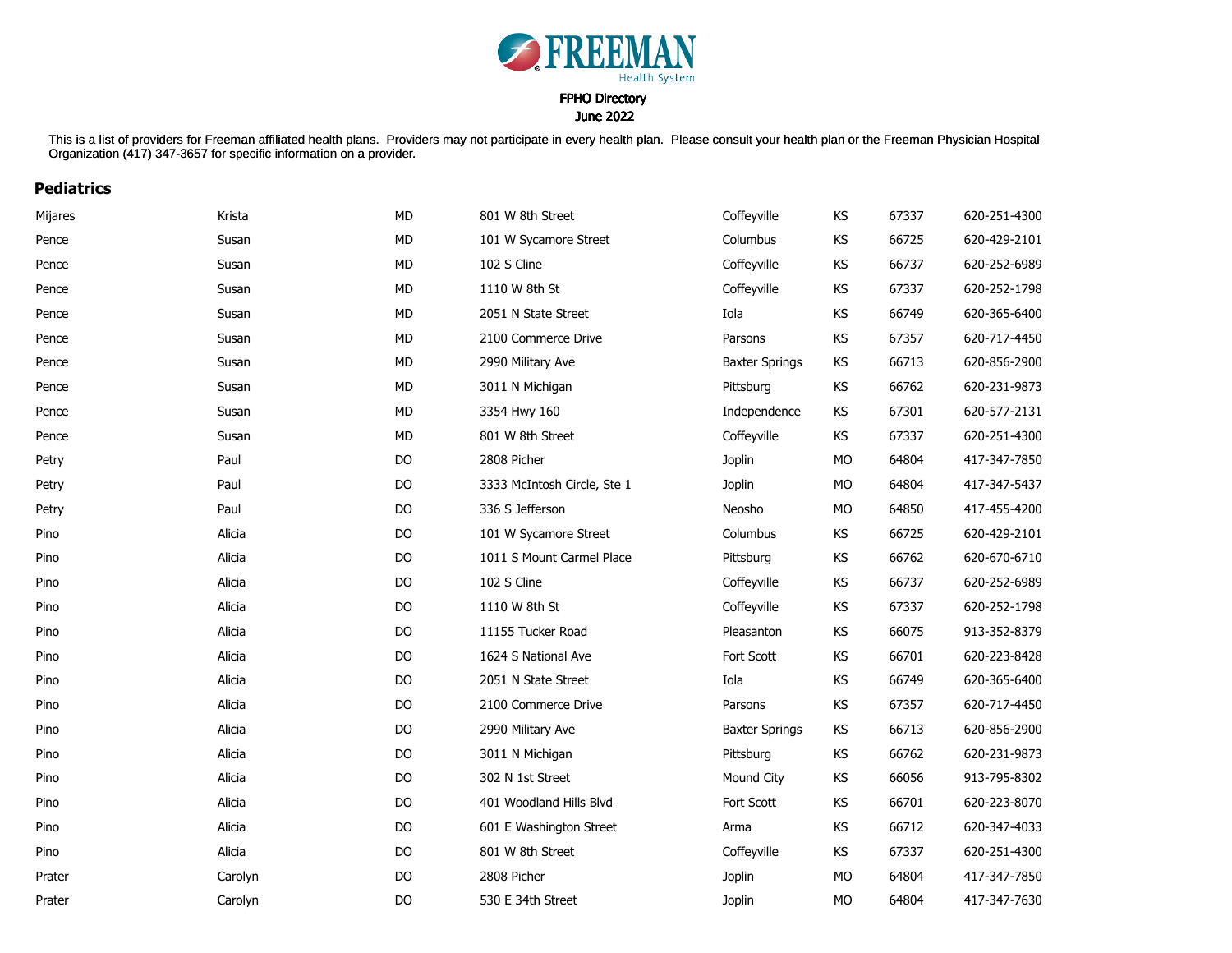FREEMAN Health System

**FPHO Directory**
**June 2022**

This is a list of providers for Freeman affiliated health plans. Providers may not participate in every health plan. Please consult your health plan or the Freeman Physician Hospital Organization (417) 347-3657 for specific information on a provider.

## Pediatrics

| | | | | | | | |
|---|---|---|---|---|---|---|---|
| Mijares | Krista | MD | 801 W 8th Street | Coffeyville | KS | 67337 | 620-251-4300 |
| Pence | Susan | MD | 101 W Sycamore Street | Columbus | KS | 66725 | 620-429-2101 |
| Pence | Susan | MD | 102 S Cline | Coffeyville | KS | 66737 | 620-252-6989 |
| Pence | Susan | MD | 1110 W 8th St | Coffeyville | KS | 67337 | 620-252-1798 |
| Pence | Susan | MD | 2051 N State Street | Iola | KS | 66749 | 620-365-6400 |
| Pence | Susan | MD | 2100 Commerce Drive | Parsons | KS | 67357 | 620-717-4450 |
| Pence | Susan | MD | 2990 Military Ave | Baxter Springs | KS | 66713 | 620-856-2900 |
| Pence | Susan | MD | 3011 N Michigan | Pittsburg | KS | 66762 | 620-231-9873 |
| Pence | Susan | MD | 3354 Hwy 160 | Independence | KS | 67301 | 620-577-2131 |
| Pence | Susan | MD | 801 W 8th Street | Coffeyville | KS | 67337 | 620-251-4300 |
| Petry | Paul | DO | 2808 Picher | Joplin | MO | 64804 | 417-347-7850 |
| Petry | Paul | DO | 3333 McIntosh Circle, Ste 1 | Joplin | MO | 64804 | 417-347-5437 |
| Petry | Paul | DO | 336 S Jefferson | Neosho | MO | 64850 | 417-455-4200 |
| Pino | Alicia | DO | 101 W Sycamore Street | Columbus | KS | 66725 | 620-429-2101 |
| Pino | Alicia | DO | 1011 S Mount Carmel Place | Pittsburg | KS | 66762 | 620-670-6710 |
| Pino | Alicia | DO | 102 S Cline | Coffeyville | KS | 66737 | 620-252-6989 |
| Pino | Alicia | DO | 1110 W 8th St | Coffeyville | KS | 67337 | 620-252-1798 |
| Pino | Alicia | DO | 11155 Tucker Road | Pleasanton | KS | 66075 | 913-352-8379 |
| Pino | Alicia | DO | 1624 S National Ave | Fort Scott | KS | 66701 | 620-223-8428 |
| Pino | Alicia | DO | 2051 N State Street | Iola | KS | 66749 | 620-365-6400 |
| Pino | Alicia | DO | 2100 Commerce Drive | Parsons | KS | 67357 | 620-717-4450 |
| Pino | Alicia | DO | 2990 Military Ave | Baxter Springs | KS | 66713 | 620-856-2900 |
| Pino | Alicia | DO | 3011 N Michigan | Pittsburg | KS | 66762 | 620-231-9873 |
| Pino | Alicia | DO | 302 N 1st Street | Mound City | KS | 66056 | 913-795-8302 |
| Pino | Alicia | DO | 401 Woodland Hills Blvd | Fort Scott | KS | 66701 | 620-223-8070 |
| Pino | Alicia | DO | 601 E Washington Street | Arma | KS | 66712 | 620-347-4033 |
| Pino | Alicia | DO | 801 W 8th Street | Coffeyville | KS | 67337 | 620-251-4300 |
| Prater | Carolyn | DO | 2808 Picher | Joplin | MO | 64804 | 417-347-7850 |
| Prater | Carolyn | DO | 530 E 34th Street | Joplin | MO | 64804 | 417-347-7630 |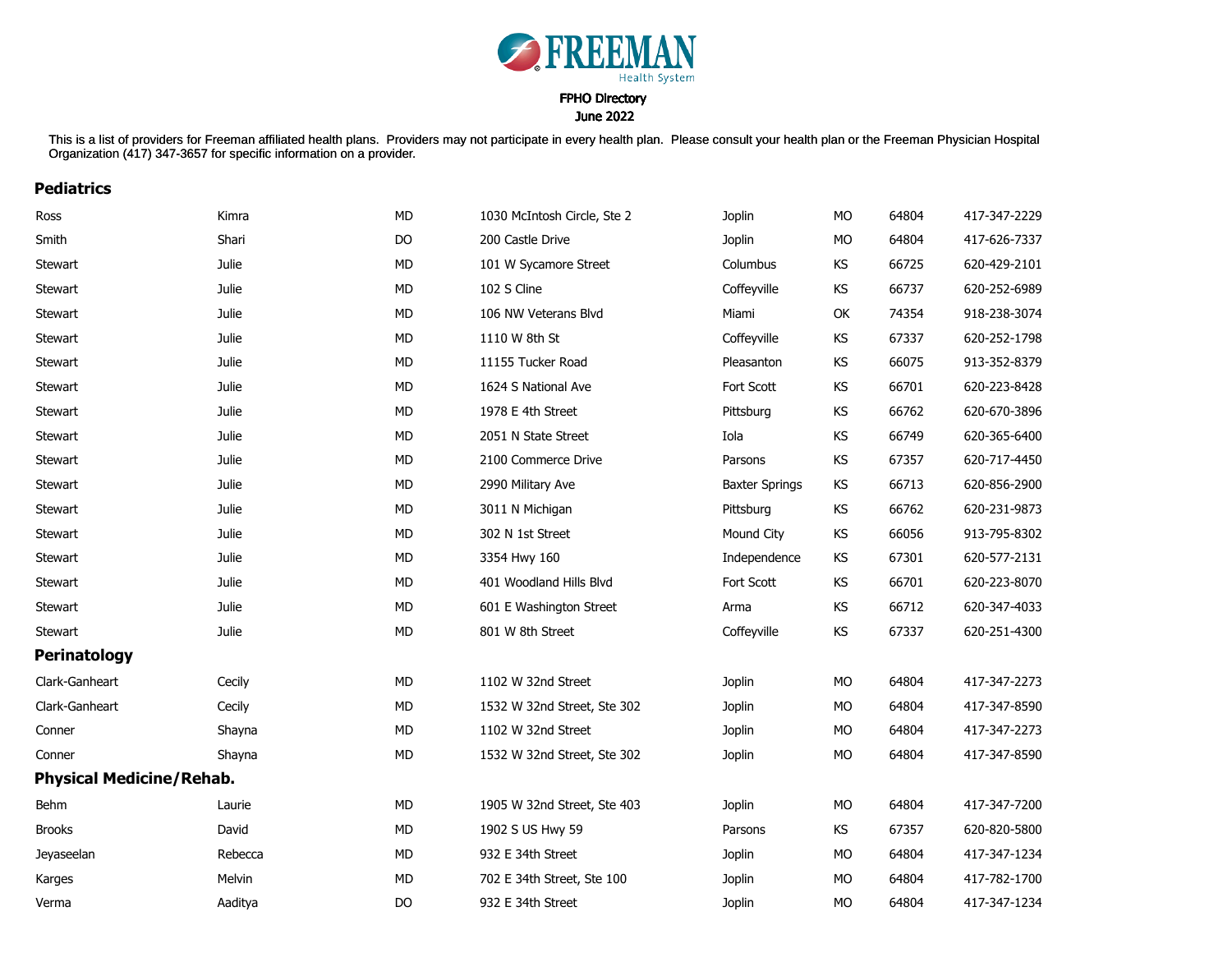FREEMAN Health System

FPHO Directory
June 2022

This is a list of providers for Freeman affiliated health plans. Providers may not participate in every health plan. Please consult your health plan or the Freeman Physician Hospital Organization (417) 347-3657 for specific information on a provider.

## Pediatrics

| | | | | | | | |
|---|---|---|---|---|---|---|---|
| Ross | Kimra | MD | 1030 McIntosh Circle, Ste 2 | Joplin | MO | 64804 | 417-347-2229 |
| Smith | Shari | DO | 200 Castle Drive | Joplin | MO | 64804 | 417-626-7337 |
| Stewart | Julie | MD | 101 W Sycamore Street | Columbus | KS | 66725 | 620-429-2101 |
| Stewart | Julie | MD | 102 S Cline | Coffeyville | KS | 66737 | 620-252-6989 |
| Stewart | Julie | MD | 106 NW Veterans Blvd | Miami | OK | 74354 | 918-238-3074 |
| Stewart | Julie | MD | 1110 W 8th St | Coffeyville | KS | 67337 | 620-252-1798 |
| Stewart | Julie | MD | 11155 Tucker Road | Pleasanton | KS | 66075 | 913-352-8379 |
| Stewart | Julie | MD | 1624 S National Ave | Fort Scott | KS | 66701 | 620-223-8428 |
| Stewart | Julie | MD | 1978 E 4th Street | Pittsburg | KS | 66762 | 620-670-3896 |
| Stewart | Julie | MD | 2051 N State Street | Iola | KS | 66749 | 620-365-6400 |
| Stewart | Julie | MD | 2100 Commerce Drive | Parsons | KS | 67357 | 620-717-4450 |
| Stewart | Julie | MD | 2990 Military Ave | Baxter Springs | KS | 66713 | 620-856-2900 |
| Stewart | Julie | MD | 3011 N Michigan | Pittsburg | KS | 66762 | 620-231-9873 |
| Stewart | Julie | MD | 302 N 1st Street | Mound City | KS | 66056 | 913-795-8302 |
| Stewart | Julie | MD | 3354 Hwy 160 | Independence | KS | 67301 | 620-577-2131 |
| Stewart | Julie | MD | 401 Woodland Hills Blvd | Fort Scott | KS | 66701 | 620-223-8070 |
| Stewart | Julie | MD | 601 E Washington Street | Arma | KS | 66712 | 620-347-4033 |
| Stewart | Julie | MD | 801 W 8th Street | Coffeyville | KS | 67337 | 620-251-4300 |

## Perinatology

| | | | | | | | |
|---|---|---|---|---|---|---|---|
| Clark-Ganheart | Cecily | MD | 1102 W 32nd Street | Joplin | MO | 64804 | 417-347-2273 |
| Clark-Ganheart | Cecily | MD | 1532 W 32nd Street, Ste 302 | Joplin | MO | 64804 | 417-347-8590 |
| Conner | Shayna | MD | 1102 W 32nd Street | Joplin | MO | 64804 | 417-347-2273 |
| Conner | Shayna | MD | 1532 W 32nd Street, Ste 302 | Joplin | MO | 64804 | 417-347-8590 |

## Physical Medicine/Rehab.

| | | | | | | | |
|---|---|---|---|---|---|---|---|
| Behm | Laurie | MD | 1905 W 32nd Street, Ste 403 | Joplin | MO | 64804 | 417-347-7200 |
| Brooks | David | MD | 1902 S US Hwy 59 | Parsons | KS | 67357 | 620-820-5800 |
| Jeyaseelan | Rebecca | MD | 932 E 34th Street | Joplin | MO | 64804 | 417-347-1234 |
| Karges | Melvin | MD | 702 E 34th Street, Ste 100 | Joplin | MO | 64804 | 417-782-1700 |
| Verma | Aaditya | DO | 932 E 34th Street | Joplin | MO | 64804 | 417-347-1234 |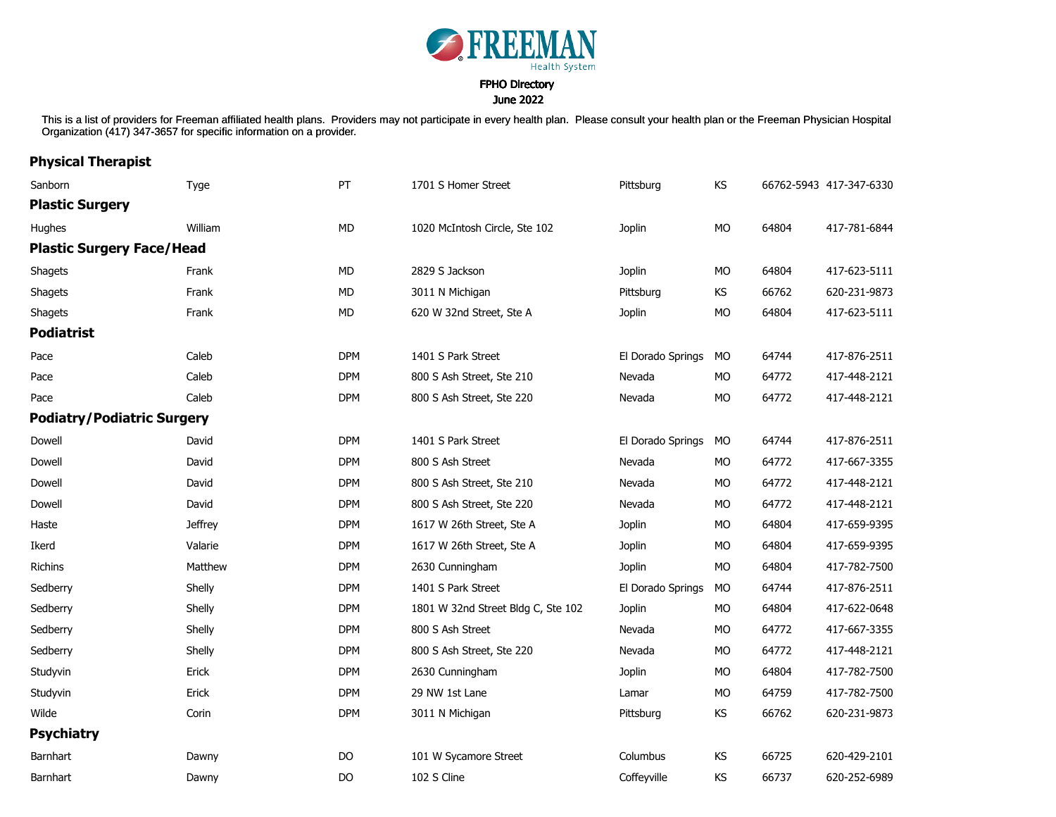# FREEMAN Health System

**FPHO Directory**
**June 2022**

This is a list of providers for Freeman affiliated health plans. Providers may not participate in every health plan. Please consult your health plan or the Freeman Physician Hospital Organization (417) 347-3657 for specific information on a provider.

## Physical Therapist

| | | | | | | | |
|---|---|---|---|---|---|---|---|
| Sanborn | Tyge | PT | 1701 S Homer Street | Pittsburg | KS | 66762-5943 | 417-347-6330 |

## Plastic Surgery

| | | | | | | | |
|---|---|---|---|---|---|---|---|
| Hughes | William | MD | 1020 McIntosh Circle, Ste 102 | Joplin | MO | 64804 | 417-781-6844 |

## Plastic Surgery Face/Head

| | | | | | | | |
|---|---|---|---|---|---|---|---|
| Shagets | Frank | MD | 2829 S Jackson | Joplin | MO | 64804 | 417-623-5111 |
| Shagets | Frank | MD | 3011 N Michigan | Pittsburg | KS | 66762 | 620-231-9873 |
| Shagets | Frank | MD | 620 W 32nd Street, Ste A | Joplin | MO | 64804 | 417-623-5111 |

## Podiatrist

| | | | | | | | |
|---|---|---|---|---|---|---|---|
| Pace | Caleb | DPM | 1401 S Park Street | El Dorado Springs | MO | 64744 | 417-876-2511 |
| Pace | Caleb | DPM | 800 S Ash Street, Ste 210 | Nevada | MO | 64772 | 417-448-2121 |
| Pace | Caleb | DPM | 800 S Ash Street, Ste 220 | Nevada | MO | 64772 | 417-448-2121 |

## Podiatry/Podiatric Surgery

| | | | | | | | |
|---|---|---|---|---|---|---|---|
| Dowell | David | DPM | 1401 S Park Street | El Dorado Springs | MO | 64744 | 417-876-2511 |
| Dowell | David | DPM | 800 S Ash Street | Nevada | MO | 64772 | 417-667-3355 |
| Dowell | David | DPM | 800 S Ash Street, Ste 210 | Nevada | MO | 64772 | 417-448-2121 |
| Dowell | David | DPM | 800 S Ash Street, Ste 220 | Nevada | MO | 64772 | 417-448-2121 |
| Haste | Jeffrey | DPM | 1617 W 26th Street, Ste A | Joplin | MO | 64804 | 417-659-9395 |
| Ikerd | Valarie | DPM | 1617 W 26th Street, Ste A | Joplin | MO | 64804 | 417-659-9395 |
| Richins | Matthew | DPM | 2630 Cunningham | Joplin | MO | 64804 | 417-782-7500 |
| Sedberry | Shelly | DPM | 1401 S Park Street | El Dorado Springs | MO | 64744 | 417-876-2511 |
| Sedberry | Shelly | DPM | 1801 W 32nd Street Bldg C, Ste 102 | Joplin | MO | 64804 | 417-622-0648 |
| Sedberry | Shelly | DPM | 800 S Ash Street | Nevada | MO | 64772 | 417-667-3355 |
| Sedberry | Shelly | DPM | 800 S Ash Street, Ste 220 | Nevada | MO | 64772 | 417-448-2121 |
| Studyvin | Erick | DPM | 2630 Cunningham | Joplin | MO | 64804 | 417-782-7500 |
| Studyvin | Erick | DPM | 29 NW 1st Lane | Lamar | MO | 64759 | 417-782-7500 |
| Wilde | Corin | DPM | 3011 N Michigan | Pittsburg | KS | 66762 | 620-231-9873 |

## Psychiatry

| | | | | | | | |
|---|---|---|---|---|---|---|---|
| Barnhart | Dawny | DO | 101 W Sycamore Street | Columbus | KS | 66725 | 620-429-2101 |
| Barnhart | Dawny | DO | 102 S Cline | Coffeyville | KS | 66737 | 620-252-6989 |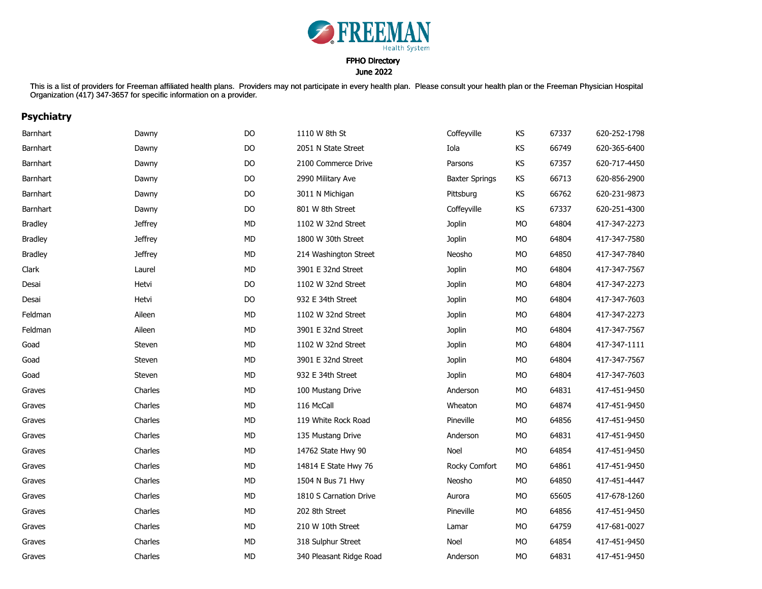**FREEMAN** Health System

FPHO Directory
June 2022

This is a list of providers for Freeman affiliated health plans. Providers may not participate in every health plan. Please consult your health plan or the Freeman Physician Hospital Organization (417) 347-3657 for specific information on a provider.

## Psychiatry

| | | | | | | | |
|---|---|---|---|---|---|---|---|
| Barnhart | Dawny | DO | 1110 W 8th St | Coffeyville | KS | 67337 | 620-252-1798 |
| Barnhart | Dawny | DO | 2051 N State Street | Iola | KS | 66749 | 620-365-6400 |
| Barnhart | Dawny | DO | 2100 Commerce Drive | Parsons | KS | 67357 | 620-717-4450 |
| Barnhart | Dawny | DO | 2990 Military Ave | Baxter Springs | KS | 66713 | 620-856-2900 |
| Barnhart | Dawny | DO | 3011 N Michigan | Pittsburg | KS | 66762 | 620-231-9873 |
| Barnhart | Dawny | DO | 801 W 8th Street | Coffeyville | KS | 67337 | 620-251-4300 |
| Bradley | Jeffrey | MD | 1102 W 32nd Street | Joplin | MO | 64804 | 417-347-2273 |
| Bradley | Jeffrey | MD | 1800 W 30th Street | Joplin | MO | 64804 | 417-347-7580 |
| Bradley | Jeffrey | MD | 214 Washington Street | Neosho | MO | 64850 | 417-347-7840 |
| Clark | Laurel | MD | 3901 E 32nd Street | Joplin | MO | 64804 | 417-347-7567 |
| Desai | Hetvi | DO | 1102 W 32nd Street | Joplin | MO | 64804 | 417-347-2273 |
| Desai | Hetvi | DO | 932 E 34th Street | Joplin | MO | 64804 | 417-347-7603 |
| Feldman | Aileen | MD | 1102 W 32nd Street | Joplin | MO | 64804 | 417-347-2273 |
| Feldman | Aileen | MD | 3901 E 32nd Street | Joplin | MO | 64804 | 417-347-7567 |
| Goad | Steven | MD | 1102 W 32nd Street | Joplin | MO | 64804 | 417-347-1111 |
| Goad | Steven | MD | 3901 E 32nd Street | Joplin | MO | 64804 | 417-347-7567 |
| Goad | Steven | MD | 932 E 34th Street | Joplin | MO | 64804 | 417-347-7603 |
| Graves | Charles | MD | 100 Mustang Drive | Anderson | MO | 64831 | 417-451-9450 |
| Graves | Charles | MD | 116 McCall | Wheaton | MO | 64874 | 417-451-9450 |
| Graves | Charles | MD | 119 White Rock Road | Pineville | MO | 64856 | 417-451-9450 |
| Graves | Charles | MD | 135 Mustang Drive | Anderson | MO | 64831 | 417-451-9450 |
| Graves | Charles | MD | 14762 State Hwy 90 | Noel | MO | 64854 | 417-451-9450 |
| Graves | Charles | MD | 14814 E State Hwy 76 | Rocky Comfort | MO | 64861 | 417-451-9450 |
| Graves | Charles | MD | 1504 N Bus 71 Hwy | Neosho | MO | 64850 | 417-451-4447 |
| Graves | Charles | MD | 1810 S Carnation Drive | Aurora | MO | 65605 | 417-678-1260 |
| Graves | Charles | MD | 202 8th Street | Pineville | MO | 64856 | 417-451-9450 |
| Graves | Charles | MD | 210 W 10th Street | Lamar | MO | 64759 | 417-681-0027 |
| Graves | Charles | MD | 318 Sulphur Street | Noel | MO | 64854 | 417-451-9450 |
| Graves | Charles | MD | 340 Pleasant Ridge Road | Anderson | MO | 64831 | 417-451-9450 |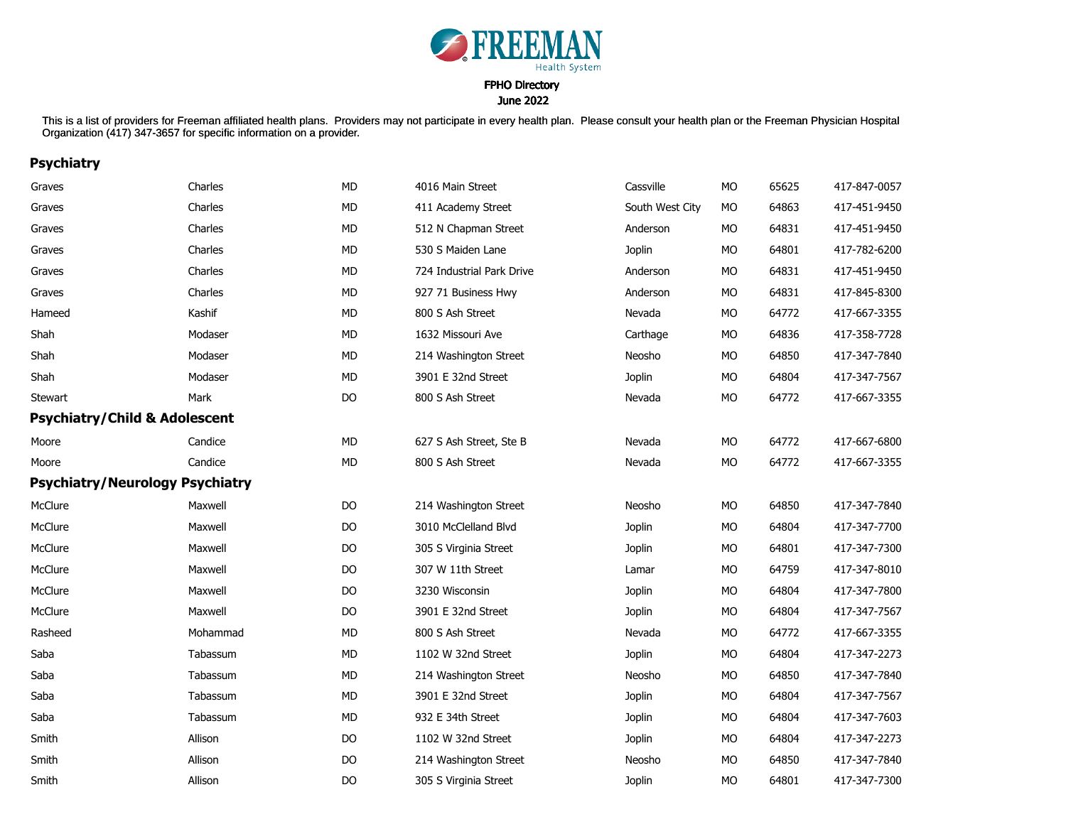FREEMAN Health System

FPHO Directory
June 2022

This is a list of providers for Freeman affiliated health plans. Providers may not participate in every health plan. Please consult your health plan or the Freeman Physician Hospital Organization (417) 347-3657 for specific information on a provider.

## Psychiatry

| | | | | | | | |
|---|---|---|---|---|---|---|---|
| Graves | Charles | MD | 4016 Main Street | Cassville | MO | 65625 | 417-847-0057 |
| Graves | Charles | MD | 411 Academy Street | South West City | MO | 64863 | 417-451-9450 |
| Graves | Charles | MD | 512 N Chapman Street | Anderson | MO | 64831 | 417-451-9450 |
| Graves | Charles | MD | 530 S Maiden Lane | Joplin | MO | 64801 | 417-782-6200 |
| Graves | Charles | MD | 724 Industrial Park Drive | Anderson | MO | 64831 | 417-451-9450 |
| Graves | Charles | MD | 927 71 Business Hwy | Anderson | MO | 64831 | 417-845-8300 |
| Hameed | Kashif | MD | 800 S Ash Street | Nevada | MO | 64772 | 417-667-3355 |
| Shah | Modaser | MD | 1632 Missouri Ave | Carthage | MO | 64836 | 417-358-7728 |
| Shah | Modaser | MD | 214 Washington Street | Neosho | MO | 64850 | 417-347-7840 |
| Shah | Modaser | MD | 3901 E 32nd Street | Joplin | MO | 64804 | 417-347-7567 |
| Stewart | Mark | DO | 800 S Ash Street | Nevada | MO | 64772 | 417-667-3355 |

## Psychiatry/Child & Adolescent

| | | | | | | | |
|---|---|---|---|---|---|---|---|
| Moore | Candice | MD | 627 S Ash Street, Ste B | Nevada | MO | 64772 | 417-667-6800 |
| Moore | Candice | MD | 800 S Ash Street | Nevada | MO | 64772 | 417-667-3355 |

## Psychiatry/Neurology Psychiatry

| | | | | | | | |
|---|---|---|---|---|---|---|---|
| McClure | Maxwell | DO | 214 Washington Street | Neosho | MO | 64850 | 417-347-7840 |
| McClure | Maxwell | DO | 3010 McClelland Blvd | Joplin | MO | 64804 | 417-347-7700 |
| McClure | Maxwell | DO | 305 S Virginia Street | Joplin | MO | 64801 | 417-347-7300 |
| McClure | Maxwell | DO | 307 W 11th Street | Lamar | MO | 64759 | 417-347-8010 |
| McClure | Maxwell | DO | 3230 Wisconsin | Joplin | MO | 64804 | 417-347-7800 |
| McClure | Maxwell | DO | 3901 E 32nd Street | Joplin | MO | 64804 | 417-347-7567 |
| Rasheed | Mohammad | MD | 800 S Ash Street | Nevada | MO | 64772 | 417-667-3355 |
| Saba | Tabassum | MD | 1102 W 32nd Street | Joplin | MO | 64804 | 417-347-2273 |
| Saba | Tabassum | MD | 214 Washington Street | Neosho | MO | 64850 | 417-347-7840 |
| Saba | Tabassum | MD | 3901 E 32nd Street | Joplin | MO | 64804 | 417-347-7567 |
| Saba | Tabassum | MD | 932 E 34th Street | Joplin | MO | 64804 | 417-347-7603 |
| Smith | Allison | DO | 1102 W 32nd Street | Joplin | MO | 64804 | 417-347-2273 |
| Smith | Allison | DO | 214 Washington Street | Neosho | MO | 64850 | 417-347-7840 |
| Smith | Allison | DO | 305 S Virginia Street | Joplin | MO | 64801 | 417-347-7300 |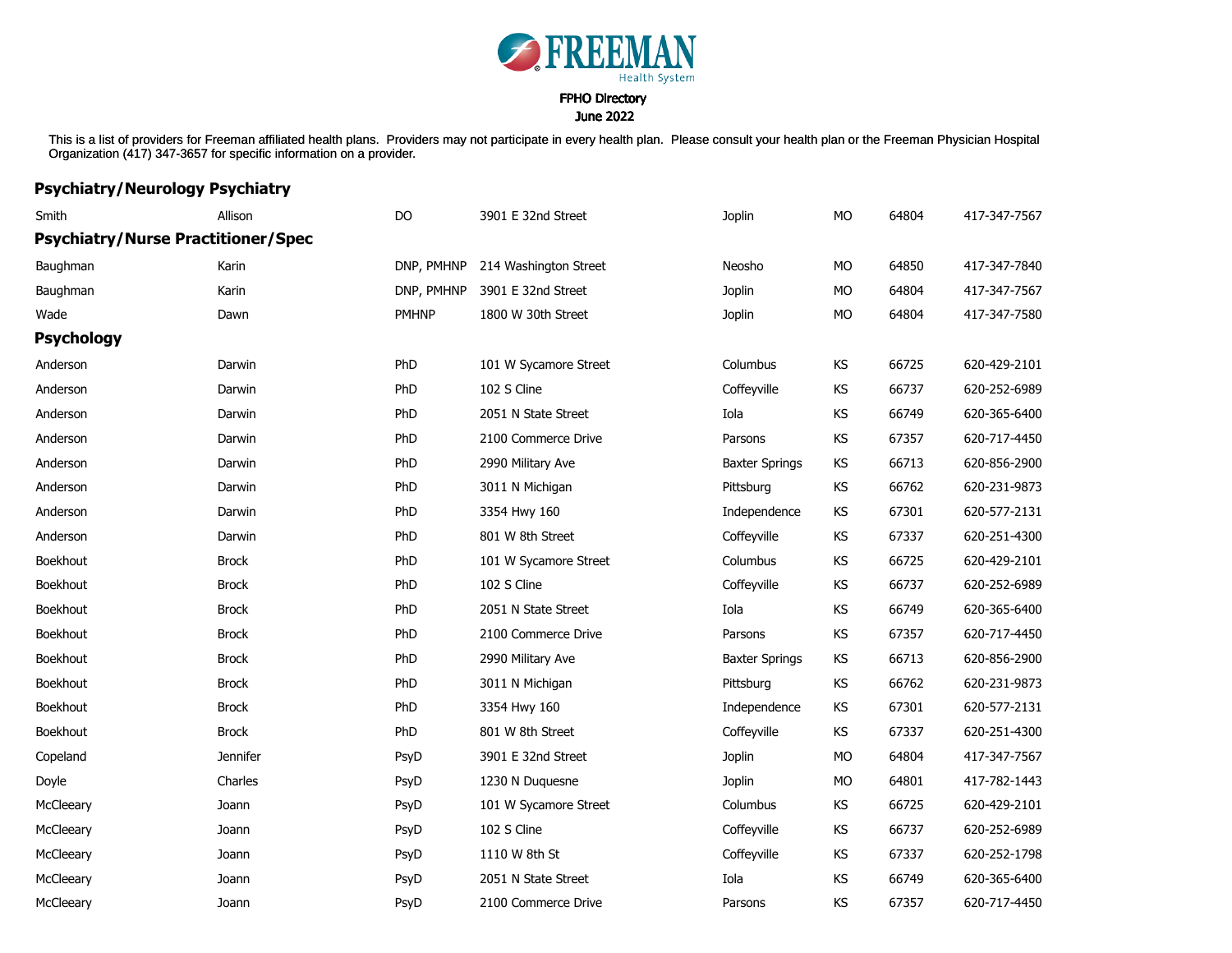FREEMAN Health System

FPHO Directory
June 2022

This is a list of providers for Freeman affiliated health plans. Providers may not participate in every health plan. Please consult your health plan or the Freeman Physician Hospital Organization (417) 347-3657 for specific information on a provider.

## Psychiatry/Neurology Psychiatry

| | | | | | | | |
|---|---|---|---|---|---|---|---|
| Smith | Allison | DO | 3901 E 32nd Street | Joplin | MO | 64804 | 417-347-7567 |

## Psychiatry/Nurse Practitioner/Spec

| | | | | | | | |
|---|---|---|---|---|---|---|---|
| Baughman | Karin | DNP, PMHNP | 214 Washington Street | Neosho | MO | 64850 | 417-347-7840 |
| Baughman | Karin | DNP, PMHNP | 3901 E 32nd Street | Joplin | MO | 64804 | 417-347-7567 |
| Wade | Dawn | PMHNP | 1800 W 30th Street | Joplin | MO | 64804 | 417-347-7580 |

## Psychology

| | | | | | | | |
|---|---|---|---|---|---|---|---|
| Anderson | Darwin | PhD | 101 W Sycamore Street | Columbus | KS | 66725 | 620-429-2101 |
| Anderson | Darwin | PhD | 102 S Cline | Coffeyville | KS | 66737 | 620-252-6989 |
| Anderson | Darwin | PhD | 2051 N State Street | Iola | KS | 66749 | 620-365-6400 |
| Anderson | Darwin | PhD | 2100 Commerce Drive | Parsons | KS | 67357 | 620-717-4450 |
| Anderson | Darwin | PhD | 2990 Military Ave | Baxter Springs | KS | 66713 | 620-856-2900 |
| Anderson | Darwin | PhD | 3011 N Michigan | Pittsburg | KS | 66762 | 620-231-9873 |
| Anderson | Darwin | PhD | 3354 Hwy 160 | Independence | KS | 67301 | 620-577-2131 |
| Anderson | Darwin | PhD | 801 W 8th Street | Coffeyville | KS | 67337 | 620-251-4300 |
| Boekhout | Brock | PhD | 101 W Sycamore Street | Columbus | KS | 66725 | 620-429-2101 |
| Boekhout | Brock | PhD | 102 S Cline | Coffeyville | KS | 66737 | 620-252-6989 |
| Boekhout | Brock | PhD | 2051 N State Street | Iola | KS | 66749 | 620-365-6400 |
| Boekhout | Brock | PhD | 2100 Commerce Drive | Parsons | KS | 67357 | 620-717-4450 |
| Boekhout | Brock | PhD | 2990 Military Ave | Baxter Springs | KS | 66713 | 620-856-2900 |
| Boekhout | Brock | PhD | 3011 N Michigan | Pittsburg | KS | 66762 | 620-231-9873 |
| Boekhout | Brock | PhD | 3354 Hwy 160 | Independence | KS | 67301 | 620-577-2131 |
| Boekhout | Brock | PhD | 801 W 8th Street | Coffeyville | KS | 67337 | 620-251-4300 |
| Copeland | Jennifer | PsyD | 3901 E 32nd Street | Joplin | MO | 64804 | 417-347-7567 |
| Doyle | Charles | PsyD | 1230 N Duquesne | Joplin | MO | 64801 | 417-782-1443 |
| McCleeary | Joann | PsyD | 101 W Sycamore Street | Columbus | KS | 66725 | 620-429-2101 |
| McCleeary | Joann | PsyD | 102 S Cline | Coffeyville | KS | 66737 | 620-252-6989 |
| McCleeary | Joann | PsyD | 1110 W 8th St | Coffeyville | KS | 67337 | 620-252-1798 |
| McCleeary | Joann | PsyD | 2051 N State Street | Iola | KS | 66749 | 620-365-6400 |
| McCleeary | Joann | PsyD | 2100 Commerce Drive | Parsons | KS | 67357 | 620-717-4450 |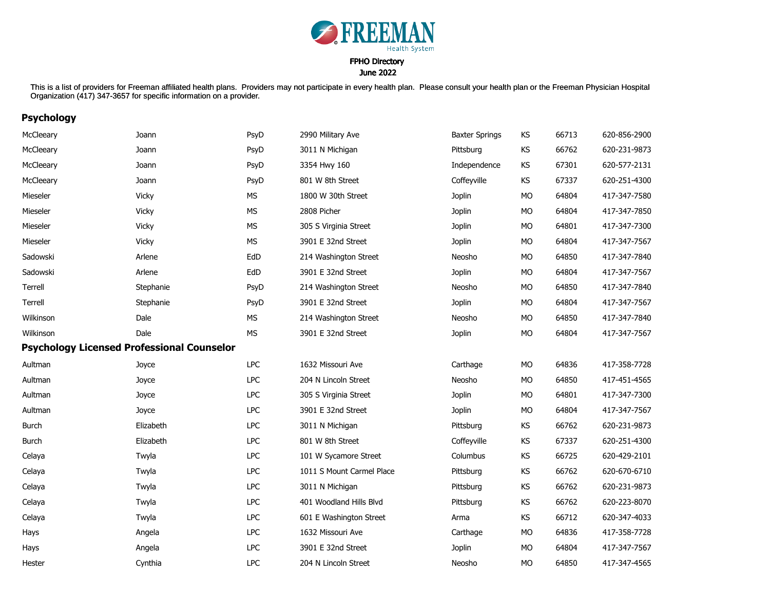FREEMAN Health System

FPHO Directory

June 2022

This is a list of providers for Freeman affiliated health plans. Providers may not participate in every health plan. Please consult your health plan or the Freeman Physician Hospital Organization (417) 347-3657 for specific information on a provider.

## Psychology

| | | | | | | | |
|---|---|---|---|---|---|---|---|
| McCleeary | Joann | PsyD | 2990 Military Ave | Baxter Springs | KS | 66713 | 620-856-2900 |
| McCleeary | Joann | PsyD | 3011 N Michigan | Pittsburg | KS | 66762 | 620-231-9873 |
| McCleeary | Joann | PsyD | 3354 Hwy 160 | Independence | KS | 67301 | 620-577-2131 |
| McCleeary | Joann | PsyD | 801 W 8th Street | Coffeyville | KS | 67337 | 620-251-4300 |
| Mieseler | Vicky | MS | 1800 W 30th Street | Joplin | MO | 64804 | 417-347-7580 |
| Mieseler | Vicky | MS | 2808 Picher | Joplin | MO | 64804 | 417-347-7850 |
| Mieseler | Vicky | MS | 305 S Virginia Street | Joplin | MO | 64801 | 417-347-7300 |
| Mieseler | Vicky | MS | 3901 E 32nd Street | Joplin | MO | 64804 | 417-347-7567 |
| Sadowski | Arlene | EdD | 214 Washington Street | Neosho | MO | 64850 | 417-347-7840 |
| Sadowski | Arlene | EdD | 3901 E 32nd Street | Joplin | MO | 64804 | 417-347-7567 |
| Terrell | Stephanie | PsyD | 214 Washington Street | Neosho | MO | 64850 | 417-347-7840 |
| Terrell | Stephanie | PsyD | 3901 E 32nd Street | Joplin | MO | 64804 | 417-347-7567 |
| Wilkinson | Dale | MS | 214 Washington Street | Neosho | MO | 64850 | 417-347-7840 |
| Wilkinson | Dale | MS | 3901 E 32nd Street | Joplin | MO | 64804 | 417-347-7567 |

## Psychology Licensed Professional Counselor

| | | | | | | | |
|---|---|---|---|---|---|---|---|
| Aultman | Joyce | LPC | 1632 Missouri Ave | Carthage | MO | 64836 | 417-358-7728 |
| Aultman | Joyce | LPC | 204 N Lincoln Street | Neosho | MO | 64850 | 417-451-4565 |
| Aultman | Joyce | LPC | 305 S Virginia Street | Joplin | MO | 64801 | 417-347-7300 |
| Aultman | Joyce | LPC | 3901 E 32nd Street | Joplin | MO | 64804 | 417-347-7567 |
| Burch | Elizabeth | LPC | 3011 N Michigan | Pittsburg | KS | 66762 | 620-231-9873 |
| Burch | Elizabeth | LPC | 801 W 8th Street | Coffeyville | KS | 67337 | 620-251-4300 |
| Celaya | Twyla | LPC | 101 W Sycamore Street | Columbus | KS | 66725 | 620-429-2101 |
| Celaya | Twyla | LPC | 1011 S Mount Carmel Place | Pittsburg | KS | 66762 | 620-670-6710 |
| Celaya | Twyla | LPC | 3011 N Michigan | Pittsburg | KS | 66762 | 620-231-9873 |
| Celaya | Twyla | LPC | 401 Woodland Hills Blvd | Pittsburg | KS | 66762 | 620-223-8070 |
| Celaya | Twyla | LPC | 601 E Washington Street | Arma | KS | 66712 | 620-347-4033 |
| Hays | Angela | LPC | 1632 Missouri Ave | Carthage | MO | 64836 | 417-358-7728 |
| Hays | Angela | LPC | 3901 E 32nd Street | Joplin | MO | 64804 | 417-347-7567 |
| Hester | Cynthia | LPC | 204 N Lincoln Street | Neosho | MO | 64850 | 417-347-4565 |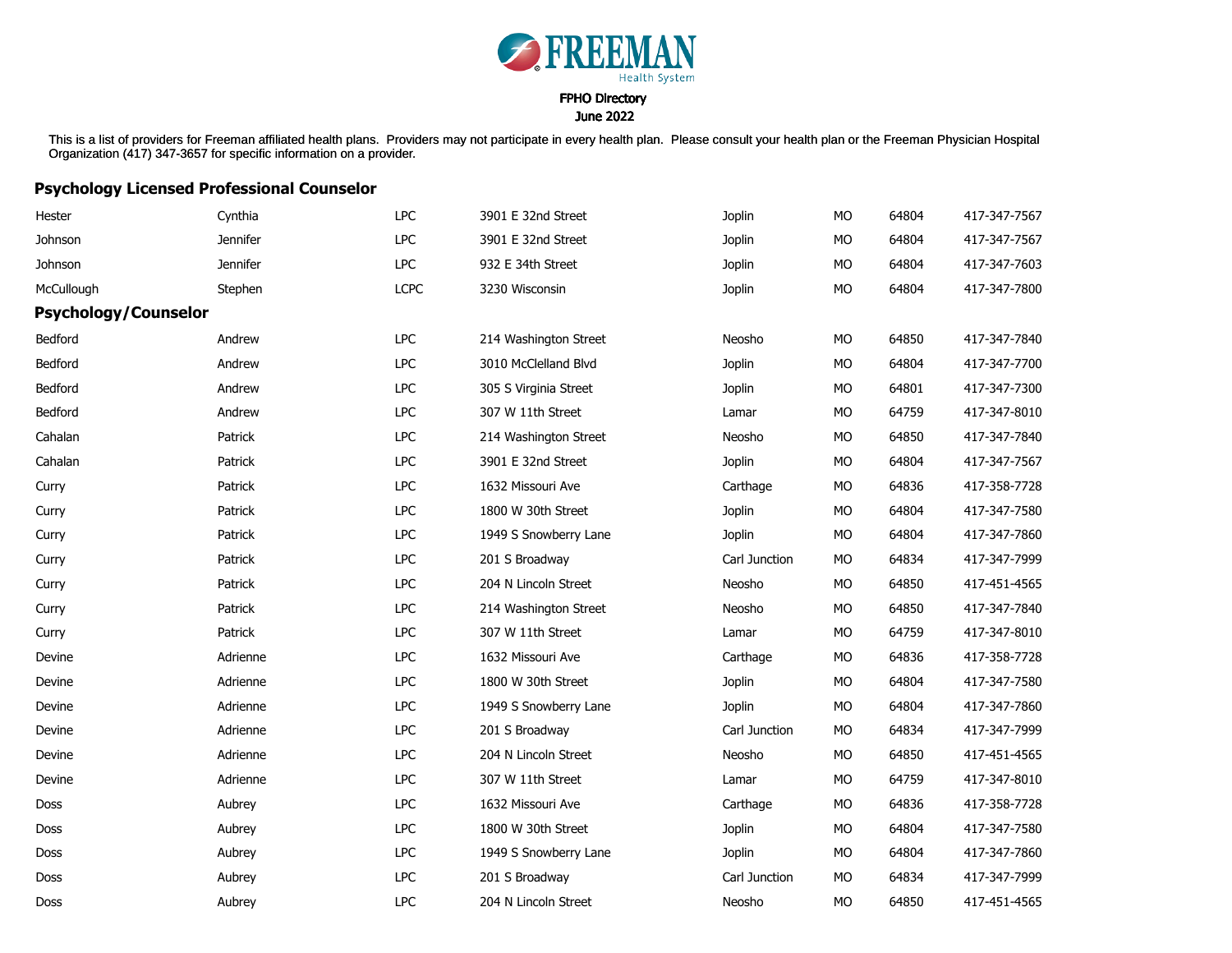FREEMAN Health System

FPHO Directory
June 2022

This is a list of providers for Freeman affiliated health plans. Providers may not participate in every health plan. Please consult your health plan or the Freeman Physician Hospital Organization (417) 347-3657 for specific information on a provider.

## Psychology Licensed Professional Counselor

| | | | | | | | |
|---|---|---|---|---|---|---|---|
| Hester | Cynthia | LPC | 3901 E 32nd Street | Joplin | MO | 64804 | 417-347-7567 |
| Johnson | Jennifer | LPC | 3901 E 32nd Street | Joplin | MO | 64804 | 417-347-7567 |
| Johnson | Jennifer | LPC | 932 E 34th Street | Joplin | MO | 64804 | 417-347-7603 |
| McCullough | Stephen | LCPC | 3230 Wisconsin | Joplin | MO | 64804 | 417-347-7800 |

## Psychology/Counselor

| | | | | | | | |
|---|---|---|---|---|---|---|---|
| Bedford | Andrew | LPC | 214 Washington Street | Neosho | MO | 64850 | 417-347-7840 |
| Bedford | Andrew | LPC | 3010 McClelland Blvd | Joplin | MO | 64804 | 417-347-7700 |
| Bedford | Andrew | LPC | 305 S Virginia Street | Joplin | MO | 64801 | 417-347-7300 |
| Bedford | Andrew | LPC | 307 W 11th Street | Lamar | MO | 64759 | 417-347-8010 |
| Cahalan | Patrick | LPC | 214 Washington Street | Neosho | MO | 64850 | 417-347-7840 |
| Cahalan | Patrick | LPC | 3901 E 32nd Street | Joplin | MO | 64804 | 417-347-7567 |
| Curry | Patrick | LPC | 1632 Missouri Ave | Carthage | MO | 64836 | 417-358-7728 |
| Curry | Patrick | LPC | 1800 W 30th Street | Joplin | MO | 64804 | 417-347-7580 |
| Curry | Patrick | LPC | 1949 S Snowberry Lane | Joplin | MO | 64804 | 417-347-7860 |
| Curry | Patrick | LPC | 201 S Broadway | Carl Junction | MO | 64834 | 417-347-7999 |
| Curry | Patrick | LPC | 204 N Lincoln Street | Neosho | MO | 64850 | 417-451-4565 |
| Curry | Patrick | LPC | 214 Washington Street | Neosho | MO | 64850 | 417-347-7840 |
| Curry | Patrick | LPC | 307 W 11th Street | Lamar | MO | 64759 | 417-347-8010 |
| Devine | Adrienne | LPC | 1632 Missouri Ave | Carthage | MO | 64836 | 417-358-7728 |
| Devine | Adrienne | LPC | 1800 W 30th Street | Joplin | MO | 64804 | 417-347-7580 |
| Devine | Adrienne | LPC | 1949 S Snowberry Lane | Joplin | MO | 64804 | 417-347-7860 |
| Devine | Adrienne | LPC | 201 S Broadway | Carl Junction | MO | 64834 | 417-347-7999 |
| Devine | Adrienne | LPC | 204 N Lincoln Street | Neosho | MO | 64850 | 417-451-4565 |
| Devine | Adrienne | LPC | 307 W 11th Street | Lamar | MO | 64759 | 417-347-8010 |
| Doss | Aubrey | LPC | 1632 Missouri Ave | Carthage | MO | 64836 | 417-358-7728 |
| Doss | Aubrey | LPC | 1800 W 30th Street | Joplin | MO | 64804 | 417-347-7580 |
| Doss | Aubrey | LPC | 1949 S Snowberry Lane | Joplin | MO | 64804 | 417-347-7860 |
| Doss | Aubrey | LPC | 201 S Broadway | Carl Junction | MO | 64834 | 417-347-7999 |
| Doss | Aubrey | LPC | 204 N Lincoln Street | Neosho | MO | 64850 | 417-451-4565 |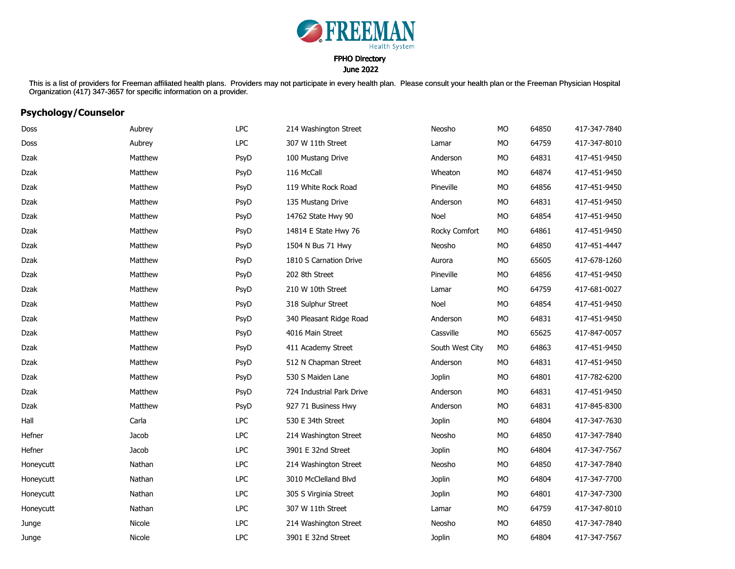FREEMAN
Health System

**FPHO Directory**
**June 2022**

This is a list of providers for Freeman affiliated health plans. Providers may not participate in every health plan. Please consult your health plan or the Freeman Physician Hospital Organization (417) 347-3657 for specific information on a provider.

## Psychology/Counselor

| | | | | | | | |
|---|---|---|---|---|---|---|---|
| Doss | Aubrey | LPC | 214 Washington Street | Neosho | MO | 64850 | 417-347-7840 |
| Doss | Aubrey | LPC | 307 W 11th Street | Lamar | MO | 64759 | 417-347-8010 |
| Dzak | Matthew | PsyD | 100 Mustang Drive | Anderson | MO | 64831 | 417-451-9450 |
| Dzak | Matthew | PsyD | 116 McCall | Wheaton | MO | 64874 | 417-451-9450 |
| Dzak | Matthew | PsyD | 119 White Rock Road | Pineville | MO | 64856 | 417-451-9450 |
| Dzak | Matthew | PsyD | 135 Mustang Drive | Anderson | MO | 64831 | 417-451-9450 |
| Dzak | Matthew | PsyD | 14762 State Hwy 90 | Noel | MO | 64854 | 417-451-9450 |
| Dzak | Matthew | PsyD | 14814 E State Hwy 76 | Rocky Comfort | MO | 64861 | 417-451-9450 |
| Dzak | Matthew | PsyD | 1504 N Bus 71 Hwy | Neosho | MO | 64850 | 417-451-4447 |
| Dzak | Matthew | PsyD | 1810 S Carnation Drive | Aurora | MO | 65605 | 417-678-1260 |
| Dzak | Matthew | PsyD | 202 8th Street | Pineville | MO | 64856 | 417-451-9450 |
| Dzak | Matthew | PsyD | 210 W 10th Street | Lamar | MO | 64759 | 417-681-0027 |
| Dzak | Matthew | PsyD | 318 Sulphur Street | Noel | MO | 64854 | 417-451-9450 |
| Dzak | Matthew | PsyD | 340 Pleasant Ridge Road | Anderson | MO | 64831 | 417-451-9450 |
| Dzak | Matthew | PsyD | 4016 Main Street | Cassville | MO | 65625 | 417-847-0057 |
| Dzak | Matthew | PsyD | 411 Academy Street | South West City | MO | 64863 | 417-451-9450 |
| Dzak | Matthew | PsyD | 512 N Chapman Street | Anderson | MO | 64831 | 417-451-9450 |
| Dzak | Matthew | PsyD | 530 S Maiden Lane | Joplin | MO | 64801 | 417-782-6200 |
| Dzak | Matthew | PsyD | 724 Industrial Park Drive | Anderson | MO | 64831 | 417-451-9450 |
| Dzak | Matthew | PsyD | 927 71 Business Hwy | Anderson | MO | 64831 | 417-845-8300 |
| Hall | Carla | LPC | 530 E 34th Street | Joplin | MO | 64804 | 417-347-7630 |
| Hefner | Jacob | LPC | 214 Washington Street | Neosho | MO | 64850 | 417-347-7840 |
| Hefner | Jacob | LPC | 3901 E 32nd Street | Joplin | MO | 64804 | 417-347-7567 |
| Honeycutt | Nathan | LPC | 214 Washington Street | Neosho | MO | 64850 | 417-347-7840 |
| Honeycutt | Nathan | LPC | 3010 McClelland Blvd | Joplin | MO | 64804 | 417-347-7700 |
| Honeycutt | Nathan | LPC | 305 S Virginia Street | Joplin | MO | 64801 | 417-347-7300 |
| Honeycutt | Nathan | LPC | 307 W 11th Street | Lamar | MO | 64759 | 417-347-8010 |
| Junge | Nicole | LPC | 214 Washington Street | Neosho | MO | 64850 | 417-347-7840 |
| Junge | Nicole | LPC | 3901 E 32nd Street | Joplin | MO | 64804 | 417-347-7567 |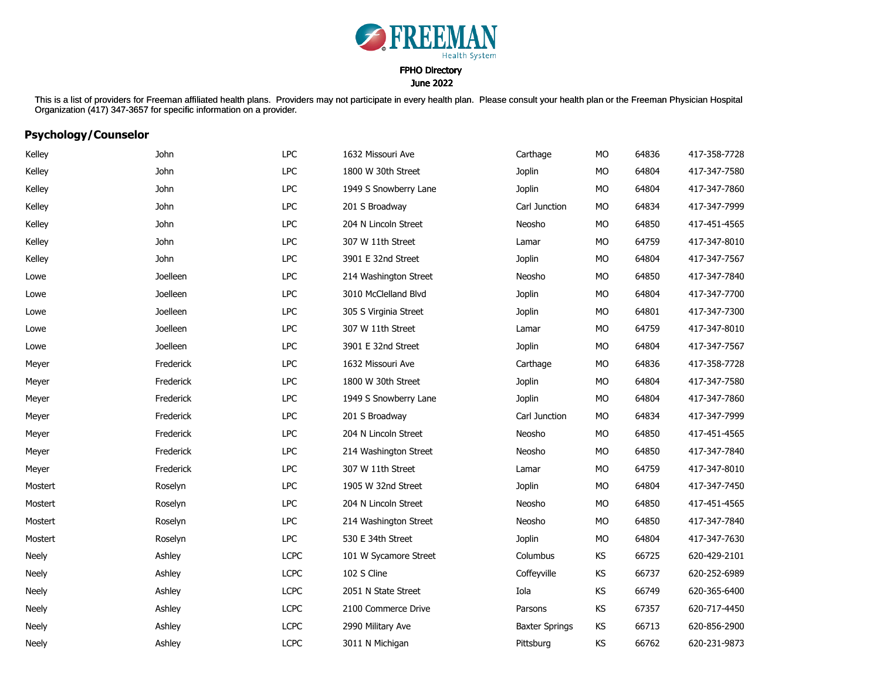FREEMAN Health System

FPHO Directory

June 2022

This is a list of providers for Freeman affiliated health plans. Providers may not participate in every health plan. Please consult your health plan or the Freeman Physician Hospital Organization (417) 347-3657 for specific information on a provider.

## Psychology/Counselor

| | | | | | | | |
|---|---|---|---|---|---|---|---|
| Kelley | John | LPC | 1632 Missouri Ave | Carthage | MO | 64836 | 417-358-7728 |
| Kelley | John | LPC | 1800 W 30th Street | Joplin | MO | 64804 | 417-347-7580 |
| Kelley | John | LPC | 1949 S Snowberry Lane | Joplin | MO | 64804 | 417-347-7860 |
| Kelley | John | LPC | 201 S Broadway | Carl Junction | MO | 64834 | 417-347-7999 |
| Kelley | John | LPC | 204 N Lincoln Street | Neosho | MO | 64850 | 417-451-4565 |
| Kelley | John | LPC | 307 W 11th Street | Lamar | MO | 64759 | 417-347-8010 |
| Kelley | John | LPC | 3901 E 32nd Street | Joplin | MO | 64804 | 417-347-7567 |
| Lowe | Joelleen | LPC | 214 Washington Street | Neosho | MO | 64850 | 417-347-7840 |
| Lowe | Joelleen | LPC | 3010 McClelland Blvd | Joplin | MO | 64804 | 417-347-7700 |
| Lowe | Joelleen | LPC | 305 S Virginia Street | Joplin | MO | 64801 | 417-347-7300 |
| Lowe | Joelleen | LPC | 307 W 11th Street | Lamar | MO | 64759 | 417-347-8010 |
| Lowe | Joelleen | LPC | 3901 E 32nd Street | Joplin | MO | 64804 | 417-347-7567 |
| Meyer | Frederick | LPC | 1632 Missouri Ave | Carthage | MO | 64836 | 417-358-7728 |
| Meyer | Frederick | LPC | 1800 W 30th Street | Joplin | MO | 64804 | 417-347-7580 |
| Meyer | Frederick | LPC | 1949 S Snowberry Lane | Joplin | MO | 64804 | 417-347-7860 |
| Meyer | Frederick | LPC | 201 S Broadway | Carl Junction | MO | 64834 | 417-347-7999 |
| Meyer | Frederick | LPC | 204 N Lincoln Street | Neosho | MO | 64850 | 417-451-4565 |
| Meyer | Frederick | LPC | 214 Washington Street | Neosho | MO | 64850 | 417-347-7840 |
| Meyer | Frederick | LPC | 307 W 11th Street | Lamar | MO | 64759 | 417-347-8010 |
| Mostert | Roselyn | LPC | 1905 W 32nd Street | Joplin | MO | 64804 | 417-347-7450 |
| Mostert | Roselyn | LPC | 204 N Lincoln Street | Neosho | MO | 64850 | 417-451-4565 |
| Mostert | Roselyn | LPC | 214 Washington Street | Neosho | MO | 64850 | 417-347-7840 |
| Mostert | Roselyn | LPC | 530 E 34th Street | Joplin | MO | 64804 | 417-347-7630 |
| Neely | Ashley | LCPC | 101 W Sycamore Street | Columbus | KS | 66725 | 620-429-2101 |
| Neely | Ashley | LCPC | 102 S Cline | Coffeyville | KS | 66737 | 620-252-6989 |
| Neely | Ashley | LCPC | 2051 N State Street | Iola | KS | 66749 | 620-365-6400 |
| Neely | Ashley | LCPC | 2100 Commerce Drive | Parsons | KS | 67357 | 620-717-4450 |
| Neely | Ashley | LCPC | 2990 Military Ave | Baxter Springs | KS | 66713 | 620-856-2900 |
| Neely | Ashley | LCPC | 3011 N Michigan | Pittsburg | KS | 66762 | 620-231-9873 |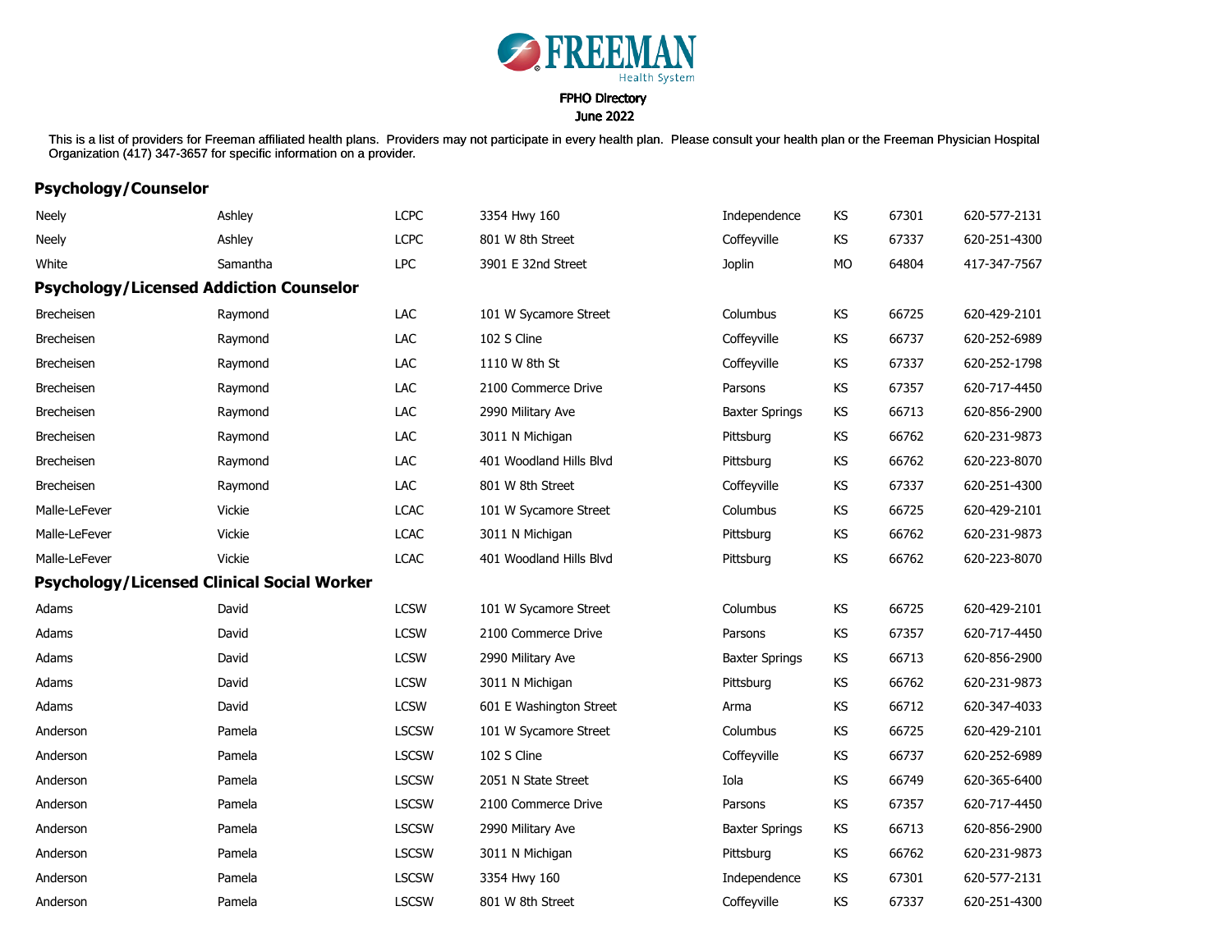FREEMAN Health System

FPHO Directory
June 2022

This is a list of providers for Freeman affiliated health plans. Providers may not participate in every health plan. Please consult your health plan or the Freeman Physician Hospital Organization (417) 347-3657 for specific information on a provider.

## Psychology/Counselor

| | | | | | | | |
|---|---|---|---|---|---|---|---|
| Neely | Ashley | LCPC | 3354 Hwy 160 | Independence | KS | 67301 | 620-577-2131 |
| Neely | Ashley | LCPC | 801 W 8th Street | Coffeyville | KS | 67337 | 620-251-4300 |
| White | Samantha | LPC | 3901 E 32nd Street | Joplin | MO | 64804 | 417-347-7567 |

## Psychology/Licensed Addiction Counselor

| | | | | | | | |
|---|---|---|---|---|---|---|---|
| Brecheisen | Raymond | LAC | 101 W Sycamore Street | Columbus | KS | 66725 | 620-429-2101 |
| Brecheisen | Raymond | LAC | 102 S Cline | Coffeyville | KS | 66737 | 620-252-6989 |
| Brecheisen | Raymond | LAC | 1110 W 8th St | Coffeyville | KS | 67337 | 620-252-1798 |
| Brecheisen | Raymond | LAC | 2100 Commerce Drive | Parsons | KS | 67357 | 620-717-4450 |
| Brecheisen | Raymond | LAC | 2990 Military Ave | Baxter Springs | KS | 66713 | 620-856-2900 |
| Brecheisen | Raymond | LAC | 3011 N Michigan | Pittsburg | KS | 66762 | 620-231-9873 |
| Brecheisen | Raymond | LAC | 401 Woodland Hills Blvd | Pittsburg | KS | 66762 | 620-223-8070 |
| Brecheisen | Raymond | LAC | 801 W 8th Street | Coffeyville | KS | 67337 | 620-251-4300 |
| Malle-LeFever | Vickie | LCAC | 101 W Sycamore Street | Columbus | KS | 66725 | 620-429-2101 |
| Malle-LeFever | Vickie | LCAC | 3011 N Michigan | Pittsburg | KS | 66762 | 620-231-9873 |
| Malle-LeFever | Vickie | LCAC | 401 Woodland Hills Blvd | Pittsburg | KS | 66762 | 620-223-8070 |

## Psychology/Licensed Clinical Social Worker

| | | | | | | | |
|---|---|---|---|---|---|---|---|
| Adams | David | LCSW | 101 W Sycamore Street | Columbus | KS | 66725 | 620-429-2101 |
| Adams | David | LCSW | 2100 Commerce Drive | Parsons | KS | 67357 | 620-717-4450 |
| Adams | David | LCSW | 2990 Military Ave | Baxter Springs | KS | 66713 | 620-856-2900 |
| Adams | David | LCSW | 3011 N Michigan | Pittsburg | KS | 66762 | 620-231-9873 |
| Adams | David | LCSW | 601 E Washington Street | Arma | KS | 66712 | 620-347-4033 |
| Anderson | Pamela | LSCSW | 101 W Sycamore Street | Columbus | KS | 66725 | 620-429-2101 |
| Anderson | Pamela | LSCSW | 102 S Cline | Coffeyville | KS | 66737 | 620-252-6989 |
| Anderson | Pamela | LSCSW | 2051 N State Street | Iola | KS | 66749 | 620-365-6400 |
| Anderson | Pamela | LSCSW | 2100 Commerce Drive | Parsons | KS | 67357 | 620-717-4450 |
| Anderson | Pamela | LSCSW | 2990 Military Ave | Baxter Springs | KS | 66713 | 620-856-2900 |
| Anderson | Pamela | LSCSW | 3011 N Michigan | Pittsburg | KS | 66762 | 620-231-9873 |
| Anderson | Pamela | LSCSW | 3354 Hwy 160 | Independence | KS | 67301 | 620-577-2131 |
| Anderson | Pamela | LSCSW | 801 W 8th Street | Coffeyville | KS | 67337 | 620-251-4300 |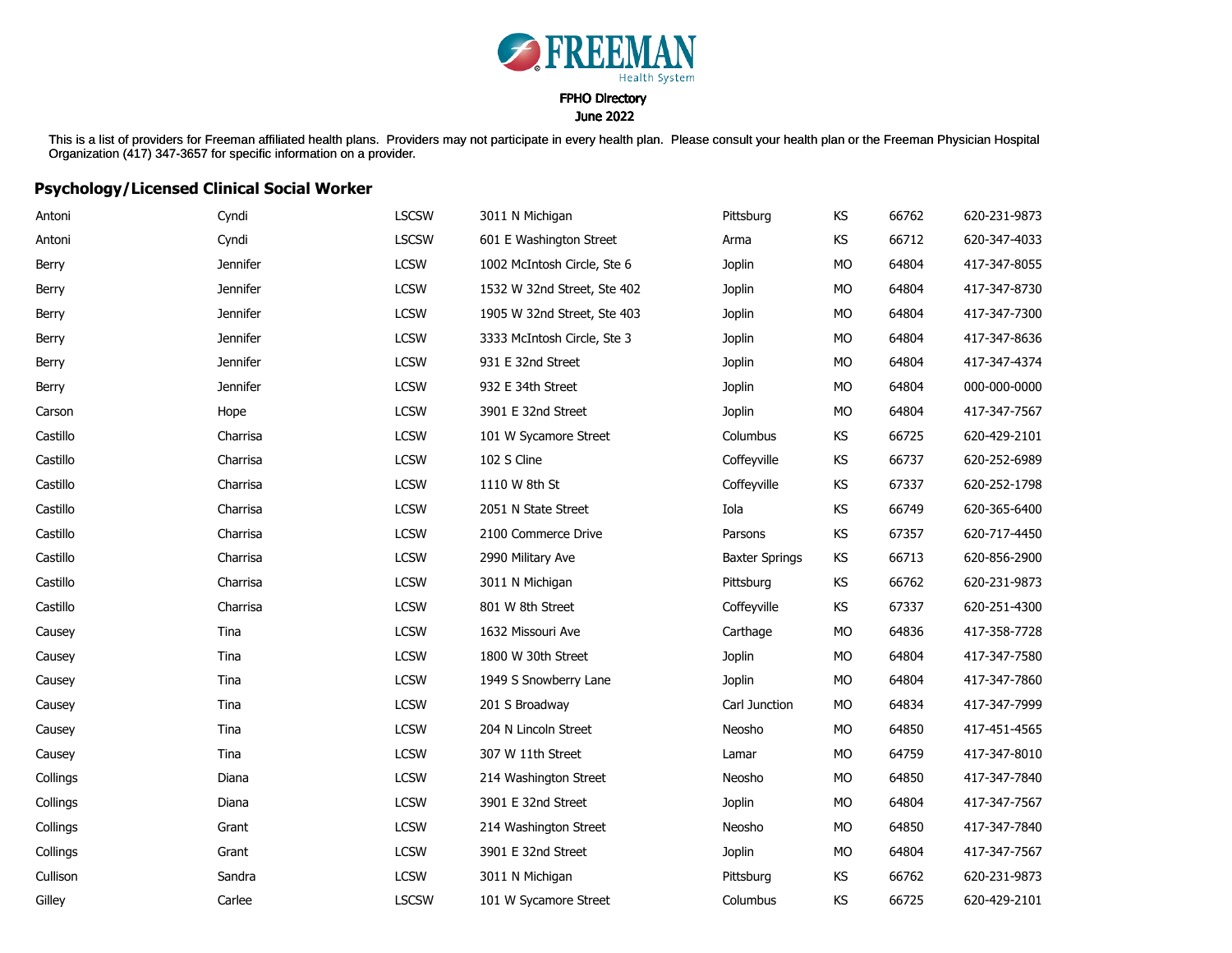FREEMAN Health System

FPHO Directory

June 2022

This is a list of providers for Freeman affiliated health plans. Providers may not participate in every health plan. Please consult your health plan or the Freeman Physician Hospital Organization (417) 347-3657 for specific information on a provider.

## Psychology/Licensed Clinical Social Worker

| | | | | | | | |
|---|---|---|---|---|---|---|---|
| Antoni | Cyndi | LSCSW | 3011 N Michigan | Pittsburg | KS | 66762 | 620-231-9873 |
| Antoni | Cyndi | LSCSW | 601 E Washington Street | Arma | KS | 66712 | 620-347-4033 |
| Berry | Jennifer | LCSW | 1002 McIntosh Circle, Ste 6 | Joplin | MO | 64804 | 417-347-8055 |
| Berry | Jennifer | LCSW | 1532 W 32nd Street, Ste 402 | Joplin | MO | 64804 | 417-347-8730 |
| Berry | Jennifer | LCSW | 1905 W 32nd Street, Ste 403 | Joplin | MO | 64804 | 417-347-7300 |
| Berry | Jennifer | LCSW | 3333 McIntosh Circle, Ste 3 | Joplin | MO | 64804 | 417-347-8636 |
| Berry | Jennifer | LCSW | 931 E 32nd Street | Joplin | MO | 64804 | 417-347-4374 |
| Berry | Jennifer | LCSW | 932 E 34th Street | Joplin | MO | 64804 | 000-000-0000 |
| Carson | Hope | LCSW | 3901 E 32nd Street | Joplin | MO | 64804 | 417-347-7567 |
| Castillo | Charrisa | LCSW | 101 W Sycamore Street | Columbus | KS | 66725 | 620-429-2101 |
| Castillo | Charrisa | LCSW | 102 S Cline | Coffeyville | KS | 66737 | 620-252-6989 |
| Castillo | Charrisa | LCSW | 1110 W 8th St | Coffeyville | KS | 67337 | 620-252-1798 |
| Castillo | Charrisa | LCSW | 2051 N State Street | Iola | KS | 66749 | 620-365-6400 |
| Castillo | Charrisa | LCSW | 2100 Commerce Drive | Parsons | KS | 67357 | 620-717-4450 |
| Castillo | Charrisa | LCSW | 2990 Military Ave | Baxter Springs | KS | 66713 | 620-856-2900 |
| Castillo | Charrisa | LCSW | 3011 N Michigan | Pittsburg | KS | 66762 | 620-231-9873 |
| Castillo | Charrisa | LCSW | 801 W 8th Street | Coffeyville | KS | 67337 | 620-251-4300 |
| Causey | Tina | LCSW | 1632 Missouri Ave | Carthage | MO | 64836 | 417-358-7728 |
| Causey | Tina | LCSW | 1800 W 30th Street | Joplin | MO | 64804 | 417-347-7580 |
| Causey | Tina | LCSW | 1949 S Snowberry Lane | Joplin | MO | 64804 | 417-347-7860 |
| Causey | Tina | LCSW | 201 S Broadway | Carl Junction | MO | 64834 | 417-347-7999 |
| Causey | Tina | LCSW | 204 N Lincoln Street | Neosho | MO | 64850 | 417-451-4565 |
| Causey | Tina | LCSW | 307 W 11th Street | Lamar | MO | 64759 | 417-347-8010 |
| Collings | Diana | LCSW | 214 Washington Street | Neosho | MO | 64850 | 417-347-7840 |
| Collings | Diana | LCSW | 3901 E 32nd Street | Joplin | MO | 64804 | 417-347-7567 |
| Collings | Grant | LCSW | 214 Washington Street | Neosho | MO | 64850 | 417-347-7840 |
| Collings | Grant | LCSW | 3901 E 32nd Street | Joplin | MO | 64804 | 417-347-7567 |
| Cullison | Sandra | LCSW | 3011 N Michigan | Pittsburg | KS | 66762 | 620-231-9873 |
| Gilley | Carlee | LSCSW | 101 W Sycamore Street | Columbus | KS | 66725 | 620-429-2101 |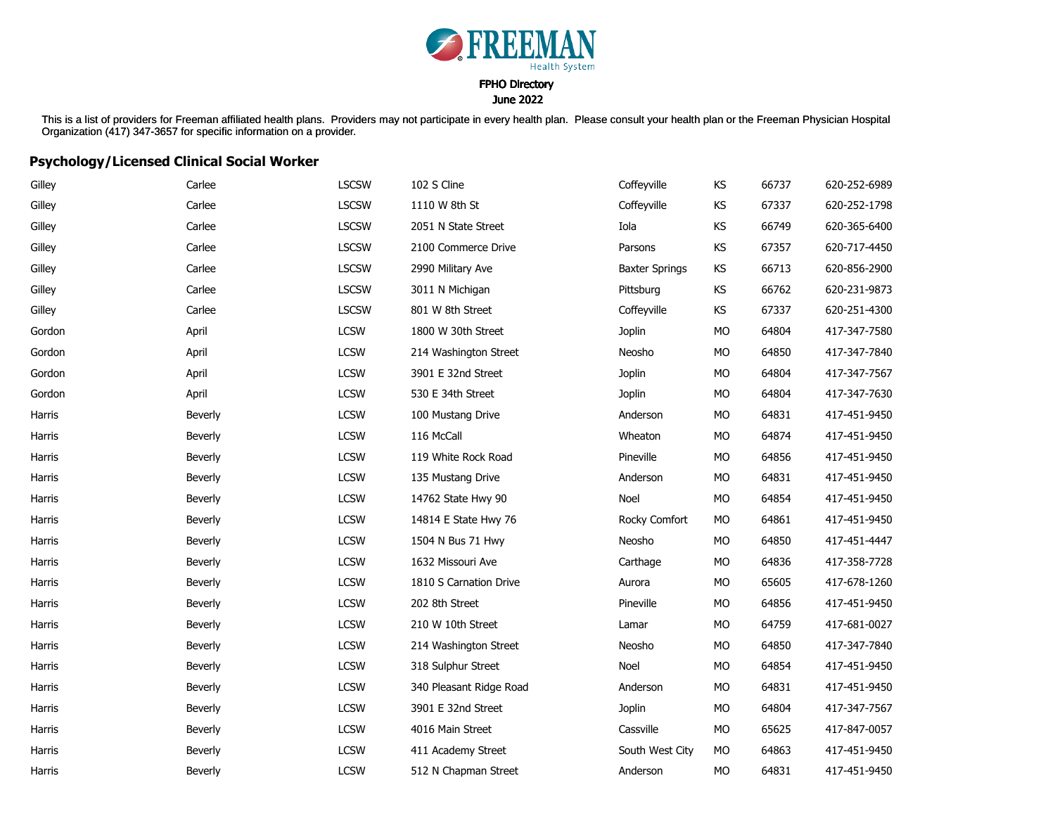FREEMAN Health System

**FPHO Directory**
**June 2022**

This is a list of providers for Freeman affiliated health plans. Providers may not participate in every health plan. Please consult your health plan or the Freeman Physician Hospital Organization (417) 347-3657 for specific information on a provider.

## Psychology/Licensed Clinical Social Worker

| | | | | | | | |
|---|---|---|---|---|---|---|---|
| Gilley | Carlee | LSCSW | 102 S Cline | Coffeyville | KS | 66737 | 620-252-6989 |
| Gilley | Carlee | LSCSW | 1110 W 8th St | Coffeyville | KS | 67337 | 620-252-1798 |
| Gilley | Carlee | LSCSW | 2051 N State Street | Iola | KS | 66749 | 620-365-6400 |
| Gilley | Carlee | LSCSW | 2100 Commerce Drive | Parsons | KS | 67357 | 620-717-4450 |
| Gilley | Carlee | LSCSW | 2990 Military Ave | Baxter Springs | KS | 66713 | 620-856-2900 |
| Gilley | Carlee | LSCSW | 3011 N Michigan | Pittsburg | KS | 66762 | 620-231-9873 |
| Gilley | Carlee | LSCSW | 801 W 8th Street | Coffeyville | KS | 67337 | 620-251-4300 |
| Gordon | April | LCSW | 1800 W 30th Street | Joplin | MO | 64804 | 417-347-7580 |
| Gordon | April | LCSW | 214 Washington Street | Neosho | MO | 64850 | 417-347-7840 |
| Gordon | April | LCSW | 3901 E 32nd Street | Joplin | MO | 64804 | 417-347-7567 |
| Gordon | April | LCSW | 530 E 34th Street | Joplin | MO | 64804 | 417-347-7630 |
| Harris | Beverly | LCSW | 100 Mustang Drive | Anderson | MO | 64831 | 417-451-9450 |
| Harris | Beverly | LCSW | 116 McCall | Wheaton | MO | 64874 | 417-451-9450 |
| Harris | Beverly | LCSW | 119 White Rock Road | Pineville | MO | 64856 | 417-451-9450 |
| Harris | Beverly | LCSW | 135 Mustang Drive | Anderson | MO | 64831 | 417-451-9450 |
| Harris | Beverly | LCSW | 14762 State Hwy 90 | Noel | MO | 64854 | 417-451-9450 |
| Harris | Beverly | LCSW | 14814 E State Hwy 76 | Rocky Comfort | MO | 64861 | 417-451-9450 |
| Harris | Beverly | LCSW | 1504 N Bus 71 Hwy | Neosho | MO | 64850 | 417-451-4447 |
| Harris | Beverly | LCSW | 1632 Missouri Ave | Carthage | MO | 64836 | 417-358-7728 |
| Harris | Beverly | LCSW | 1810 S Carnation Drive | Aurora | MO | 65605 | 417-678-1260 |
| Harris | Beverly | LCSW | 202 8th Street | Pineville | MO | 64856 | 417-451-9450 |
| Harris | Beverly | LCSW | 210 W 10th Street | Lamar | MO | 64759 | 417-681-0027 |
| Harris | Beverly | LCSW | 214 Washington Street | Neosho | MO | 64850 | 417-347-7840 |
| Harris | Beverly | LCSW | 318 Sulphur Street | Noel | MO | 64854 | 417-451-9450 |
| Harris | Beverly | LCSW | 340 Pleasant Ridge Road | Anderson | MO | 64831 | 417-451-9450 |
| Harris | Beverly | LCSW | 3901 E 32nd Street | Joplin | MO | 64804 | 417-347-7567 |
| Harris | Beverly | LCSW | 4016 Main Street | Cassville | MO | 65625 | 417-847-0057 |
| Harris | Beverly | LCSW | 411 Academy Street | South West City | MO | 64863 | 417-451-9450 |
| Harris | Beverly | LCSW | 512 N Chapman Street | Anderson | MO | 64831 | 417-451-9450 |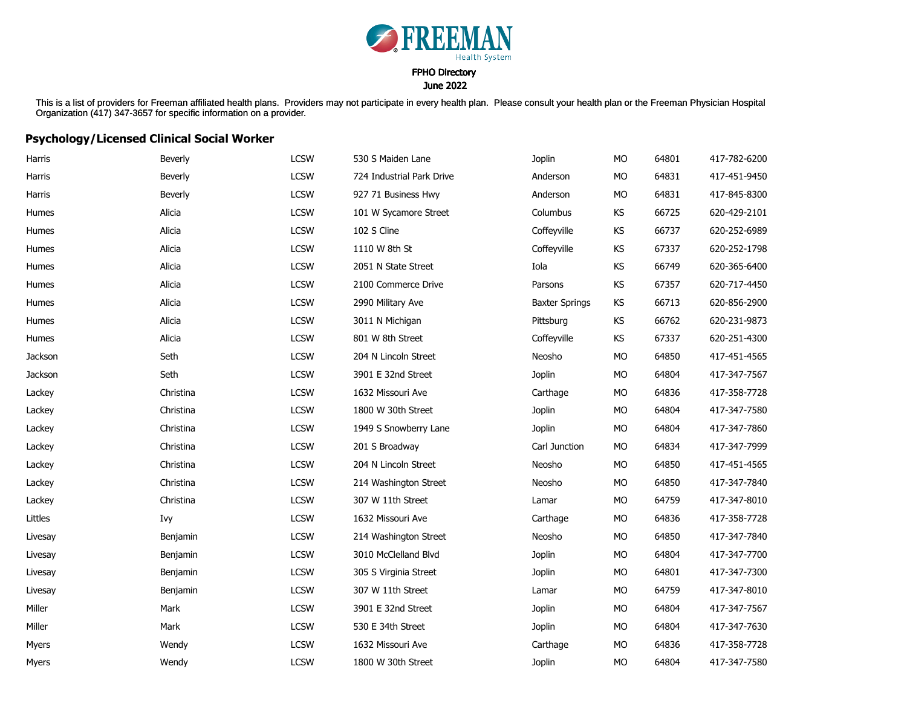FREEMAN Health System

FPHO Directory
June 2022

This is a list of providers for Freeman affiliated health plans. Providers may not participate in every health plan. Please consult your health plan or the Freeman Physician Hospital Organization (417) 347-3657 for specific information on a provider.

## Psychology/Licensed Clinical Social Worker

| | | | | | | | |
|---|---|---|---|---|---|---|---|
| Harris | Beverly | LCSW | 530 S Maiden Lane | Joplin | MO | 64801 | 417-782-6200 |
| Harris | Beverly | LCSW | 724 Industrial Park Drive | Anderson | MO | 64831 | 417-451-9450 |
| Harris | Beverly | LCSW | 927 71 Business Hwy | Anderson | MO | 64831 | 417-845-8300 |
| Humes | Alicia | LCSW | 101 W Sycamore Street | Columbus | KS | 66725 | 620-429-2101 |
| Humes | Alicia | LCSW | 102 S Cline | Coffeyville | KS | 66737 | 620-252-6989 |
| Humes | Alicia | LCSW | 1110 W 8th St | Coffeyville | KS | 67337 | 620-252-1798 |
| Humes | Alicia | LCSW | 2051 N State Street | Iola | KS | 66749 | 620-365-6400 |
| Humes | Alicia | LCSW | 2100 Commerce Drive | Parsons | KS | 67357 | 620-717-4450 |
| Humes | Alicia | LCSW | 2990 Military Ave | Baxter Springs | KS | 66713 | 620-856-2900 |
| Humes | Alicia | LCSW | 3011 N Michigan | Pittsburg | KS | 66762 | 620-231-9873 |
| Humes | Alicia | LCSW | 801 W 8th Street | Coffeyville | KS | 67337 | 620-251-4300 |
| Jackson | Seth | LCSW | 204 N Lincoln Street | Neosho | MO | 64850 | 417-451-4565 |
| Jackson | Seth | LCSW | 3901 E 32nd Street | Joplin | MO | 64804 | 417-347-7567 |
| Lackey | Christina | LCSW | 1632 Missouri Ave | Carthage | MO | 64836 | 417-358-7728 |
| Lackey | Christina | LCSW | 1800 W 30th Street | Joplin | MO | 64804 | 417-347-7580 |
| Lackey | Christina | LCSW | 1949 S Snowberry Lane | Joplin | MO | 64804 | 417-347-7860 |
| Lackey | Christina | LCSW | 201 S Broadway | Carl Junction | MO | 64834 | 417-347-7999 |
| Lackey | Christina | LCSW | 204 N Lincoln Street | Neosho | MO | 64850 | 417-451-4565 |
| Lackey | Christina | LCSW | 214 Washington Street | Neosho | MO | 64850 | 417-347-7840 |
| Lackey | Christina | LCSW | 307 W 11th Street | Lamar | MO | 64759 | 417-347-8010 |
| Littles | Ivy | LCSW | 1632 Missouri Ave | Carthage | MO | 64836 | 417-358-7728 |
| Livesay | Benjamin | LCSW | 214 Washington Street | Neosho | MO | 64850 | 417-347-7840 |
| Livesay | Benjamin | LCSW | 3010 McClelland Blvd | Joplin | MO | 64804 | 417-347-7700 |
| Livesay | Benjamin | LCSW | 305 S Virginia Street | Joplin | MO | 64801 | 417-347-7300 |
| Livesay | Benjamin | LCSW | 307 W 11th Street | Lamar | MO | 64759 | 417-347-8010 |
| Miller | Mark | LCSW | 3901 E 32nd Street | Joplin | MO | 64804 | 417-347-7567 |
| Miller | Mark | LCSW | 530 E 34th Street | Joplin | MO | 64804 | 417-347-7630 |
| Myers | Wendy | LCSW | 1632 Missouri Ave | Carthage | MO | 64836 | 417-358-7728 |
| Myers | Wendy | LCSW | 1800 W 30th Street | Joplin | MO | 64804 | 417-347-7580 |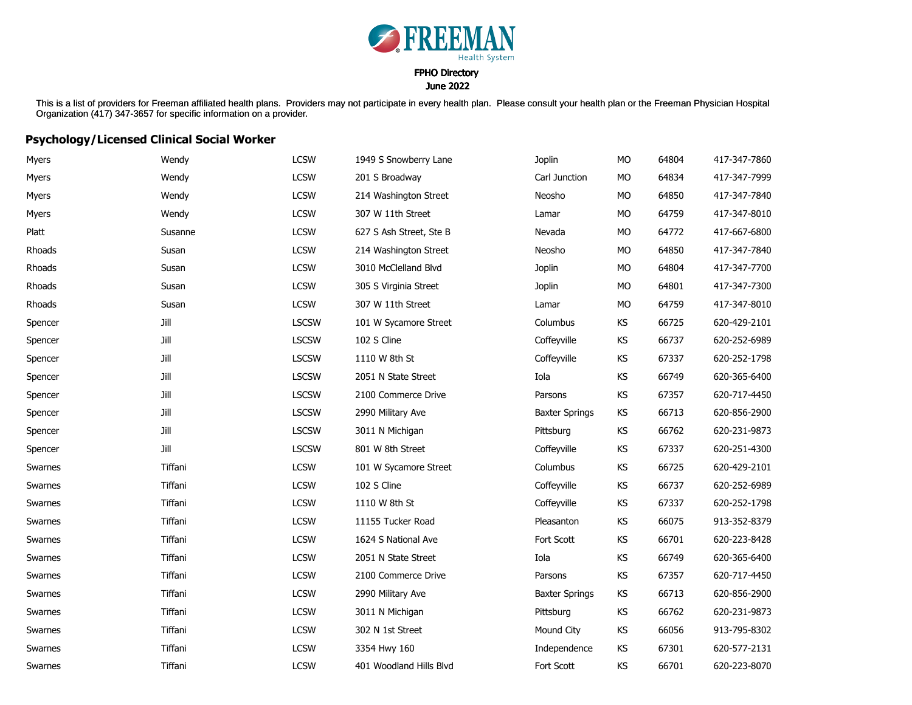FREEMAN Health System

FPHO Directory
June 2022

This is a list of providers for Freeman affiliated health plans. Providers may not participate in every health plan. Please consult your health plan or the Freeman Physician Hospital Organization (417) 347-3657 for specific information on a provider.

## Psychology/Licensed Clinical Social Worker

| | | | | | | | |
|---|---|---|---|---|---|---|---|
| Myers | Wendy | LCSW | 1949 S Snowberry Lane | Joplin | MO | 64804 | 417-347-7860 |
| Myers | Wendy | LCSW | 201 S Broadway | Carl Junction | MO | 64834 | 417-347-7999 |
| Myers | Wendy | LCSW | 214 Washington Street | Neosho | MO | 64850 | 417-347-7840 |
| Myers | Wendy | LCSW | 307 W 11th Street | Lamar | MO | 64759 | 417-347-8010 |
| Platt | Susanne | LCSW | 627 S Ash Street, Ste B | Nevada | MO | 64772 | 417-667-6800 |
| Rhoads | Susan | LCSW | 214 Washington Street | Neosho | MO | 64850 | 417-347-7840 |
| Rhoads | Susan | LCSW | 3010 McClelland Blvd | Joplin | MO | 64804 | 417-347-7700 |
| Rhoads | Susan | LCSW | 305 S Virginia Street | Joplin | MO | 64801 | 417-347-7300 |
| Rhoads | Susan | LCSW | 307 W 11th Street | Lamar | MO | 64759 | 417-347-8010 |
| Spencer | Jill | LSCSW | 101 W Sycamore Street | Columbus | KS | 66725 | 620-429-2101 |
| Spencer | Jill | LSCSW | 102 S Cline | Coffeyville | KS | 66737 | 620-252-6989 |
| Spencer | Jill | LSCSW | 1110 W 8th St | Coffeyville | KS | 67337 | 620-252-1798 |
| Spencer | Jill | LSCSW | 2051 N State Street | Iola | KS | 66749 | 620-365-6400 |
| Spencer | Jill | LSCSW | 2100 Commerce Drive | Parsons | KS | 67357 | 620-717-4450 |
| Spencer | Jill | LSCSW | 2990 Military Ave | Baxter Springs | KS | 66713 | 620-856-2900 |
| Spencer | Jill | LSCSW | 3011 N Michigan | Pittsburg | KS | 66762 | 620-231-9873 |
| Spencer | Jill | LSCSW | 801 W 8th Street | Coffeyville | KS | 67337 | 620-251-4300 |
| Swarnes | Tiffani | LCSW | 101 W Sycamore Street | Columbus | KS | 66725 | 620-429-2101 |
| Swarnes | Tiffani | LCSW | 102 S Cline | Coffeyville | KS | 66737 | 620-252-6989 |
| Swarnes | Tiffani | LCSW | 1110 W 8th St | Coffeyville | KS | 67337 | 620-252-1798 |
| Swarnes | Tiffani | LCSW | 11155 Tucker Road | Pleasanton | KS | 66075 | 913-352-8379 |
| Swarnes | Tiffani | LCSW | 1624 S National Ave | Fort Scott | KS | 66701 | 620-223-8428 |
| Swarnes | Tiffani | LCSW | 2051 N State Street | Iola | KS | 66749 | 620-365-6400 |
| Swarnes | Tiffani | LCSW | 2100 Commerce Drive | Parsons | KS | 67357 | 620-717-4450 |
| Swarnes | Tiffani | LCSW | 2990 Military Ave | Baxter Springs | KS | 66713 | 620-856-2900 |
| Swarnes | Tiffani | LCSW | 3011 N Michigan | Pittsburg | KS | 66762 | 620-231-9873 |
| Swarnes | Tiffani | LCSW | 302 N 1st Street | Mound City | KS | 66056 | 913-795-8302 |
| Swarnes | Tiffani | LCSW | 3354 Hwy 160 | Independence | KS | 67301 | 620-577-2131 |
| Swarnes | Tiffani | LCSW | 401 Woodland Hills Blvd | Fort Scott | KS | 66701 | 620-223-8070 |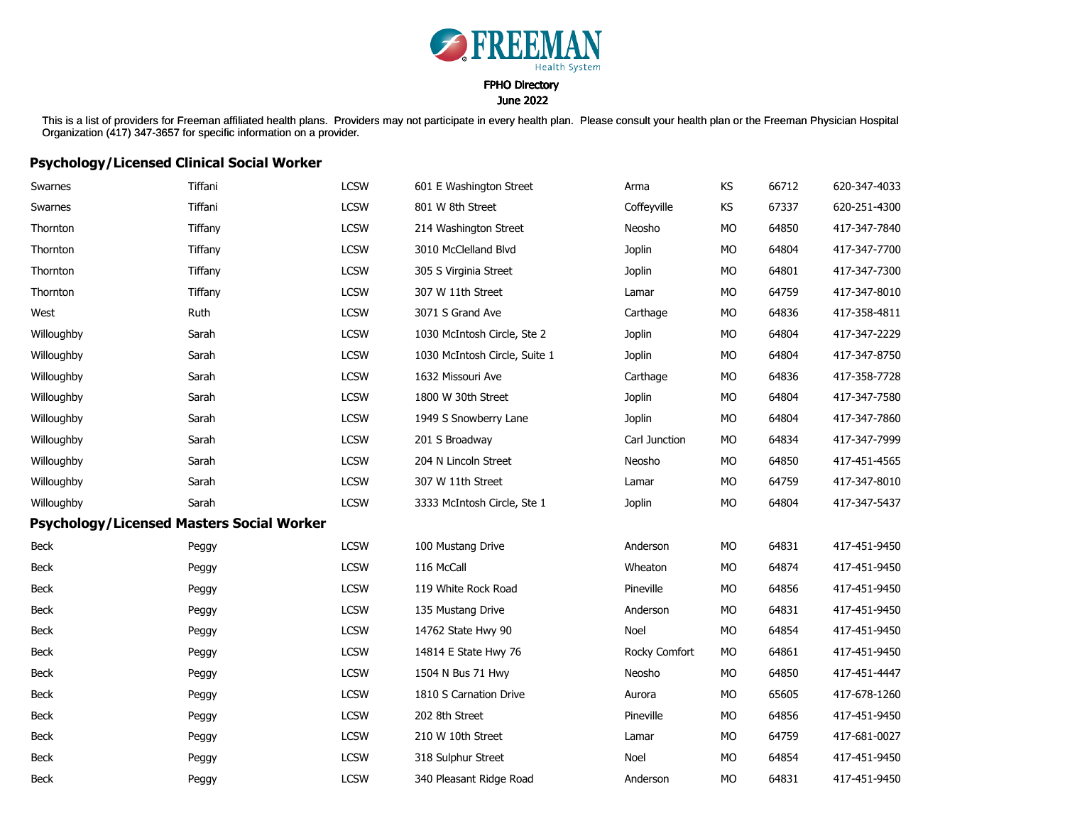FREEMAN Health System

FPHO Directory

June 2022

This is a list of providers for Freeman affiliated health plans. Providers may not participate in every health plan. Please consult your health plan or the Freeman Physician Hospital Organization (417) 347-3657 for specific information on a provider.

## Psychology/Licensed Clinical Social Worker

| | | | | | | | |
|---|---|---|---|---|---|---|---|
| Swarnes | Tiffani | LCSW | 601 E Washington Street | Arma | KS | 66712 | 620-347-4033 |
| Swarnes | Tiffani | LCSW | 801 W 8th Street | Coffeyville | KS | 67337 | 620-251-4300 |
| Thornton | Tiffany | LCSW | 214 Washington Street | Neosho | MO | 64850 | 417-347-7840 |
| Thornton | Tiffany | LCSW | 3010 McClelland Blvd | Joplin | MO | 64804 | 417-347-7700 |
| Thornton | Tiffany | LCSW | 305 S Virginia Street | Joplin | MO | 64801 | 417-347-7300 |
| Thornton | Tiffany | LCSW | 307 W 11th Street | Lamar | MO | 64759 | 417-347-8010 |
| West | Ruth | LCSW | 3071 S Grand Ave | Carthage | MO | 64836 | 417-358-4811 |
| Willoughby | Sarah | LCSW | 1030 McIntosh Circle, Ste 2 | Joplin | MO | 64804 | 417-347-2229 |
| Willoughby | Sarah | LCSW | 1030 McIntosh Circle, Suite 1 | Joplin | MO | 64804 | 417-347-8750 |
| Willoughby | Sarah | LCSW | 1632 Missouri Ave | Carthage | MO | 64836 | 417-358-7728 |
| Willoughby | Sarah | LCSW | 1800 W 30th Street | Joplin | MO | 64804 | 417-347-7580 |
| Willoughby | Sarah | LCSW | 1949 S Snowberry Lane | Joplin | MO | 64804 | 417-347-7860 |
| Willoughby | Sarah | LCSW | 201 S Broadway | Carl Junction | MO | 64834 | 417-347-7999 |
| Willoughby | Sarah | LCSW | 204 N Lincoln Street | Neosho | MO | 64850 | 417-451-4565 |
| Willoughby | Sarah | LCSW | 307 W 11th Street | Lamar | MO | 64759 | 417-347-8010 |
| Willoughby | Sarah | LCSW | 3333 McIntosh Circle, Ste 1 | Joplin | MO | 64804 | 417-347-5437 |

## Psychology/Licensed Masters Social Worker

| | | | | | | | |
|---|---|---|---|---|---|---|---|
| Beck | Peggy | LCSW | 100 Mustang Drive | Anderson | MO | 64831 | 417-451-9450 |
| Beck | Peggy | LCSW | 116 McCall | Wheaton | MO | 64874 | 417-451-9450 |
| Beck | Peggy | LCSW | 119 White Rock Road | Pineville | MO | 64856 | 417-451-9450 |
| Beck | Peggy | LCSW | 135 Mustang Drive | Anderson | MO | 64831 | 417-451-9450 |
| Beck | Peggy | LCSW | 14762 State Hwy 90 | Noel | MO | 64854 | 417-451-9450 |
| Beck | Peggy | LCSW | 14814 E State Hwy 76 | Rocky Comfort | MO | 64861 | 417-451-9450 |
| Beck | Peggy | LCSW | 1504 N Bus 71 Hwy | Neosho | MO | 64850 | 417-451-4447 |
| Beck | Peggy | LCSW | 1810 S Carnation Drive | Aurora | MO | 65605 | 417-678-1260 |
| Beck | Peggy | LCSW | 202 8th Street | Pineville | MO | 64856 | 417-451-9450 |
| Beck | Peggy | LCSW | 210 W 10th Street | Lamar | MO | 64759 | 417-681-0027 |
| Beck | Peggy | LCSW | 318 Sulphur Street | Noel | MO | 64854 | 417-451-9450 |
| Beck | Peggy | LCSW | 340 Pleasant Ridge Road | Anderson | MO | 64831 | 417-451-9450 |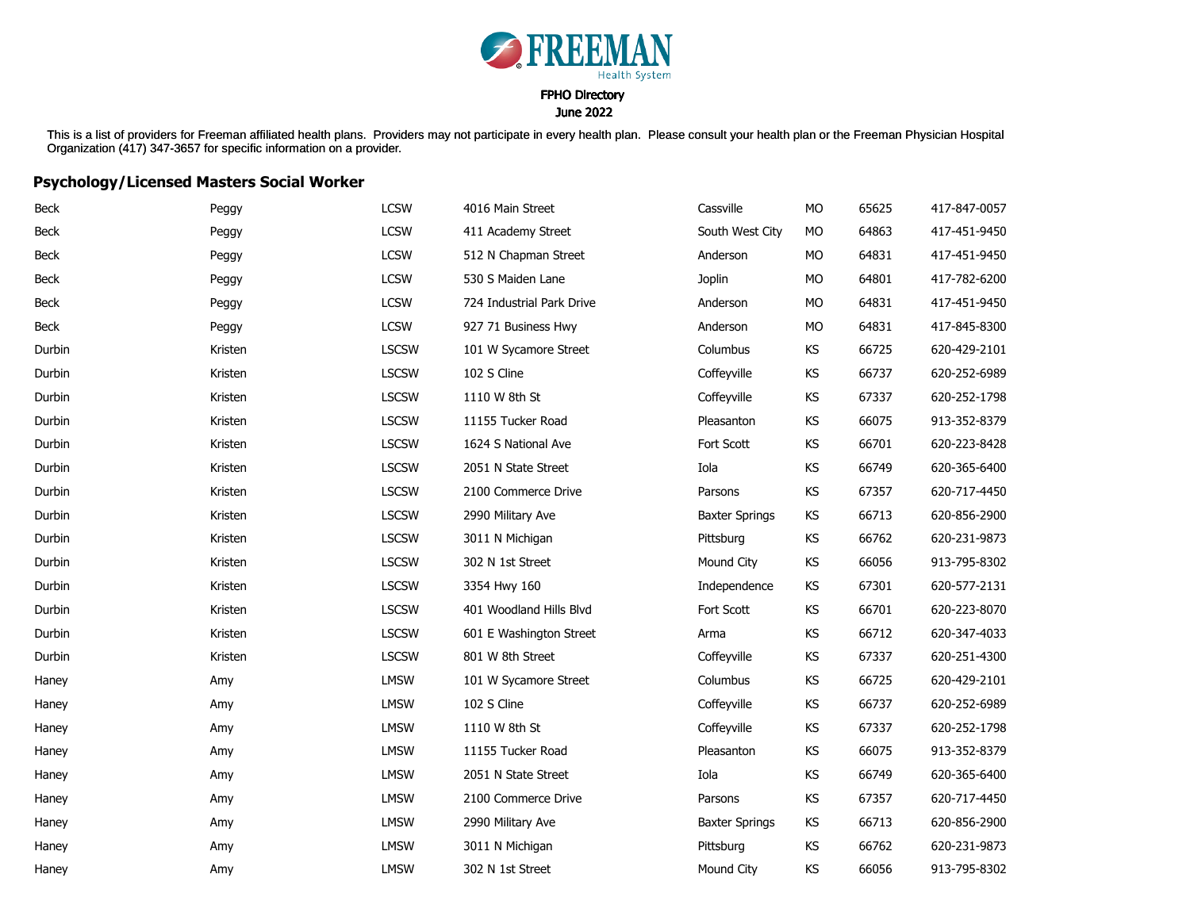FREEMAN Health System

FPHO Directory
June 2022

This is a list of providers for Freeman affiliated health plans. Providers may not participate in every health plan. Please consult your health plan or the Freeman Physician Hospital Organization (417) 347-3657 for specific information on a provider.

## Psychology/Licensed Masters Social Worker

| | | | | | | | |
|---|---|---|---|---|---|---|---|
| Beck | Peggy | LCSW | 4016 Main Street | Cassville | MO | 65625 | 417-847-0057 |
| Beck | Peggy | LCSW | 411 Academy Street | South West City | MO | 64863 | 417-451-9450 |
| Beck | Peggy | LCSW | 512 N Chapman Street | Anderson | MO | 64831 | 417-451-9450 |
| Beck | Peggy | LCSW | 530 S Maiden Lane | Joplin | MO | 64801 | 417-782-6200 |
| Beck | Peggy | LCSW | 724 Industrial Park Drive | Anderson | MO | 64831 | 417-451-9450 |
| Beck | Peggy | LCSW | 927 71 Business Hwy | Anderson | MO | 64831 | 417-845-8300 |
| Durbin | Kristen | LSCSW | 101 W Sycamore Street | Columbus | KS | 66725 | 620-429-2101 |
| Durbin | Kristen | LSCSW | 102 S Cline | Coffeyville | KS | 66737 | 620-252-6989 |
| Durbin | Kristen | LSCSW | 1110 W 8th St | Coffeyville | KS | 67337 | 620-252-1798 |
| Durbin | Kristen | LSCSW | 11155 Tucker Road | Pleasanton | KS | 66075 | 913-352-8379 |
| Durbin | Kristen | LSCSW | 1624 S National Ave | Fort Scott | KS | 66701 | 620-223-8428 |
| Durbin | Kristen | LSCSW | 2051 N State Street | Iola | KS | 66749 | 620-365-6400 |
| Durbin | Kristen | LSCSW | 2100 Commerce Drive | Parsons | KS | 67357 | 620-717-4450 |
| Durbin | Kristen | LSCSW | 2990 Military Ave | Baxter Springs | KS | 66713 | 620-856-2900 |
| Durbin | Kristen | LSCSW | 3011 N Michigan | Pittsburg | KS | 66762 | 620-231-9873 |
| Durbin | Kristen | LSCSW | 302 N 1st Street | Mound City | KS | 66056 | 913-795-8302 |
| Durbin | Kristen | LSCSW | 3354 Hwy 160 | Independence | KS | 67301 | 620-577-2131 |
| Durbin | Kristen | LSCSW | 401 Woodland Hills Blvd | Fort Scott | KS | 66701 | 620-223-8070 |
| Durbin | Kristen | LSCSW | 601 E Washington Street | Arma | KS | 66712 | 620-347-4033 |
| Durbin | Kristen | LSCSW | 801 W 8th Street | Coffeyville | KS | 67337 | 620-251-4300 |
| Haney | Amy | LMSW | 101 W Sycamore Street | Columbus | KS | 66725 | 620-429-2101 |
| Haney | Amy | LMSW | 102 S Cline | Coffeyville | KS | 66737 | 620-252-6989 |
| Haney | Amy | LMSW | 1110 W 8th St | Coffeyville | KS | 67337 | 620-252-1798 |
| Haney | Amy | LMSW | 11155 Tucker Road | Pleasanton | KS | 66075 | 913-352-8379 |
| Haney | Amy | LMSW | 2051 N State Street | Iola | KS | 66749 | 620-365-6400 |
| Haney | Amy | LMSW | 2100 Commerce Drive | Parsons | KS | 67357 | 620-717-4450 |
| Haney | Amy | LMSW | 2990 Military Ave | Baxter Springs | KS | 66713 | 620-856-2900 |
| Haney | Amy | LMSW | 3011 N Michigan | Pittsburg | KS | 66762 | 620-231-9873 |
| Haney | Amy | LMSW | 302 N 1st Street | Mound City | KS | 66056 | 913-795-8302 |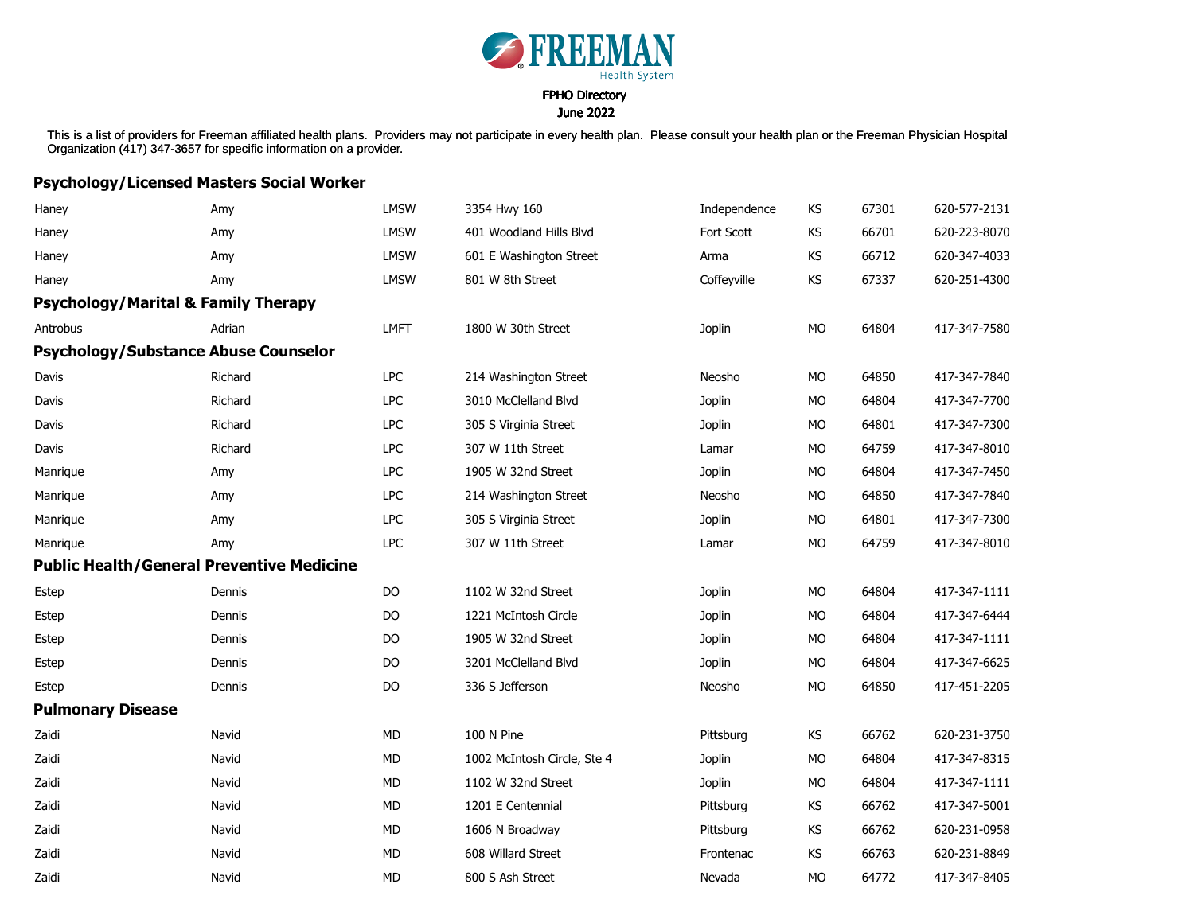FREEMAN Health System

FPHO Directory
June 2022

This is a list of providers for Freeman affiliated health plans. Providers may not participate in every health plan. Please consult your health plan or the Freeman Physician Hospital Organization (417) 347-3657 for specific information on a provider.

## Psychology/Licensed Masters Social Worker

| | | | | | | | |
|---|---|---|---|---|---|---|---|
| Haney | Amy | LMSW | 3354 Hwy 160 | Independence | KS | 67301 | 620-577-2131 |
| Haney | Amy | LMSW | 401 Woodland Hills Blvd | Fort Scott | KS | 66701 | 620-223-8070 |
| Haney | Amy | LMSW | 601 E Washington Street | Arma | KS | 66712 | 620-347-4033 |
| Haney | Amy | LMSW | 801 W 8th Street | Coffeyville | KS | 67337 | 620-251-4300 |

## Psychology/Marital & Family Therapy

| | | | | | | | |
|---|---|---|---|---|---|---|---|
| Antrobus | Adrian | LMFT | 1800 W 30th Street | Joplin | MO | 64804 | 417-347-7580 |

## Psychology/Substance Abuse Counselor

| | | | | | | | |
|---|---|---|---|---|---|---|---|
| Davis | Richard | LPC | 214 Washington Street | Neosho | MO | 64850 | 417-347-7840 |
| Davis | Richard | LPC | 3010 McClelland Blvd | Joplin | MO | 64804 | 417-347-7700 |
| Davis | Richard | LPC | 305 S Virginia Street | Joplin | MO | 64801 | 417-347-7300 |
| Davis | Richard | LPC | 307 W 11th Street | Lamar | MO | 64759 | 417-347-8010 |
| Manrique | Amy | LPC | 1905 W 32nd Street | Joplin | MO | 64804 | 417-347-7450 |
| Manrique | Amy | LPC | 214 Washington Street | Neosho | MO | 64850 | 417-347-7840 |
| Manrique | Amy | LPC | 305 S Virginia Street | Joplin | MO | 64801 | 417-347-7300 |
| Manrique | Amy | LPC | 307 W 11th Street | Lamar | MO | 64759 | 417-347-8010 |

## Public Health/General Preventive Medicine

| | | | | | | | |
|---|---|---|---|---|---|---|---|
| Estep | Dennis | DO | 1102 W 32nd Street | Joplin | MO | 64804 | 417-347-1111 |
| Estep | Dennis | DO | 1221 McIntosh Circle | Joplin | MO | 64804 | 417-347-6444 |
| Estep | Dennis | DO | 1905 W 32nd Street | Joplin | MO | 64804 | 417-347-1111 |
| Estep | Dennis | DO | 3201 McClelland Blvd | Joplin | MO | 64804 | 417-347-6625 |
| Estep | Dennis | DO | 336 S Jefferson | Neosho | MO | 64850 | 417-451-2205 |

## Pulmonary Disease

| | | | | | | | |
|---|---|---|---|---|---|---|---|
| Zaidi | Navid | MD | 100 N Pine | Pittsburg | KS | 66762 | 620-231-3750 |
| Zaidi | Navid | MD | 1002 McIntosh Circle, Ste 4 | Joplin | MO | 64804 | 417-347-8315 |
| Zaidi | Navid | MD | 1102 W 32nd Street | Joplin | MO | 64804 | 417-347-1111 |
| Zaidi | Navid | MD | 1201 E Centennial | Pittsburg | KS | 66762 | 417-347-5001 |
| Zaidi | Navid | MD | 1606 N Broadway | Pittsburg | KS | 66762 | 620-231-0958 |
| Zaidi | Navid | MD | 608 Willard Street | Frontenac | KS | 66763 | 620-231-8849 |
| Zaidi | Navid | MD | 800 S Ash Street | Nevada | MO | 64772 | 417-347-8405 |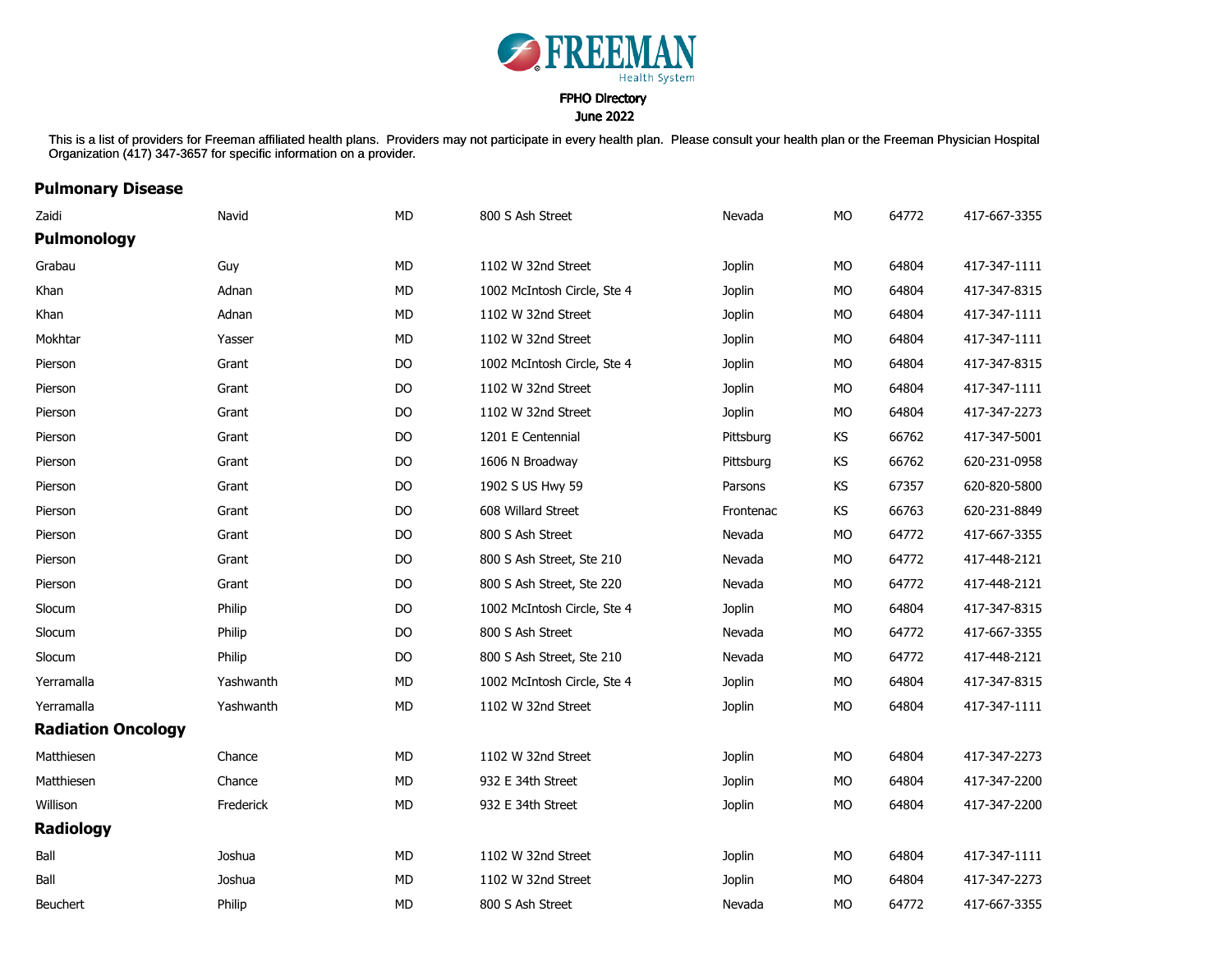# FREEMAN Health System

**FPHO Directory**
**June 2022**

This is a list of providers for Freeman affiliated health plans. Providers may not participate in every health plan. Please consult your health plan or the Freeman Physician Hospital Organization (417) 347-3657 for specific information on a provider.

## Pulmonary Disease

| | | | | | | | |
|---|---|---|---|---|---|---|---|
| Zaidi | Navid | MD | 800 S Ash Street | Nevada | MO | 64772 | 417-667-3355 |

## Pulmonology

| | | | | | | | |
|---|---|---|---|---|---|---|---|
| Grabau | Guy | MD | 1102 W 32nd Street | Joplin | MO | 64804 | 417-347-1111 |
| Khan | Adnan | MD | 1002 McIntosh Circle, Ste 4 | Joplin | MO | 64804 | 417-347-8315 |
| Khan | Adnan | MD | 1102 W 32nd Street | Joplin | MO | 64804 | 417-347-1111 |
| Mokhtar | Yasser | MD | 1102 W 32nd Street | Joplin | MO | 64804 | 417-347-1111 |
| Pierson | Grant | DO | 1002 McIntosh Circle, Ste 4 | Joplin | MO | 64804 | 417-347-8315 |
| Pierson | Grant | DO | 1102 W 32nd Street | Joplin | MO | 64804 | 417-347-1111 |
| Pierson | Grant | DO | 1102 W 32nd Street | Joplin | MO | 64804 | 417-347-2273 |
| Pierson | Grant | DO | 1201 E Centennial | Pittsburg | KS | 66762 | 417-347-5001 |
| Pierson | Grant | DO | 1606 N Broadway | Pittsburg | KS | 66762 | 620-231-0958 |
| Pierson | Grant | DO | 1902 S US Hwy 59 | Parsons | KS | 67357 | 620-820-5800 |
| Pierson | Grant | DO | 608 Willard Street | Frontenac | KS | 66763 | 620-231-8849 |
| Pierson | Grant | DO | 800 S Ash Street | Nevada | MO | 64772 | 417-667-3355 |
| Pierson | Grant | DO | 800 S Ash Street, Ste 210 | Nevada | MO | 64772 | 417-448-2121 |
| Pierson | Grant | DO | 800 S Ash Street, Ste 220 | Nevada | MO | 64772 | 417-448-2121 |
| Slocum | Philip | DO | 1002 McIntosh Circle, Ste 4 | Joplin | MO | 64804 | 417-347-8315 |
| Slocum | Philip | DO | 800 S Ash Street | Nevada | MO | 64772 | 417-667-3355 |
| Slocum | Philip | DO | 800 S Ash Street, Ste 210 | Nevada | MO | 64772 | 417-448-2121 |
| Yerramalla | Yashwanth | MD | 1002 McIntosh Circle, Ste 4 | Joplin | MO | 64804 | 417-347-8315 |
| Yerramalla | Yashwanth | MD | 1102 W 32nd Street | Joplin | MO | 64804 | 417-347-1111 |

## Radiation Oncology

| | | | | | | | |
|---|---|---|---|---|---|---|---|
| Matthiesen | Chance | MD | 1102 W 32nd Street | Joplin | MO | 64804 | 417-347-2273 |
| Matthiesen | Chance | MD | 932 E 34th Street | Joplin | MO | 64804 | 417-347-2200 |
| Willison | Frederick | MD | 932 E 34th Street | Joplin | MO | 64804 | 417-347-2200 |

## Radiology

| | | | | | | | |
|---|---|---|---|---|---|---|---|
| Ball | Joshua | MD | 1102 W 32nd Street | Joplin | MO | 64804 | 417-347-1111 |
| Ball | Joshua | MD | 1102 W 32nd Street | Joplin | MO | 64804 | 417-347-2273 |
| Beuchert | Philip | MD | 800 S Ash Street | Nevada | MO | 64772 | 417-667-3355 |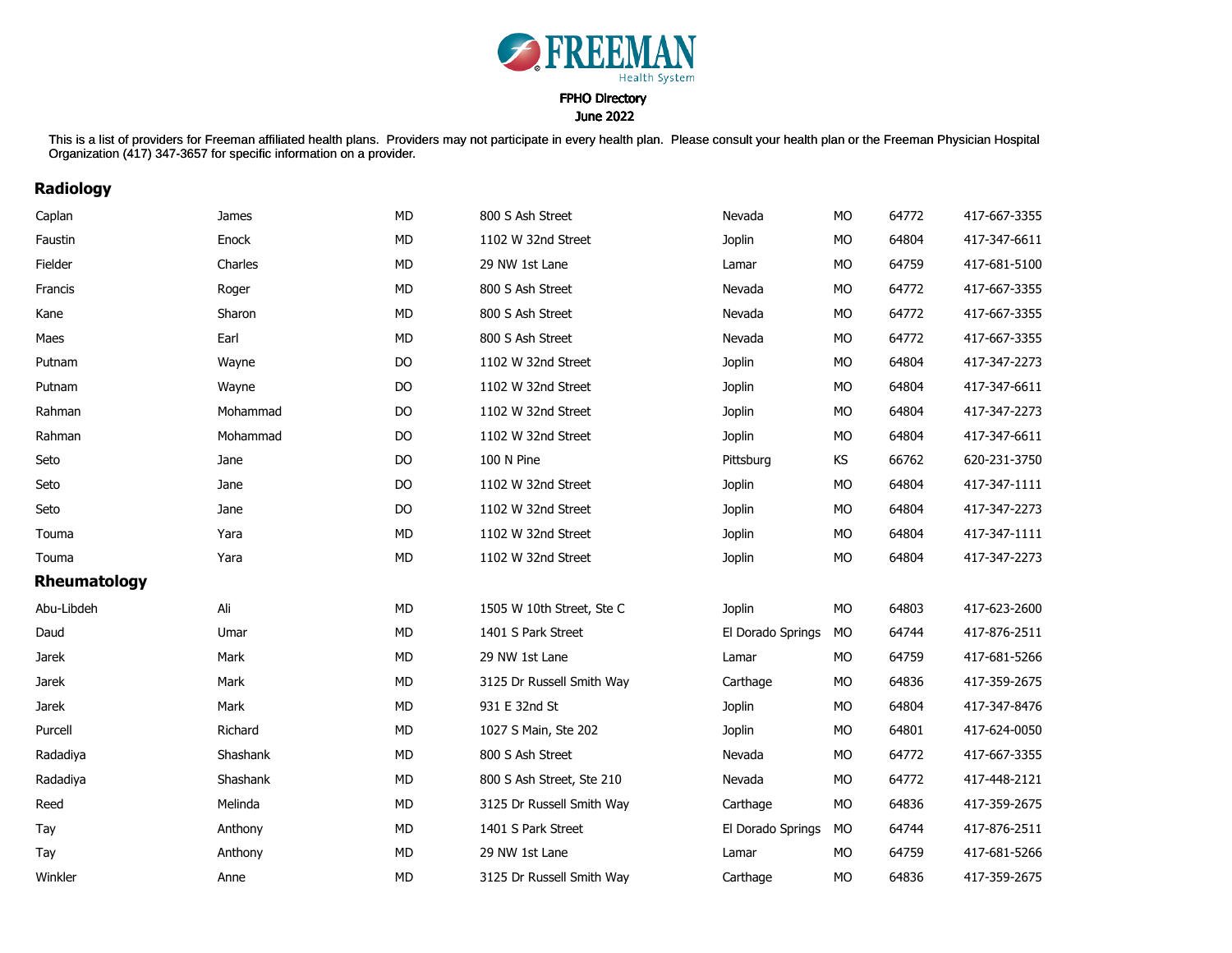# FREEMAN Health System

FPHO Directory
June 2022

This is a list of providers for Freeman affiliated health plans. Providers may not participate in every health plan. Please consult your health plan or the Freeman Physician Hospital Organization (417) 347-3657 for specific information on a provider.

## Radiology

| | | | | | | | |
|---|---|---|---|---|---|---|---|
| Caplan | James | MD | 800 S Ash Street | Nevada | MO | 64772 | 417-667-3355 |
| Faustin | Enock | MD | 1102 W 32nd Street | Joplin | MO | 64804 | 417-347-6611 |
| Fielder | Charles | MD | 29 NW 1st Lane | Lamar | MO | 64759 | 417-681-5100 |
| Francis | Roger | MD | 800 S Ash Street | Nevada | MO | 64772 | 417-667-3355 |
| Kane | Sharon | MD | 800 S Ash Street | Nevada | MO | 64772 | 417-667-3355 |
| Maes | Earl | MD | 800 S Ash Street | Nevada | MO | 64772 | 417-667-3355 |
| Putnam | Wayne | DO | 1102 W 32nd Street | Joplin | MO | 64804 | 417-347-2273 |
| Putnam | Wayne | DO | 1102 W 32nd Street | Joplin | MO | 64804 | 417-347-6611 |
| Rahman | Mohammad | DO | 1102 W 32nd Street | Joplin | MO | 64804 | 417-347-2273 |
| Rahman | Mohammad | DO | 1102 W 32nd Street | Joplin | MO | 64804 | 417-347-6611 |
| Seto | Jane | DO | 100 N Pine | Pittsburg | KS | 66762 | 620-231-3750 |
| Seto | Jane | DO | 1102 W 32nd Street | Joplin | MO | 64804 | 417-347-1111 |
| Seto | Jane | DO | 1102 W 32nd Street | Joplin | MO | 64804 | 417-347-2273 |
| Touma | Yara | MD | 1102 W 32nd Street | Joplin | MO | 64804 | 417-347-1111 |
| Touma | Yara | MD | 1102 W 32nd Street | Joplin | MO | 64804 | 417-347-2273 |

## Rheumatology

| | | | | | | | |
|---|---|---|---|---|---|---|---|
| Abu-Libdeh | Ali | MD | 1505 W 10th Street, Ste C | Joplin | MO | 64803 | 417-623-2600 |
| Daud | Umar | MD | 1401 S Park Street | El Dorado Springs | MO | 64744 | 417-876-2511 |
| Jarek | Mark | MD | 29 NW 1st Lane | Lamar | MO | 64759 | 417-681-5266 |
| Jarek | Mark | MD | 3125 Dr Russell Smith Way | Carthage | MO | 64836 | 417-359-2675 |
| Jarek | Mark | MD | 931 E 32nd St | Joplin | MO | 64804 | 417-347-8476 |
| Purcell | Richard | MD | 1027 S Main, Ste 202 | Joplin | MO | 64801 | 417-624-0050 |
| Radadiya | Shashank | MD | 800 S Ash Street | Nevada | MO | 64772 | 417-667-3355 |
| Radadiya | Shashank | MD | 800 S Ash Street, Ste 210 | Nevada | MO | 64772 | 417-448-2121 |
| Reed | Melinda | MD | 3125 Dr Russell Smith Way | Carthage | MO | 64836 | 417-359-2675 |
| Tay | Anthony | MD | 1401 S Park Street | El Dorado Springs | MO | 64744 | 417-876-2511 |
| Tay | Anthony | MD | 29 NW 1st Lane | Lamar | MO | 64759 | 417-681-5266 |
| Winkler | Anne | MD | 3125 Dr Russell Smith Way | Carthage | MO | 64836 | 417-359-2675 |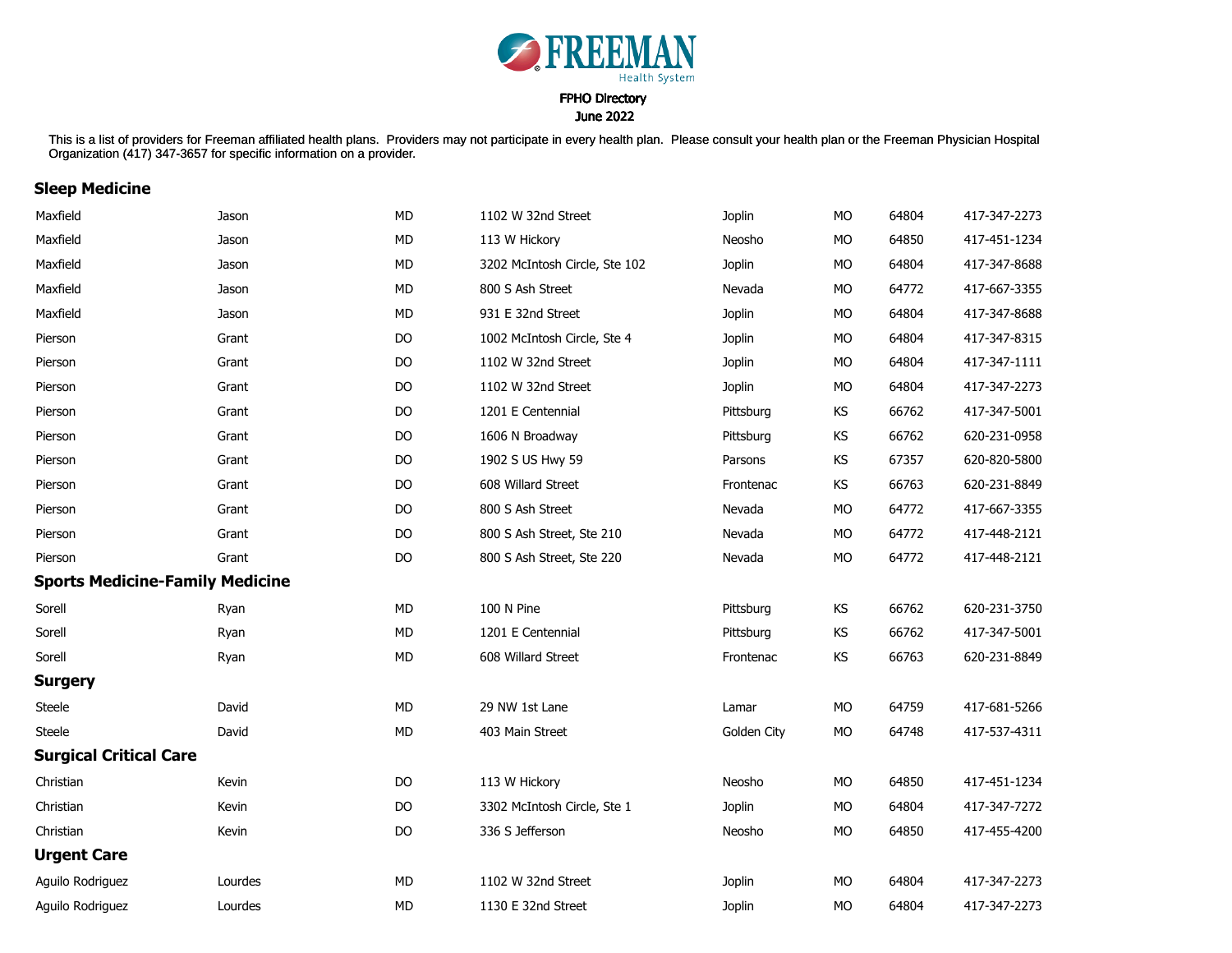FREEMAN Health System

FPHO Directory

June 2022

This is a list of providers for Freeman affiliated health plans. Providers may not participate in every health plan. Please consult your health plan or the Freeman Physician Hospital Organization (417) 347-3657 for specific information on a provider.

## Sleep Medicine

| | | | | | | | |
|---|---|---|---|---|---|---|---|
| Maxfield | Jason | MD | 1102 W 32nd Street | Joplin | MO | 64804 | 417-347-2273 |
| Maxfield | Jason | MD | 113 W Hickory | Neosho | MO | 64850 | 417-451-1234 |
| Maxfield | Jason | MD | 3202 McIntosh Circle, Ste 102 | Joplin | MO | 64804 | 417-347-8688 |
| Maxfield | Jason | MD | 800 S Ash Street | Nevada | MO | 64772 | 417-667-3355 |
| Maxfield | Jason | MD | 931 E 32nd Street | Joplin | MO | 64804 | 417-347-8688 |
| Pierson | Grant | DO | 1002 McIntosh Circle, Ste 4 | Joplin | MO | 64804 | 417-347-8315 |
| Pierson | Grant | DO | 1102 W 32nd Street | Joplin | MO | 64804 | 417-347-1111 |
| Pierson | Grant | DO | 1102 W 32nd Street | Joplin | MO | 64804 | 417-347-2273 |
| Pierson | Grant | DO | 1201 E Centennial | Pittsburg | KS | 66762 | 417-347-5001 |
| Pierson | Grant | DO | 1606 N Broadway | Pittsburg | KS | 66762 | 620-231-0958 |
| Pierson | Grant | DO | 1902 S US Hwy 59 | Parsons | KS | 67357 | 620-820-5800 |
| Pierson | Grant | DO | 608 Willard Street | Frontenac | KS | 66763 | 620-231-8849 |
| Pierson | Grant | DO | 800 S Ash Street | Nevada | MO | 64772 | 417-667-3355 |
| Pierson | Grant | DO | 800 S Ash Street, Ste 210 | Nevada | MO | 64772 | 417-448-2121 |
| Pierson | Grant | DO | 800 S Ash Street, Ste 220 | Nevada | MO | 64772 | 417-448-2121 |

## Sports Medicine-Family Medicine

| | | | | | | | |
|---|---|---|---|---|---|---|---|
| Sorell | Ryan | MD | 100 N Pine | Pittsburg | KS | 66762 | 620-231-3750 |
| Sorell | Ryan | MD | 1201 E Centennial | Pittsburg | KS | 66762 | 417-347-5001 |
| Sorell | Ryan | MD | 608 Willard Street | Frontenac | KS | 66763 | 620-231-8849 |

## Surgery

| | | | | | | | |
|---|---|---|---|---|---|---|---|
| Steele | David | MD | 29 NW 1st Lane | Lamar | MO | 64759 | 417-681-5266 |
| Steele | David | MD | 403 Main Street | Golden City | MO | 64748 | 417-537-4311 |

## Surgical Critical Care

| | | | | | | | |
|---|---|---|---|---|---|---|---|
| Christian | Kevin | DO | 113 W Hickory | Neosho | MO | 64850 | 417-451-1234 |
| Christian | Kevin | DO | 3302 McIntosh Circle, Ste 1 | Joplin | MO | 64804 | 417-347-7272 |
| Christian | Kevin | DO | 336 S Jefferson | Neosho | MO | 64850 | 417-455-4200 |

## Urgent Care

| | | | | | | | |
|---|---|---|---|---|---|---|---|
| Aguilo Rodriguez | Lourdes | MD | 1102 W 32nd Street | Joplin | MO | 64804 | 417-347-2273 |
| Aguilo Rodriguez | Lourdes | MD | 1130 E 32nd Street | Joplin | MO | 64804 | 417-347-2273 |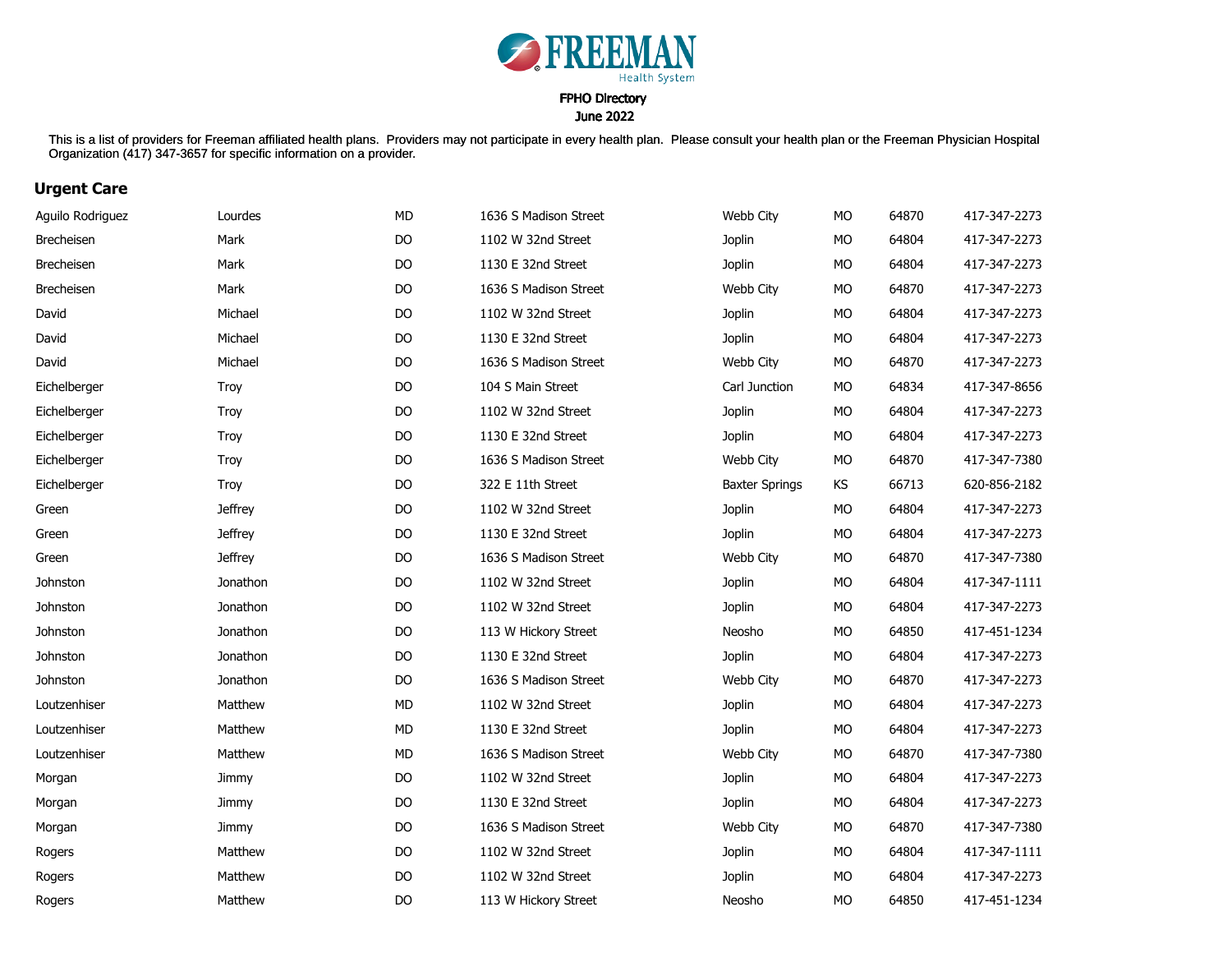FREEMAN Health System

FPHO Directory
June 2022

This is a list of providers for Freeman affiliated health plans. Providers may not participate in every health plan. Please consult your health plan or the Freeman Physician Hospital Organization (417) 347-3657 for specific information on a provider.

## Urgent Care

| | | | | | | | |
|---|---|---|---|---|---|---|---|
| Aguilo Rodriguez | Lourdes | MD | 1636 S Madison Street | Webb City | MO | 64870 | 417-347-2273 |
| Brecheisen | Mark | DO | 1102 W 32nd Street | Joplin | MO | 64804 | 417-347-2273 |
| Brecheisen | Mark | DO | 1130 E 32nd Street | Joplin | MO | 64804 | 417-347-2273 |
| Brecheisen | Mark | DO | 1636 S Madison Street | Webb City | MO | 64870 | 417-347-2273 |
| David | Michael | DO | 1102 W 32nd Street | Joplin | MO | 64804 | 417-347-2273 |
| David | Michael | DO | 1130 E 32nd Street | Joplin | MO | 64804 | 417-347-2273 |
| David | Michael | DO | 1636 S Madison Street | Webb City | MO | 64870 | 417-347-2273 |
| Eichelberger | Troy | DO | 104 S Main Street | Carl Junction | MO | 64834 | 417-347-8656 |
| Eichelberger | Troy | DO | 1102 W 32nd Street | Joplin | MO | 64804 | 417-347-2273 |
| Eichelberger | Troy | DO | 1130 E 32nd Street | Joplin | MO | 64804 | 417-347-2273 |
| Eichelberger | Troy | DO | 1636 S Madison Street | Webb City | MO | 64870 | 417-347-7380 |
| Eichelberger | Troy | DO | 322 E 11th Street | Baxter Springs | KS | 66713 | 620-856-2182 |
| Green | Jeffrey | DO | 1102 W 32nd Street | Joplin | MO | 64804 | 417-347-2273 |
| Green | Jeffrey | DO | 1130 E 32nd Street | Joplin | MO | 64804 | 417-347-2273 |
| Green | Jeffrey | DO | 1636 S Madison Street | Webb City | MO | 64870 | 417-347-7380 |
| Johnston | Jonathon | DO | 1102 W 32nd Street | Joplin | MO | 64804 | 417-347-1111 |
| Johnston | Jonathon | DO | 1102 W 32nd Street | Joplin | MO | 64804 | 417-347-2273 |
| Johnston | Jonathon | DO | 113 W Hickory Street | Neosho | MO | 64850 | 417-451-1234 |
| Johnston | Jonathon | DO | 1130 E 32nd Street | Joplin | MO | 64804 | 417-347-2273 |
| Johnston | Jonathon | DO | 1636 S Madison Street | Webb City | MO | 64870 | 417-347-2273 |
| Loutzenhiser | Matthew | MD | 1102 W 32nd Street | Joplin | MO | 64804 | 417-347-2273 |
| Loutzenhiser | Matthew | MD | 1130 E 32nd Street | Joplin | MO | 64804 | 417-347-2273 |
| Loutzenhiser | Matthew | MD | 1636 S Madison Street | Webb City | MO | 64870 | 417-347-7380 |
| Morgan | Jimmy | DO | 1102 W 32nd Street | Joplin | MO | 64804 | 417-347-2273 |
| Morgan | Jimmy | DO | 1130 E 32nd Street | Joplin | MO | 64804 | 417-347-2273 |
| Morgan | Jimmy | DO | 1636 S Madison Street | Webb City | MO | 64870 | 417-347-7380 |
| Rogers | Matthew | DO | 1102 W 32nd Street | Joplin | MO | 64804 | 417-347-1111 |
| Rogers | Matthew | DO | 1102 W 32nd Street | Joplin | MO | 64804 | 417-347-2273 |
| Rogers | Matthew | DO | 113 W Hickory Street | Neosho | MO | 64850 | 417-451-1234 |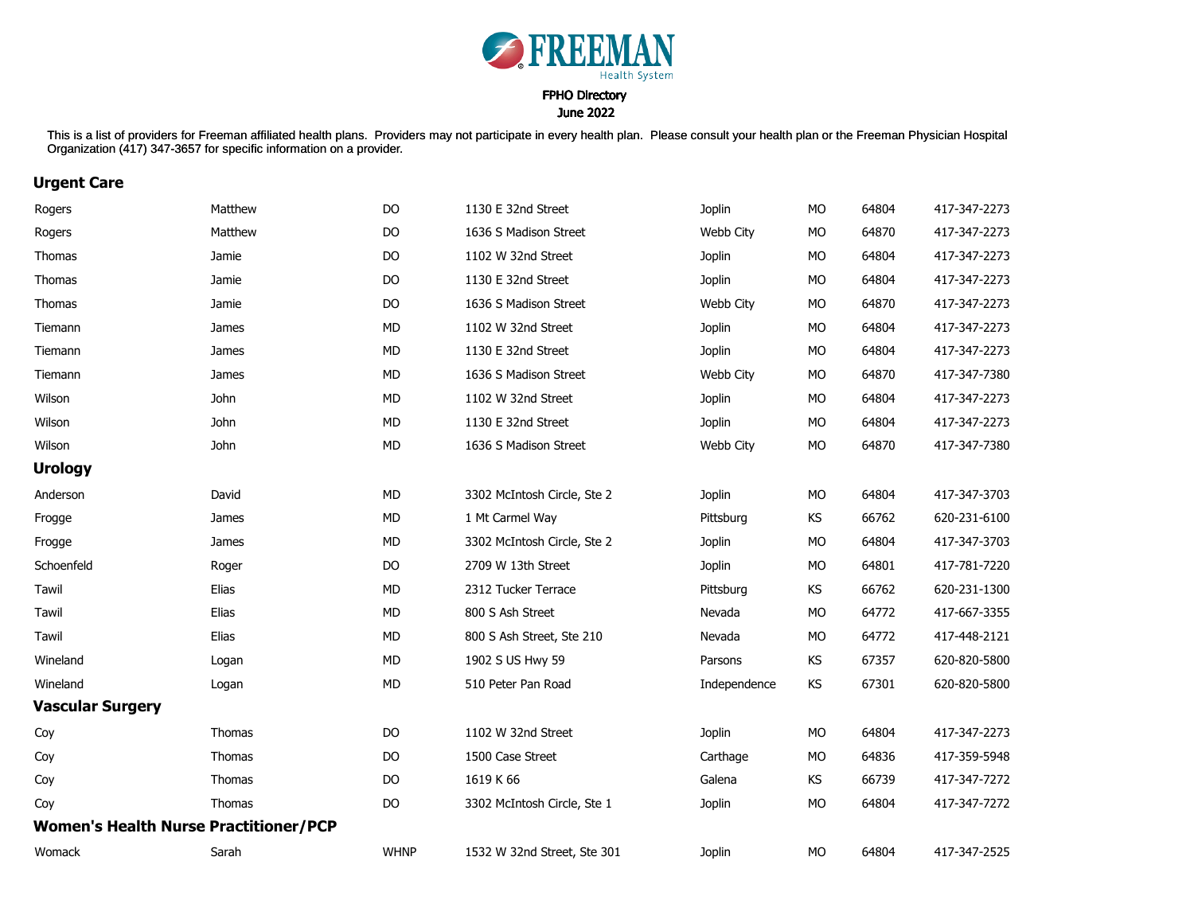FREEMAN Health System

FPHO Directory
June 2022

This is a list of providers for Freeman affiliated health plans. Providers may not participate in every health plan. Please consult your health plan or the Freeman Physician Hospital Organization (417) 347-3657 for specific information on a provider.

## Urgent Care

| | | | | | | | |
|---|---|---|---|---|---|---|---|
| Rogers | Matthew | DO | 1130 E 32nd Street | Joplin | MO | 64804 | 417-347-2273 |
| Rogers | Matthew | DO | 1636 S Madison Street | Webb City | MO | 64870 | 417-347-2273 |
| Thomas | Jamie | DO | 1102 W 32nd Street | Joplin | MO | 64804 | 417-347-2273 |
| Thomas | Jamie | DO | 1130 E 32nd Street | Joplin | MO | 64804 | 417-347-2273 |
| Thomas | Jamie | DO | 1636 S Madison Street | Webb City | MO | 64870 | 417-347-2273 |
| Tiemann | James | MD | 1102 W 32nd Street | Joplin | MO | 64804 | 417-347-2273 |
| Tiemann | James | MD | 1130 E 32nd Street | Joplin | MO | 64804 | 417-347-2273 |
| Tiemann | James | MD | 1636 S Madison Street | Webb City | MO | 64870 | 417-347-7380 |
| Wilson | John | MD | 1102 W 32nd Street | Joplin | MO | 64804 | 417-347-2273 |
| Wilson | John | MD | 1130 E 32nd Street | Joplin | MO | 64804 | 417-347-2273 |
| Wilson | John | MD | 1636 S Madison Street | Webb City | MO | 64870 | 417-347-7380 |

## Urology

| | | | | | | | |
|---|---|---|---|---|---|---|---|
| Anderson | David | MD | 3302 McIntosh Circle, Ste 2 | Joplin | MO | 64804 | 417-347-3703 |
| Frogge | James | MD | 1 Mt Carmel Way | Pittsburg | KS | 66762 | 620-231-6100 |
| Frogge | James | MD | 3302 McIntosh Circle, Ste 2 | Joplin | MO | 64804 | 417-347-3703 |
| Schoenfeld | Roger | DO | 2709 W 13th Street | Joplin | MO | 64801 | 417-781-7220 |
| Tawil | Elias | MD | 2312 Tucker Terrace | Pittsburg | KS | 66762 | 620-231-1300 |
| Tawil | Elias | MD | 800 S Ash Street | Nevada | MO | 64772 | 417-667-3355 |
| Tawil | Elias | MD | 800 S Ash Street, Ste 210 | Nevada | MO | 64772 | 417-448-2121 |
| Wineland | Logan | MD | 1902 S US Hwy 59 | Parsons | KS | 67357 | 620-820-5800 |
| Wineland | Logan | MD | 510 Peter Pan Road | Independence | KS | 67301 | 620-820-5800 |

## Vascular Surgery

| | | | | | | | |
|---|---|---|---|---|---|---|---|
| Coy | Thomas | DO | 1102 W 32nd Street | Joplin | MO | 64804 | 417-347-2273 |
| Coy | Thomas | DO | 1500 Case Street | Carthage | MO | 64836 | 417-359-5948 |
| Coy | Thomas | DO | 1619 K 66 | Galena | KS | 66739 | 417-347-7272 |
| Coy | Thomas | DO | 3302 McIntosh Circle, Ste 1 | Joplin | MO | 64804 | 417-347-7272 |

## Women's Health Nurse Practitioner/PCP

| | | | | | | | |
|---|---|---|---|---|---|---|---|
| Womack | Sarah | WHNP | 1532 W 32nd Street, Ste 301 | Joplin | MO | 64804 | 417-347-2525 |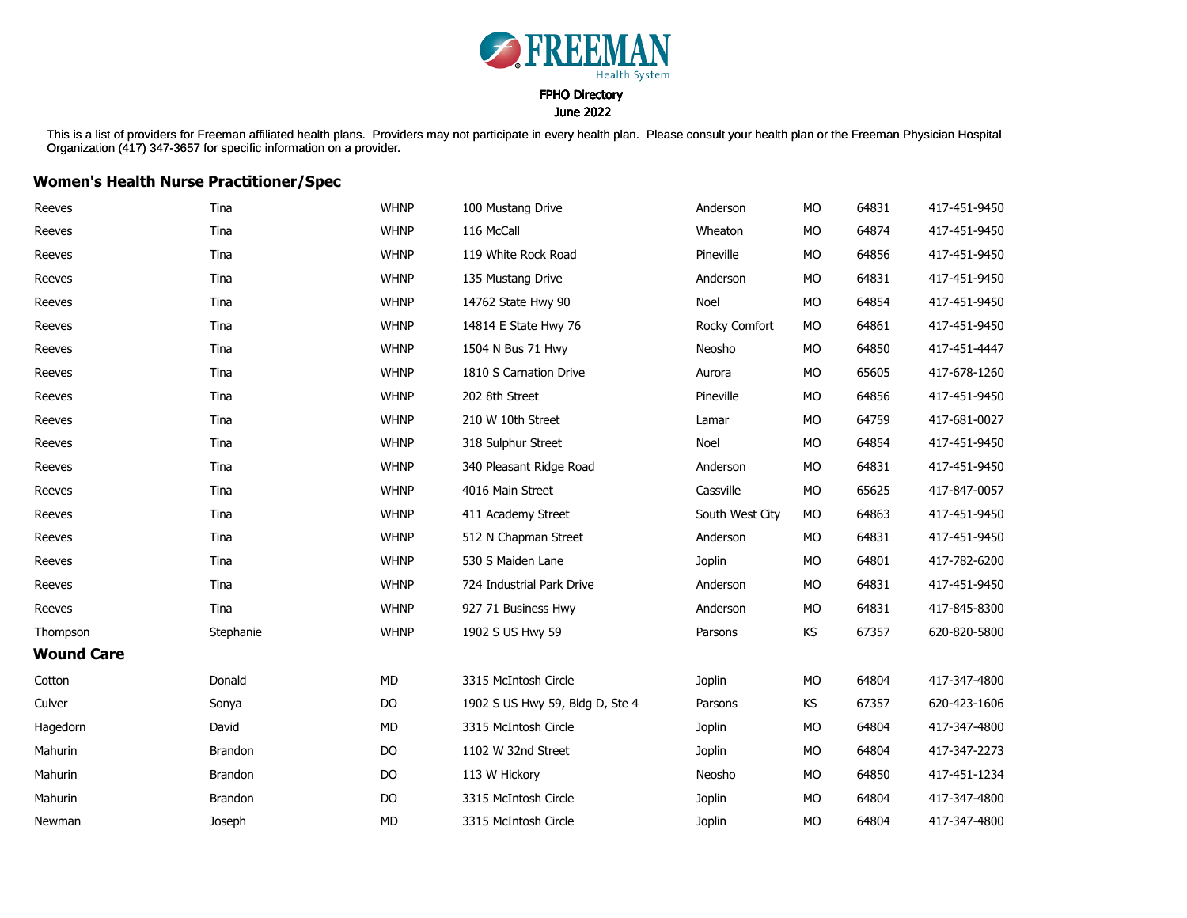FREEMAN Health System

FPHO Directory
June 2022

This is a list of providers for Freeman affiliated health plans. Providers may not participate in every health plan. Please consult your health plan or the Freeman Physician Hospital Organization (417) 347-3657 for specific information on a provider.

## Women's Health Nurse Practitioner/Spec

| | | | | | | | |
|---|---|---|---|---|---|---|---|
| Reeves | Tina | WHNP | 100 Mustang Drive | Anderson | MO | 64831 | 417-451-9450 |
| Reeves | Tina | WHNP | 116 McCall | Wheaton | MO | 64874 | 417-451-9450 |
| Reeves | Tina | WHNP | 119 White Rock Road | Pineville | MO | 64856 | 417-451-9450 |
| Reeves | Tina | WHNP | 135 Mustang Drive | Anderson | MO | 64831 | 417-451-9450 |
| Reeves | Tina | WHNP | 14762 State Hwy 90 | Noel | MO | 64854 | 417-451-9450 |
| Reeves | Tina | WHNP | 14814 E State Hwy 76 | Rocky Comfort | MO | 64861 | 417-451-9450 |
| Reeves | Tina | WHNP | 1504 N Bus 71 Hwy | Neosho | MO | 64850 | 417-451-4447 |
| Reeves | Tina | WHNP | 1810 S Carnation Drive | Aurora | MO | 65605 | 417-678-1260 |
| Reeves | Tina | WHNP | 202 8th Street | Pineville | MO | 64856 | 417-451-9450 |
| Reeves | Tina | WHNP | 210 W 10th Street | Lamar | MO | 64759 | 417-681-0027 |
| Reeves | Tina | WHNP | 318 Sulphur Street | Noel | MO | 64854 | 417-451-9450 |
| Reeves | Tina | WHNP | 340 Pleasant Ridge Road | Anderson | MO | 64831 | 417-451-9450 |
| Reeves | Tina | WHNP | 4016 Main Street | Cassville | MO | 65625 | 417-847-0057 |
| Reeves | Tina | WHNP | 411 Academy Street | South West City | MO | 64863 | 417-451-9450 |
| Reeves | Tina | WHNP | 512 N Chapman Street | Anderson | MO | 64831 | 417-451-9450 |
| Reeves | Tina | WHNP | 530 S Maiden Lane | Joplin | MO | 64801 | 417-782-6200 |
| Reeves | Tina | WHNP | 724 Industrial Park Drive | Anderson | MO | 64831 | 417-451-9450 |
| Reeves | Tina | WHNP | 927 71 Business Hwy | Anderson | MO | 64831 | 417-845-8300 |
| Thompson | Stephanie | WHNP | 1902 S US Hwy 59 | Parsons | KS | 67357 | 620-820-5800 |

## Wound Care

| | | | | | | | |
|---|---|---|---|---|---|---|---|
| Cotton | Donald | MD | 3315 McIntosh Circle | Joplin | MO | 64804 | 417-347-4800 |
| Culver | Sonya | DO | 1902 S US Hwy 59, Bldg D, Ste 4 | Parsons | KS | 67357 | 620-423-1606 |
| Hagedorn | David | MD | 3315 McIntosh Circle | Joplin | MO | 64804 | 417-347-4800 |
| Mahurin | Brandon | DO | 1102 W 32nd Street | Joplin | MO | 64804 | 417-347-2273 |
| Mahurin | Brandon | DO | 113 W Hickory | Neosho | MO | 64850 | 417-451-1234 |
| Mahurin | Brandon | DO | 3315 McIntosh Circle | Joplin | MO | 64804 | 417-347-4800 |
| Newman | Joseph | MD | 3315 McIntosh Circle | Joplin | MO | 64804 | 417-347-4800 |